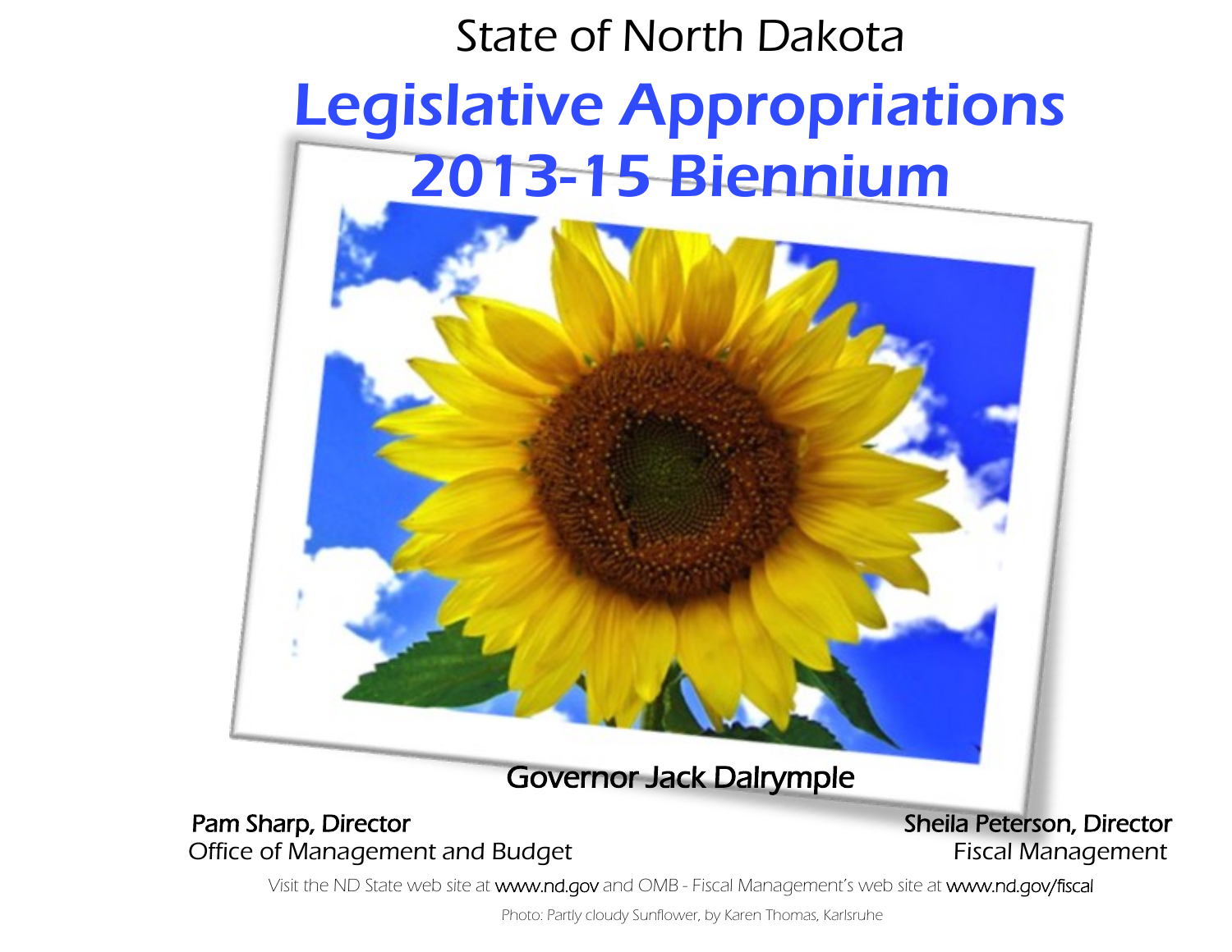State of North Dakota

# Legislative Appropriations 2013-15 Biennium

Governor Jack Dalrymple

**Pam Sharp, Director**
Office of Management and Budget

**Sheila Peterson, Director**
Fiscal Management

Visit the ND State web site at www.nd.gov and OMB - Fiscal Management's web site at www.nd.gov/fiscal

Photo: Partly cloudy Sunflower, by Karen Thomas, Karlsruhe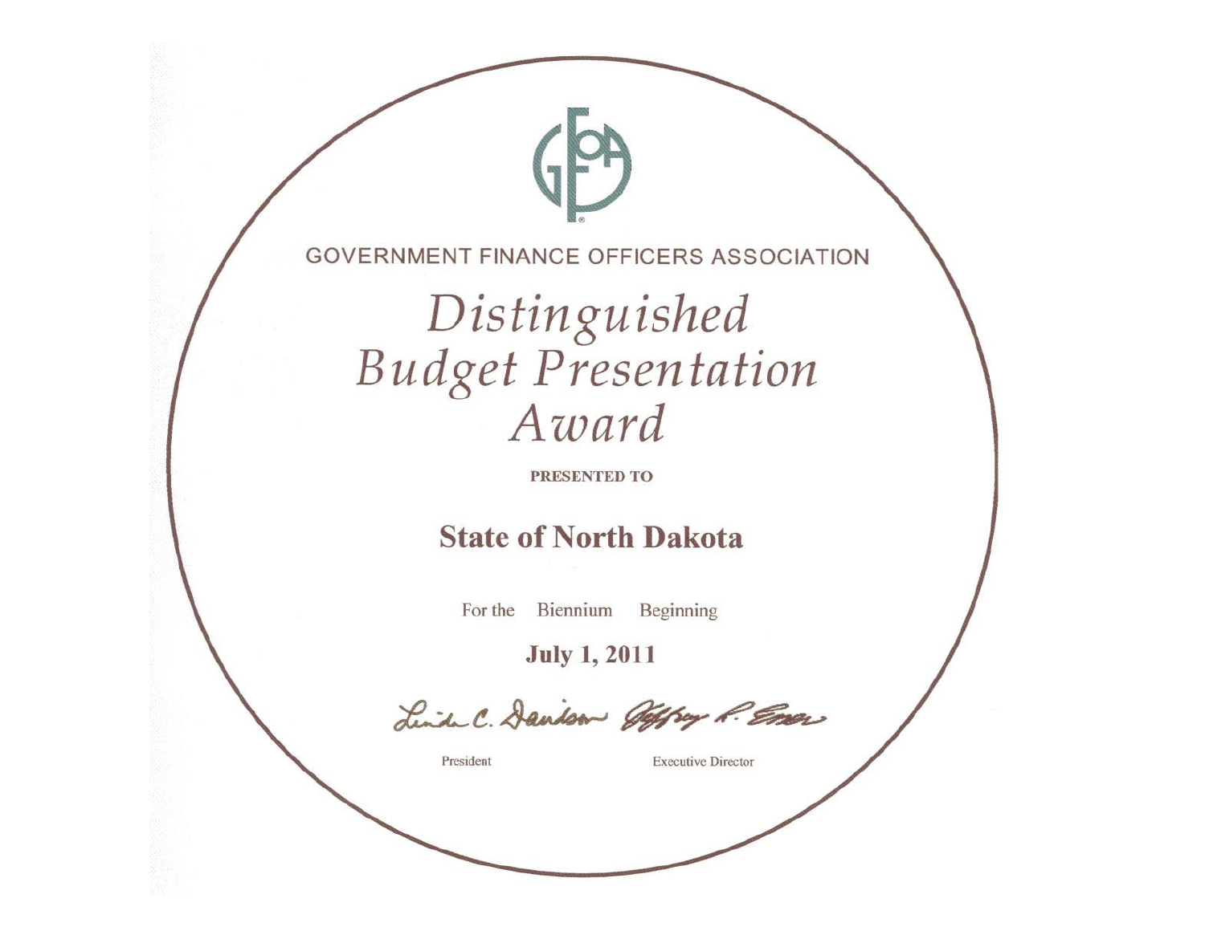GOVERNMENT FINANCE OFFICERS ASSOCIATION

# Distinguished Budget Presentation Award

**PRESENTED TO**

## State of North Dakota

For the Biennium Beginning

**July 1, 2011**

Linda C. Davidson — President

Jeffrey R. Esser — Executive Director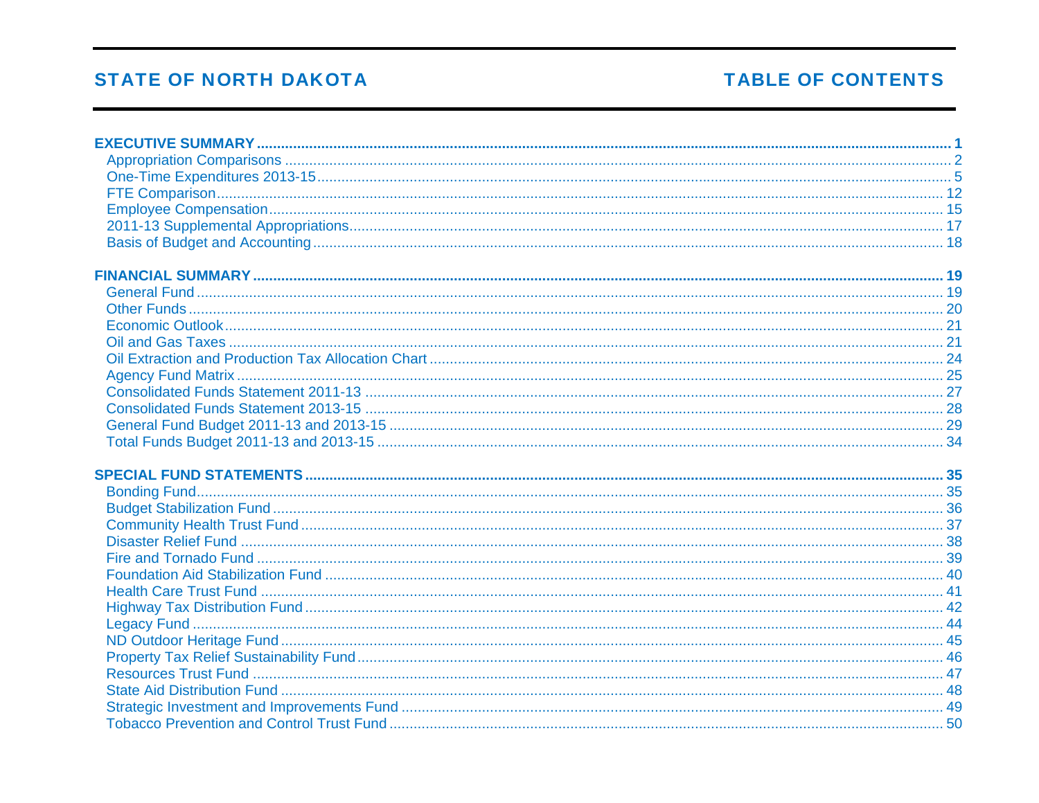# STATE OF NORTH DAKOTA

# TABLE OF CONTENTS

**EXECUTIVE SUMMARY** .......... **1**
- Appropriation Comparisons .......... 2
- One-Time Expenditures 2013-15 .......... 5
- FTE Comparison .......... 12
- Employee Compensation .......... 15
- 2011-13 Supplemental Appropriations .......... 17
- Basis of Budget and Accounting .......... 18

**FINANCIAL SUMMARY** .......... **19**
- General Fund .......... 19
- Other Funds .......... 20
- Economic Outlook .......... 21
- Oil and Gas Taxes .......... 21
- Oil Extraction and Production Tax Allocation Chart .......... 24
- Agency Fund Matrix .......... 25
- Consolidated Funds Statement 2011-13 .......... 27
- Consolidated Funds Statement 2013-15 .......... 28
- General Fund Budget 2011-13 and 2013-15 .......... 29
- Total Funds Budget 2011-13 and 2013-15 .......... 34

**SPECIAL FUND STATEMENTS** .......... **35**
- Bonding Fund .......... 35
- Budget Stabilization Fund .......... 36
- Community Health Trust Fund .......... 37
- Disaster Relief Fund .......... 38
- Fire and Tornado Fund .......... 39
- Foundation Aid Stabilization Fund .......... 40
- Health Care Trust Fund .......... 41
- Highway Tax Distribution Fund .......... 42
- Legacy Fund .......... 44
- ND Outdoor Heritage Fund .......... 45
- Property Tax Relief Sustainability Fund .......... 46
- Resources Trust Fund .......... 47
- State Aid Distribution Fund .......... 48
- Strategic Investment and Improvements Fund .......... 49
- Tobacco Prevention and Control Trust Fund .......... 50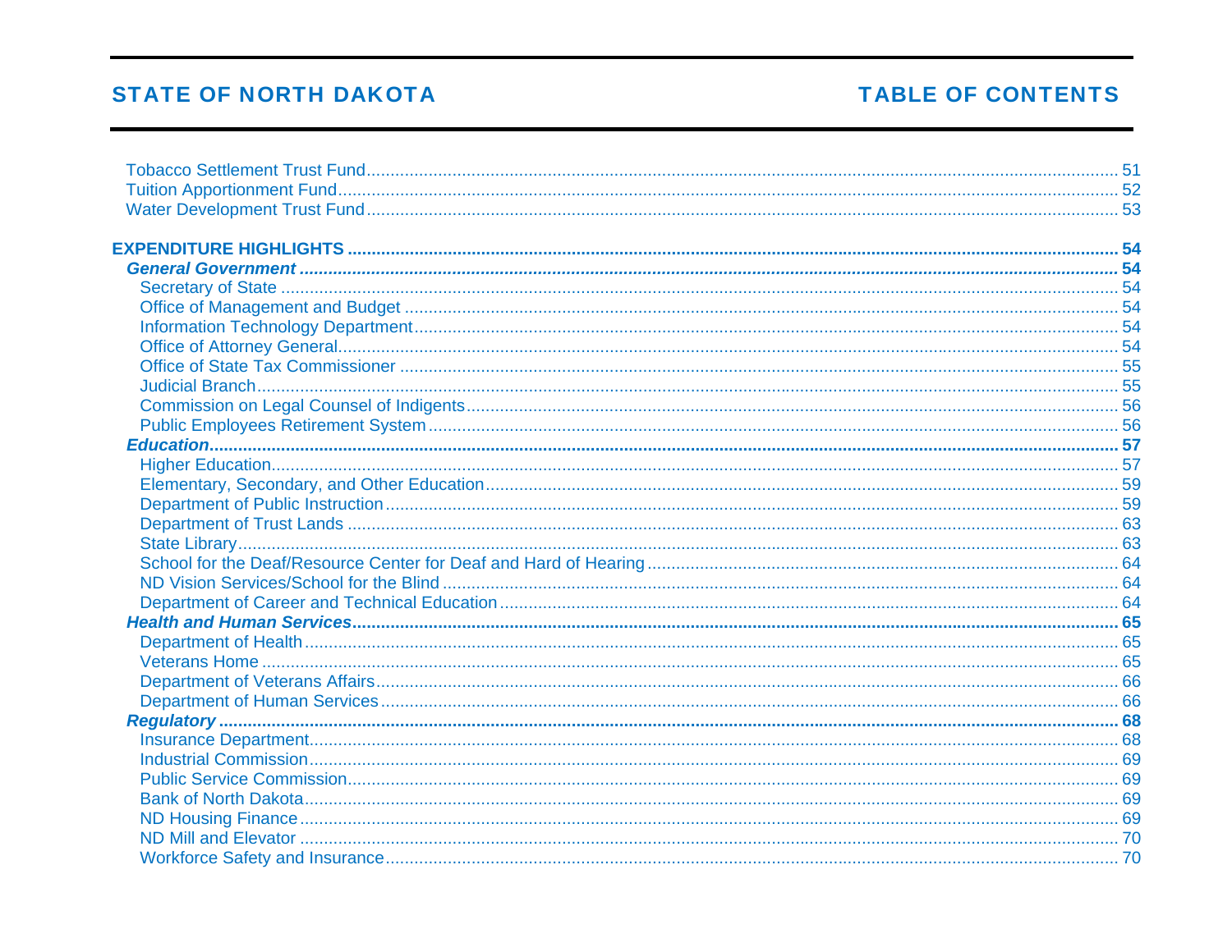Tobacco Settlement Trust Fund ........ 51
Tuition Apportionment Fund ........ 52
Water Development Trust Fund ........ 53

**EXPENDITURE HIGHLIGHTS ........ 54**

- ***General Government ........ 54***
  - Secretary of State ........ 54
  - Office of Management and Budget ........ 54
  - Information Technology Department ........ 54
  - Office of Attorney General ........ 54
  - Office of State Tax Commissioner ........ 55
  - Judicial Branch ........ 55
  - Commission on Legal Counsel of Indigents ........ 56
  - Public Employees Retirement System ........ 56
- ***Education ........ 57***
  - Higher Education ........ 57
  - Elementary, Secondary, and Other Education ........ 59
  - Department of Public Instruction ........ 59
  - Department of Trust Lands ........ 63
  - State Library ........ 63
  - School for the Deaf/Resource Center for Deaf and Hard of Hearing ........ 64
  - ND Vision Services/School for the Blind ........ 64
  - Department of Career and Technical Education ........ 64
- ***Health and Human Services ........ 65***
  - Department of Health ........ 65
  - Veterans Home ........ 65
  - Department of Veterans Affairs ........ 66
  - Department of Human Services ........ 66
- ***Regulatory ........ 68***
  - Insurance Department ........ 68
  - Industrial Commission ........ 69
  - Public Service Commission ........ 69
  - Bank of North Dakota ........ 69
  - ND Housing Finance ........ 69
  - ND Mill and Elevator ........ 70
  - Workforce Safety and Insurance ........ 70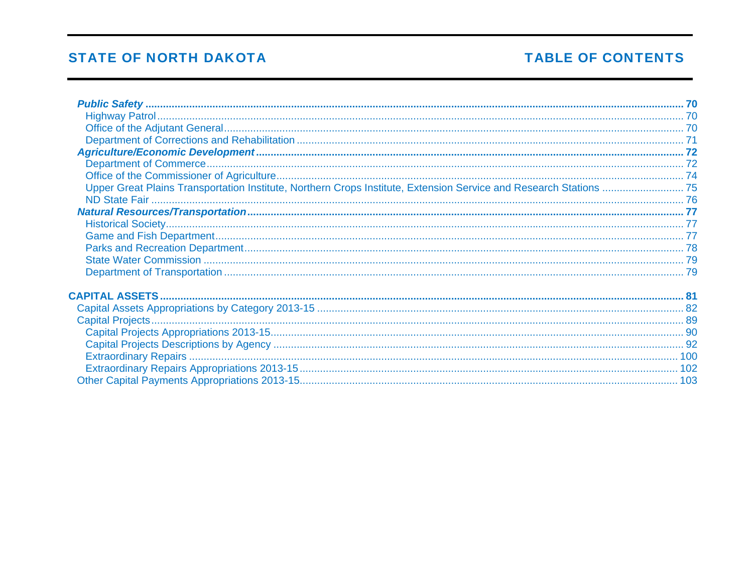*Public Safety* .......... **70**
- Highway Patrol .......... 70
- Office of the Adjutant General .......... 70
- Department of Corrections and Rehabilitation .......... 71

*Agriculture/Economic Development* .......... **72**
- Department of Commerce .......... 72
- Office of the Commissioner of Agriculture .......... 74
- Upper Great Plains Transportation Institute, Northern Crops Institute, Extension Service and Research Stations .......... 75
- ND State Fair .......... 76

*Natural Resources/Transportation* .......... **77**
- Historical Society .......... 77
- Game and Fish Department .......... 77
- Parks and Recreation Department .......... 78
- State Water Commission .......... 79
- Department of Transportation .......... 79

**CAPITAL ASSETS** .......... **81**

Capital Assets Appropriations by Category 2013-15 .......... 82

Capital Projects .......... 89
- Capital Projects Appropriations 2013-15 .......... 90
- Capital Projects Descriptions by Agency .......... 92
- Extraordinary Repairs .......... 100
- Extraordinary Repairs Appropriations 2013-15 .......... 102

Other Capital Payments Appropriations 2013-15 .......... 103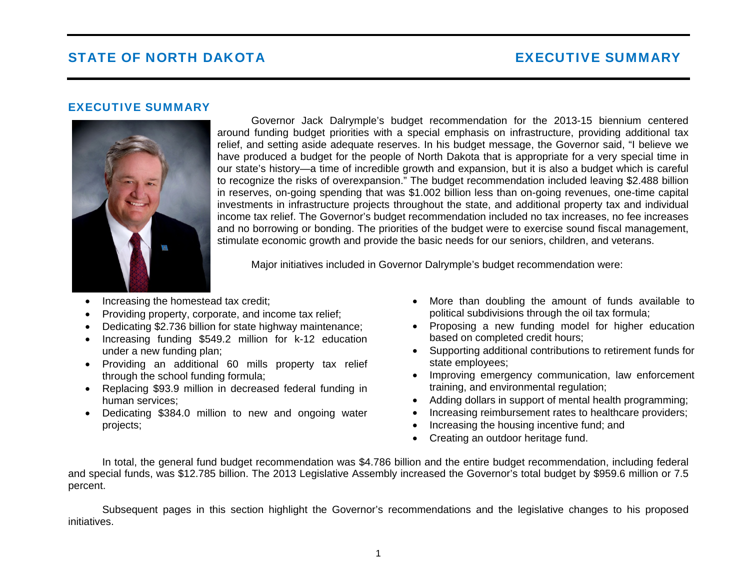## EXECUTIVE SUMMARY

Governor Jack Dalrymple's budget recommendation for the 2013-15 biennium centered around funding budget priorities with a special emphasis on infrastructure, providing additional tax relief, and setting aside adequate reserves. In his budget message, the Governor said, "I believe we have produced a budget for the people of North Dakota that is appropriate for a very special time in our state's history—a time of incredible growth and expansion, but it is also a budget which is careful to recognize the risks of overexpansion." The budget recommendation included leaving $2.488 billion in reserves, on-going spending that was $1.002 billion less than on-going revenues, one-time capital investments in infrastructure projects throughout the state, and additional property tax and individual income tax relief. The Governor's budget recommendation included no tax increases, no fee increases and no borrowing or bonding. The priorities of the budget were to exercise sound fiscal management, stimulate economic growth and provide the basic needs for our seniors, children, and veterans.

Major initiatives included in Governor Dalrymple's budget recommendation were:

- Increasing the homestead tax credit;
- Providing property, corporate, and income tax relief;
- Dedicating $2.736 billion for state highway maintenance;
- Increasing funding $549.2 million for k-12 education under a new funding plan;
- Providing an additional 60 mills property tax relief through the school funding formula;
- Replacing $93.9 million in decreased federal funding in human services;
- Dedicating $384.0 million to new and ongoing water projects;
- More than doubling the amount of funds available to political subdivisions through the oil tax formula;
- Proposing a new funding model for higher education based on completed credit hours;
- Supporting additional contributions to retirement funds for state employees;
- Improving emergency communication, law enforcement training, and environmental regulation;
- Adding dollars in support of mental health programming;
- Increasing reimbursement rates to healthcare providers;
- Increasing the housing incentive fund; and
- Creating an outdoor heritage fund.

In total, the general fund budget recommendation was $4.786 billion and the entire budget recommendation, including federal and special funds, was $12.785 billion. The 2013 Legislative Assembly increased the Governor's total budget by $959.6 million or 7.5 percent.

Subsequent pages in this section highlight the Governor's recommendations and the legislative changes to his proposed initiatives.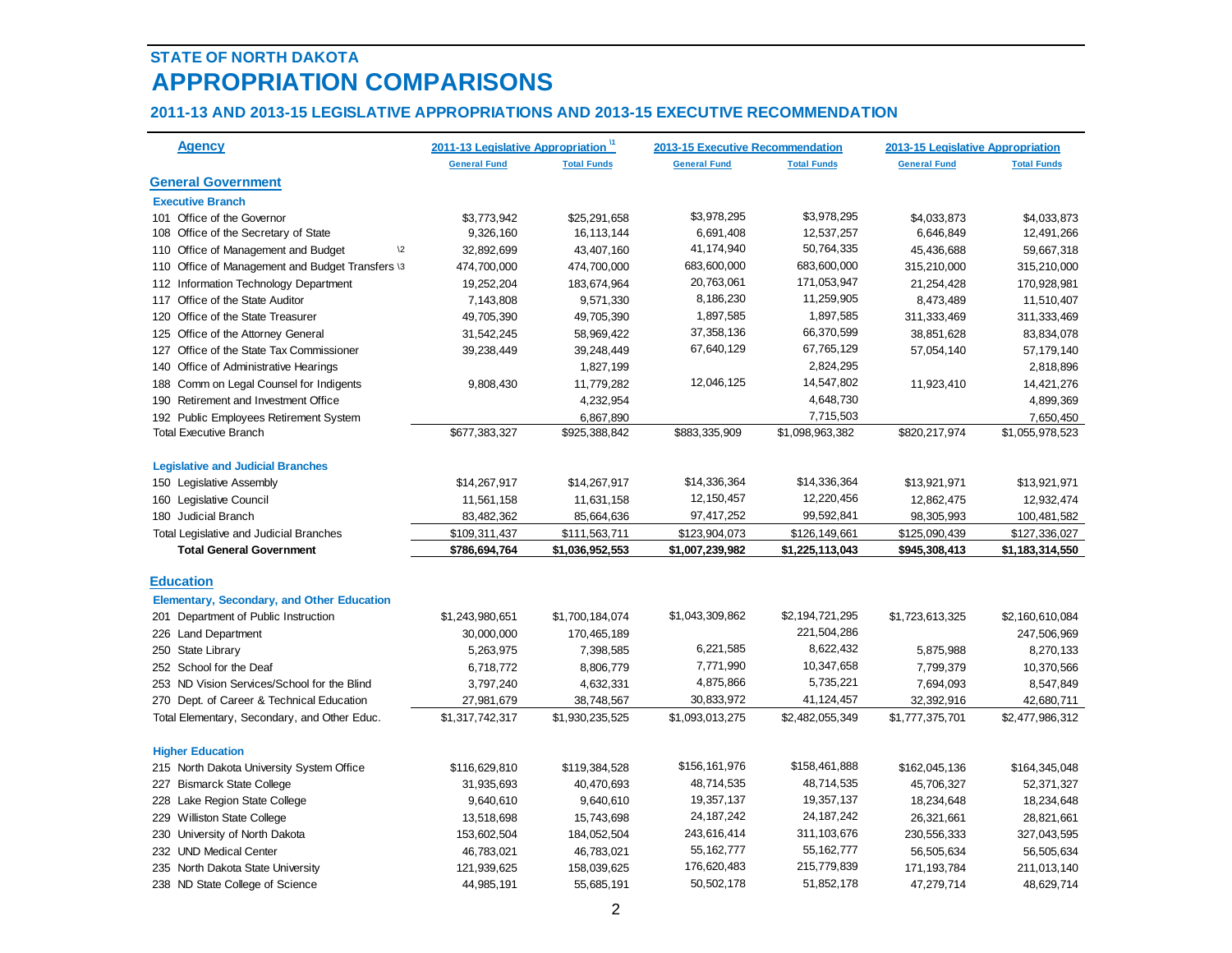## STATE OF NORTH DAKOTA

# APPROPRIATION COMPARISONS

### 2011-13 AND 2013-15 LEGISLATIVE APPROPRIATIONS AND 2013-15 EXECUTIVE RECOMMENDATION

| Agency | 2011-13 Legislative Appropriation \1 | | 2013-15 Executive Recommendation | | 2013-15 Legislative Appropriation | |
|---|---|---|---|---|---|---|
| | General Fund | Total Funds | General Fund | Total Funds | General Fund | Total Funds |
| **General Government** | | | | | | |
| **Executive Branch** | | | | | | |
| 101 Office of the Governor | $3,773,942 | $25,291,658 | $3,978,295 | $3,978,295 | $4,033,873 | $4,033,873 |
| 108 Office of the Secretary of State | 9,326,160 | 16,113,144 | 6,691,408 | 12,537,257 | 6,646,849 | 12,491,266 |
| 110 Office of Management and Budget \2 | 32,892,699 | 43,407,160 | 41,174,940 | 50,764,335 | 45,436,688 | 59,667,318 |
| 110 Office of Management and Budget Transfers \3 | 474,700,000 | 474,700,000 | 683,600,000 | 683,600,000 | 315,210,000 | 315,210,000 |
| 112 Information Technology Department | 19,252,204 | 183,674,964 | 20,763,061 | 171,053,947 | 21,254,428 | 170,928,981 |
| 117 Office of the State Auditor | 7,143,808 | 9,571,330 | 8,186,230 | 11,259,905 | 8,473,489 | 11,510,407 |
| 120 Office of the State Treasurer | 49,705,390 | 49,705,390 | 1,897,585 | 1,897,585 | 311,333,469 | 311,333,469 |
| 125 Office of the Attorney General | 31,542,245 | 58,969,422 | 37,358,136 | 66,370,599 | 38,851,628 | 83,834,078 |
| 127 Office of the State Tax Commissioner | 39,238,449 | 39,248,449 | 67,640,129 | 67,765,129 | 57,054,140 | 57,179,140 |
| 140 Office of Administrative Hearings | | 1,827,199 | | 2,824,295 | | 2,818,896 |
| 188 Comm on Legal Counsel for Indigents | 9,808,430 | 11,779,282 | 12,046,125 | 14,547,802 | 11,923,410 | 14,421,276 |
| 190 Retirement and Investment Office | | 4,232,954 | | 4,648,730 | | 4,899,369 |
| 192 Public Employees Retirement System | | 6,867,890 | | 7,715,503 | | 7,650,450 |
| Total Executive Branch | $677,383,327 | $925,388,842 | $883,335,909 | $1,098,963,382 | $820,217,974 | $1,055,978,523 |
| **Legislative and Judicial Branches** | | | | | | |
| 150 Legislative Assembly | $14,267,917 | $14,267,917 | $14,336,364 | $14,336,364 | $13,921,971 | $13,921,971 |
| 160 Legislative Council | 11,561,158 | 11,631,158 | 12,150,457 | 12,220,456 | 12,862,475 | 12,932,474 |
| 180 Judicial Branch | 83,482,362 | 85,664,636 | 97,417,252 | 99,592,841 | 98,305,993 | 100,481,582 |
| Total Legislative and Judicial Branches | $109,311,437 | $111,563,711 | $123,904,073 | $126,149,661 | $125,090,439 | $127,336,027 |
| **Total General Government** | **$786,694,764** | **$1,036,952,553** | **$1,007,239,982** | **$1,225,113,043** | **$945,308,413** | **$1,183,314,550** |
| **Education** | | | | | | |
| **Elementary, Secondary, and Other Education** | | | | | | |
| 201 Department of Public Instruction | $1,243,980,651 | $1,700,184,074 | $1,043,309,862 | $2,194,721,295 | $1,723,613,325 | $2,160,610,084 |
| 226 Land Department | 30,000,000 | 170,465,189 | | 221,504,286 | | 247,506,969 |
| 250 State Library | 5,263,975 | 7,398,585 | 6,221,585 | 8,622,432 | 5,875,988 | 8,270,133 |
| 252 School for the Deaf | 6,718,772 | 8,806,779 | 7,771,990 | 10,347,658 | 7,799,379 | 10,370,566 |
| 253 ND Vision Services/School for the Blind | 3,797,240 | 4,632,331 | 4,875,866 | 5,735,221 | 7,694,093 | 8,547,849 |
| 270 Dept. of Career & Technical Education | 27,981,679 | 38,748,567 | 30,833,972 | 41,124,457 | 32,392,916 | 42,680,711 |
| Total Elementary, Secondary, and Other Educ. | $1,317,742,317 | $1,930,235,525 | $1,093,013,275 | $2,482,055,349 | $1,777,375,701 | $2,477,986,312 |
| **Higher Education** | | | | | | |
| 215 North Dakota University System Office | $116,629,810 | $119,384,528 | $156,161,976 | $158,461,888 | $162,045,136 | $164,345,048 |
| 227 Bismarck State College | 31,935,693 | 40,470,693 | 48,714,535 | 48,714,535 | 45,706,327 | 52,371,327 |
| 228 Lake Region State College | 9,640,610 | 9,640,610 | 19,357,137 | 19,357,137 | 18,234,648 | 18,234,648 |
| 229 Williston State College | 13,518,698 | 15,743,698 | 24,187,242 | 24,187,242 | 26,321,661 | 28,821,661 |
| 230 University of North Dakota | 153,602,504 | 184,052,504 | 243,616,414 | 311,103,676 | 230,556,333 | 327,043,595 |
| 232 UND Medical Center | 46,783,021 | 46,783,021 | 55,162,777 | 55,162,777 | 56,505,634 | 56,505,634 |
| 235 North Dakota State University | 121,939,625 | 158,039,625 | 176,620,483 | 215,779,839 | 171,193,784 | 211,013,140 |
| 238 ND State College of Science | 44,985,191 | 55,685,191 | 50,502,178 | 51,852,178 | 47,279,714 | 48,629,714 |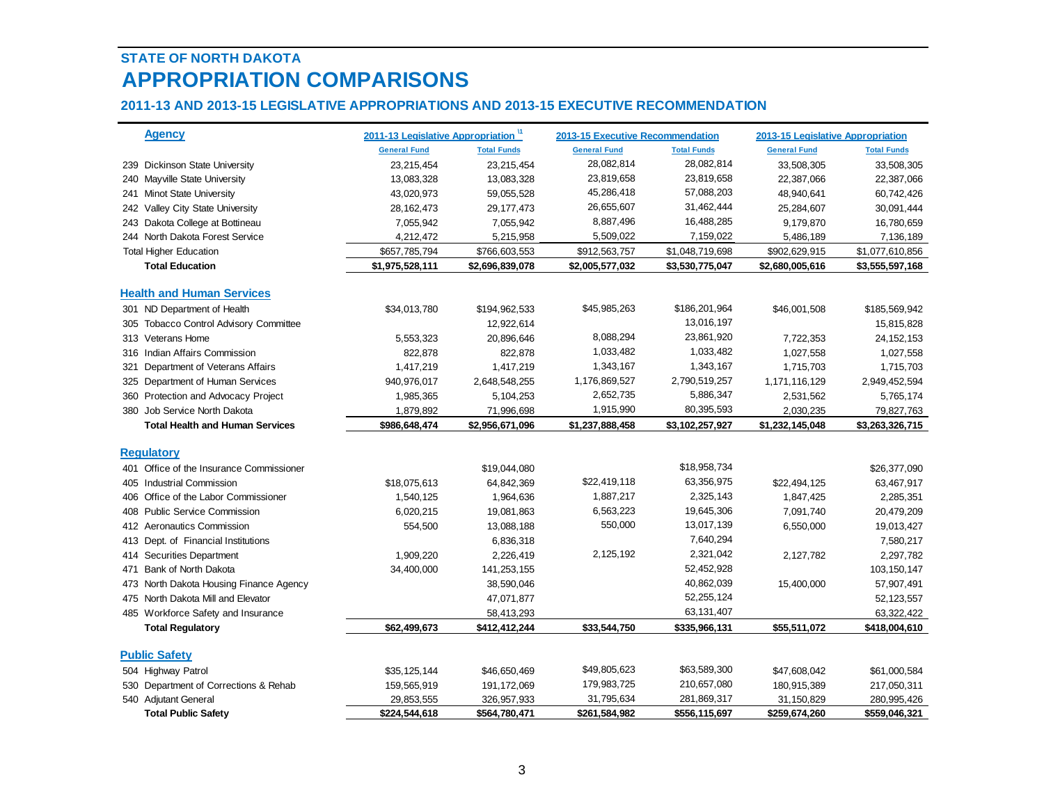## STATE OF NORTH DAKOTA

# APPROPRIATION COMPARISONS

### 2011-13 AND 2013-15 LEGISLATIVE APPROPRIATIONS AND 2013-15 EXECUTIVE RECOMMENDATION

| Agency | 2011-13 Legislative Appropriation [1] | | 2013-15 Executive Recommendation | | 2013-15 Legislative Appropriation | |
|---|---|---|---|---|---|---|
| | General Fund | Total Funds | General Fund | Total Funds | General Fund | Total Funds |
| 239 Dickinson State University | 23,215,454 | 23,215,454 | 28,082,814 | 28,082,814 | 33,508,305 | 33,508,305 |
| 240 Mayville State University | 13,083,328 | 13,083,328 | 23,819,658 | 23,819,658 | 22,387,066 | 22,387,066 |
| 241 Minot State University | 43,020,973 | 59,055,528 | 45,286,418 | 57,088,203 | 48,940,641 | 60,742,426 |
| 242 Valley City State University | 28,162,473 | 29,177,473 | 26,655,607 | 31,462,444 | 25,284,607 | 30,091,444 |
| 243 Dakota College at Bottineau | 7,055,942 | 7,055,942 | 8,887,496 | 16,488,285 | 9,179,870 | 16,780,659 |
| 244 North Dakota Forest Service | 4,212,472 | 5,215,958 | 5,509,022 | 7,159,022 | 5,486,189 | 7,136,189 |
| Total Higher Education | $657,785,794 | $766,603,553 | $912,563,757 | $1,048,719,698 | $902,629,915 | $1,077,610,856 |
| **Total Education** | **$1,975,528,111** | **$2,696,839,078** | **$2,005,577,032** | **$3,530,775,047** | **$2,680,005,616** | **$3,555,597,168** |
| **Health and Human Services** | | | | | | |
| 301 ND Department of Health | $34,013,780 | $194,962,533 | $45,985,263 | $186,201,964 | $46,001,508 | $185,569,942 |
| 305 Tobacco Control Advisory Committee | | 12,922,614 | | 13,016,197 | | 15,815,828 |
| 313 Veterans Home | 5,553,323 | 20,896,646 | 8,088,294 | 23,861,920 | 7,722,353 | 24,152,153 |
| 316 Indian Affairs Commission | 822,878 | 822,878 | 1,033,482 | 1,033,482 | 1,027,558 | 1,027,558 |
| 321 Department of Veterans Affairs | 1,417,219 | 1,417,219 | 1,343,167 | 1,343,167 | 1,715,703 | 1,715,703 |
| 325 Department of Human Services | 940,976,017 | 2,648,548,255 | 1,176,869,527 | 2,790,519,257 | 1,171,116,129 | 2,949,452,594 |
| 360 Protection and Advocacy Project | 1,985,365 | 5,104,253 | 2,652,735 | 5,886,347 | 2,531,562 | 5,765,174 |
| 380 Job Service North Dakota | 1,879,892 | 71,996,698 | 1,915,990 | 80,395,593 | 2,030,235 | 79,827,763 |
| **Total Health and Human Services** | **$986,648,474** | **$2,956,671,096** | **$1,237,888,458** | **$3,102,257,927** | **$1,232,145,048** | **$3,263,326,715** |
| **Regulatory** | | | | | | |
| 401 Office of the Insurance Commissioner | | $19,044,080 | | $18,958,734 | | $26,377,090 |
| 405 Industrial Commission | $18,075,613 | 64,842,369 | $22,419,118 | 63,356,975 | $22,494,125 | 63,467,917 |
| 406 Office of the Labor Commissioner | 1,540,125 | 1,964,636 | 1,887,217 | 2,325,143 | 1,847,425 | 2,285,351 |
| 408 Public Service Commission | 6,020,215 | 19,081,863 | 6,563,223 | 19,645,306 | 7,091,740 | 20,479,209 |
| 412 Aeronautics Commission | 554,500 | 13,088,188 | 550,000 | 13,017,139 | 6,550,000 | 19,013,427 |
| 413 Dept. of Financial Institutions | | 6,836,318 | | 7,640,294 | | 7,580,217 |
| 414 Securities Department | 1,909,220 | 2,226,419 | 2,125,192 | 2,321,042 | 2,127,782 | 2,297,782 |
| 471 Bank of North Dakota | 34,400,000 | 141,253,155 | | 52,452,928 | | 103,150,147 |
| 473 North Dakota Housing Finance Agency | | 38,590,046 | | 40,862,039 | 15,400,000 | 57,907,491 |
| 475 North Dakota Mill and Elevator | | 47,071,877 | | 52,255,124 | | 52,123,557 |
| 485 Workforce Safety and Insurance | | 58,413,293 | | 63,131,407 | | 63,322,422 |
| **Total Regulatory** | **$62,499,673** | **$412,412,244** | **$33,544,750** | **$335,966,131** | **$55,511,072** | **$418,004,610** |
| **Public Safety** | | | | | | |
| 504 Highway Patrol | $35,125,144 | $46,650,469 | $49,805,623 | $63,589,300 | $47,608,042 | $61,000,584 |
| 530 Department of Corrections & Rehab | 159,565,919 | 191,172,069 | 179,983,725 | 210,657,080 | 180,915,389 | 217,050,311 |
| 540 Adjutant General | 29,853,555 | 326,957,933 | 31,795,634 | 281,869,317 | 31,150,829 | 280,995,426 |
| **Total Public Safety** | **$224,544,618** | **$564,780,471** | **$261,584,982** | **$556,115,697** | **$259,674,260** | **$559,046,321** |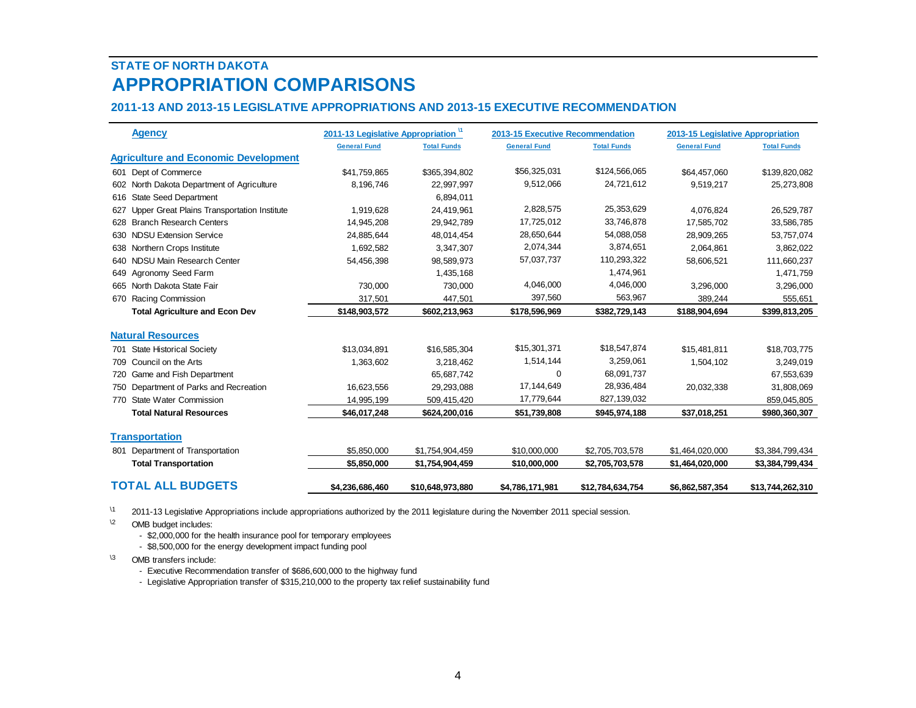## STATE OF NORTH DAKOTA

# APPROPRIATION COMPARISONS

### 2011-13 AND 2013-15 LEGISLATIVE APPROPRIATIONS AND 2013-15 EXECUTIVE RECOMMENDATION

| Agency | 2011-13 Legislative Appropriation \1 | | 2013-15 Executive Recommendation | | 2013-15 Legislative Appropriation | |
|---|---|---|---|---|---|---|
| | General Fund | Total Funds | General Fund | Total Funds | General Fund | Total Funds |
| **Agriculture and Economic Development** | | | | | | |
| 601 Dept of Commerce | $41,759,865 | $365,394,802 | $56,325,031 | $124,566,065 | $64,457,060 | $139,820,082 |
| 602 North Dakota Department of Agriculture | 8,196,746 | 22,997,997 | 9,512,066 | 24,721,612 | 9,519,217 | 25,273,808 |
| 616 State Seed Department | | 6,894,011 | | | | |
| 627 Upper Great Plains Transportation Institute | 1,919,628 | 24,419,961 | 2,828,575 | 25,353,629 | 4,076,824 | 26,529,787 |
| 628 Branch Research Centers | 14,945,208 | 29,942,789 | 17,725,012 | 33,746,878 | 17,585,702 | 33,586,785 |
| 630 NDSU Extension Service | 24,885,644 | 48,014,454 | 28,650,644 | 54,088,058 | 28,909,265 | 53,757,074 |
| 638 Northern Crops Institute | 1,692,582 | 3,347,307 | 2,074,344 | 3,874,651 | 2,064,861 | 3,862,022 |
| 640 NDSU Main Research Center | 54,456,398 | 98,589,973 | 57,037,737 | 110,293,322 | 58,606,521 | 111,660,237 |
| 649 Agronomy Seed Farm | | 1,435,168 | | 1,474,961 | | 1,471,759 |
| 665 North Dakota State Fair | 730,000 | 730,000 | 4,046,000 | 4,046,000 | 3,296,000 | 3,296,000 |
| 670 Racing Commission | 317,501 | 447,501 | 397,560 | 563,967 | 389,244 | 555,651 |
| **Total Agriculture and Econ Dev** | **$148,903,572** | **$602,213,963** | **$178,596,969** | **$382,729,143** | **$188,904,694** | **$399,813,205** |
| **Natural Resources** | | | | | | |
| 701 State Historical Society | $13,034,891 | $16,585,304 | $15,301,371 | $18,547,874 | $15,481,811 | $18,703,775 |
| 709 Council on the Arts | 1,363,602 | 3,218,462 | 1,514,144 | 3,259,061 | 1,504,102 | 3,249,019 |
| 720 Game and Fish Department | | 65,687,742 | 0 | 68,091,737 | | 67,553,639 |
| 750 Department of Parks and Recreation | 16,623,556 | 29,293,088 | 17,144,649 | 28,936,484 | 20,032,338 | 31,808,069 |
| 770 State Water Commission | 14,995,199 | 509,415,420 | 17,779,644 | 827,139,032 | | 859,045,805 |
| **Total Natural Resources** | **$46,017,248** | **$624,200,016** | **$51,739,808** | **$945,974,188** | **$37,018,251** | **$980,360,307** |
| **Transportation** | | | | | | |
| 801 Department of Transportation | $5,850,000 | $1,754,904,459 | $10,000,000 | $2,705,703,578 | $1,464,020,000 | $3,384,799,434 |
| **Total Transportation** | **$5,850,000** | **$1,754,904,459** | **$10,000,000** | **$2,705,703,578** | **$1,464,020,000** | **$3,384,799,434** |
| **TOTAL ALL BUDGETS** | **$4,236,686,460** | **$10,648,973,880** | **$4,786,171,981** | **$12,784,634,754** | **$6,862,587,354** | **$13,744,262,310** |

\1 2011-13 Legislative Appropriations include appropriations authorized by the 2011 legislature during the November 2011 special session.

\2 OMB budget includes:
- $2,000,000 for the health insurance pool for temporary employees
- $8,500,000 for the energy development impact funding pool

\3 OMB transfers include:
- Executive Recommendation transfer of $686,600,000 to the highway fund
- Legislative Appropriation transfer of $315,210,000 to the property tax relief sustainability fund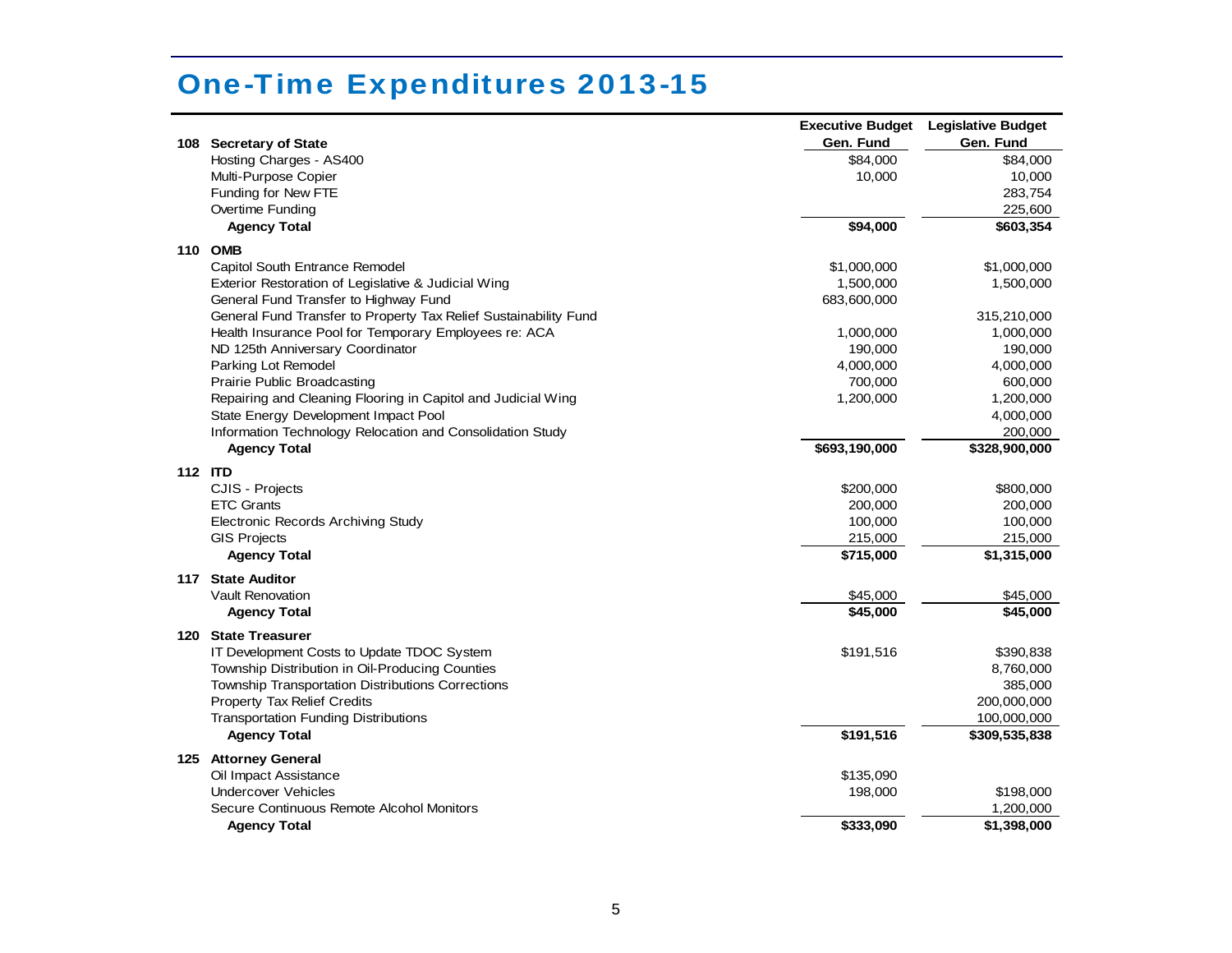# One-Time Expenditures 2013-15

| | | Executive Budget Gen. Fund | Legislative Budget Gen. Fund |
|---|---|---|---|
| 108 | **Secretary of State** | | |
| | Hosting Charges - AS400 | $84,000 | $84,000 |
| | Multi-Purpose Copier | 10,000 | 10,000 |
| | Funding for New FTE | | 283,754 |
| | Overtime Funding | | 225,600 |
| | **Agency Total** | **$94,000** | **$603,354** |
| 110 | **OMB** | | |
| | Capitol South Entrance Remodel | $1,000,000 | $1,000,000 |
| | Exterior Restoration of Legislative & Judicial Wing | 1,500,000 | 1,500,000 |
| | General Fund Transfer to Highway Fund | 683,600,000 | |
| | General Fund Transfer to Property Tax Relief Sustainability Fund | | 315,210,000 |
| | Health Insurance Pool for Temporary Employees re: ACA | 1,000,000 | 1,000,000 |
| | ND 125th Anniversary Coordinator | 190,000 | 190,000 |
| | Parking Lot Remodel | 4,000,000 | 4,000,000 |
| | Prairie Public Broadcasting | 700,000 | 600,000 |
| | Repairing and Cleaning Flooring in Capitol and Judicial Wing | 1,200,000 | 1,200,000 |
| | State Energy Development Impact Pool | | 4,000,000 |
| | Information Technology Relocation and Consolidation Study | | 200,000 |
| | **Agency Total** | **$693,190,000** | **$328,900,000** |
| 112 | **ITD** | | |
| | CJIS - Projects | $200,000 | $800,000 |
| | ETC Grants | 200,000 | 200,000 |
| | Electronic Records Archiving Study | 100,000 | 100,000 |
| | GIS Projects | 215,000 | 215,000 |
| | **Agency Total** | **$715,000** | **$1,315,000** |
| 117 | **State Auditor** | | |
| | Vault Renovation | $45,000 | $45,000 |
| | **Agency Total** | **$45,000** | **$45,000** |
| 120 | **State Treasurer** | | |
| | IT Development Costs to Update TDOC System | $191,516 | $390,838 |
| | Township Distribution in Oil-Producing Counties | | 8,760,000 |
| | Township Transportation Distributions Corrections | | 385,000 |
| | Property Tax Relief Credits | | 200,000,000 |
| | Transportation Funding Distributions | | 100,000,000 |
| | **Agency Total** | **$191,516** | **$309,535,838** |
| 125 | **Attorney General** | | |
| | Oil Impact Assistance | $135,090 | |
| | Undercover Vehicles | 198,000 | $198,000 |
| | Secure Continuous Remote Alcohol Monitors | | 1,200,000 |
| | **Agency Total** | **$333,090** | **$1,398,000** |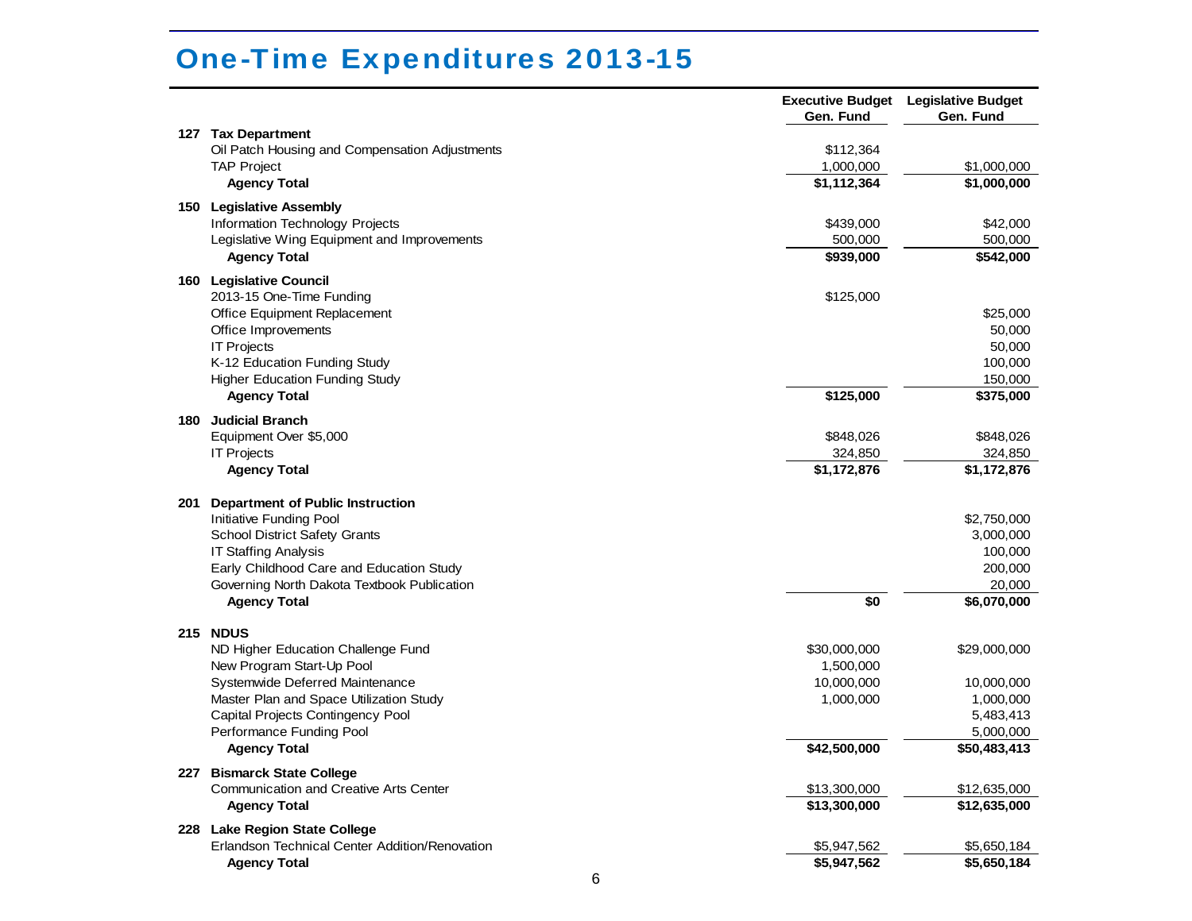# One-Time Expenditures 2013-15

| | | Executive Budget Gen. Fund | Legislative Budget Gen. Fund |
|---|---|---|---|
| 127 | **Tax Department** | | |
| | Oil Patch Housing and Compensation Adjustments | $112,364 | |
| | TAP Project | 1,000,000 | $1,000,000 |
| | **Agency Total** | **$1,112,364** | **$1,000,000** |
| 150 | **Legislative Assembly** | | |
| | Information Technology Projects | $439,000 | $42,000 |
| | Legislative Wing Equipment and Improvements | 500,000 | 500,000 |
| | **Agency Total** | **$939,000** | **$542,000** |
| 160 | **Legislative Council** | | |
| | 2013-15 One-Time Funding | $125,000 | |
| | Office Equipment Replacement | | $25,000 |
| | Office Improvements | | 50,000 |
| | IT Projects | | 50,000 |
| | K-12 Education Funding Study | | 100,000 |
| | Higher Education Funding Study | | 150,000 |
| | **Agency Total** | **$125,000** | **$375,000** |
| 180 | **Judicial Branch** | | |
| | Equipment Over $5,000 | $848,026 | $848,026 |
| | IT Projects | 324,850 | 324,850 |
| | **Agency Total** | **$1,172,876** | **$1,172,876** |
| 201 | **Department of Public Instruction** | | |
| | Initiative Funding Pool | | $2,750,000 |
| | School District Safety Grants | | 3,000,000 |
| | IT Staffing Analysis | | 100,000 |
| | Early Childhood Care and Education Study | | 200,000 |
| | Governing North Dakota Textbook Publication | | 20,000 |
| | **Agency Total** | **$0** | **$6,070,000** |
| 215 | **NDUS** | | |
| | ND Higher Education Challenge Fund | $30,000,000 | $29,000,000 |
| | New Program Start-Up Pool | 1,500,000 | |
| | Systemwide Deferred Maintenance | 10,000,000 | 10,000,000 |
| | Master Plan and Space Utilization Study | 1,000,000 | 1,000,000 |
| | Capital Projects Contingency Pool | | 5,483,413 |
| | Performance Funding Pool | | 5,000,000 |
| | **Agency Total** | **$42,500,000** | **$50,483,413** |
| 227 | **Bismarck State College** | | |
| | Communication and Creative Arts Center | $13,300,000 | $12,635,000 |
| | **Agency Total** | **$13,300,000** | **$12,635,000** |
| 228 | **Lake Region State College** | | |
| | Erlandson Technical Center Addition/Renovation | $5,947,562 | $5,650,184 |
| | **Agency Total** | **$5,947,562** | **$5,650,184** |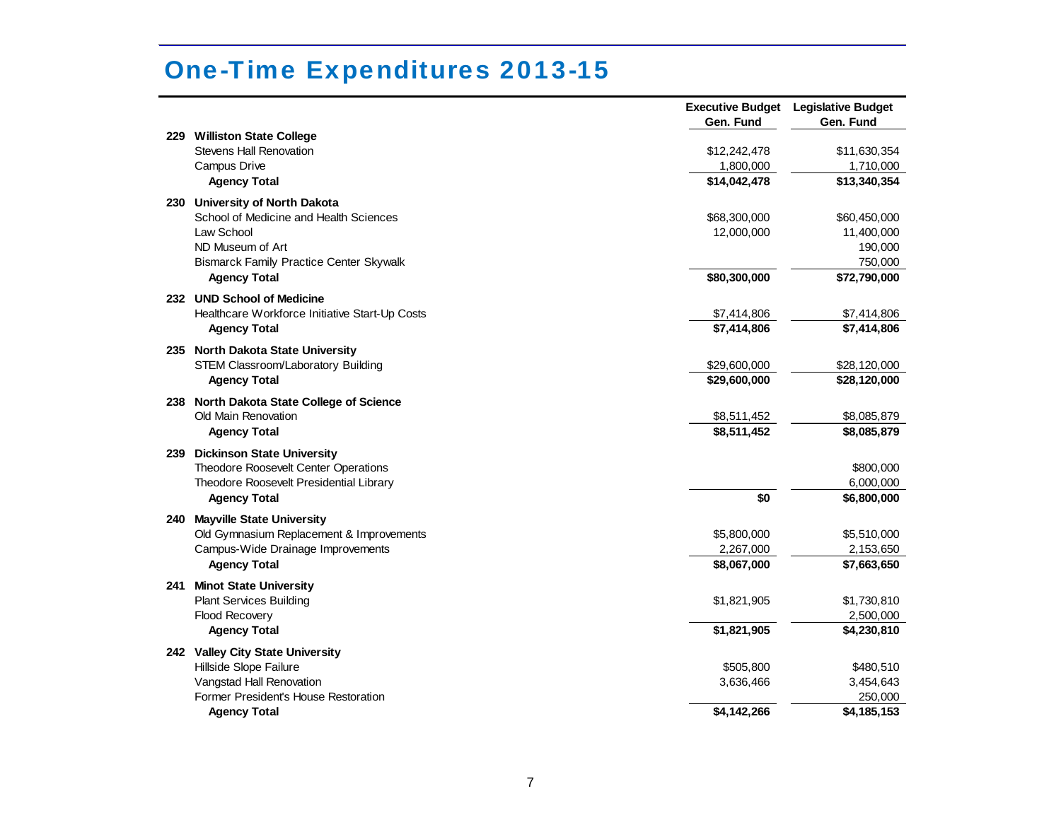# One-Time Expenditures 2013-15

| | | Executive Budget Gen. Fund | Legislative Budget Gen. Fund |
|---|---|---|---|
| 229 | **Williston State College** | | |
| | Stevens Hall Renovation | $12,242,478 | $11,630,354 |
| | Campus Drive | 1,800,000 | 1,710,000 |
| | **Agency Total** | **$14,042,478** | **$13,340,354** |
| 230 | **University of North Dakota** | | |
| | School of Medicine and Health Sciences | $68,300,000 | $60,450,000 |
| | Law School | 12,000,000 | 11,400,000 |
| | ND Museum of Art | | 190,000 |
| | Bismarck Family Practice Center Skywalk | | 750,000 |
| | **Agency Total** | **$80,300,000** | **$72,790,000** |
| 232 | **UND School of Medicine** | | |
| | Healthcare Workforce Initiative Start-Up Costs | $7,414,806 | $7,414,806 |
| | **Agency Total** | **$7,414,806** | **$7,414,806** |
| 235 | **North Dakota State University** | | |
| | STEM Classroom/Laboratory Building | $29,600,000 | $28,120,000 |
| | **Agency Total** | **$29,600,000** | **$28,120,000** |
| 238 | **North Dakota State College of Science** | | |
| | Old Main Renovation | $8,511,452 | $8,085,879 |
| | **Agency Total** | **$8,511,452** | **$8,085,879** |
| 239 | **Dickinson State University** | | |
| | Theodore Roosevelt Center Operations | | $800,000 |
| | Theodore Roosevelt Presidential Library | | 6,000,000 |
| | **Agency Total** | **$0** | **$6,800,000** |
| 240 | **Mayville State University** | | |
| | Old Gymnasium Replacement & Improvements | $5,800,000 | $5,510,000 |
| | Campus-Wide Drainage Improvements | 2,267,000 | 2,153,650 |
| | **Agency Total** | **$8,067,000** | **$7,663,650** |
| 241 | **Minot State University** | | |
| | Plant Services Building | $1,821,905 | $1,730,810 |
| | Flood Recovery | | 2,500,000 |
| | **Agency Total** | **$1,821,905** | **$4,230,810** |
| 242 | **Valley City State University** | | |
| | Hillside Slope Failure | $505,800 | $480,510 |
| | Vangstad Hall Renovation | 3,636,466 | 3,454,643 |
| | Former President's House Restoration | | 250,000 |
| | **Agency Total** | **$4,142,266** | **$4,185,153** |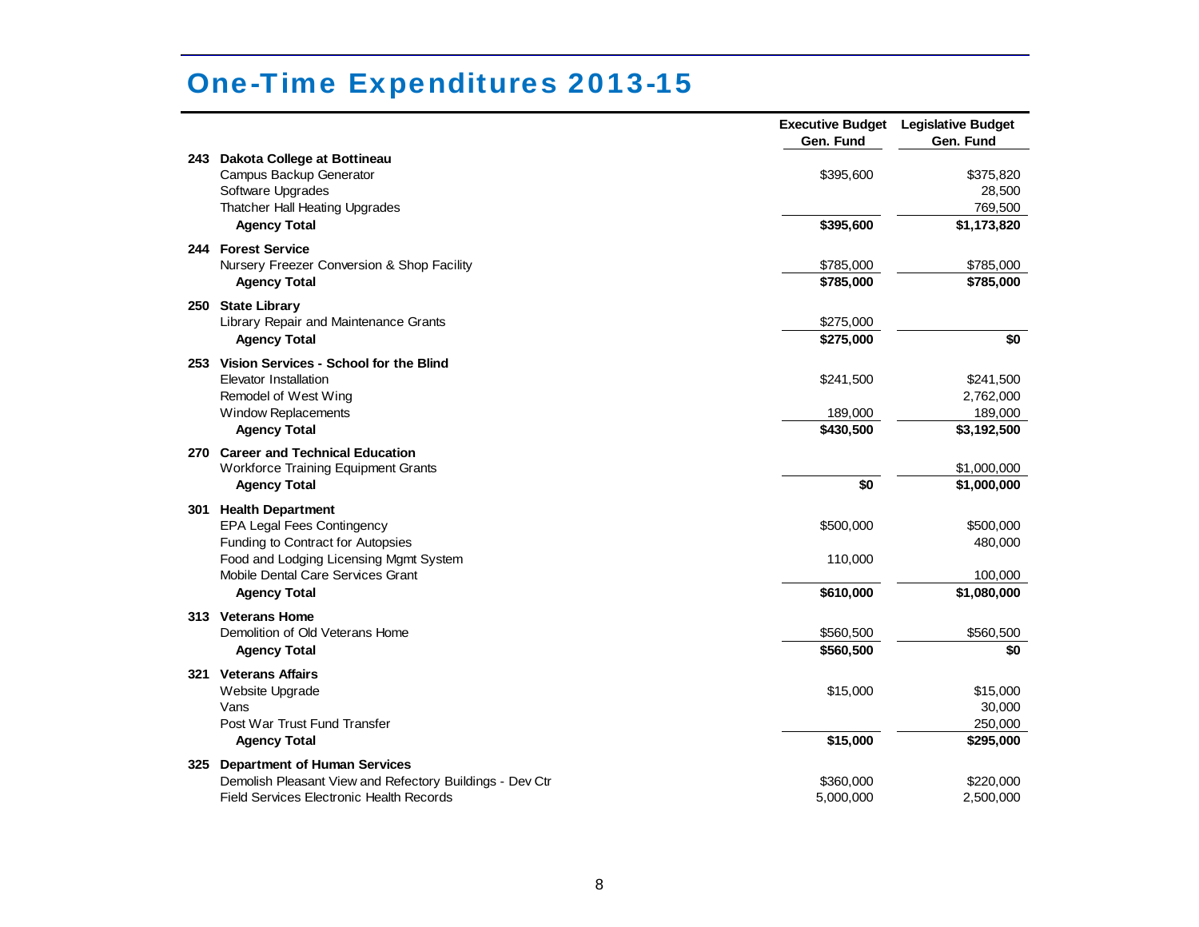# One-Time Expenditures 2013-15

| | | Executive Budget Gen. Fund | Legislative Budget Gen. Fund |
|---|---|---|---|
| **243** | **Dakota College at Bottineau** | | |
| | Campus Backup Generator | $395,600 | $375,820 |
| | Software Upgrades | | 28,500 |
| | Thatcher Hall Heating Upgrades | | 769,500 |
| | **Agency Total** | **$395,600** | **$1,173,820** |
| **244** | **Forest Service** | | |
| | Nursery Freezer Conversion & Shop Facility | $785,000 | $785,000 |
| | **Agency Total** | **$785,000** | **$785,000** |
| **250** | **State Library** | | |
| | Library Repair and Maintenance Grants | $275,000 | |
| | **Agency Total** | **$275,000** | **$0** |
| **253** | **Vision Services - School for the Blind** | | |
| | Elevator Installation | $241,500 | $241,500 |
| | Remodel of West Wing | | 2,762,000 |
| | Window Replacements | 189,000 | 189,000 |
| | **Agency Total** | **$430,500** | **$3,192,500** |
| **270** | **Career and Technical Education** | | |
| | Workforce Training Equipment Grants | | $1,000,000 |
| | **Agency Total** | **$0** | **$1,000,000** |
| **301** | **Health Department** | | |
| | EPA Legal Fees Contingency | $500,000 | $500,000 |
| | Funding to Contract for Autopsies | | 480,000 |
| | Food and Lodging Licensing Mgmt System | 110,000 | |
| | Mobile Dental Care Services Grant | | 100,000 |
| | **Agency Total** | **$610,000** | **$1,080,000** |
| **313** | **Veterans Home** | | |
| | Demolition of Old Veterans Home | $560,500 | $560,500 |
| | **Agency Total** | **$560,500** | **$0** |
| **321** | **Veterans Affairs** | | |
| | Website Upgrade | $15,000 | $15,000 |
| | Vans | | 30,000 |
| | Post War Trust Fund Transfer | | 250,000 |
| | **Agency Total** | **$15,000** | **$295,000** |
| **325** | **Department of Human Services** | | |
| | Demolish Pleasant View and Refectory Buildings - Dev Ctr | $360,000 | $220,000 |
| | Field Services Electronic Health Records | 5,000,000 | 2,500,000 |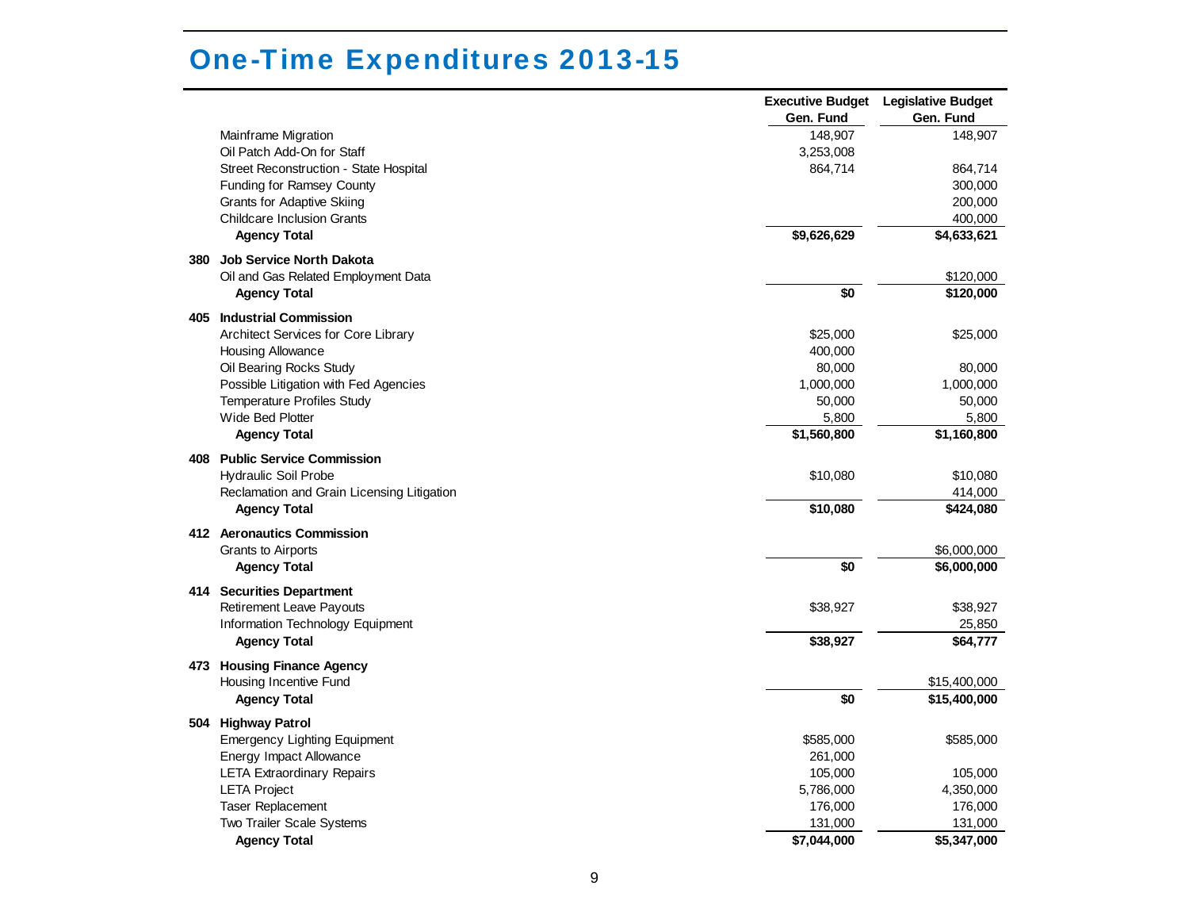# One-Time Expenditures 2013-15

| | | Executive Budget Gen. Fund | Legislative Budget Gen. Fund |
|---|---|---|---|
| | Mainframe Migration | 148,907 | 148,907 |
| | Oil Patch Add-On for Staff | 3,253,008 | |
| | Street Reconstruction - State Hospital | 864,714 | 864,714 |
| | Funding for Ramsey County | | 300,000 |
| | Grants for Adaptive Skiing | | 200,000 |
| | Childcare Inclusion Grants | | 400,000 |
| | **Agency Total** | **$9,626,629** | **$4,633,621** |
| **380** | **Job Service North Dakota** | | |
| | Oil and Gas Related Employment Data | | $120,000 |
| | **Agency Total** | **$0** | **$120,000** |
| **405** | **Industrial Commission** | | |
| | Architect Services for Core Library | $25,000 | $25,000 |
| | Housing Allowance | 400,000 | |
| | Oil Bearing Rocks Study | 80,000 | 80,000 |
| | Possible Litigation with Fed Agencies | 1,000,000 | 1,000,000 |
| | Temperature Profiles Study | 50,000 | 50,000 |
| | Wide Bed Plotter | 5,800 | 5,800 |
| | **Agency Total** | **$1,560,800** | **$1,160,800** |
| **408** | **Public Service Commission** | | |
| | Hydraulic Soil Probe | $10,080 | $10,080 |
| | Reclamation and Grain Licensing Litigation | | 414,000 |
| | **Agency Total** | **$10,080** | **$424,080** |
| **412** | **Aeronautics Commission** | | |
| | Grants to Airports | | $6,000,000 |
| | **Agency Total** | **$0** | **$6,000,000** |
| **414** | **Securities Department** | | |
| | Retirement Leave Payouts | $38,927 | $38,927 |
| | Information Technology Equipment | | 25,850 |
| | **Agency Total** | **$38,927** | **$64,777** |
| **473** | **Housing Finance Agency** | | |
| | Housing Incentive Fund | | $15,400,000 |
| | **Agency Total** | **$0** | **$15,400,000** |
| **504** | **Highway Patrol** | | |
| | Emergency Lighting Equipment | $585,000 | $585,000 |
| | Energy Impact Allowance | 261,000 | |
| | LETA Extraordinary Repairs | 105,000 | 105,000 |
| | LETA Project | 5,786,000 | 4,350,000 |
| | Taser Replacement | 176,000 | 176,000 |
| | Two Trailer Scale Systems | 131,000 | 131,000 |
| | **Agency Total** | **$7,044,000** | **$5,347,000** |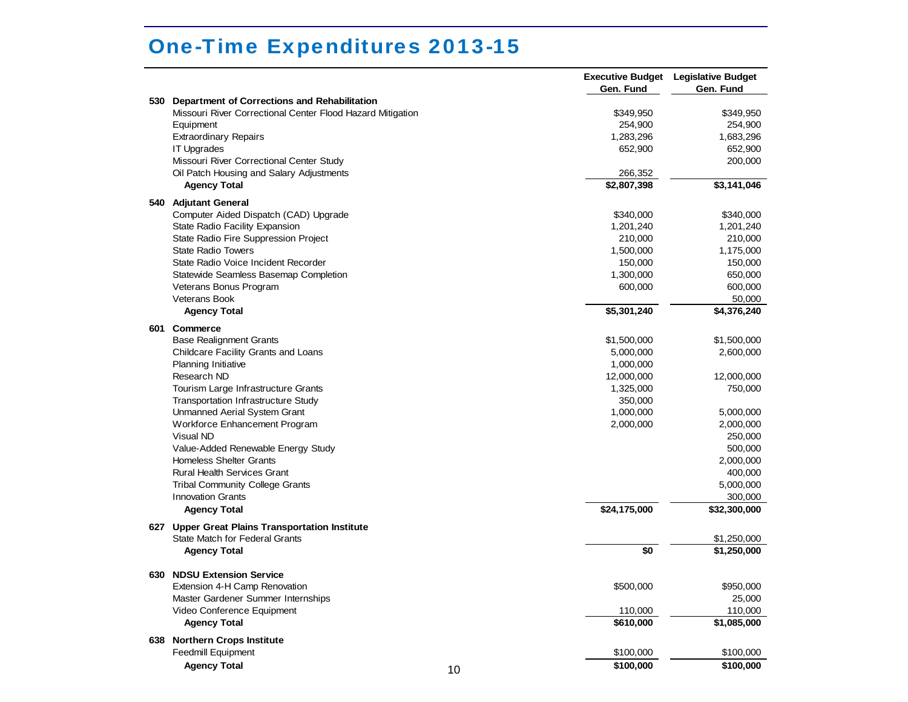# One-Time Expenditures 2013-15

| | | Executive Budget Gen. Fund | Legislative Budget Gen. Fund |
|---|---|---|---|
| 530 | **Department of Corrections and Rehabilitation** | | |
| | Missouri River Correctional Center Flood Hazard Mitigation | $349,950 | $349,950 |
| | Equipment | 254,900 | 254,900 |
| | Extraordinary Repairs | 1,283,296 | 1,683,296 |
| | IT Upgrades | 652,900 | 652,900 |
| | Missouri River Correctional Center Study | | 200,000 |
| | Oil Patch Housing and Salary Adjustments | 266,352 | |
| | **Agency Total** | **$2,807,398** | **$3,141,046** |
| 540 | **Adjutant General** | | |
| | Computer Aided Dispatch (CAD) Upgrade | $340,000 | $340,000 |
| | State Radio Facility Expansion | 1,201,240 | 1,201,240 |
| | State Radio Fire Suppression Project | 210,000 | 210,000 |
| | State Radio Towers | 1,500,000 | 1,175,000 |
| | State Radio Voice Incident Recorder | 150,000 | 150,000 |
| | Statewide Seamless Basemap Completion | 1,300,000 | 650,000 |
| | Veterans Bonus Program | 600,000 | 600,000 |
| | Veterans Book | | 50,000 |
| | **Agency Total** | **$5,301,240** | **$4,376,240** |
| 601 | **Commerce** | | |
| | Base Realignment Grants | $1,500,000 | $1,500,000 |
| | Childcare Facility Grants and Loans | 5,000,000 | 2,600,000 |
| | Planning Initiative | 1,000,000 | |
| | Research ND | 12,000,000 | 12,000,000 |
| | Tourism Large Infrastructure Grants | 1,325,000 | 750,000 |
| | Transportation Infrastructure Study | 350,000 | |
| | Unmanned Aerial System Grant | 1,000,000 | 5,000,000 |
| | Workforce Enhancement Program | 2,000,000 | 2,000,000 |
| | Visual ND | | 250,000 |
| | Value-Added Renewable Energy Study | | 500,000 |
| | Homeless Shelter Grants | | 2,000,000 |
| | Rural Health Services Grant | | 400,000 |
| | Tribal Community College Grants | | 5,000,000 |
| | Innovation Grants | | 300,000 |
| | **Agency Total** | **$24,175,000** | **$32,300,000** |
| 627 | **Upper Great Plains Transportation Institute** | | |
| | State Match for Federal Grants | | $1,250,000 |
| | **Agency Total** | **$0** | **$1,250,000** |
| 630 | **NDSU Extension Service** | | |
| | Extension 4-H Camp Renovation | $500,000 | $950,000 |
| | Master Gardener Summer Internships | | 25,000 |
| | Video Conference Equipment | 110,000 | 110,000 |
| | **Agency Total** | **$610,000** | **$1,085,000** |
| 638 | **Northern Crops Institute** | | |
| | Feedmill Equipment | $100,000 | $100,000 |
| | **Agency Total** | **$100,000** | **$100,000** |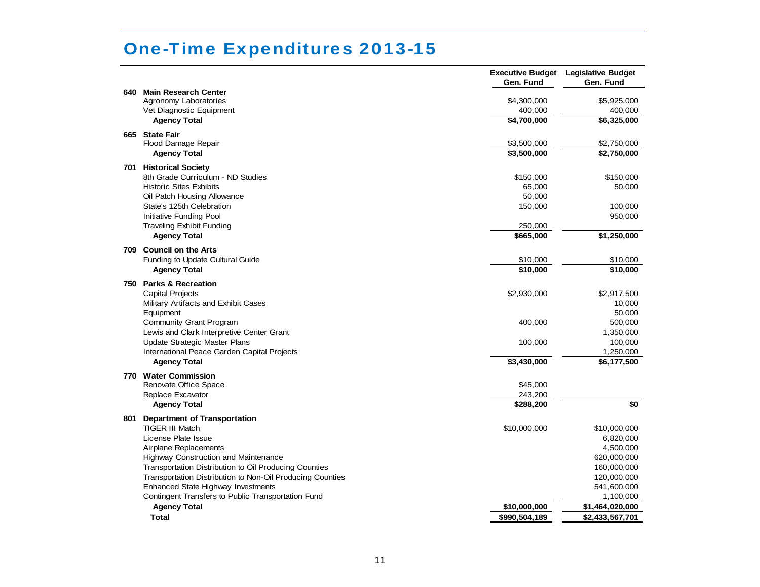# One-Time Expenditures 2013-15

| | | Executive Budget Gen. Fund | Legislative Budget Gen. Fund |
|---|---|---|---|
| 640 | **Main Research Center** | | |
| | Agronomy Laboratories | $4,300,000 | $5,925,000 |
| | Vet Diagnostic Equipment | 400,000 | 400,000 |
| | **Agency Total** | **$4,700,000** | **$6,325,000** |
| 665 | **State Fair** | | |
| | Flood Damage Repair | $3,500,000 | $2,750,000 |
| | **Agency Total** | **$3,500,000** | **$2,750,000** |
| 701 | **Historical Society** | | |
| | 8th Grade Curriculum - ND Studies | $150,000 | $150,000 |
| | Historic Sites Exhibits | 65,000 | 50,000 |
| | Oil Patch Housing Allowance | 50,000 | |
| | State's 125th Celebration | 150,000 | 100,000 |
| | Initiative Funding Pool | | 950,000 |
| | Traveling Exhibit Funding | 250,000 | |
| | **Agency Total** | **$665,000** | **$1,250,000** |
| 709 | **Council on the Arts** | | |
| | Funding to Update Cultural Guide | $10,000 | $10,000 |
| | **Agency Total** | **$10,000** | **$10,000** |
| 750 | **Parks & Recreation** | | |
| | Capital Projects | $2,930,000 | $2,917,500 |
| | Military Artifacts and Exhibit Cases | | 10,000 |
| | Equipment | | 50,000 |
| | Community Grant Program | 400,000 | 500,000 |
| | Lewis and Clark Interpretive Center Grant | | 1,350,000 |
| | Update Strategic Master Plans | 100,000 | 100,000 |
| | International Peace Garden Capital Projects | | 1,250,000 |
| | **Agency Total** | **$3,430,000** | **$6,177,500** |
| 770 | **Water Commission** | | |
| | Renovate Office Space | $45,000 | |
| | Replace Excavator | 243,200 | |
| | **Agency Total** | **$288,200** | **$0** |
| 801 | **Department of Transportation** | | |
| | TIGER III Match | $10,000,000 | $10,000,000 |
| | License Plate Issue | | 6,820,000 |
| | Airplane Replacements | | 4,500,000 |
| | Highway Construction and Maintenance | | 620,000,000 |
| | Transportation Distribution to Oil Producing Counties | | 160,000,000 |
| | Transportation Distribution to Non-Oil Producing Counties | | 120,000,000 |
| | Enhanced State Highway Investments | | 541,600,000 |
| | Contingent Transfers to Public Transportation Fund | | 1,100,000 |
| | **Agency Total** | **$10,000,000** | **$1,464,020,000** |
| | **Total** | **$990,504,189** | **$2,433,567,701** |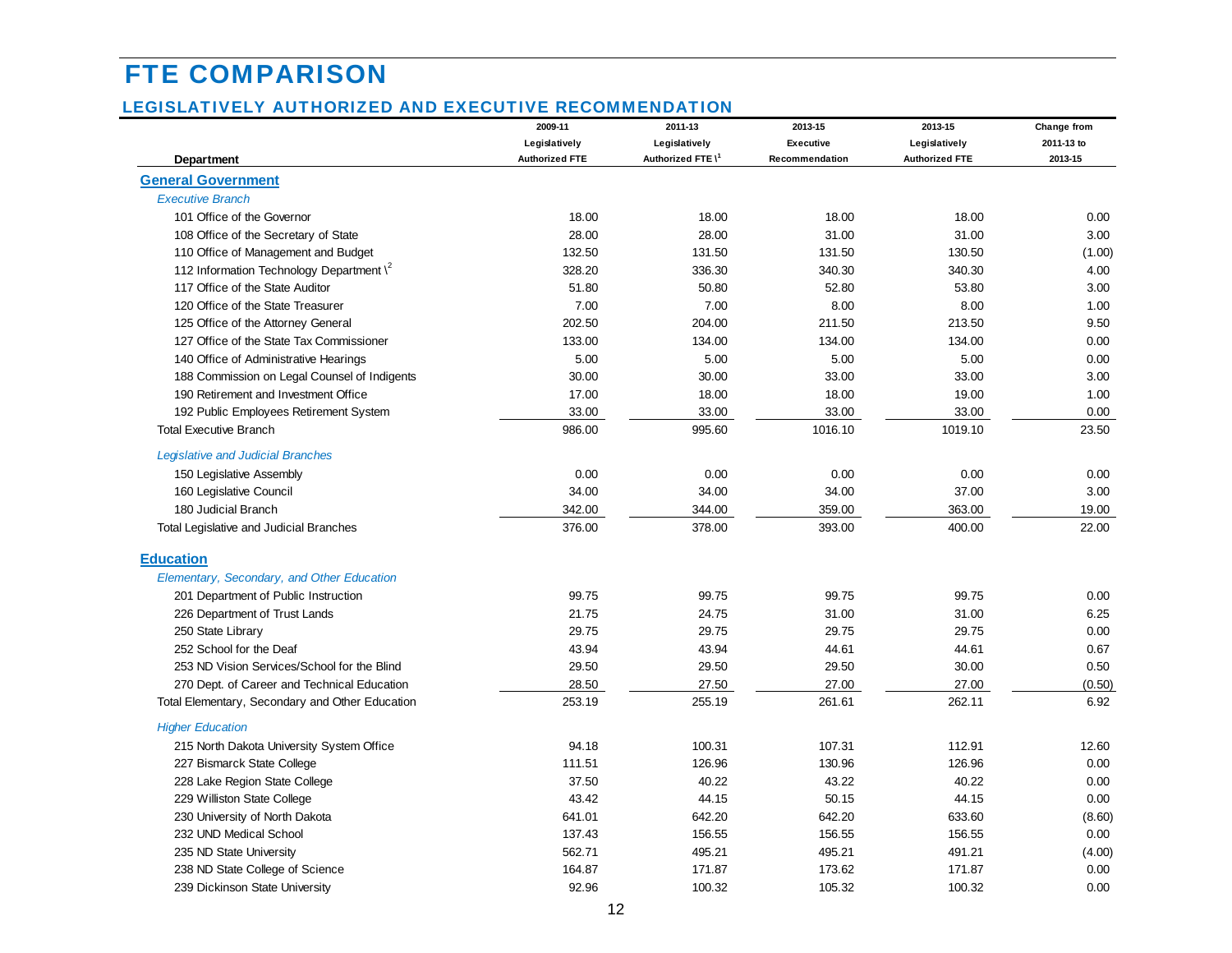# FTE COMPARISON

## LEGISLATIVELY AUTHORIZED AND EXECUTIVE RECOMMENDATION

| Department | 2009-11 Legislatively Authorized FTE | 2011-13 Legislatively Authorized FTE \[1] | 2013-15 Executive Recommendation | 2013-15 Legislatively Authorized FTE | Change from 2011-13 to 2013-15 |
|---|---|---|---|---|---|
| **General Government** | | | | | |
| *Executive Branch* | | | | | |
| 101 Office of the Governor | 18.00 | 18.00 | 18.00 | 18.00 | 0.00 |
| 108 Office of the Secretary of State | 28.00 | 28.00 | 31.00 | 31.00 | 3.00 |
| 110 Office of Management and Budget | 132.50 | 131.50 | 131.50 | 130.50 | (1.00) |
| 112 Information Technology Department \[2] | 328.20 | 336.30 | 340.30 | 340.30 | 4.00 |
| 117 Office of the State Auditor | 51.80 | 50.80 | 52.80 | 53.80 | 3.00 |
| 120 Office of the State Treasurer | 7.00 | 7.00 | 8.00 | 8.00 | 1.00 |
| 125 Office of the Attorney General | 202.50 | 204.00 | 211.50 | 213.50 | 9.50 |
| 127 Office of the State Tax Commissioner | 133.00 | 134.00 | 134.00 | 134.00 | 0.00 |
| 140 Office of Administrative Hearings | 5.00 | 5.00 | 5.00 | 5.00 | 0.00 |
| 188 Commission on Legal Counsel of Indigents | 30.00 | 30.00 | 33.00 | 33.00 | 3.00 |
| 190 Retirement and Investment Office | 17.00 | 18.00 | 18.00 | 19.00 | 1.00 |
| 192 Public Employees Retirement System | 33.00 | 33.00 | 33.00 | 33.00 | 0.00 |
| Total Executive Branch | 986.00 | 995.60 | 1016.10 | 1019.10 | 23.50 |
| *Legislative and Judicial Branches* | | | | | |
| 150 Legislative Assembly | 0.00 | 0.00 | 0.00 | 0.00 | 0.00 |
| 160 Legislative Council | 34.00 | 34.00 | 34.00 | 37.00 | 3.00 |
| 180 Judicial Branch | 342.00 | 344.00 | 359.00 | 363.00 | 19.00 |
| Total Legislative and Judicial Branches | 376.00 | 378.00 | 393.00 | 400.00 | 22.00 |
| **Education** | | | | | |
| *Elementary, Secondary, and Other Education* | | | | | |
| 201 Department of Public Instruction | 99.75 | 99.75 | 99.75 | 99.75 | 0.00 |
| 226 Department of Trust Lands | 21.75 | 24.75 | 31.00 | 31.00 | 6.25 |
| 250 State Library | 29.75 | 29.75 | 29.75 | 29.75 | 0.00 |
| 252 School for the Deaf | 43.94 | 43.94 | 44.61 | 44.61 | 0.67 |
| 253 ND Vision Services/School for the Blind | 29.50 | 29.50 | 29.50 | 30.00 | 0.50 |
| 270 Dept. of Career and Technical Education | 28.50 | 27.50 | 27.00 | 27.00 | (0.50) |
| Total Elementary, Secondary and Other Education | 253.19 | 255.19 | 261.61 | 262.11 | 6.92 |
| *Higher Education* | | | | | |
| 215 North Dakota University System Office | 94.18 | 100.31 | 107.31 | 112.91 | 12.60 |
| 227 Bismarck State College | 111.51 | 126.96 | 130.96 | 126.96 | 0.00 |
| 228 Lake Region State College | 37.50 | 40.22 | 43.22 | 40.22 | 0.00 |
| 229 Williston State College | 43.42 | 44.15 | 50.15 | 44.15 | 0.00 |
| 230 University of North Dakota | 641.01 | 642.20 | 642.20 | 633.60 | (8.60) |
| 232 UND Medical School | 137.43 | 156.55 | 156.55 | 156.55 | 0.00 |
| 235 ND State University | 562.71 | 495.21 | 495.21 | 491.21 | (4.00) |
| 238 ND State College of Science | 164.87 | 171.87 | 173.62 | 171.87 | 0.00 |
| 239 Dickinson State University | 92.96 | 100.32 | 105.32 | 100.32 | 0.00 |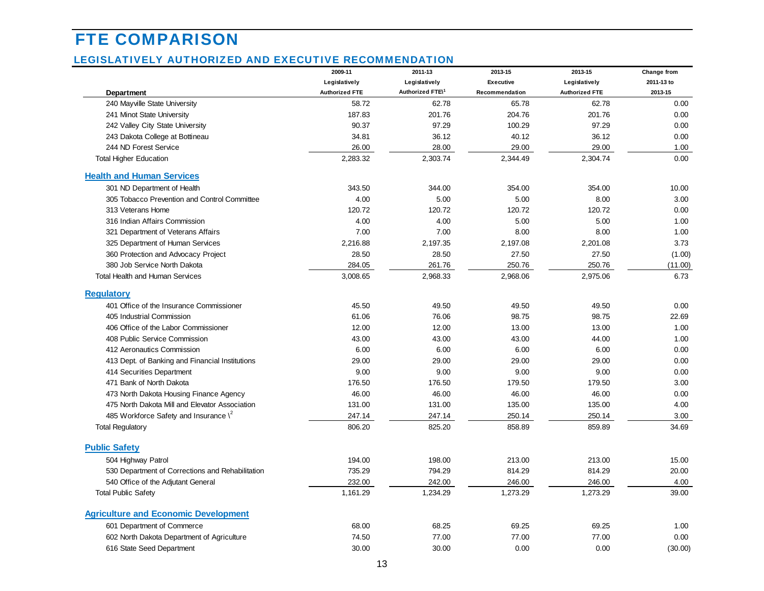# FTE COMPARISON

## LEGISLATIVELY AUTHORIZED AND EXECUTIVE RECOMMENDATION

| Department | 2009-11 Legislatively Authorized FTE | 2011-13 Legislatively Authorized FTE\[1] | 2013-15 Executive Recommendation | 2013-15 Legislatively Authorized FTE | Change from 2011-13 to 2013-15 |
|---|---|---|---|---|---|
| 240 Mayville State University | 58.72 | 62.78 | 65.78 | 62.78 | 0.00 |
| 241 Minot State University | 187.83 | 201.76 | 204.76 | 201.76 | 0.00 |
| 242 Valley City State University | 90.37 | 97.29 | 100.29 | 97.29 | 0.00 |
| 243 Dakota College at Bottineau | 34.81 | 36.12 | 40.12 | 36.12 | 0.00 |
| 244 ND Forest Service | 26.00 | 28.00 | 29.00 | 29.00 | 1.00 |
| Total Higher Education | 2,283.32 | 2,303.74 | 2,344.49 | 2,304.74 | 0.00 |
| **Health and Human Services** | | | | | |
| 301 ND Department of Health | 343.50 | 344.00 | 354.00 | 354.00 | 10.00 |
| 305 Tobacco Prevention and Control Committee | 4.00 | 5.00 | 5.00 | 8.00 | 3.00 |
| 313 Veterans Home | 120.72 | 120.72 | 120.72 | 120.72 | 0.00 |
| 316 Indian Affairs Commission | 4.00 | 4.00 | 5.00 | 5.00 | 1.00 |
| 321 Department of Veterans Affairs | 7.00 | 7.00 | 8.00 | 8.00 | 1.00 |
| 325 Department of Human Services | 2,216.88 | 2,197.35 | 2,197.08 | 2,201.08 | 3.73 |
| 360 Protection and Advocacy Project | 28.50 | 28.50 | 27.50 | 27.50 | (1.00) |
| 380 Job Service North Dakota | 284.05 | 261.76 | 250.76 | 250.76 | (11.00) |
| Total Health and Human Services | 3,008.65 | 2,968.33 | 2,968.06 | 2,975.06 | 6.73 |
| **Regulatory** | | | | | |
| 401 Office of the Insurance Commissioner | 45.50 | 49.50 | 49.50 | 49.50 | 0.00 |
| 405 Industrial Commission | 61.06 | 76.06 | 98.75 | 98.75 | 22.69 |
| 406 Office of the Labor Commissioner | 12.00 | 12.00 | 13.00 | 13.00 | 1.00 |
| 408 Public Service Commission | 43.00 | 43.00 | 43.00 | 44.00 | 1.00 |
| 412 Aeronautics Commission | 6.00 | 6.00 | 6.00 | 6.00 | 0.00 |
| 413 Dept. of Banking and Financial Institutions | 29.00 | 29.00 | 29.00 | 29.00 | 0.00 |
| 414 Securities Department | 9.00 | 9.00 | 9.00 | 9.00 | 0.00 |
| 471 Bank of North Dakota | 176.50 | 176.50 | 179.50 | 179.50 | 3.00 |
| 473 North Dakota Housing Finance Agency | 46.00 | 46.00 | 46.00 | 46.00 | 0.00 |
| 475 North Dakota Mill and Elevator Association | 131.00 | 131.00 | 135.00 | 135.00 | 4.00 |
| 485 Workforce Safety and Insurance \[2] | 247.14 | 247.14 | 250.14 | 250.14 | 3.00 |
| Total Regulatory | 806.20 | 825.20 | 858.89 | 859.89 | 34.69 |
| **Public Safety** | | | | | |
| 504 Highway Patrol | 194.00 | 198.00 | 213.00 | 213.00 | 15.00 |
| 530 Department of Corrections and Rehabilitation | 735.29 | 794.29 | 814.29 | 814.29 | 20.00 |
| 540 Office of the Adjutant General | 232.00 | 242.00 | 246.00 | 246.00 | 4.00 |
| Total Public Safety | 1,161.29 | 1,234.29 | 1,273.29 | 1,273.29 | 39.00 |
| **Agriculture and Economic Development** | | | | | |
| 601 Department of Commerce | 68.00 | 68.25 | 69.25 | 69.25 | 1.00 |
| 602 North Dakota Department of Agriculture | 74.50 | 77.00 | 77.00 | 77.00 | 0.00 |
| 616 State Seed Department | 30.00 | 30.00 | 0.00 | 0.00 | (30.00) |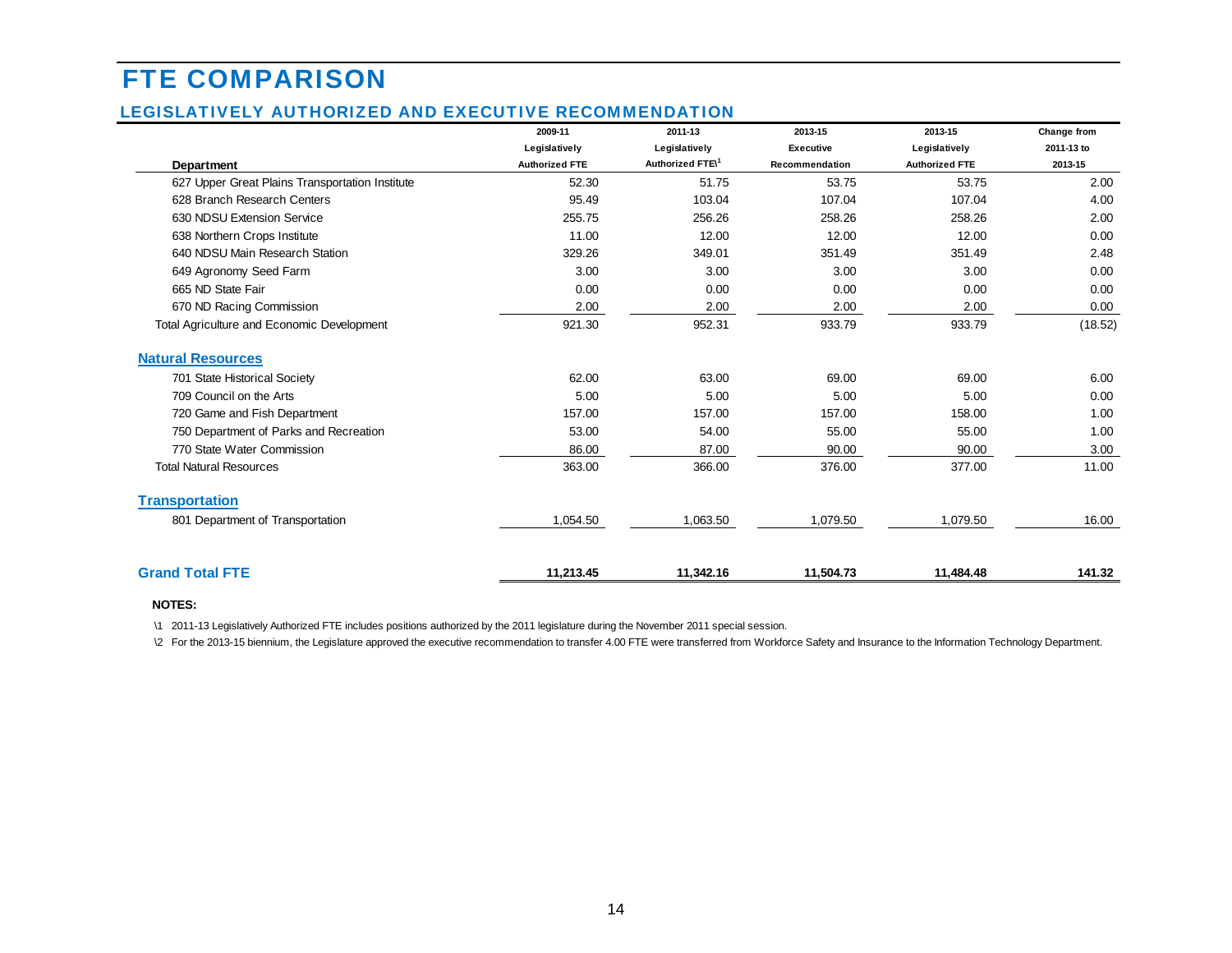# FTE COMPARISON

## LEGISLATIVELY AUTHORIZED AND EXECUTIVE RECOMMENDATION

| Department | 2009-11 Legislatively Authorized FTE | 2011-13 Legislatively Authorized FTE\1 | 2013-15 Executive Recommendation | 2013-15 Legislatively Authorized FTE | Change from 2011-13 to 2013-15 |
|---|---|---|---|---|---|
| 627 Upper Great Plains Transportation Institute | 52.30 | 51.75 | 53.75 | 53.75 | 2.00 |
| 628 Branch Research Centers | 95.49 | 103.04 | 107.04 | 107.04 | 4.00 |
| 630 NDSU Extension Service | 255.75 | 256.26 | 258.26 | 258.26 | 2.00 |
| 638 Northern Crops Institute | 11.00 | 12.00 | 12.00 | 12.00 | 0.00 |
| 640 NDSU Main Research Station | 329.26 | 349.01 | 351.49 | 351.49 | 2.48 |
| 649 Agronomy Seed Farm | 3.00 | 3.00 | 3.00 | 3.00 | 0.00 |
| 665 ND State Fair | 0.00 | 0.00 | 0.00 | 0.00 | 0.00 |
| 670 ND Racing Commission | 2.00 | 2.00 | 2.00 | 2.00 | 0.00 |
| Total Agriculture and Economic Development | 921.30 | 952.31 | 933.79 | 933.79 | (18.52) |
| **Natural Resources** | | | | | |
| 701 State Historical Society | 62.00 | 63.00 | 69.00 | 69.00 | 6.00 |
| 709 Council on the Arts | 5.00 | 5.00 | 5.00 | 5.00 | 0.00 |
| 720 Game and Fish Department | 157.00 | 157.00 | 157.00 | 158.00 | 1.00 |
| 750 Department of Parks and Recreation | 53.00 | 54.00 | 55.00 | 55.00 | 1.00 |
| 770 State Water Commission | 86.00 | 87.00 | 90.00 | 90.00 | 3.00 |
| Total Natural Resources | 363.00 | 366.00 | 376.00 | 377.00 | 11.00 |
| **Transportation** | | | | | |
| 801 Department of Transportation | 1,054.50 | 1,063.50 | 1,079.50 | 1,079.50 | 16.00 |
| **Grand Total FTE** | **11,213.45** | **11,342.16** | **11,504.73** | **11,484.48** | **141.32** |

**NOTES:**

\1 2011-13 Legislatively Authorized FTE includes positions authorized by the 2011 legislature during the November 2011 special session.

\2 For the 2013-15 biennium, the Legislature approved the executive recommendation to transfer 4.00 FTE were transferred from Workforce Safety and Insurance to the Information Technology Department.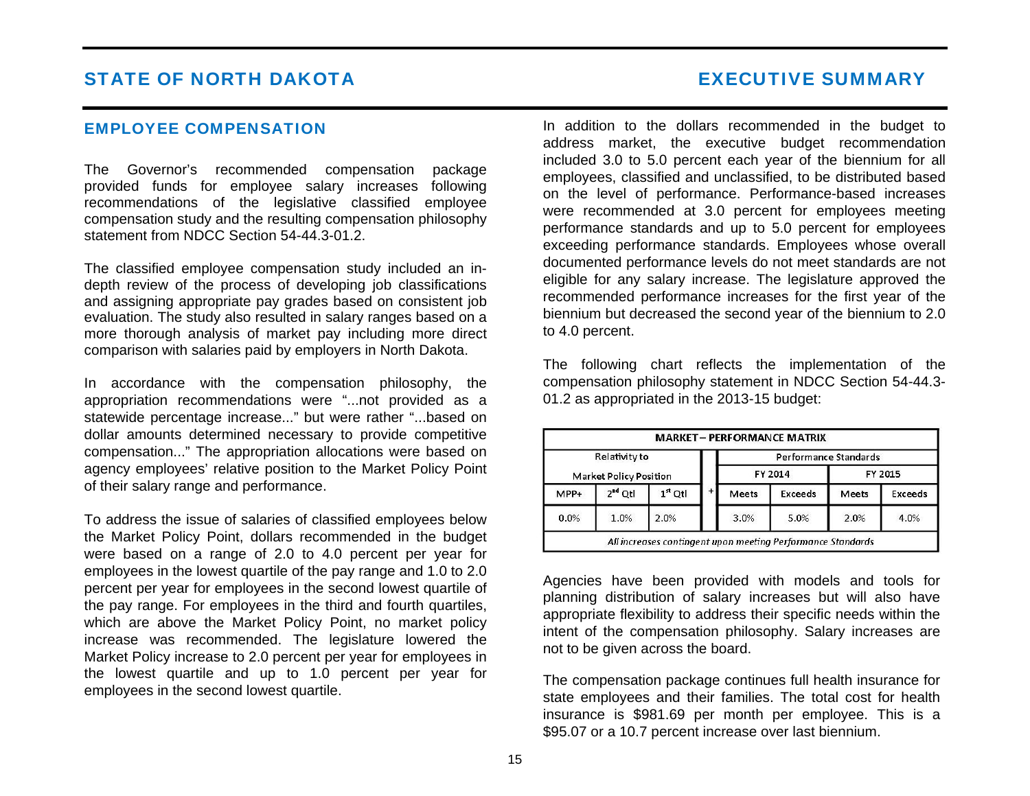## EMPLOYEE COMPENSATION

The Governor's recommended compensation package provided funds for employee salary increases following recommendations of the legislative classified employee compensation study and the resulting compensation philosophy statement from NDCC Section 54-44.3-01.2.

The classified employee compensation study included an in-depth review of the process of developing job classifications and assigning appropriate pay grades based on consistent job evaluation. The study also resulted in salary ranges based on a more thorough analysis of market pay including more direct comparison with salaries paid by employers in North Dakota.

In accordance with the compensation philosophy, the appropriation recommendations were "...not provided as a statewide percentage increase..." but were rather "...based on dollar amounts determined necessary to provide competitive compensation..." The appropriation allocations were based on agency employees' relative position to the Market Policy Point of their salary range and performance.

To address the issue of salaries of classified employees below the Market Policy Point, dollars recommended in the budget were based on a range of 2.0 to 4.0 percent per year for employees in the lowest quartile of the pay range and 1.0 to 2.0 percent per year for employees in the second lowest quartile of the pay range. For employees in the third and fourth quartiles, which are above the Market Policy Point, no market policy increase was recommended. The legislature lowered the Market Policy increase to 2.0 percent per year for employees in the lowest quartile and up to 1.0 percent per year for employees in the second lowest quartile.

In addition to the dollars recommended in the budget to address market, the executive budget recommendation included 3.0 to 5.0 percent each year of the biennium for all employees, classified and unclassified, to be distributed based on the level of performance. Performance-based increases were recommended at 3.0 percent for employees meeting performance standards and up to 5.0 percent for employees exceeding performance standards. Employees whose overall documented performance levels do not meet standards are not eligible for any salary increase. The legislature approved the recommended performance increases for the first year of the biennium but decreased the second year of the biennium to 2.0 to 4.0 percent.

The following chart reflects the implementation of the compensation philosophy statement in NDCC Section 54-44.3-01.2 as appropriated in the 2013-15 budget:

| MARKET – PERFORMANCE MATRIX | | | | | | | |
|---|---|---|---|---|---|---|---|
| Relativity to Market Policy Position | | | + | Performance Standards | | | |
| | | | | FY 2014 | | FY 2015 | |
| MPP+ | 2nd Qtl | 1st Qtl | | Meets | Exceeds | Meets | Exceeds |
| 0.0% | 1.0% | 2.0% | | 3.0% | 5.0% | 2.0% | 4.0% |
| *All increases contingent upon meeting Performance Standards* | | | | | | | |

Agencies have been provided with models and tools for planning distribution of salary increases but will also have appropriate flexibility to address their specific needs within the intent of the compensation philosophy. Salary increases are not to be given across the board.

The compensation package continues full health insurance for state employees and their families. The total cost for health insurance is $981.69 per month per employee. This is a $95.07 or a 10.7 percent increase over last biennium.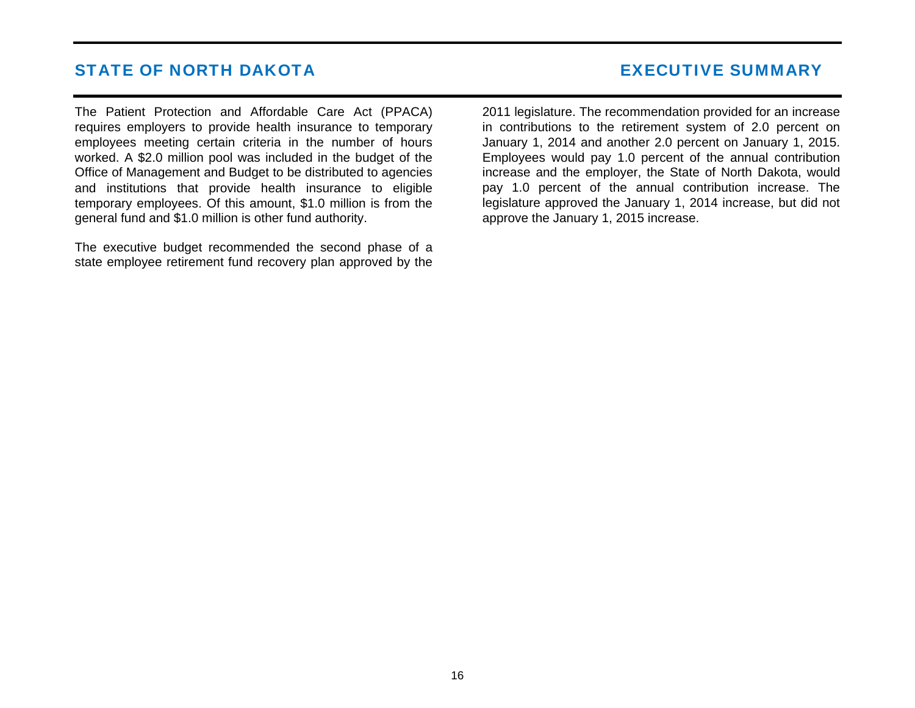The Patient Protection and Affordable Care Act (PPACA) requires employers to provide health insurance to temporary employees meeting certain criteria in the number of hours worked. A $2.0 million pool was included in the budget of the Office of Management and Budget to be distributed to agencies and institutions that provide health insurance to eligible temporary employees. Of this amount, $1.0 million is from the general fund and $1.0 million is other fund authority.

The executive budget recommended the second phase of a state employee retirement fund recovery plan approved by the 2011 legislature. The recommendation provided for an increase in contributions to the retirement system of 2.0 percent on January 1, 2014 and another 2.0 percent on January 1, 2015. Employees would pay 1.0 percent of the annual contribution increase and the employer, the State of North Dakota, would pay 1.0 percent of the annual contribution increase. The legislature approved the January 1, 2014 increase, but did not approve the January 1, 2015 increase.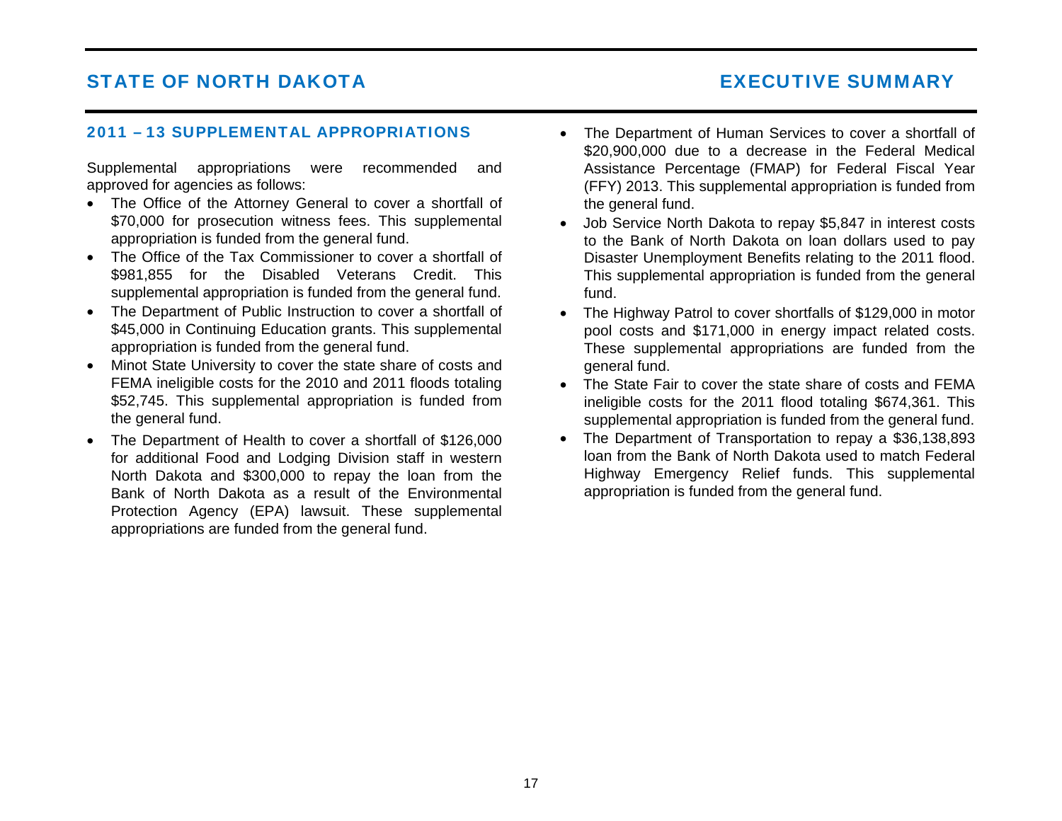## 2011 – 13 SUPPLEMENTAL APPROPRIATIONS

Supplemental appropriations were recommended and approved for agencies as follows:

- The Office of the Attorney General to cover a shortfall of $70,000 for prosecution witness fees. This supplemental appropriation is funded from the general fund.
- The Office of the Tax Commissioner to cover a shortfall of $981,855 for the Disabled Veterans Credit. This supplemental appropriation is funded from the general fund.
- The Department of Public Instruction to cover a shortfall of $45,000 in Continuing Education grants. This supplemental appropriation is funded from the general fund.
- Minot State University to cover the state share of costs and FEMA ineligible costs for the 2010 and 2011 floods totaling $52,745. This supplemental appropriation is funded from the general fund.
- The Department of Health to cover a shortfall of $126,000 for additional Food and Lodging Division staff in western North Dakota and $300,000 to repay the loan from the Bank of North Dakota as a result of the Environmental Protection Agency (EPA) lawsuit. These supplemental appropriations are funded from the general fund.
- The Department of Human Services to cover a shortfall of $20,900,000 due to a decrease in the Federal Medical Assistance Percentage (FMAP) for Federal Fiscal Year (FFY) 2013. This supplemental appropriation is funded from the general fund.
- Job Service North Dakota to repay $5,847 in interest costs to the Bank of North Dakota on loan dollars used to pay Disaster Unemployment Benefits relating to the 2011 flood. This supplemental appropriation is funded from the general fund.
- The Highway Patrol to cover shortfalls of $129,000 in motor pool costs and $171,000 in energy impact related costs. These supplemental appropriations are funded from the general fund.
- The State Fair to cover the state share of costs and FEMA ineligible costs for the 2011 flood totaling $674,361. This supplemental appropriation is funded from the general fund.
- The Department of Transportation to repay a $36,138,893 loan from the Bank of North Dakota used to match Federal Highway Emergency Relief funds. This supplemental appropriation is funded from the general fund.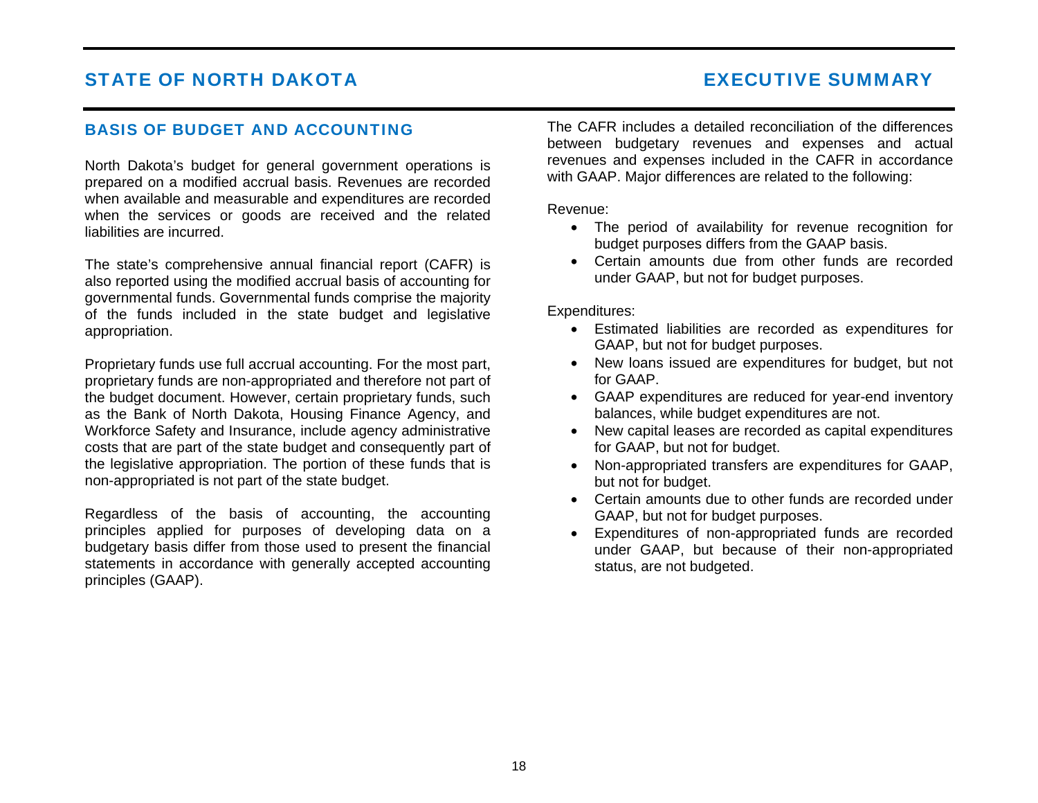## BASIS OF BUDGET AND ACCOUNTING

North Dakota's budget for general government operations is prepared on a modified accrual basis. Revenues are recorded when available and measurable and expenditures are recorded when the services or goods are received and the related liabilities are incurred.

The state's comprehensive annual financial report (CAFR) is also reported using the modified accrual basis of accounting for governmental funds. Governmental funds comprise the majority of the funds included in the state budget and legislative appropriation.

Proprietary funds use full accrual accounting. For the most part, proprietary funds are non-appropriated and therefore not part of the budget document. However, certain proprietary funds, such as the Bank of North Dakota, Housing Finance Agency, and Workforce Safety and Insurance, include agency administrative costs that are part of the state budget and consequently part of the legislative appropriation. The portion of these funds that is non-appropriated is not part of the state budget.

Regardless of the basis of accounting, the accounting principles applied for purposes of developing data on a budgetary basis differ from those used to present the financial statements in accordance with generally accepted accounting principles (GAAP).

The CAFR includes a detailed reconciliation of the differences between budgetary revenues and expenses and actual revenues and expenses included in the CAFR in accordance with GAAP. Major differences are related to the following:

Revenue:

- The period of availability for revenue recognition for budget purposes differs from the GAAP basis.
- Certain amounts due from other funds are recorded under GAAP, but not for budget purposes.

Expenditures:

- Estimated liabilities are recorded as expenditures for GAAP, but not for budget purposes.
- New loans issued are expenditures for budget, but not for GAAP.
- GAAP expenditures are reduced for year-end inventory balances, while budget expenditures are not.
- New capital leases are recorded as capital expenditures for GAAP, but not for budget.
- Non-appropriated transfers are expenditures for GAAP, but not for budget.
- Certain amounts due to other funds are recorded under GAAP, but not for budget purposes.
- Expenditures of non-appropriated funds are recorded under GAAP, but because of their non-appropriated status, are not budgeted.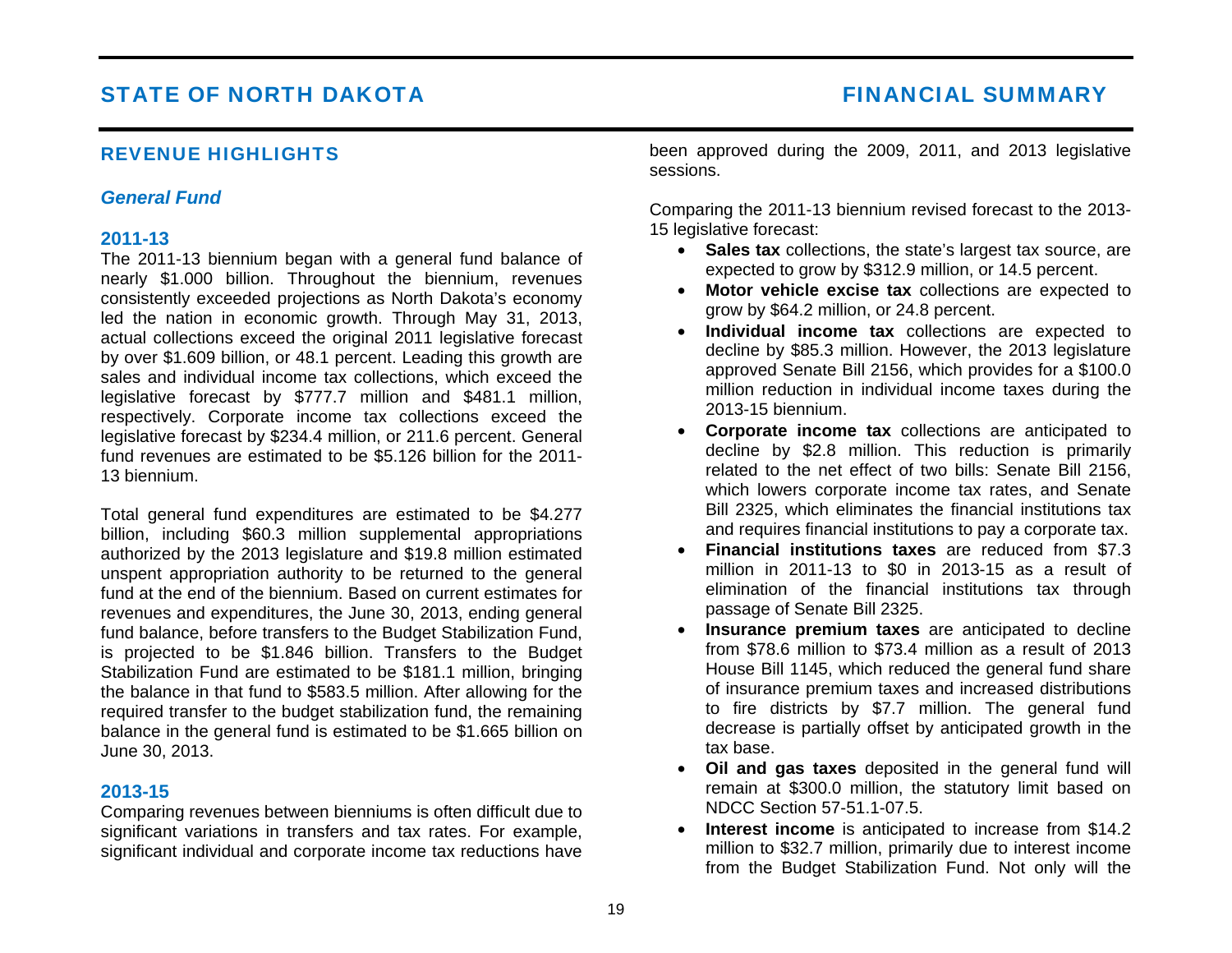## REVENUE HIGHLIGHTS

### *General Fund*

#### 2011-13

The 2011-13 biennium began with a general fund balance of nearly $1.000 billion. Throughout the biennium, revenues consistently exceeded projections as North Dakota's economy led the nation in economic growth. Through May 31, 2013, actual collections exceed the original 2011 legislative forecast by over $1.609 billion, or 48.1 percent. Leading this growth are sales and individual income tax collections, which exceed the legislative forecast by $777.7 million and $481.1 million, respectively. Corporate income tax collections exceed the legislative forecast by $234.4 million, or 211.6 percent. General fund revenues are estimated to be $5.126 billion for the 2011-13 biennium.

Total general fund expenditures are estimated to be $4.277 billion, including $60.3 million supplemental appropriations authorized by the 2013 legislature and $19.8 million estimated unspent appropriation authority to be returned to the general fund at the end of the biennium. Based on current estimates for revenues and expenditures, the June 30, 2013, ending general fund balance, before transfers to the Budget Stabilization Fund, is projected to be $1.846 billion. Transfers to the Budget Stabilization Fund are estimated to be $181.1 million, bringing the balance in that fund to $583.5 million. After allowing for the required transfer to the budget stabilization fund, the remaining balance in the general fund is estimated to be $1.665 billion on June 30, 2013.

#### 2013-15

Comparing revenues between bienniums is often difficult due to significant variations in transfers and tax rates. For example, significant individual and corporate income tax reductions have been approved during the 2009, 2011, and 2013 legislative sessions.

Comparing the 2011-13 biennium revised forecast to the 2013-15 legislative forecast:

- **Sales tax** collections, the state's largest tax source, are expected to grow by $312.9 million, or 14.5 percent.
- **Motor vehicle excise tax** collections are expected to grow by $64.2 million, or 24.8 percent.
- **Individual income tax** collections are expected to decline by $85.3 million. However, the 2013 legislature approved Senate Bill 2156, which provides for a $100.0 million reduction in individual income taxes during the 2013-15 biennium.
- **Corporate income tax** collections are anticipated to decline by $2.8 million. This reduction is primarily related to the net effect of two bills: Senate Bill 2156, which lowers corporate income tax rates, and Senate Bill 2325, which eliminates the financial institutions tax and requires financial institutions to pay a corporate tax.
- **Financial institutions taxes** are reduced from $7.3 million in 2011-13 to $0 in 2013-15 as a result of elimination of the financial institutions tax through passage of Senate Bill 2325.
- **Insurance premium taxes** are anticipated to decline from $78.6 million to $73.4 million as a result of 2013 House Bill 1145, which reduced the general fund share of insurance premium taxes and increased distributions to fire districts by $7.7 million. The general fund decrease is partially offset by anticipated growth in the tax base.
- **Oil and gas taxes** deposited in the general fund will remain at $300.0 million, the statutory limit based on NDCC Section 57-51.1-07.5.
- **Interest income** is anticipated to increase from $14.2 million to $32.7 million, primarily due to interest income from the Budget Stabilization Fund. Not only will the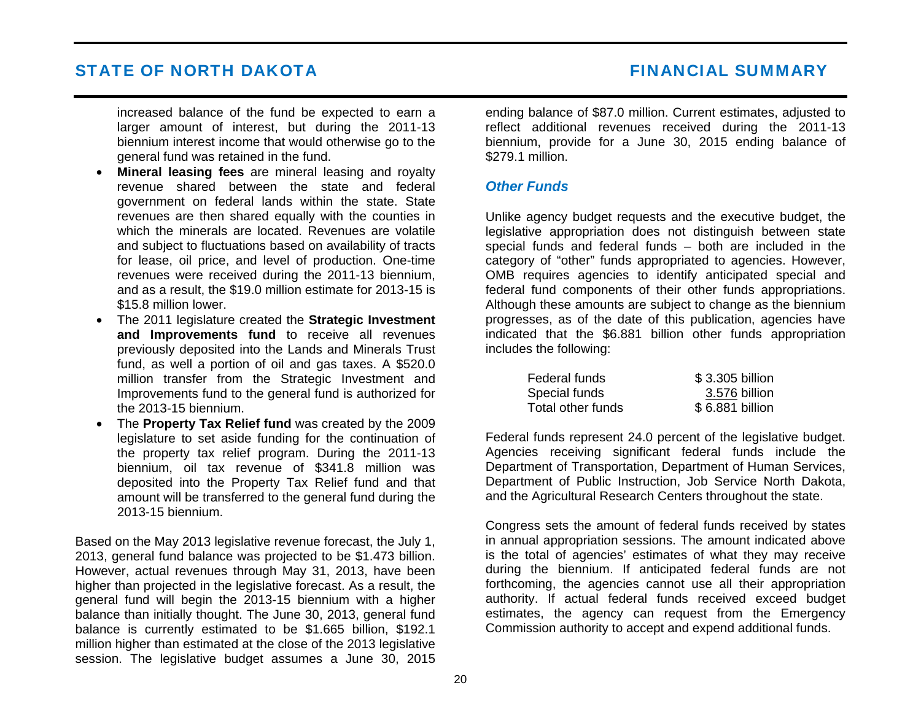increased balance of the fund be expected to earn a larger amount of interest, but during the 2011-13 biennium interest income that would otherwise go to the general fund was retained in the fund.

- **Mineral leasing fees** are mineral leasing and royalty revenue shared between the state and federal government on federal lands within the state. State revenues are then shared equally with the counties in which the minerals are located. Revenues are volatile and subject to fluctuations based on availability of tracts for lease, oil price, and level of production. One-time revenues were received during the 2011-13 biennium, and as a result, the $19.0 million estimate for 2013-15 is $15.8 million lower.
- The 2011 legislature created the **Strategic Investment and Improvements fund** to receive all revenues previously deposited into the Lands and Minerals Trust fund, as well a portion of oil and gas taxes. A $520.0 million transfer from the Strategic Investment and Improvements fund to the general fund is authorized for the 2013-15 biennium.
- The **Property Tax Relief fund** was created by the 2009 legislature to set aside funding for the continuation of the property tax relief program. During the 2011-13 biennium, oil tax revenue of $341.8 million was deposited into the Property Tax Relief fund and that amount will be transferred to the general fund during the 2013-15 biennium.

Based on the May 2013 legislative revenue forecast, the July 1, 2013, general fund balance was projected to be $1.473 billion. However, actual revenues through May 31, 2013, have been higher than projected in the legislative forecast. As a result, the general fund will begin the 2013-15 biennium with a higher balance than initially thought. The June 30, 2013, general fund balance is currently estimated to be $1.665 billion, $192.1 million higher than estimated at the close of the 2013 legislative session. The legislative budget assumes a June 30, 2015 ending balance of $87.0 million. Current estimates, adjusted to reflect additional revenues received during the 2011-13 biennium, provide for a June 30, 2015 ending balance of $279.1 million.

## *Other Funds*

Unlike agency budget requests and the executive budget, the legislative appropriation does not distinguish between state special funds and federal funds – both are included in the category of "other" funds appropriated to agencies. However, OMB requires agencies to identify anticipated special and federal fund components of their other funds appropriations. Although these amounts are subject to change as the biennium progresses, as of the date of this publication, agencies have indicated that the $6.881 billion other funds appropriation includes the following:

| | |
|---|---|
| Federal funds | $ 3.305 billion |
| Special funds | 3.576 billion |
| Total other funds | $ 6.881 billion |

Federal funds represent 24.0 percent of the legislative budget. Agencies receiving significant federal funds include the Department of Transportation, Department of Human Services, Department of Public Instruction, Job Service North Dakota, and the Agricultural Research Centers throughout the state.

Congress sets the amount of federal funds received by states in annual appropriation sessions. The amount indicated above is the total of agencies' estimates of what they may receive during the biennium. If anticipated federal funds are not forthcoming, the agencies cannot use all their appropriation authority. If actual federal funds received exceed budget estimates, the agency can request from the Emergency Commission authority to accept and expend additional funds.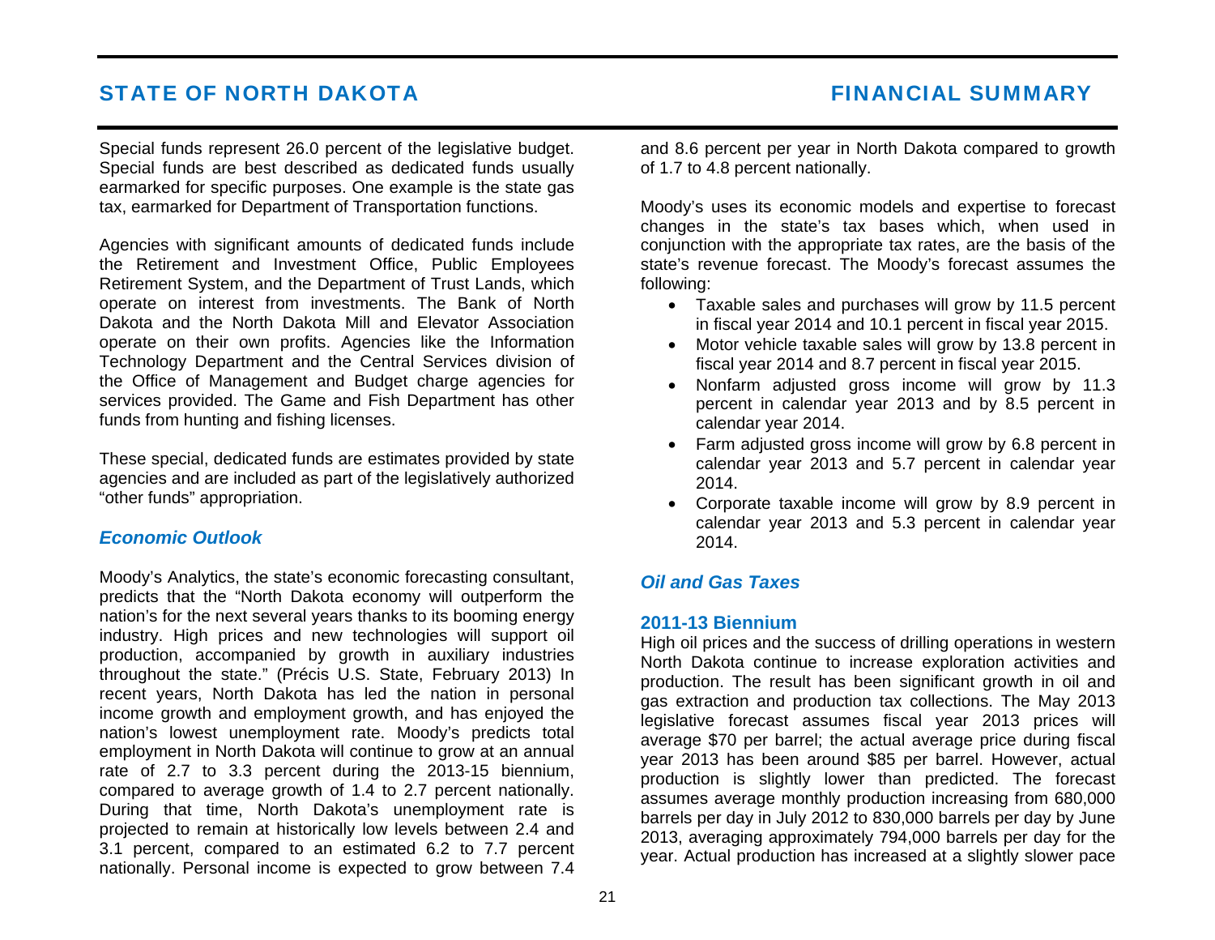Special funds represent 26.0 percent of the legislative budget. Special funds are best described as dedicated funds usually earmarked for specific purposes. One example is the state gas tax, earmarked for Department of Transportation functions.

Agencies with significant amounts of dedicated funds include the Retirement and Investment Office, Public Employees Retirement System, and the Department of Trust Lands, which operate on interest from investments. The Bank of North Dakota and the North Dakota Mill and Elevator Association operate on their own profits. Agencies like the Information Technology Department and the Central Services division of the Office of Management and Budget charge agencies for services provided. The Game and Fish Department has other funds from hunting and fishing licenses.

These special, dedicated funds are estimates provided by state agencies and are included as part of the legislatively authorized "other funds" appropriation.

## *Economic Outlook*

Moody's Analytics, the state's economic forecasting consultant, predicts that the "North Dakota economy will outperform the nation's for the next several years thanks to its booming energy industry. High prices and new technologies will support oil production, accompanied by growth in auxiliary industries throughout the state." (Précis U.S. State, February 2013) In recent years, North Dakota has led the nation in personal income growth and employment growth, and has enjoyed the nation's lowest unemployment rate. Moody's predicts total employment in North Dakota will continue to grow at an annual rate of 2.7 to 3.3 percent during the 2013-15 biennium, compared to average growth of 1.4 to 2.7 percent nationally. During that time, North Dakota's unemployment rate is projected to remain at historically low levels between 2.4 and 3.1 percent, compared to an estimated 6.2 to 7.7 percent nationally. Personal income is expected to grow between 7.4 and 8.6 percent per year in North Dakota compared to growth of 1.7 to 4.8 percent nationally.

Moody's uses its economic models and expertise to forecast changes in the state's tax bases which, when used in conjunction with the appropriate tax rates, are the basis of the state's revenue forecast. The Moody's forecast assumes the following:

- Taxable sales and purchases will grow by 11.5 percent in fiscal year 2014 and 10.1 percent in fiscal year 2015.
- Motor vehicle taxable sales will grow by 13.8 percent in fiscal year 2014 and 8.7 percent in fiscal year 2015.
- Nonfarm adjusted gross income will grow by 11.3 percent in calendar year 2013 and by 8.5 percent in calendar year 2014.
- Farm adjusted gross income will grow by 6.8 percent in calendar year 2013 and 5.7 percent in calendar year 2014.
- Corporate taxable income will grow by 8.9 percent in calendar year 2013 and 5.3 percent in calendar year 2014.

## *Oil and Gas Taxes*

### 2011-13 Biennium

High oil prices and the success of drilling operations in western North Dakota continue to increase exploration activities and production. The result has been significant growth in oil and gas extraction and production tax collections. The May 2013 legislative forecast assumes fiscal year 2013 prices will average $70 per barrel; the actual average price during fiscal year 2013 has been around $85 per barrel. However, actual production is slightly lower than predicted. The forecast assumes average monthly production increasing from 680,000 barrels per day in July 2012 to 830,000 barrels per day by June 2013, averaging approximately 794,000 barrels per day for the year. Actual production has increased at a slightly slower pace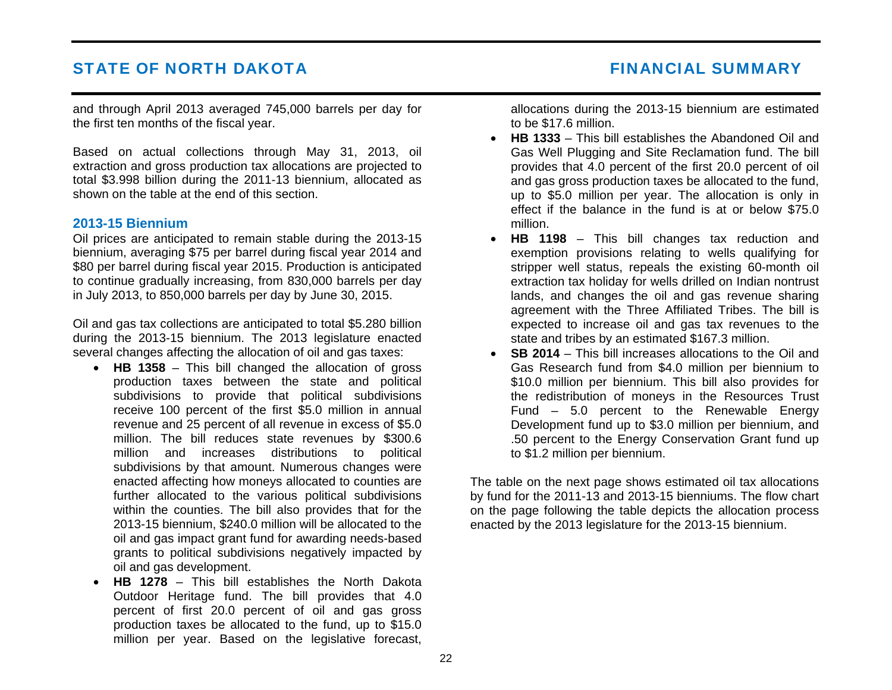and through April 2013 averaged 745,000 barrels per day for the first ten months of the fiscal year.

Based on actual collections through May 31, 2013, oil extraction and gross production tax allocations are projected to total $3.998 billion during the 2011-13 biennium, allocated as shown on the table at the end of this section.

## 2013-15 Biennium

Oil prices are anticipated to remain stable during the 2013-15 biennium, averaging $75 per barrel during fiscal year 2014 and $80 per barrel during fiscal year 2015. Production is anticipated to continue gradually increasing, from 830,000 barrels per day in July 2013, to 850,000 barrels per day by June 30, 2015.

Oil and gas tax collections are anticipated to total $5.280 billion during the 2013-15 biennium. The 2013 legislature enacted several changes affecting the allocation of oil and gas taxes:

- **HB 1358** – This bill changed the allocation of gross production taxes between the state and political subdivisions to provide that political subdivisions receive 100 percent of the first $5.0 million in annual revenue and 25 percent of all revenue in excess of $5.0 million. The bill reduces state revenues by $300.6 million and increases distributions to political subdivisions by that amount. Numerous changes were enacted affecting how moneys allocated to counties are further allocated to the various political subdivisions within the counties. The bill also provides that for the 2013-15 biennium, $240.0 million will be allocated to the oil and gas impact grant fund for awarding needs-based grants to political subdivisions negatively impacted by oil and gas development.
- **HB 1278** – This bill establishes the North Dakota Outdoor Heritage fund. The bill provides that 4.0 percent of first 20.0 percent of oil and gas gross production taxes be allocated to the fund, up to $15.0 million per year. Based on the legislative forecast, allocations during the 2013-15 biennium are estimated to be $17.6 million.
- **HB 1333** – This bill establishes the Abandoned Oil and Gas Well Plugging and Site Reclamation fund. The bill provides that 4.0 percent of the first 20.0 percent of oil and gas gross production taxes be allocated to the fund, up to $5.0 million per year. The allocation is only in effect if the balance in the fund is at or below $75.0 million.
- **HB 1198** – This bill changes tax reduction and exemption provisions relating to wells qualifying for stripper well status, repeals the existing 60-month oil extraction tax holiday for wells drilled on Indian nontrust lands, and changes the oil and gas revenue sharing agreement with the Three Affiliated Tribes. The bill is expected to increase oil and gas tax revenues to the state and tribes by an estimated $167.3 million.
- **SB 2014** – This bill increases allocations to the Oil and Gas Research fund from $4.0 million per biennium to $10.0 million per biennium. This bill also provides for the redistribution of moneys in the Resources Trust Fund – 5.0 percent to the Renewable Energy Development fund up to $3.0 million per biennium, and .50 percent to the Energy Conservation Grant fund up to $1.2 million per biennium.

The table on the next page shows estimated oil tax allocations by fund for the 2011-13 and 2013-15 bienniums. The flow chart on the page following the table depicts the allocation process enacted by the 2013 legislature for the 2013-15 biennium.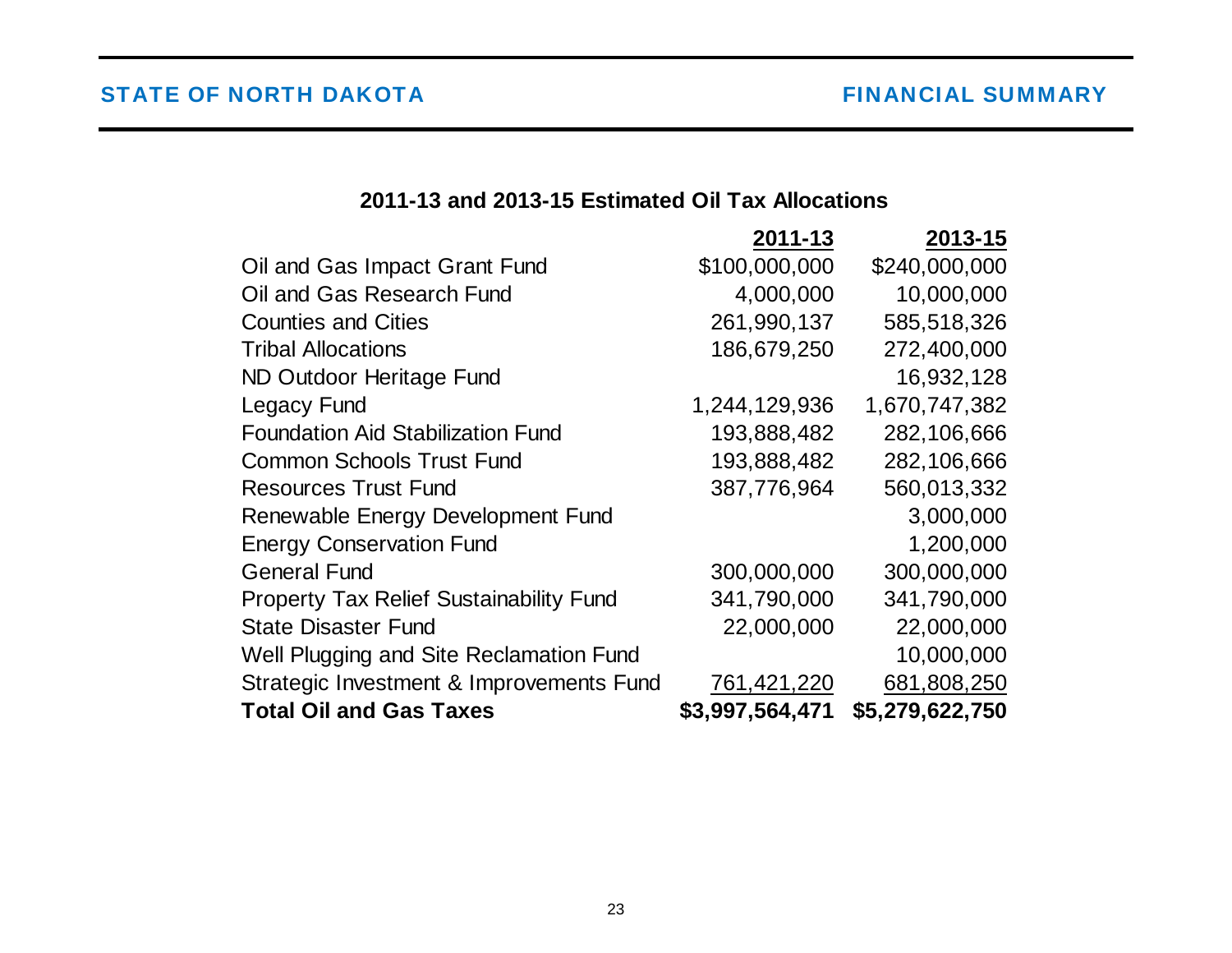## 2011-13 and 2013-15 Estimated Oil Tax Allocations

| | 2011-13 | 2013-15 |
|---|---|---|
| Oil and Gas Impact Grant Fund | $100,000,000 | $240,000,000 |
| Oil and Gas Research Fund | 4,000,000 | 10,000,000 |
| Counties and Cities | 261,990,137 | 585,518,326 |
| Tribal Allocations | 186,679,250 | 272,400,000 |
| ND Outdoor Heritage Fund | | 16,932,128 |
| Legacy Fund | 1,244,129,936 | 1,670,747,382 |
| Foundation Aid Stabilization Fund | 193,888,482 | 282,106,666 |
| Common Schools Trust Fund | 193,888,482 | 282,106,666 |
| Resources Trust Fund | 387,776,964 | 560,013,332 |
| Renewable Energy Development Fund | | 3,000,000 |
| Energy Conservation Fund | | 1,200,000 |
| General Fund | 300,000,000 | 300,000,000 |
| Property Tax Relief Sustainability Fund | 341,790,000 | 341,790,000 |
| State Disaster Fund | 22,000,000 | 22,000,000 |
| Well Plugging and Site Reclamation Fund | | 10,000,000 |
| Strategic Investment & Improvements Fund | 761,421,220 | 681,808,250 |
| **Total Oil and Gas Taxes** | **$3,997,564,471** | **$5,279,622,750** |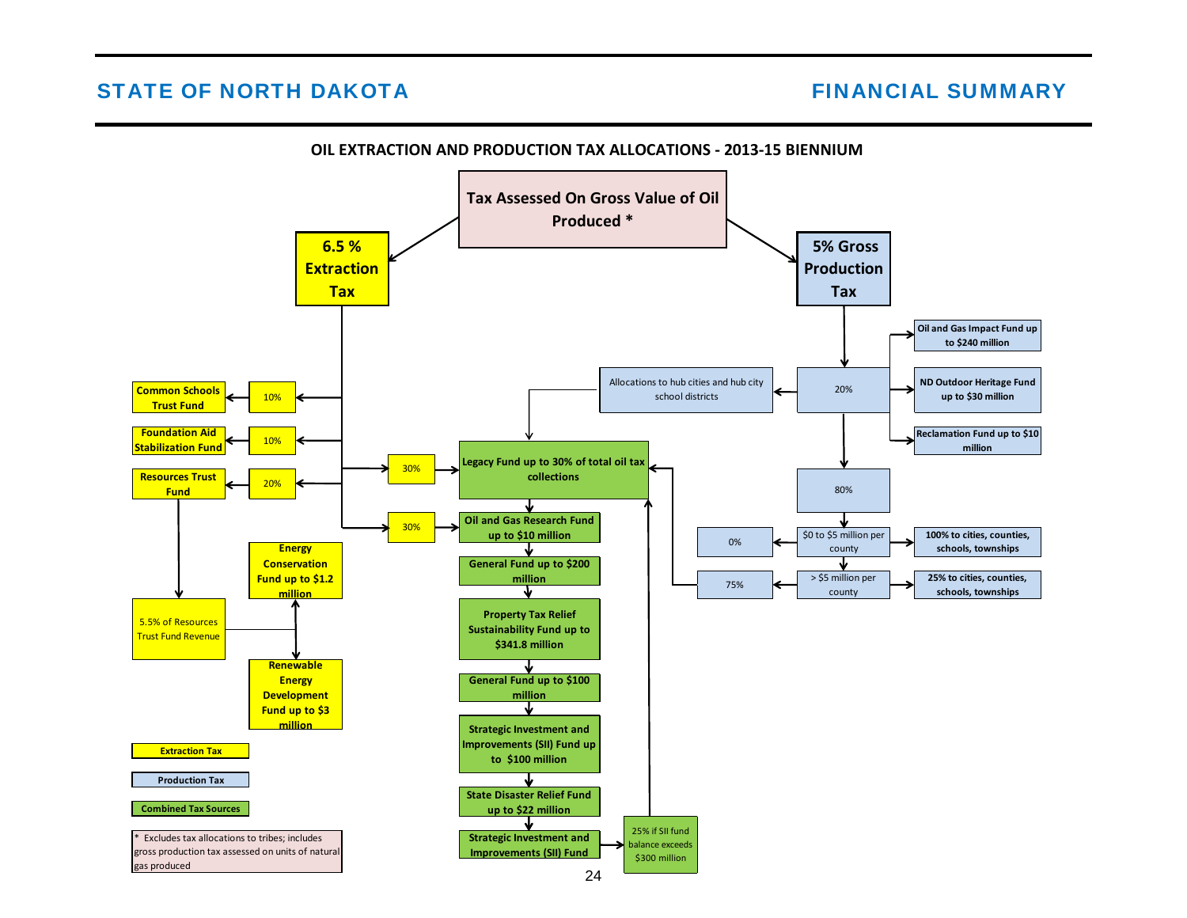## OIL EXTRACTION AND PRODUCTION TAX ALLOCATIONS - 2013-15 BIENNIUM

**Tax Assessed On Gross Value of Oil Produced ***

### 6.5 % Extraction Tax

- 10% → Common Schools Trust Fund
- 10% → Foundation Aid Stabilization Fund
- 20% → Resources Trust Fund
  - 5.5% of Resources Trust Fund Revenue
    - Energy Conservation Fund up to $1.2 million
    - Renewable Energy Development Fund up to $3 million
- 30% → Legacy Fund up to 30% of total oil tax collections
- 30% → Combined Tax Sources (in order):
  1. Oil and Gas Research Fund up to $10 million
  2. General Fund up to $200 million
  3. Property Tax Relief Sustainability Fund up to $341.8 million
  4. General Fund up to $100 million
  5. Strategic Investment and Improvements (SII) Fund up to $100 million
  6. State Disaster Relief Fund up to $22 million
  7. Strategic Investment and Improvements (SII) Fund
     - 25% if SII fund balance exceeds $300 million → Legacy Fund

### 5% Gross Production Tax

- 20%
  - Oil and Gas Impact Fund up to $240 million
  - ND Outdoor Heritage Fund up to $30 million
  - Reclamation Fund up to $10 million
  - Allocations to hub cities and hub city school districts → Legacy Fund
- 80%
  - $0 to $5 million per county
    - 0% (state)
    - 100% to cities, counties, schools, townships
  - > $5 million per county
    - 75% → Legacy Fund
    - 25% to cities, counties, schools, townships

**Legend:**

- Extraction Tax
- Production Tax
- Combined Tax Sources

\* Excludes tax allocations to tribes; includes gross production tax assessed on units of natural gas produced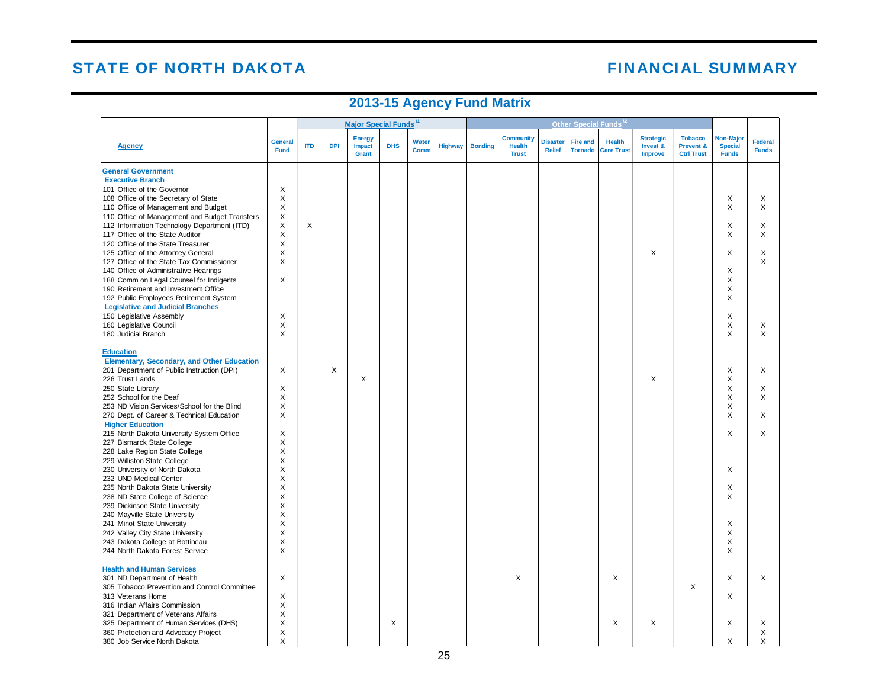# STATE OF NORTH DAKOTA — FINANCIAL SUMMARY

## 2013-15 Agency Fund Matrix

| Agency | General Fund | Major Special Funds[1] | | | | | | Other Special Funds[2] | | | | | | | Non-Major Special Funds | Federal Funds |
|---|---|---|---|---|---|---|---|---|---|---|---|---|---|---|---|---|
| | | ITD | DPI | Energy Impact Grant | DHS | Water Comm | Highway | Bonding | Community Health Trust | Disaster Relief | Fire and Tornado | Health Care Trust | Strategic Invest & Improve | Tobacco Prevent & Ctrl Trust | | |
| **General Government** | | | | | | | | | | | | | | | | |
| **Executive Branch** | | | | | | | | | | | | | | | | |
| 101 Office of the Governor | X | | | | | | | | | | | | | | | |
| 108 Office of the Secretary of State | X | | | | | | | | | | | | | | X | X |
| 110 Office of Management and Budget | X | | | | | | | | | | | | | | X | X |
| 110 Office of Management and Budget Transfers | X | | | | | | | | | | | | | | | |
| 112 Information Technology Department (ITD) | X | X | | | | | | | | | | | | | X | X |
| 117 Office of the State Auditor | X | | | | | | | | | | | | | | X | X |
| 120 Office of the State Treasurer | X | | | | | | | | | | | | | | | |
| 125 Office of the Attorney General | X | | | | | | | | | | | | X | | X | X |
| 127 Office of the State Tax Commissioner | X | | | | | | | | | | | | | | | X |
| 140 Office of Administrative Hearings | | | | | | | | | | | | | | | X | |
| 188 Comm on Legal Counsel for Indigents | X | | | | | | | | | | | | | | X | |
| 190 Retirement and Investment Office | | | | | | | | | | | | | | | X | |
| 192 Public Employees Retirement System | | | | | | | | | | | | | | | X | |
| **Legislative and Judicial Branches** | | | | | | | | | | | | | | | | |
| 150 Legislative Assembly | X | | | | | | | | | | | | | | X | |
| 160 Legislative Council | X | | | | | | | | | | | | | | X | X |
| 180 Judicial Branch | X | | | | | | | | | | | | | | X | X |
| **Education** | | | | | | | | | | | | | | | | |
| **Elementary, Secondary, and Other Education** | | | | | | | | | | | | | | | | |
| 201 Department of Public Instruction (DPI) | X | | X | | | | | | | | | | | | X | X |
| 226 Trust Lands | | | | X | | | | | | | | | X | | X | |
| 250 State Library | X | | | | | | | | | | | | | | X | X |
| 252 School for the Deaf | X | | | | | | | | | | | | | | X | X |
| 253 ND Vision Services/School for the Blind | X | | | | | | | | | | | | | | X | |
| 270 Dept. of Career & Technical Education | X | | | | | | | | | | | | | | X | X |
| **Higher Education** | | | | | | | | | | | | | | | | |
| 215 North Dakota University System Office | X | | | | | | | | | | | | | | X | X |
| 227 Bismarck State College | X | | | | | | | | | | | | | | | |
| 228 Lake Region State College | X | | | | | | | | | | | | | | | |
| 229 Williston State College | X | | | | | | | | | | | | | | | |
| 230 University of North Dakota | X | | | | | | | | | | | | | | X | |
| 232 UND Medical Center | X | | | | | | | | | | | | | | | |
| 235 North Dakota State University | X | | | | | | | | | | | | | | X | |
| 238 ND State College of Science | X | | | | | | | | | | | | | | X | |
| 239 Dickinson State University | X | | | | | | | | | | | | | | | |
| 240 Mayville State University | X | | | | | | | | | | | | | | | |
| 241 Minot State University | X | | | | | | | | | | | | | | X | |
| 242 Valley City State University | X | | | | | | | | | | | | | | X | |
| 243 Dakota College at Bottineau | X | | | | | | | | | | | | | | X | |
| 244 North Dakota Forest Service | X | | | | | | | | | | | | | | X | |
| **Health and Human Services** | | | | | | | | | | | | | | | | |
| 301 ND Department of Health | X | | | | | | | | X | | | X | | | X | X |
| 305 Tobacco Prevention and Control Committee | | | | | | | | | | | | | | X | | |
| 313 Veterans Home | X | | | | | | | | | | | | | | X | |
| 316 Indian Affairs Commission | X | | | | | | | | | | | | | | | |
| 321 Department of Veterans Affairs | X | | | | | | | | | | | | | | | |
| 325 Department of Human Services (DHS) | X | | | | X | | | | | | | X | X | | X | X |
| 360 Protection and Advocacy Project | X | | | | | | | | | | | | | | | X |
| 380 Job Service North Dakota | X | | | | | | | | | | | | | | X | X |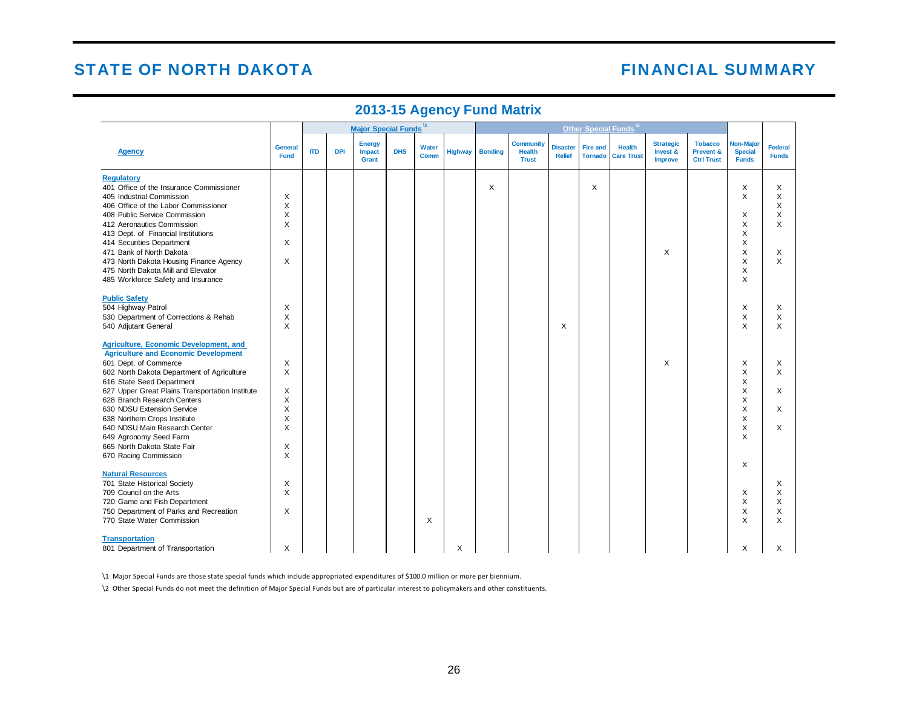## 2013-15 Agency Fund Matrix

| | | Major Special Funds \1 | | | | | | Other Special Funds \2 | | | | | | | | |
|---|---|---|---|---|---|---|---|---|---|---|---|---|---|---|---|---|
| **Agency** | **General Fund** | **ITD** | **DPI** | **Energy Impact Grant** | **DHS** | **Water Comm** | **Highway** | **Bonding** | **Community Health Trust** | **Disaster Relief** | **Fire and Tornado** | **Health Care Trust** | **Strategic Invest & Improve** | **Tobacco Prevent & Ctrl Trust** | **Non-Major Special Funds** | **Federal Funds** |
| **Regulatory** | | | | | | | | | | | | | | | | |
| 401 Office of the Insurance Commissioner | | | | | | | | X | | | X | | | | X | X |
| 405 Industrial Commission | X | | | | | | | | | | | | | | X | X |
| 406 Office of the Labor Commissioner | X | | | | | | | | | | | | | | | X |
| 408 Public Service Commission | X | | | | | | | | | | | | | | X | X |
| 412 Aeronautics Commission | X | | | | | | | | | | | | | | X | X |
| 413 Dept. of Financial Institutions | | | | | | | | | | | | | | | X | |
| 414 Securities Department | X | | | | | | | | | | | | | | X | |
| 471 Bank of North Dakota | | | | | | | | | | | | | X | | X | X |
| 473 North Dakota Housing Finance Agency | X | | | | | | | | | | | | | | X | X |
| 475 North Dakota Mill and Elevator | | | | | | | | | | | | | | | X | |
| 485 Workforce Safety and Insurance | | | | | | | | | | | | | | | X | |
| **Public Safety** | | | | | | | | | | | | | | | | |
| 504 Highway Patrol | X | | | | | | | | | | | | | | X | X |
| 530 Department of Corrections & Rehab | X | | | | | | | | | | | | | | X | X |
| 540 Adjutant General | X | | | | | | | | | X | | | | | X | X |
| **Agriculture, Economic Development, and Agriculture and Economic Development** | | | | | | | | | | | | | | | | |
| 601 Dept. of Commerce | X | | | | | | | | | | | | X | | X | X |
| 602 North Dakota Department of Agriculture | X | | | | | | | | | | | | | | X | X |
| 616 State Seed Department | | | | | | | | | | | | | | | X | |
| 627 Upper Great Plains Transportation Institute | X | | | | | | | | | | | | | | X | X |
| 628 Branch Research Centers | X | | | | | | | | | | | | | | X | |
| 630 NDSU Extension Service | X | | | | | | | | | | | | | | X | X |
| 638 Northern Crops Institute | X | | | | | | | | | | | | | | X | |
| 640 NDSU Main Research Center | X | | | | | | | | | | | | | | X | X |
| 649 Agronomy Seed Farm | | | | | | | | | | | | | | | X | |
| 665 North Dakota State Fair | X | | | | | | | | | | | | | | | |
| 670 Racing Commission | X | | | | | | | | | | | | | | X | |
| **Natural Resources** | | | | | | | | | | | | | | | | |
| 701 State Historical Society | X | | | | | | | | | | | | | | | X |
| 709 Council on the Arts | X | | | | | | | | | | | | | | X | X |
| 720 Game and Fish Department | | | | | | | | | | | | | | | X | X |
| 750 Department of Parks and Recreation | X | | | | | | | | | | | | | | X | X |
| 770 State Water Commission | | | | | | X | | | | | | | | | X | X |
| **Transportation** | | | | | | | | | | | | | | | | |
| 801 Department of Transportation | X | | | | | | X | | | | | | | | X | X |

\1 Major Special Funds are those state special funds which include appropriated expenditures of $100.0 million or more per biennium.

\2 Other Special Funds do not meet the definition of Major Special Funds but are of particular interest to policymakers and other constituents.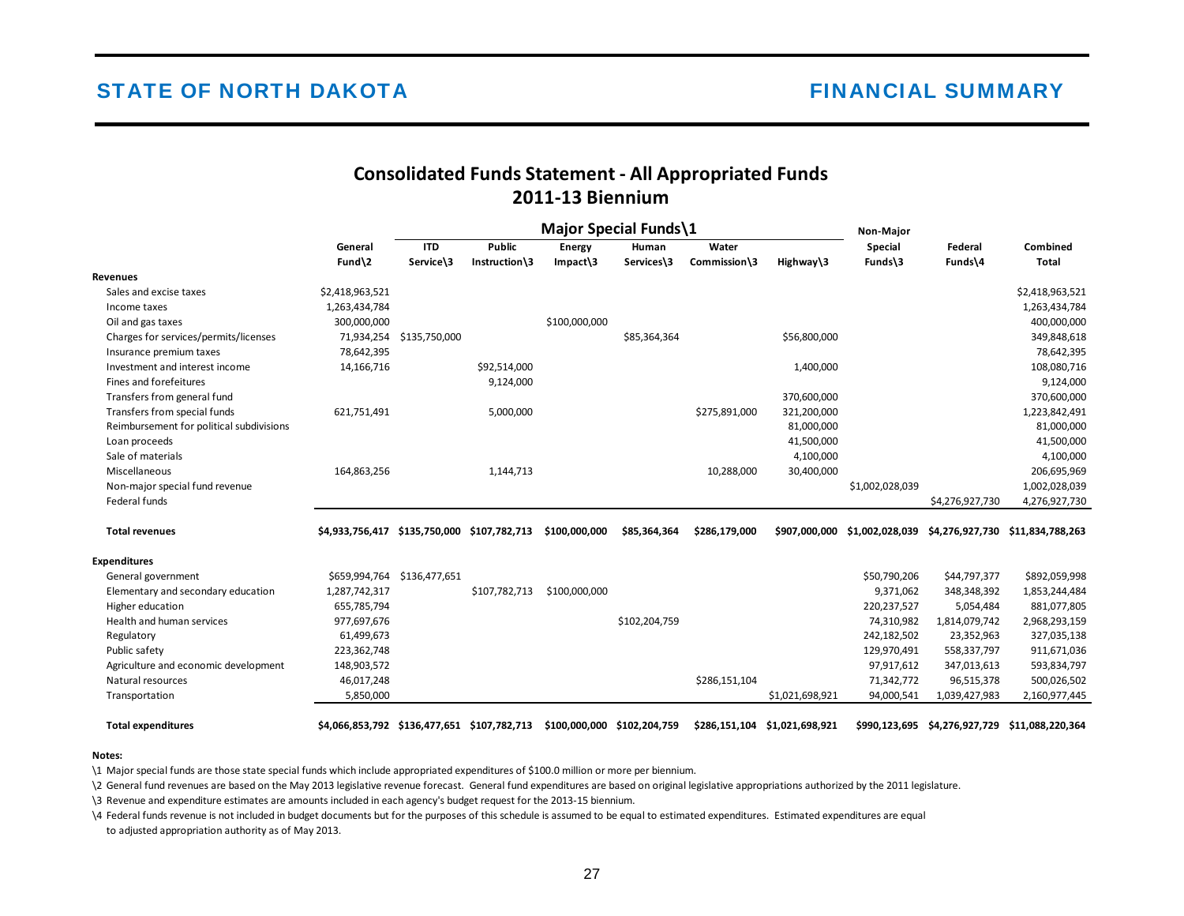# STATE OF NORTH DAKOTA

# FINANCIAL SUMMARY

## Consolidated Funds Statement - All Appropriated Funds
## 2011-13 Biennium

| | | Major Special Funds\1 | | | | | | Non-Major | | |
|---|---|---|---|---|---|---|---|---|---|---|
| | General Fund\2 | ITD Service\3 | Public Instruction\3 | Energy Impact\3 | Human Services\3 | Water Commission\3 | Highway\3 | Special Funds\3 | Federal Funds\4 | Combined Total |
| **Revenues** | | | | | | | | | | |
| Sales and excise taxes | $2,418,963,521 | | | | | | | | | $2,418,963,521 |
| Income taxes | 1,263,434,784 | | | | | | | | | 1,263,434,784 |
| Oil and gas taxes | 300,000,000 | | | $100,000,000 | | | | | | 400,000,000 |
| Charges for services/permits/licenses | 71,934,254 | $135,750,000 | | | $85,364,364 | | $56,800,000 | | | 349,848,618 |
| Insurance premium taxes | 78,642,395 | | | | | | | | | 78,642,395 |
| Investment and interest income | 14,166,716 | | $92,514,000 | | | | 1,400,000 | | | 108,080,716 |
| Fines and forefeitures | | | 9,124,000 | | | | | | | 9,124,000 |
| Transfers from general fund | | | | | | | 370,600,000 | | | 370,600,000 |
| Transfers from special funds | 621,751,491 | | 5,000,000 | | | $275,891,000 | 321,200,000 | | | 1,223,842,491 |
| Reimbursement for political subdivisions | | | | | | | 81,000,000 | | | 81,000,000 |
| Loan proceeds | | | | | | | 41,500,000 | | | 41,500,000 |
| Sale of materials | | | | | | | 4,100,000 | | | 4,100,000 |
| Miscellaneous | 164,863,256 | | 1,144,713 | | | 10,288,000 | 30,400,000 | | | 206,695,969 |
| Non-major special fund revenue | | | | | | | | $1,002,028,039 | | 1,002,028,039 |
| Federal funds | | | | | | | | | $4,276,927,730 | 4,276,927,730 |
| **Total revenues** | **$4,933,756,417** | **$135,750,000** | **$107,782,713** | **$100,000,000** | **$85,364,364** | **$286,179,000** | **$907,000,000** | **$1,002,028,039** | **$4,276,927,730** | **$11,834,788,263** |
| **Expenditures** | | | | | | | | | | |
| General government | $659,994,764 | $136,477,651 | | | | | | $50,790,206 | $44,797,377 | $892,059,998 |
| Elementary and secondary education | 1,287,742,317 | | $107,782,713 | $100,000,000 | | | | 9,371,062 | 348,348,392 | 1,853,244,484 |
| Higher education | 655,785,794 | | | | | | | 220,237,527 | 5,054,484 | 881,077,805 |
| Health and human services | 977,697,676 | | | | $102,204,759 | | | 74,310,982 | 1,814,079,742 | 2,968,293,159 |
| Regulatory | 61,499,673 | | | | | | | 242,182,502 | 23,352,963 | 327,035,138 |
| Public safety | 223,362,748 | | | | | | | 129,970,491 | 558,337,797 | 911,671,036 |
| Agriculture and economic development | 148,903,572 | | | | | | | 97,917,612 | 347,013,613 | 593,834,797 |
| Natural resources | 46,017,248 | | | | | $286,151,104 | | 71,342,772 | 96,515,378 | 500,026,502 |
| Transportation | 5,850,000 | | | | | | $1,021,698,921 | 94,000,541 | 1,039,427,983 | 2,160,977,445 |
| **Total expenditures** | **$4,066,853,792** | **$136,477,651** | **$107,782,713** | **$100,000,000** | **$102,204,759** | **$286,151,104** | **$1,021,698,921** | **$990,123,695** | **$4,276,927,729** | **$11,088,220,364** |

**Notes:**

\1 Major special funds are those state special funds which include appropriated expenditures of $100.0 million or more per biennium.

\2 General fund revenues are based on the May 2013 legislative revenue forecast. General fund expenditures are based on original legislative appropriations authorized by the 2011 legislature.

\3 Revenue and expenditure estimates are amounts included in each agency's budget request for the 2013-15 biennium.

\4 Federal funds revenue is not included in budget documents but for the purposes of this schedule is assumed to be equal to estimated expenditures. Estimated expenditures are equal to adjusted appropriation authority as of May 2013.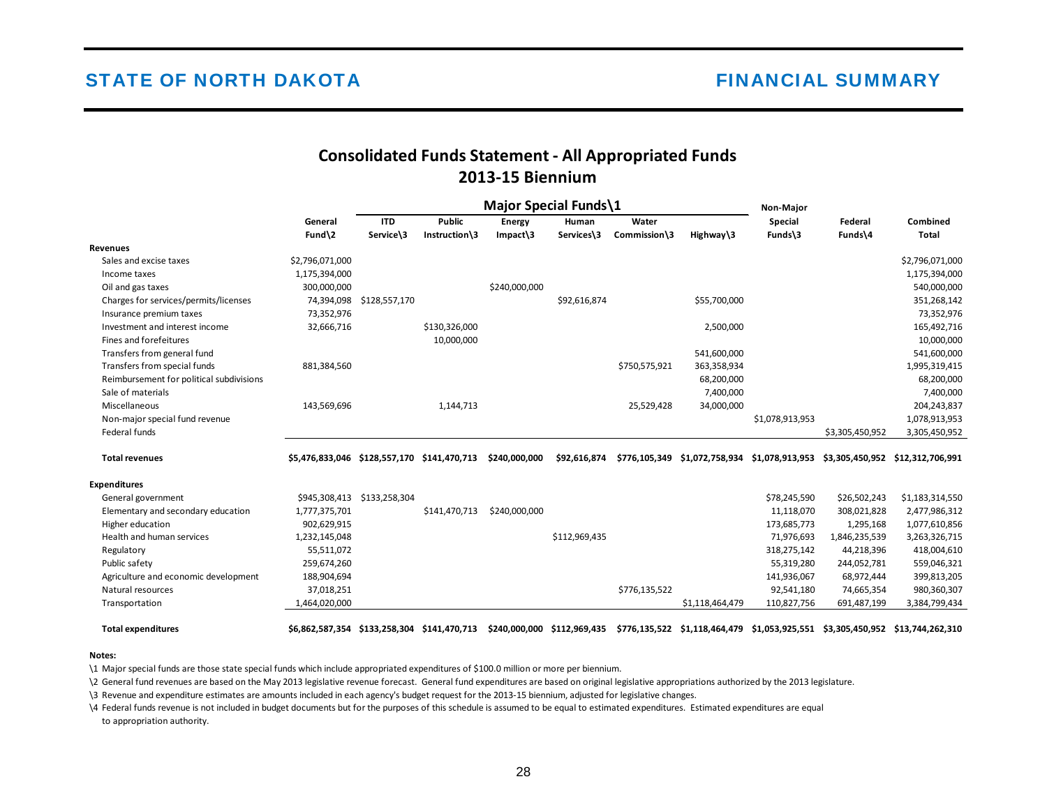## Consolidated Funds Statement - All Appropriated Funds
## 2013-15 Biennium

| | General Fund\2 | Major Special Funds\1 ITD Service\3 | Public Instruction\3 | Energy Impact\3 | Human Services\3 | Water Commission\3 | Highway\3 | Non-Major Special Funds\3 | Federal Funds\4 | Combined Total |
|---|---|---|---|---|---|---|---|---|---|---|
| **Revenues** | | | | | | | | | | |
| Sales and excise taxes | $2,796,071,000 | | | | | | | | | $2,796,071,000 |
| Income taxes | 1,175,394,000 | | | | | | | | | 1,175,394,000 |
| Oil and gas taxes | 300,000,000 | | | $240,000,000 | | | | | | 540,000,000 |
| Charges for services/permits/licenses | 74,394,098 | $128,557,170 | | | $92,616,874 | | $55,700,000 | | | 351,268,142 |
| Insurance premium taxes | 73,352,976 | | | | | | | | | 73,352,976 |
| Investment and interest income | 32,666,716 | | $130,326,000 | | | | 2,500,000 | | | 165,492,716 |
| Fines and forefeitures | | | 10,000,000 | | | | | | | 10,000,000 |
| Transfers from general fund | | | | | | | 541,600,000 | | | 541,600,000 |
| Transfers from special funds | 881,384,560 | | | | | $750,575,921 | 363,358,934 | | | 1,995,319,415 |
| Reimbursement for political subdivisions | | | | | | | 68,200,000 | | | 68,200,000 |
| Sale of materials | | | | | | | 7,400,000 | | | 7,400,000 |
| Miscellaneous | 143,569,696 | | 1,144,713 | | | 25,529,428 | 34,000,000 | | | 204,243,837 |
| Non-major special fund revenue | | | | | | | | $1,078,913,953 | | 1,078,913,953 |
| Federal funds | | | | | | | | | $3,305,450,952 | 3,305,450,952 |
| **Total revenues** | **$5,476,833,046** | **$128,557,170** | **$141,470,713** | **$240,000,000** | **$92,616,874** | **$776,105,349** | **$1,072,758,934** | **$1,078,913,953** | **$3,305,450,952** | **$12,312,706,991** |
| **Expenditures** | | | | | | | | | | |
| General government | $945,308,413 | $133,258,304 | | | | | | $78,245,590 | $26,502,243 | $1,183,314,550 |
| Elementary and secondary education | 1,777,375,701 | | $141,470,713 | $240,000,000 | | | | 11,118,070 | 308,021,828 | 2,477,986,312 |
| Higher education | 902,629,915 | | | | | | | 173,685,773 | 1,295,168 | 1,077,610,856 |
| Health and human services | 1,232,145,048 | | | | $112,969,435 | | | 71,976,693 | 1,846,235,539 | 3,263,326,715 |
| Regulatory | 55,511,072 | | | | | | | 318,275,142 | 44,218,396 | 418,004,610 |
| Public safety | 259,674,260 | | | | | | | 55,319,280 | 244,052,781 | 559,046,321 |
| Agriculture and economic development | 188,904,694 | | | | | | | 141,936,067 | 68,972,444 | 399,813,205 |
| Natural resources | 37,018,251 | | | | | $776,135,522 | | 92,541,180 | 74,665,354 | 980,360,307 |
| Transportation | 1,464,020,000 | | | | | | $1,118,464,479 | 110,827,756 | 691,487,199 | 3,384,799,434 |
| **Total expenditures** | **$6,862,587,354** | **$133,258,304** | **$141,470,713** | **$240,000,000** | **$112,969,435** | **$776,135,522** | **$1,118,464,479** | **$1,053,925,551** | **$3,305,450,952** | **$13,744,262,310** |

**Notes:**

\1 Major special funds are those state special funds which include appropriated expenditures of $100.0 million or more per biennium.

\2 General fund revenues are based on the May 2013 legislative revenue forecast. General fund expenditures are based on original legislative appropriations authorized by the 2013 legislature.

\3 Revenue and expenditure estimates are amounts included in each agency's budget request for the 2013-15 biennium, adjusted for legislative changes.

\4 Federal funds revenue is not included in budget documents but for the purposes of this schedule is assumed to be equal to estimated expenditures. Estimated expenditures are equal to appropriation authority.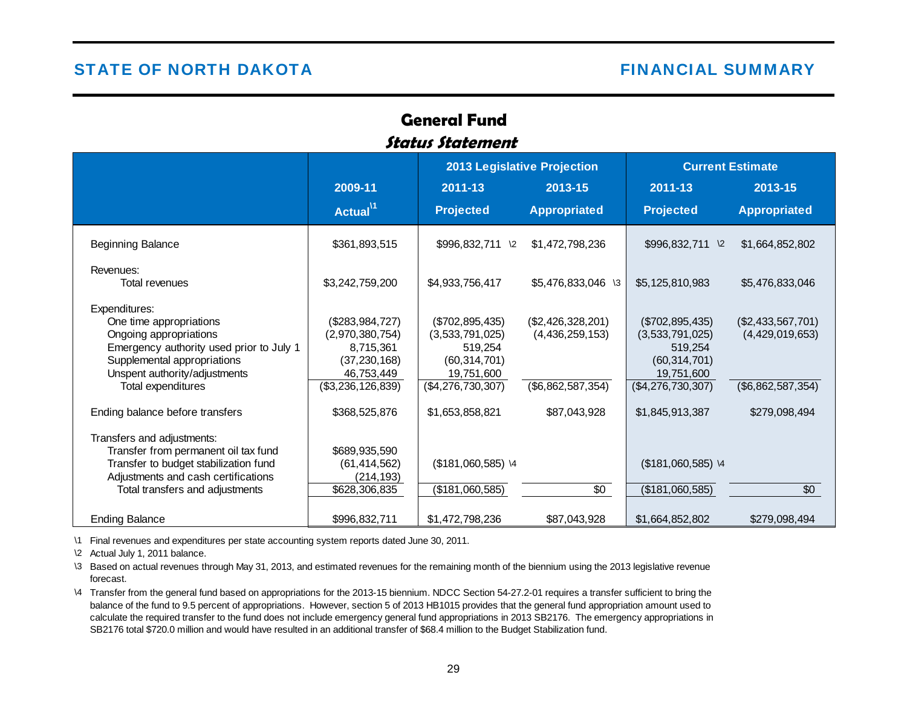## General Fund

### *Status Statement*

| | 2009-11 | 2013 Legislative Projection | | Current Estimate | |
|---|---|---|---|---|---|
| | | 2011-13 | 2013-15 | 2011-13 | 2013-15 |
| | Actual \1 | Projected | Appropriated | Projected | Appropriated |
| Beginning Balance | $361,893,515 | $996,832,711 \2 | $1,472,798,236 | $996,832,711 \2 | $1,664,852,802 |
| Revenues: | | | | | |
| Total revenues | $3,242,759,200 | $4,933,756,417 | $5,476,833,046 \3 | $5,125,810,983 | $5,476,833,046 |
| Expenditures: | | | | | |
| One time appropriations | ($283,984,727) | ($702,895,435) | ($2,426,328,201) | ($702,895,435) | ($2,433,567,701) |
| Ongoing appropriations | (2,970,380,754) | (3,533,791,025) | (4,436,259,153) | (3,533,791,025) | (4,429,019,653) |
| Emergency authority used prior to July 1 | 8,715,361 | 519,254 | | 519,254 | |
| Supplemental appropriations | (37,230,168) | (60,314,701) | | (60,314,701) | |
| Unspent authority/adjustments | 46,753,449 | 19,751,600 | | 19,751,600 | |
| Total expenditures | ($3,236,126,839) | ($4,276,730,307) | ($6,862,587,354) | ($4,276,730,307) | ($6,862,587,354) |
| Ending balance before transfers | $368,525,876 | $1,653,858,821 | $87,043,928 | $1,845,913,387 | $279,098,494 |
| Transfers and adjustments: | | | | | |
| Transfer from permanent oil tax fund | $689,935,590 | | | | |
| Transfer to budget stabilization fund | (61,414,562) | ($181,060,585) \4 | | ($181,060,585) \4 | |
| Adjustments and cash certifications | (214,193) | | | | |
| Total transfers and adjustments | $628,306,835 | ($181,060,585) | $0 | ($181,060,585) | $0 |
| Ending Balance | $996,832,711 | $1,472,798,236 | $87,043,928 | $1,664,852,802 | $279,098,494 |

\1 Final revenues and expenditures per state accounting system reports dated June 30, 2011.

\2 Actual July 1, 2011 balance.

\3 Based on actual revenues through May 31, 2013, and estimated revenues for the remaining month of the biennium using the 2013 legislative revenue forecast.

\4 Transfer from the general fund based on appropriations for the 2013-15 biennium. NDCC Section 54-27.2-01 requires a transfer sufficient to bring the balance of the fund to 9.5 percent of appropriations. However, section 5 of 2013 HB1015 provides that the general fund appropriation amount used to calculate the required transfer to the fund does not include emergency general fund appropriations in 2013 SB2176. The emergency appropriations in SB2176 total $720.0 million and would have resulted in an additional transfer of $68.4 million to the Budget Stabilization fund.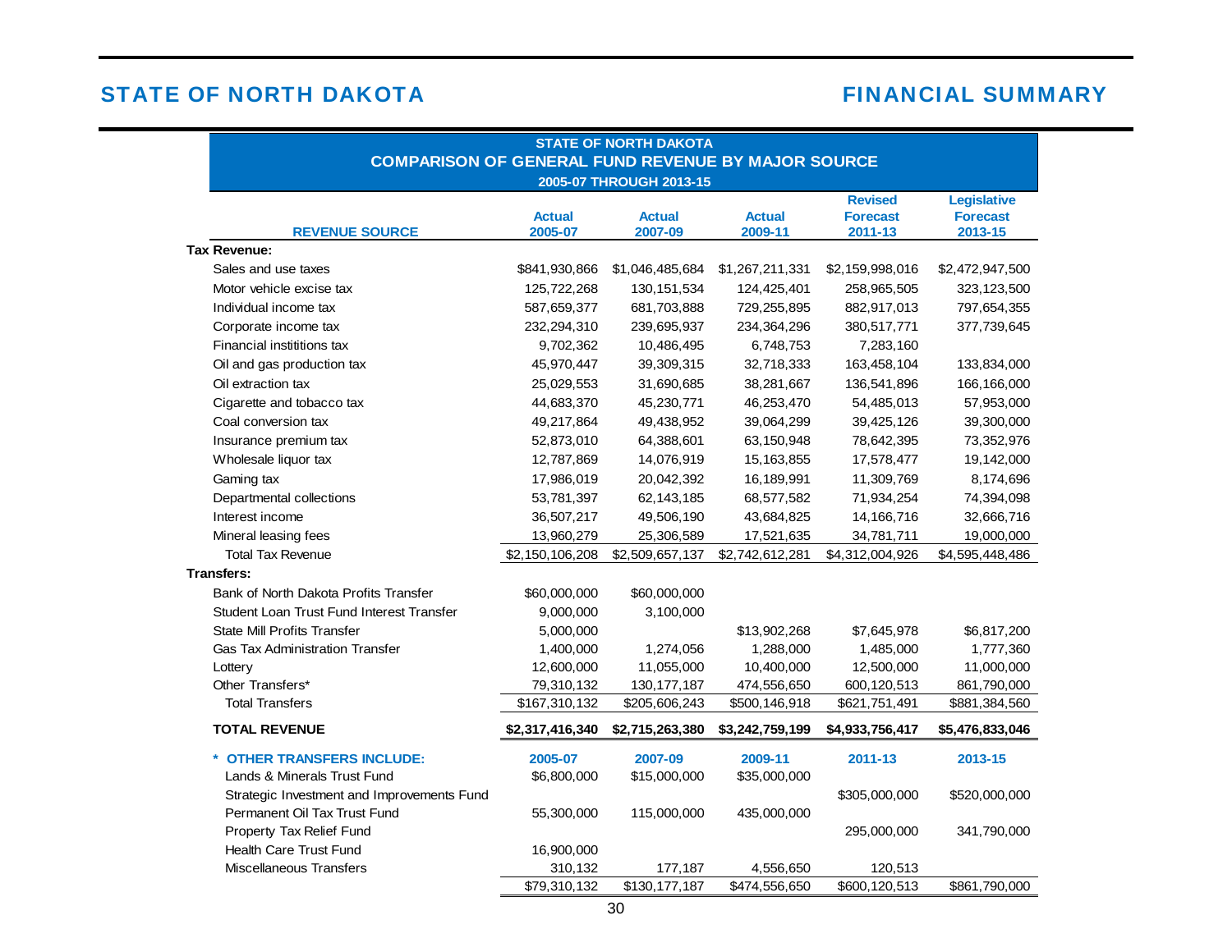## STATE OF NORTH DAKOTA — COMPARISON OF GENERAL FUND REVENUE BY MAJOR SOURCE

### 2005-07 THROUGH 2013-15

| REVENUE SOURCE | Actual 2005-07 | Actual 2007-09 | Actual 2009-11 | Revised Forecast 2011-13 | Legislative Forecast 2013-15 |
|---|---|---|---|---|---|
| **Tax Revenue:** | | | | | |
| Sales and use taxes | $841,930,866 | $1,046,485,684 | $1,267,211,331 | $2,159,998,016 | $2,472,947,500 |
| Motor vehicle excise tax | 125,722,268 | 130,151,534 | 124,425,401 | 258,965,505 | 323,123,500 |
| Individual income tax | 587,659,377 | 681,703,888 | 729,255,895 | 882,917,013 | 797,654,355 |
| Corporate income tax | 232,294,310 | 239,695,937 | 234,364,296 | 380,517,771 | 377,739,645 |
| Financial instititions tax | 9,702,362 | 10,486,495 | 6,748,753 | 7,283,160 | |
| Oil and gas production tax | 45,970,447 | 39,309,315 | 32,718,333 | 163,458,104 | 133,834,000 |
| Oil extraction tax | 25,029,553 | 31,690,685 | 38,281,667 | 136,541,896 | 166,166,000 |
| Cigarette and tobacco tax | 44,683,370 | 45,230,771 | 46,253,470 | 54,485,013 | 57,953,000 |
| Coal conversion tax | 49,217,864 | 49,438,952 | 39,064,299 | 39,425,126 | 39,300,000 |
| Insurance premium tax | 52,873,010 | 64,388,601 | 63,150,948 | 78,642,395 | 73,352,976 |
| Wholesale liquor tax | 12,787,869 | 14,076,919 | 15,163,855 | 17,578,477 | 19,142,000 |
| Gaming tax | 17,986,019 | 20,042,392 | 16,189,991 | 11,309,769 | 8,174,696 |
| Departmental collections | 53,781,397 | 62,143,185 | 68,577,582 | 71,934,254 | 74,394,098 |
| Interest income | 36,507,217 | 49,506,190 | 43,684,825 | 14,166,716 | 32,666,716 |
| Mineral leasing fees | 13,960,279 | 25,306,589 | 17,521,635 | 34,781,711 | 19,000,000 |
| Total Tax Revenue | $2,150,106,208 | $2,509,657,137 | $2,742,612,281 | $4,312,004,926 | $4,595,448,486 |
| **Transfers:** | | | | | |
| Bank of North Dakota Profits Transfer | $60,000,000 | $60,000,000 | | | |
| Student Loan Trust Fund Interest Transfer | 9,000,000 | 3,100,000 | | | |
| State Mill Profits Transfer | 5,000,000 | | $13,902,268 | $7,645,978 | $6,817,200 |
| Gas Tax Administration Transfer | 1,400,000 | 1,274,056 | 1,288,000 | 1,485,000 | 1,777,360 |
| Lottery | 12,600,000 | 11,055,000 | 10,400,000 | 12,500,000 | 11,000,000 |
| Other Transfers* | 79,310,132 | 130,177,187 | 474,556,650 | 600,120,513 | 861,790,000 |
| Total Transfers | $167,310,132 | $205,606,243 | $500,146,918 | $621,751,491 | $881,384,560 |
| **TOTAL REVENUE** | **$2,317,416,340** | **$2,715,263,380** | **$3,242,759,199** | **$4,933,756,417** | **$5,476,833,046** |

| * OTHER TRANSFERS INCLUDE: | 2005-07 | 2007-09 | 2009-11 | 2011-13 | 2013-15 |
|---|---|---|---|---|---|
| Lands & Minerals Trust Fund | $6,800,000 | $15,000,000 | $35,000,000 | | |
| Strategic Investment and Improvements Fund | | | | $305,000,000 | $520,000,000 |
| Permanent Oil Tax Trust Fund | 55,300,000 | 115,000,000 | 435,000,000 | | |
| Property Tax Relief Fund | | | | 295,000,000 | 341,790,000 |
| Health Care Trust Fund | 16,900,000 | | | | |
| Miscellaneous Transfers | 310,132 | 177,187 | 4,556,650 | 120,513 | |
| | $79,310,132 | $130,177,187 | $474,556,650 | $600,120,513 | $861,790,000 |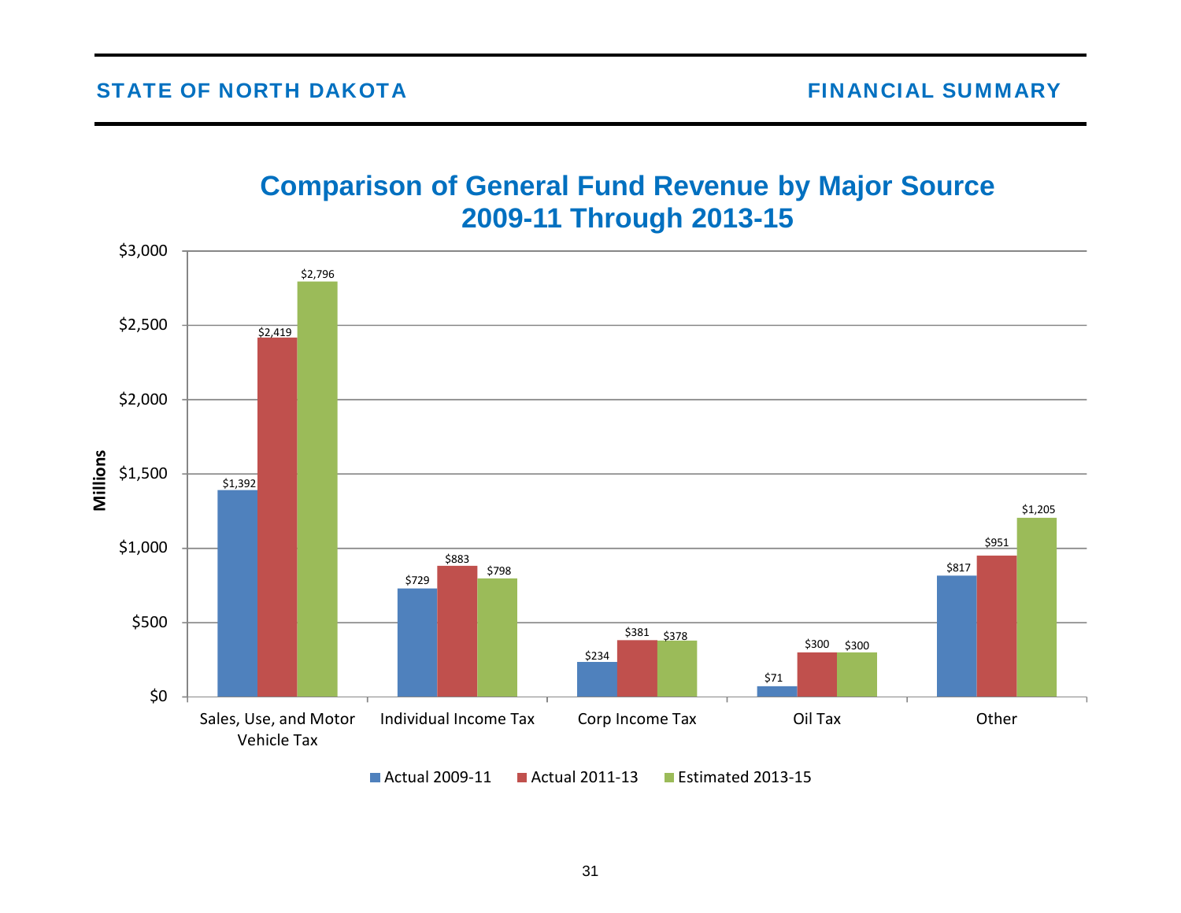## Comparison of General Fund Revenue by Major Source
## 2009-11 Through 2013-15

(Millions)

| | Actual 2009-11 | Actual 2011-13 | Estimated 2013-15 |
|---|---|---|---|
| Sales, Use, and Motor Vehicle Tax | $1,392 | $2,419 | $2,796 |
| Individual Income Tax | $729 | $883 | $798 |
| Corp Income Tax | $234 | $381 | $378 |
| Oil Tax | $71 | $300 | $300 |
| Other | $817 | $951 | $1,205 |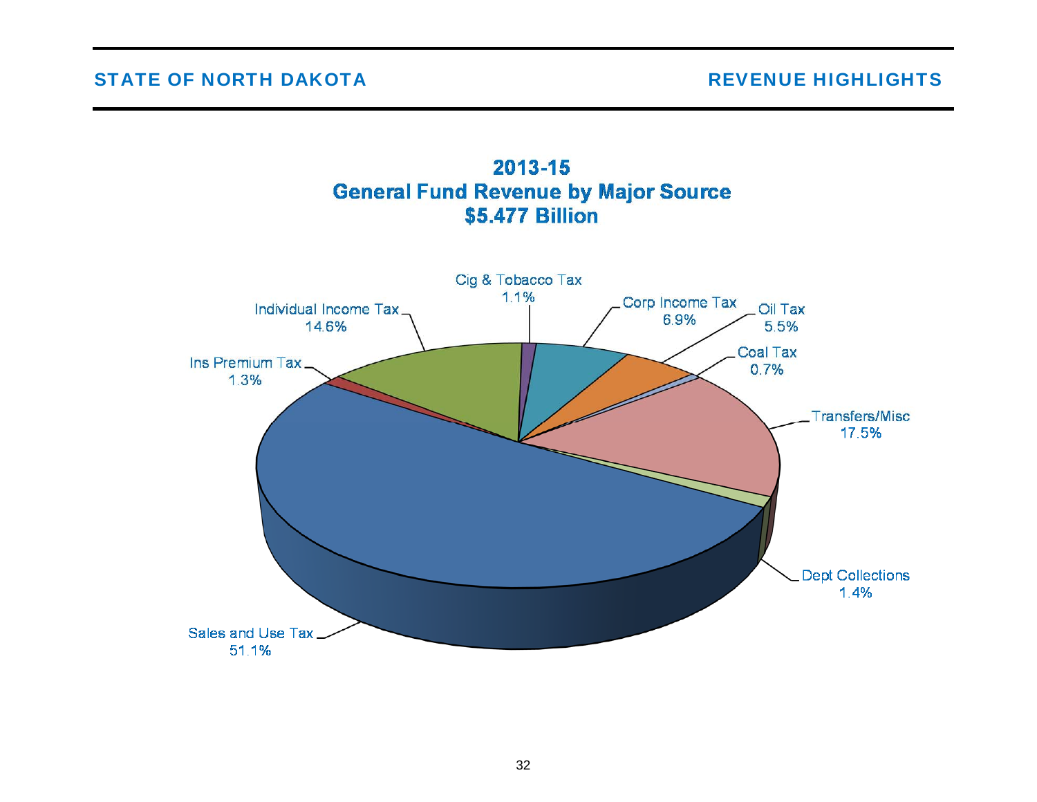## 2013-15
## General Fund Revenue by Major Source
## $5.477 Billion

| Source | Percent |
|---|---|
| Sales and Use Tax | 51.1% |
| Transfers/Misc | 17.5% |
| Individual Income Tax | 14.6% |
| Corp Income Tax | 6.9% |
| Oil Tax | 5.5% |
| Dept Collections | 1.4% |
| Ins Premium Tax | 1.3% |
| Cig & Tobacco Tax | 1.1% |
| Coal Tax | 0.7% |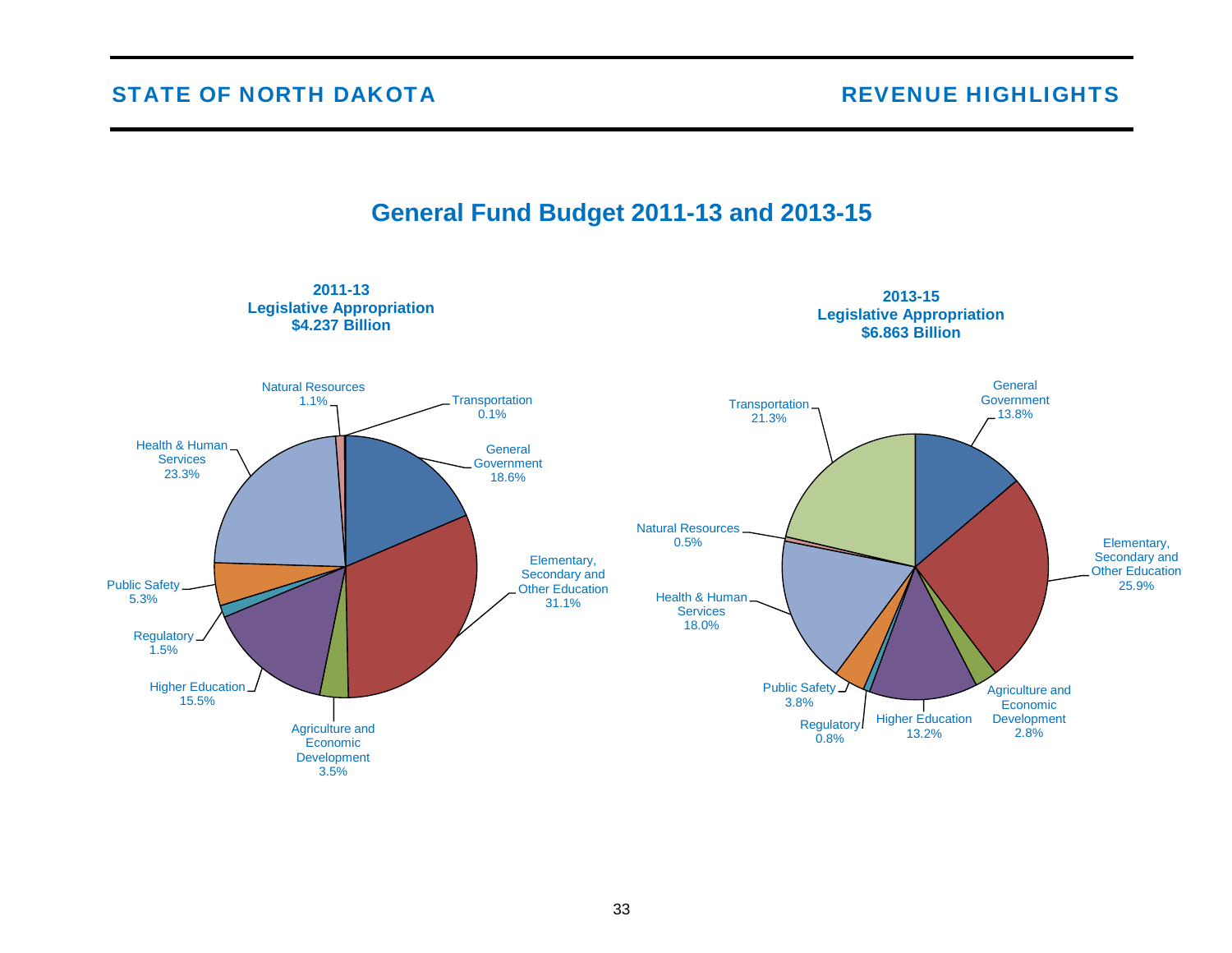# General Fund Budget 2011-13 and 2013-15

**2011-13**
**Legislative Appropriation**
**$4.237 Billion**

| Category | Percent |
|---|---|
| General Government | 18.6% |
| Elementary, Secondary and Other Education | 31.1% |
| Agriculture and Economic Development | 3.5% |
| Higher Education | 15.5% |
| Regulatory | 1.5% |
| Public Safety | 5.3% |
| Health & Human Services | 23.3% |
| Natural Resources | 1.1% |
| Transportation | 0.1% |

**2013-15**
**Legislative Appropriation**
**$6.863 Billion**

| Category | Percent |
|---|---|
| General Government | 13.8% |
| Elementary, Secondary and Other Education | 25.9% |
| Agriculture and Economic Development | 2.8% |
| Higher Education | 13.2% |
| Regulatory | 0.8% |
| Public Safety | 3.8% |
| Health & Human Services | 18.0% |
| Natural Resources | 0.5% |
| Transportation | 21.3% |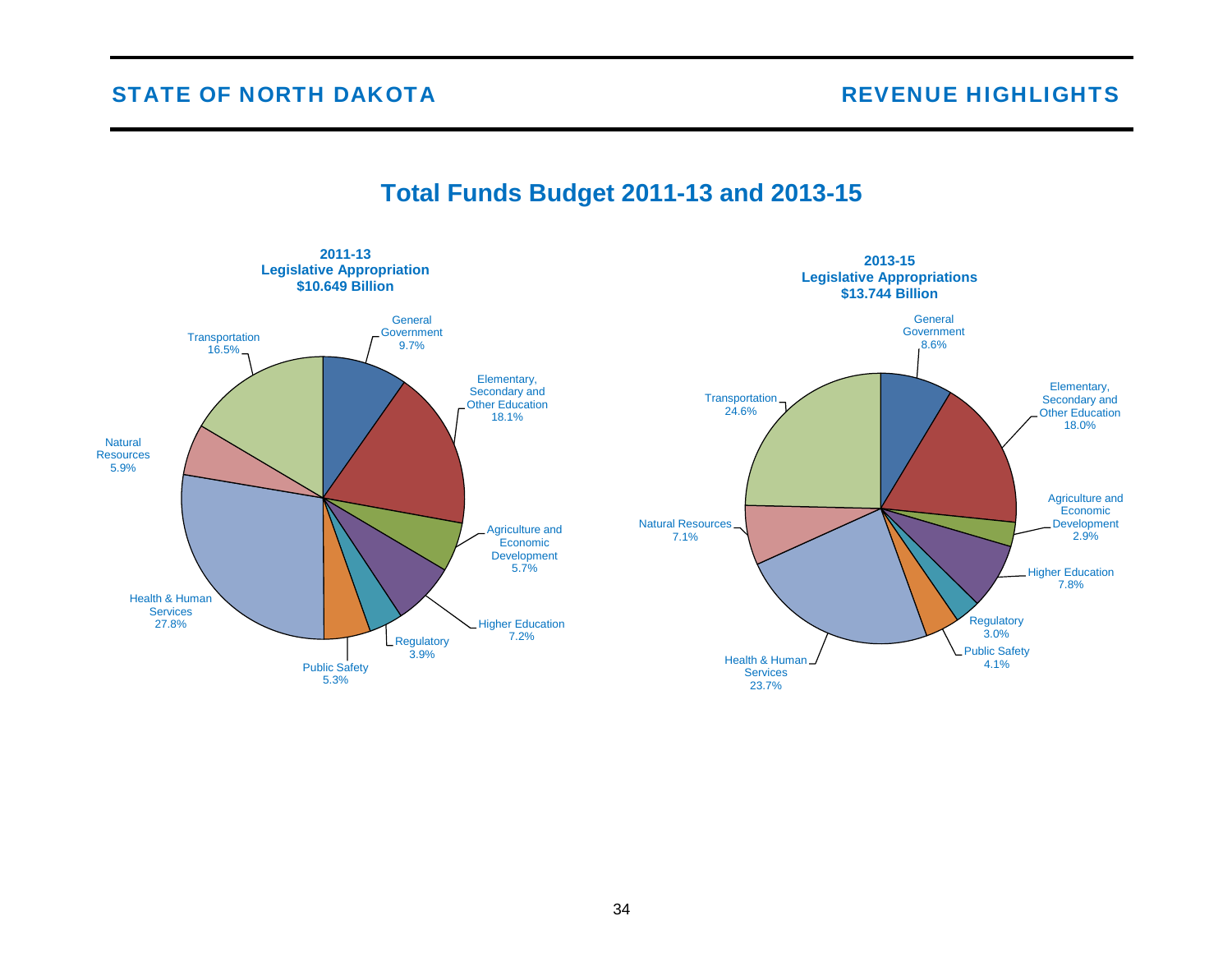# Total Funds Budget 2011-13 and 2013-15

**2011-13**
**Legislative Appropriation**
**$10.649 Billion**

General Government 9.7%
Elementary, Secondary and Other Education 18.1%
Agriculture and Economic Development 5.7%
Higher Education 7.2%
Regulatory 3.9%
Public Safety 5.3%
Health & Human Services 27.8%
Natural Resources 5.9%
Transportation 16.5%

**2013-15**
**Legislative Appropriations**
**$13.744 Billion**

General Government 8.6%
Elementary, Secondary and Other Education 18.0%
Agriculture and Economic Development 2.9%
Higher Education 7.8%
Regulatory 3.0%
Public Safety 4.1%
Health & Human Services 23.7%
Natural Resources 7.1%
Transportation 24.6%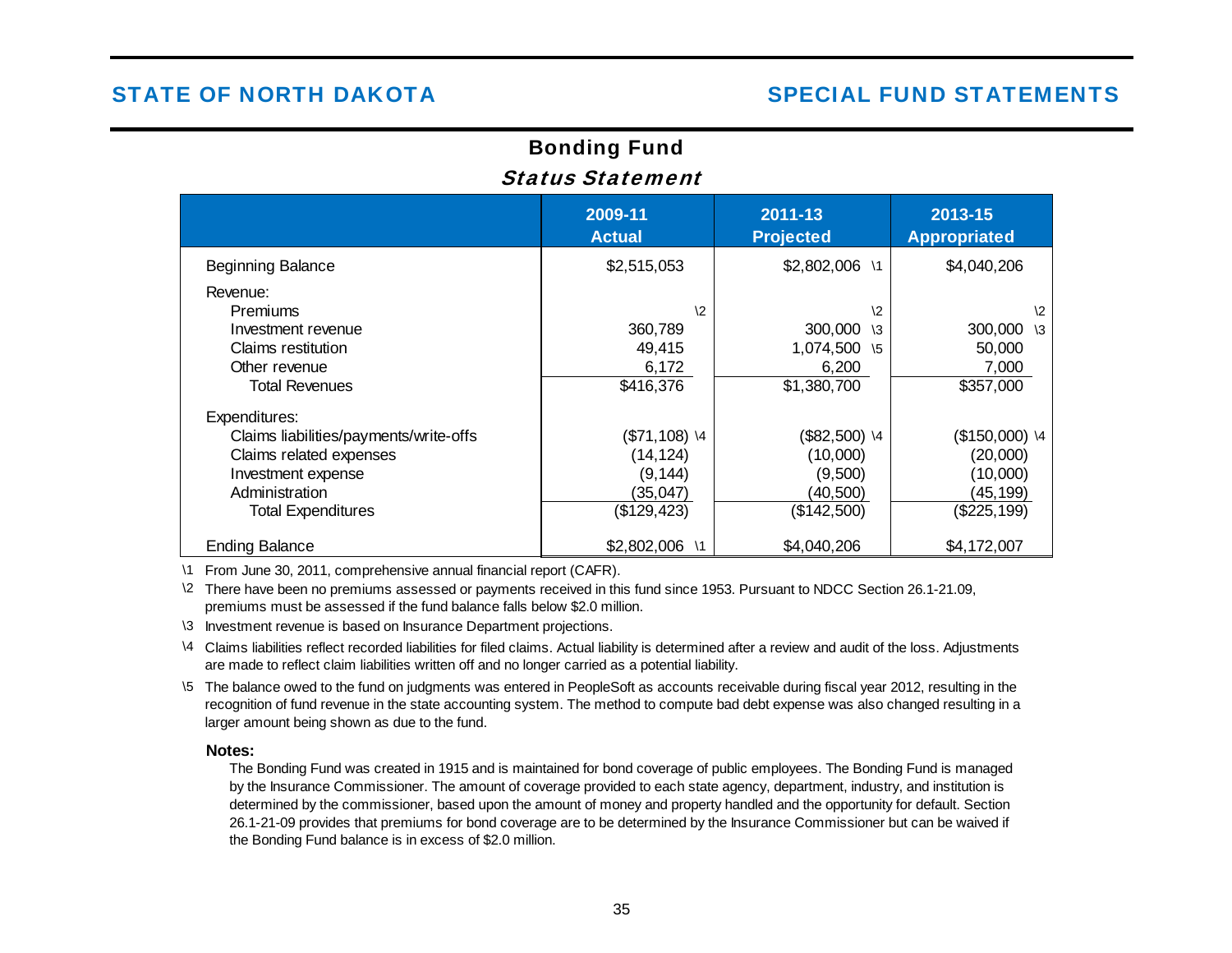# Bonding Fund

## *Status Statement*

| | 2009-11 Actual | 2011-13 Projected | 2013-15 Appropriated |
|---|---|---|---|
| Beginning Balance | $2,515,053 | $2,802,006 \1 | $4,040,206 |
| Revenue: | | | |
| Premiums | \2 | \2 | \2 |
| Investment revenue | 360,789 | 300,000 \3 | 300,000 \3 |
| Claims restitution | 49,415 | 1,074,500 \5 | 50,000 |
| Other revenue | 6,172 | 6,200 | 7,000 |
| Total Revenues | $416,376 | $1,380,700 | $357,000 |
| Expenditures: | | | |
| Claims liabilities/payments/write-offs | ($71,108) \4 | ($82,500) \4 | ($150,000) \4 |
| Claims related expenses | (14,124) | (10,000) | (20,000) |
| Investment expense | (9,144) | (9,500) | (10,000) |
| Administration | (35,047) | (40,500) | (45,199) |
| Total Expenditures | ($129,423) | ($142,500) | ($225,199) |
| Ending Balance | $2,802,006 \1 | $4,040,206 | $4,172,007 |

\1 From June 30, 2011, comprehensive annual financial report (CAFR).

\2 There have been no premiums assessed or payments received in this fund since 1953. Pursuant to NDCC Section 26.1-21.09, premiums must be assessed if the fund balance falls below $2.0 million.

\3 Investment revenue is based on Insurance Department projections.

\4 Claims liabilities reflect recorded liabilities for filed claims. Actual liability is determined after a review and audit of the loss. Adjustments are made to reflect claim liabilities written off and no longer carried as a potential liability.

\5 The balance owed to the fund on judgments was entered in PeopleSoft as accounts receivable during fiscal year 2012, resulting in the recognition of fund revenue in the state accounting system. The method to compute bad debt expense was also changed resulting in a larger amount being shown as due to the fund.

**Notes:**

The Bonding Fund was created in 1915 and is maintained for bond coverage of public employees. The Bonding Fund is managed by the Insurance Commissioner. The amount of coverage provided to each state agency, department, industry, and institution is determined by the commissioner, based upon the amount of money and property handled and the opportunity for default. Section 26.1-21-09 provides that premiums for bond coverage are to be determined by the Insurance Commissioner but can be waived if the Bonding Fund balance is in excess of $2.0 million.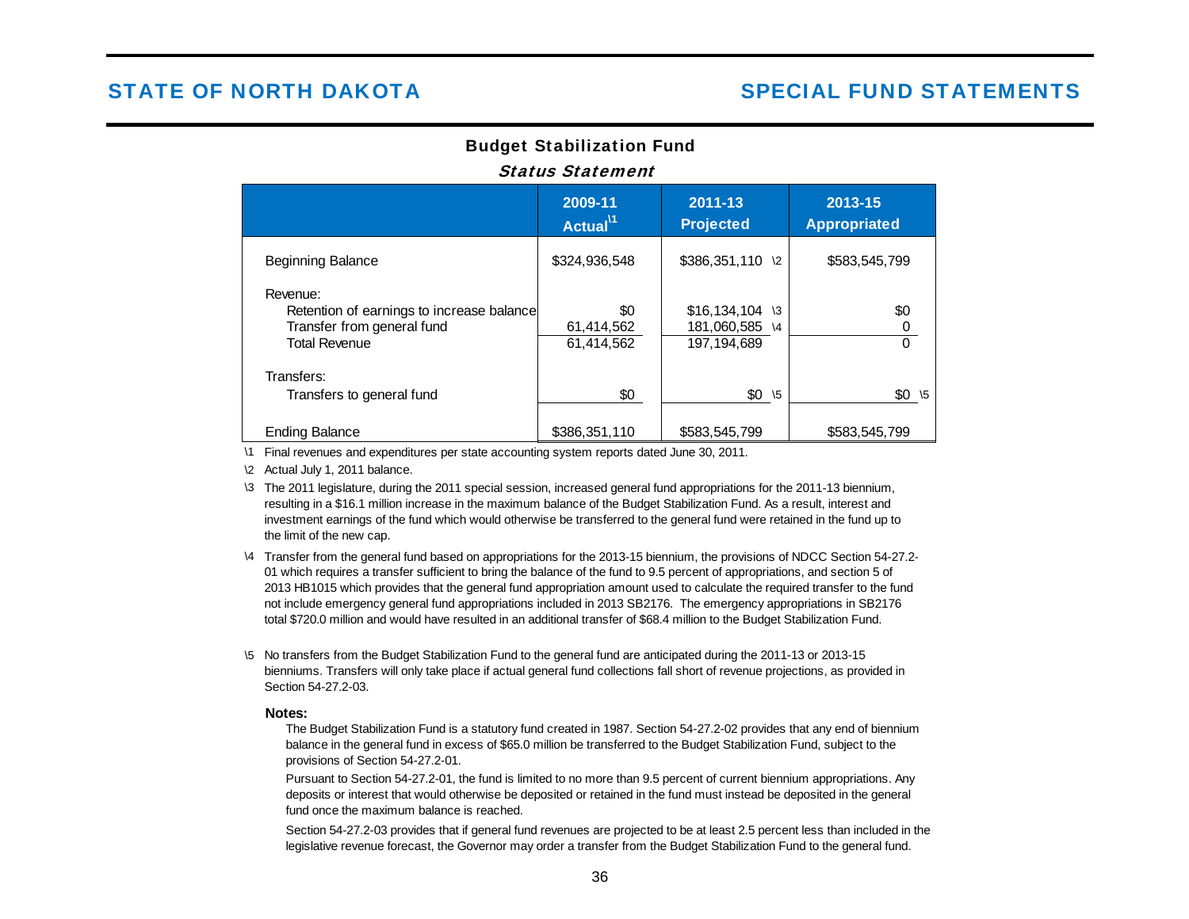# STATE OF NORTH DAKOTA

# SPECIAL FUND STATEMENTS

## Budget Stabilization Fund

### *Status Statement*

| | 2009-11 Actual \1 | 2011-13 Projected | 2013-15 Appropriated |
|---|---|---|---|
| Beginning Balance | $324,936,548 | $386,351,110 \2 | $583,545,799 |
| Revenue: | | | |
| Retention of earnings to increase balance | $0 | $16,134,104 \3 | $0 |
| Transfer from general fund | 61,414,562 | 181,060,585 \4 | 0 |
| Total Revenue | 61,414,562 | 197,194,689 | 0 |
| Transfers: | | | |
| Transfers to general fund | $0 | $0 \5 | $0 \5 |
| Ending Balance | $386,351,110 | $583,545,799 | $583,545,799 |

\1 Final revenues and expenditures per state accounting system reports dated June 30, 2011.

\2 Actual July 1, 2011 balance.

\3 The 2011 legislature, during the 2011 special session, increased general fund appropriations for the 2011-13 biennium, resulting in a $16.1 million increase in the maximum balance of the Budget Stabilization Fund. As a result, interest and investment earnings of the fund which would otherwise be transferred to the general fund were retained in the fund up to the limit of the new cap.

\4 Transfer from the general fund based on appropriations for the 2013-15 biennium, the provisions of NDCC Section 54-27.2-01 which requires a transfer sufficient to bring the balance of the fund to 9.5 percent of appropriations, and section 5 of 2013 HB1015 which provides that the general fund appropriation amount used to calculate the required transfer to the fund not include emergency general fund appropriations included in 2013 SB2176. The emergency appropriations in SB2176 total $720.0 million and would have resulted in an additional transfer of $68.4 million to the Budget Stabilization Fund.

\5 No transfers from the Budget Stabilization Fund to the general fund are anticipated during the 2011-13 or 2013-15 bienniums. Transfers will only take place if actual general fund collections fall short of revenue projections, as provided in Section 54-27.2-03.

**Notes:**

The Budget Stabilization Fund is a statutory fund created in 1987. Section 54-27.2-02 provides that any end of biennium balance in the general fund in excess of $65.0 million be transferred to the Budget Stabilization Fund, subject to the provisions of Section 54-27.2-01.

Pursuant to Section 54-27.2-01, the fund is limited to no more than 9.5 percent of current biennium appropriations. Any deposits or interest that would otherwise be deposited or retained in the fund must instead be deposited in the general fund once the maximum balance is reached.

Section 54-27.2-03 provides that if general fund revenues are projected to be at least 2.5 percent less than included in the legislative revenue forecast, the Governor may order a transfer from the Budget Stabilization Fund to the general fund.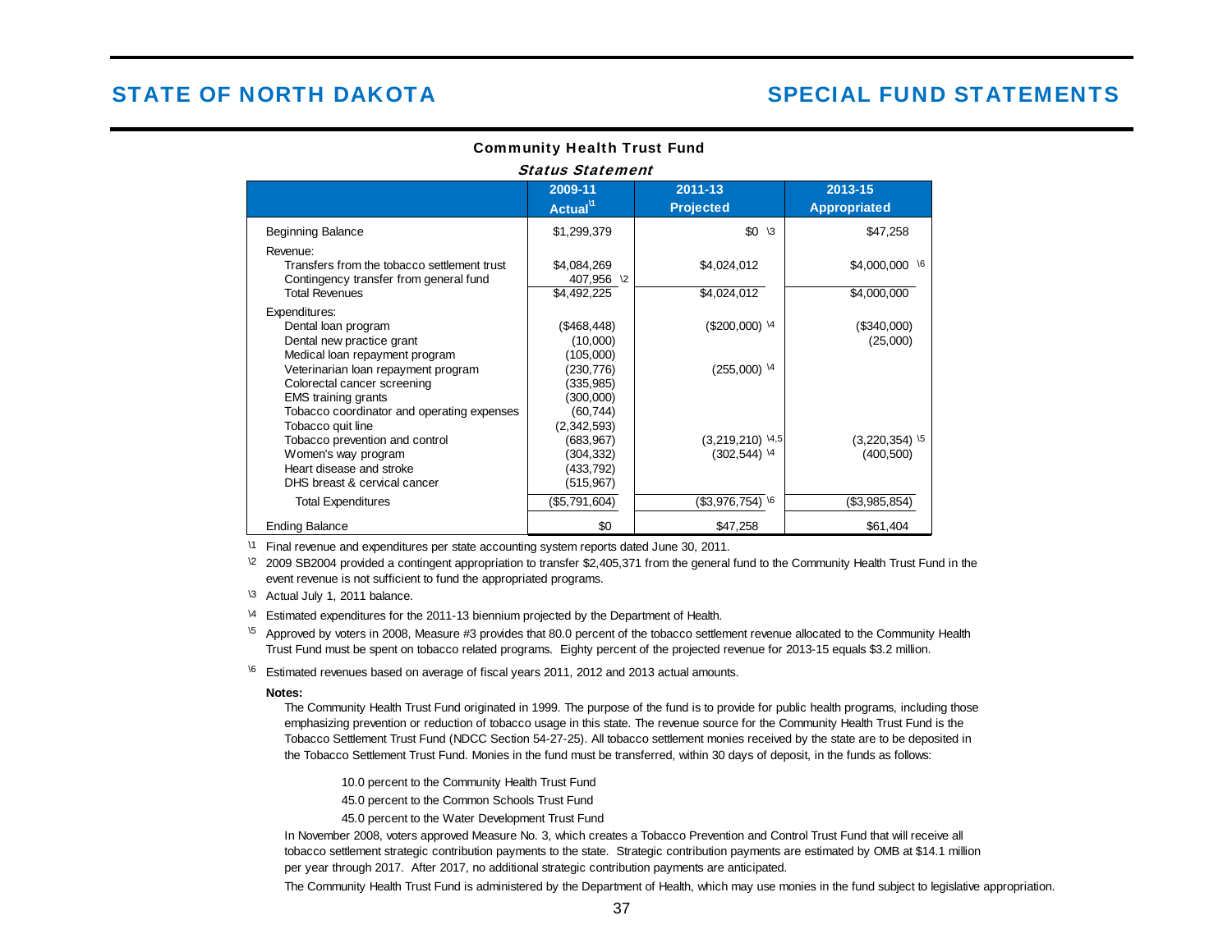# STATE OF NORTH DAKOTA

# SPECIAL FUND STATEMENTS

## Community Health Trust Fund

### *Status Statement*

| | 2009-11 Actual[1] | 2011-13 Projected | 2013-15 Appropriated |
|---|---|---|---|
| Beginning Balance | $1,299,379 | $0 [3] | $47,258 |
| Revenue: | | | |
| Transfers from the tobacco settlement trust | $4,084,269 | $4,024,012 | $4,000,000 [6] |
| Contingency transfer from general fund | 407,956 [2] | | |
| Total Revenues | $4,492,225 | $4,024,012 | $4,000,000 |
| Expenditures: | | | |
| Dental loan program | ($468,448) | ($200,000) [4] | ($340,000) |
| Dental new practice grant | (10,000) | | (25,000) |
| Medical loan repayment program | (105,000) | | |
| Veterinarian loan repayment program | (230,776) | (255,000) [4] | |
| Colorectal cancer screening | (335,985) | | |
| EMS training grants | (300,000) | | |
| Tobacco coordinator and operating expenses | (60,744) | | |
| Tobacco quit line | (2,342,593) | | |
| Tobacco prevention and control | (683,967) | (3,219,210) [4,5] | (3,220,354) [5] |
| Women's way program | (304,332) | (302,544) [4] | (400,500) |
| Heart disease and stroke | (433,792) | | |
| DHS breast & cervical cancer | (515,967) | | |
| Total Expenditures | ($5,791,604) | ($3,976,754) [6] | ($3,985,854) |
| Ending Balance | $0 | $47,258 | $61,404 |

[1] Final revenue and expenditures per state accounting system reports dated June 30, 2011.

[2] 2009 SB2004 provided a contingent appropriation to transfer $2,405,371 from the general fund to the Community Health Trust Fund in the event revenue is not sufficient to fund the appropriated programs.

[3] Actual July 1, 2011 balance.

[4] Estimated expenditures for the 2011-13 biennium projected by the Department of Health.

[5] Approved by voters in 2008, Measure #3 provides that 80.0 percent of the tobacco settlement revenue allocated to the Community Health Trust Fund must be spent on tobacco related programs. Eighty percent of the projected revenue for 2013-15 equals $3.2 million.

[6] Estimated revenues based on average of fiscal years 2011, 2012 and 2013 actual amounts.

**Notes:**

The Community Health Trust Fund originated in 1999. The purpose of the fund is to provide for public health programs, including those emphasizing prevention or reduction of tobacco usage in this state. The revenue source for the Community Health Trust Fund is the Tobacco Settlement Trust Fund (NDCC Section 54-27-25). All tobacco settlement monies received by the state are to be deposited in the Tobacco Settlement Trust Fund. Monies in the fund must be transferred, within 30 days of deposit, in the funds as follows:

10.0 percent to the Community Health Trust Fund

45.0 percent to the Common Schools Trust Fund

45.0 percent to the Water Development Trust Fund

In November 2008, voters approved Measure No. 3, which creates a Tobacco Prevention and Control Trust Fund that will receive all tobacco settlement strategic contribution payments to the state. Strategic contribution payments are estimated by OMB at $14.1 million per year through 2017. After 2017, no additional strategic contribution payments are anticipated.

The Community Health Trust Fund is administered by the Department of Health, which may use monies in the fund subject to legislative appropriation.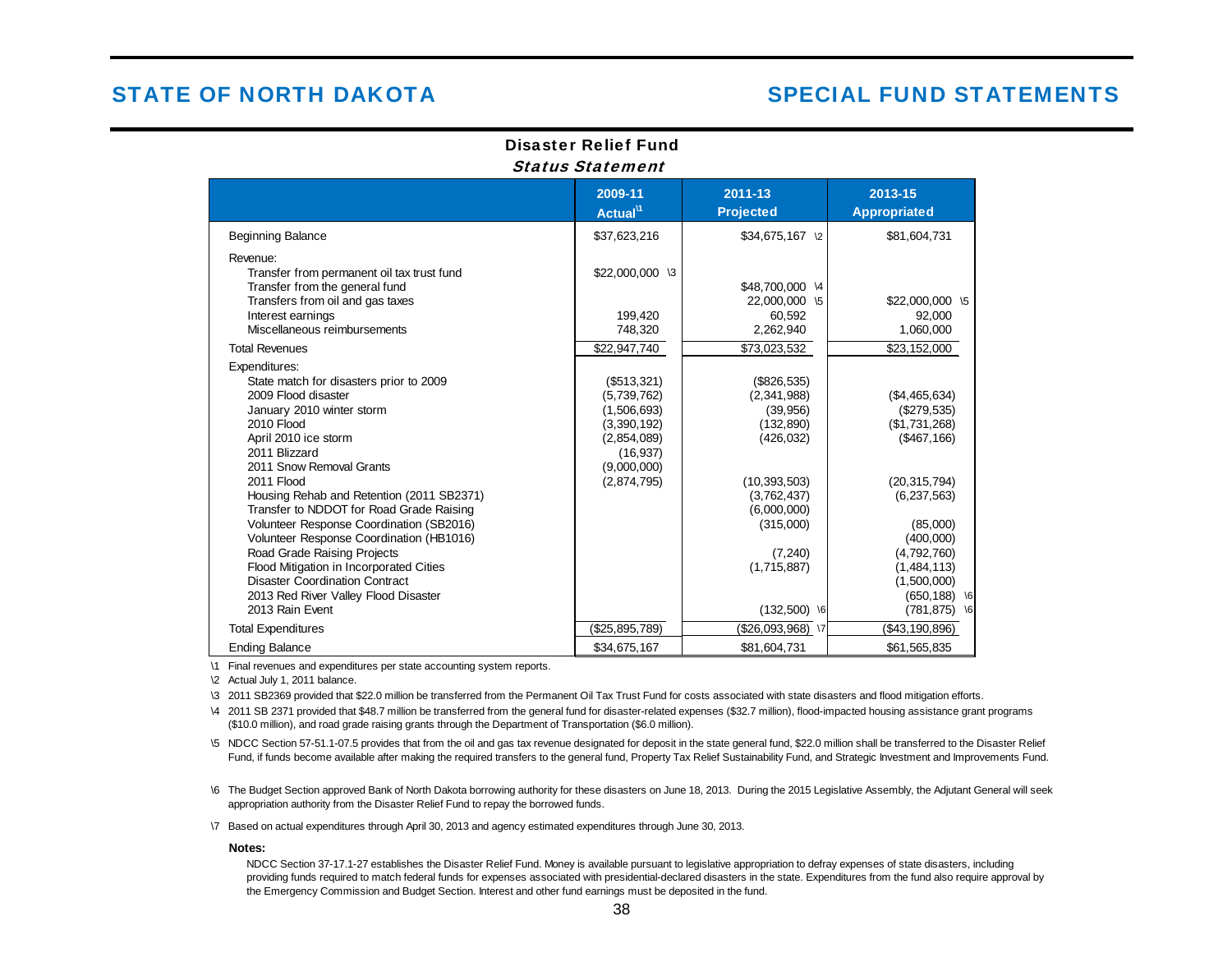# STATE OF NORTH DAKOTA

# SPECIAL FUND STATEMENTS

## Disaster Relief Fund

### *Status Statement*

| | 2009-11 Actual\1 | 2011-13 Projected | 2013-15 Appropriated |
|---|---|---|---|
| Beginning Balance | $37,623,216 | $34,675,167 \2 | $81,604,731 |
| Revenue: | | | |
| Transfer from permanent oil tax trust fund | $22,000,000 \3 | | |
| Transfer from the general fund | | $48,700,000 \4 | |
| Transfers from oil and gas taxes | | 22,000,000 \5 | $22,000,000 \5 |
| Interest earnings | 199,420 | 60,592 | 92,000 |
| Miscellaneous reimbursements | 748,320 | 2,262,940 | 1,060,000 |
| Total Revenues | $22,947,740 | $73,023,532 | $23,152,000 |
| Expenditures: | | | |
| State match for disasters prior to 2009 | ($513,321) | ($826,535) | |
| 2009 Flood disaster | (5,739,762) | (2,341,988) | ($4,465,634) |
| January 2010 winter storm | (1,506,693) | (39,956) | ($279,535) |
| 2010 Flood | (3,390,192) | (132,890) | ($1,731,268) |
| April 2010 ice storm | (2,854,089) | (426,032) | ($467,166) |
| 2011 Blizzard | (16,937) | | |
| 2011 Snow Removal Grants | (9,000,000) | | |
| 2011 Flood | (2,874,795) | (10,393,503) | (20,315,794) |
| Housing Rehab and Retention (2011 SB2371) | | (3,762,437) | (6,237,563) |
| Transfer to NDDOT for Road Grade Raising | | (6,000,000) | |
| Volunteer Response Coordination (SB2016) | | (315,000) | (85,000) |
| Volunteer Response Coordination (HB1016) | | | (400,000) |
| Road Grade Raising Projects | | (7,240) | (4,792,760) |
| Flood Mitigation in Incorporated Cities | | (1,715,887) | (1,484,113) |
| Disaster Coordination Contract | | | (1,500,000) |
| 2013 Red River Valley Flood Disaster | | | (650,188) \6 |
| 2013 Rain Event | | (132,500) \6 | (781,875) \6 |
| Total Expenditures | ($25,895,789) | ($26,093,968) \7 | ($43,190,896) |
| Ending Balance | $34,675,167 | $81,604,731 | $61,565,835 |

\1 Final revenues and expenditures per state accounting system reports.

\2 Actual July 1, 2011 balance.

\3 2011 SB2369 provided that $22.0 million be transferred from the Permanent Oil Tax Trust Fund for costs associated with state disasters and flood mitigation efforts.

\4 2011 SB 2371 provided that $48.7 million be transferred from the general fund for disaster-related expenses ($32.7 million), flood-impacted housing assistance grant programs ($10.0 million), and road grade raising grants through the Department of Transportation ($6.0 million).

\5 NDCC Section 57-51.1-07.5 provides that from the oil and gas tax revenue designated for deposit in the state general fund, $22.0 million shall be transferred to the Disaster Relief Fund, if funds become available after making the required transfers to the general fund, Property Tax Relief Sustainability Fund, and Strategic Investment and Improvements Fund.

\6 The Budget Section approved Bank of North Dakota borrowing authority for these disasters on June 18, 2013. During the 2015 Legislative Assembly, the Adjutant General will seek appropriation authority from the Disaster Relief Fund to repay the borrowed funds.

\7 Based on actual expenditures through April 30, 2013 and agency estimated expenditures through June 30, 2013.

**Notes:**

NDCC Section 37-17.1-27 establishes the Disaster Relief Fund. Money is available pursuant to legislative appropriation to defray expenses of state disasters, including providing funds required to match federal funds for expenses associated with presidential-declared disasters in the state. Expenditures from the fund also require approval by the Emergency Commission and Budget Section. Interest and other fund earnings must be deposited in the fund.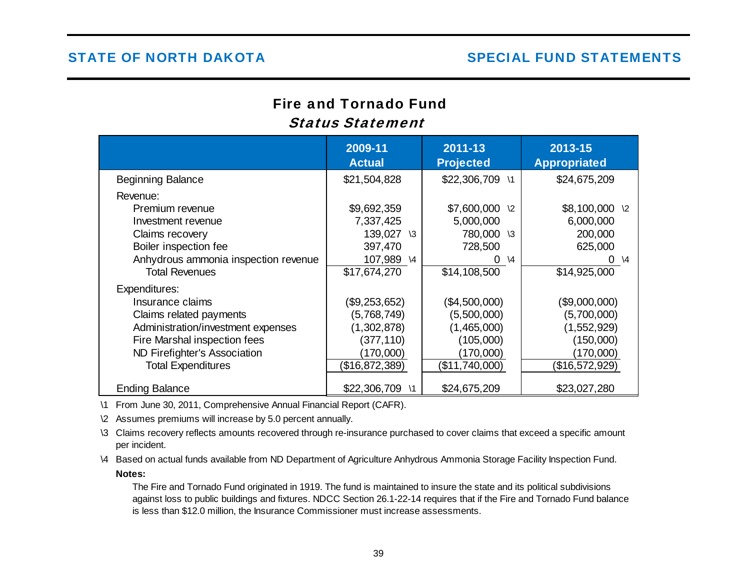# Fire and Tornado Fund

## *Status Statement*

| | 2009-11 Actual | 2011-13 Projected | 2013-15 Appropriated |
|---|---|---|---|
| Beginning Balance | $21,504,828 | $22,306,709 \1 | $24,675,209 |
| Revenue: | | | |
| Premium revenue | $9,692,359 | $7,600,000 \2 | $8,100,000 \2 |
| Investment revenue | 7,337,425 | 5,000,000 | 6,000,000 |
| Claims recovery | 139,027 \3 | 780,000 \3 | 200,000 |
| Boiler inspection fee | 397,470 | 728,500 | 625,000 |
| Anhydrous ammonia inspection revenue | 107,989 \4 | 0 \4 | 0 \4 |
| Total Revenues | $17,674,270 | $14,108,500 | $14,925,000 |
| Expenditures: | | | |
| Insurance claims | ($9,253,652) | ($4,500,000) | ($9,000,000) |
| Claims related payments | (5,768,749) | (5,500,000) | (5,700,000) |
| Administration/investment expenses | (1,302,878) | (1,465,000) | (1,552,929) |
| Fire Marshal inspection fees | (377,110) | (105,000) | (150,000) |
| ND Firefighter's Association | (170,000) | (170,000) | (170,000) |
| Total Expenditures | ($16,872,389) | ($11,740,000) | ($16,572,929) |
| Ending Balance | $22,306,709 \1 | $24,675,209 | $23,027,280 |

\1 From June 30, 2011, Comprehensive Annual Financial Report (CAFR).

\2 Assumes premiums will increase by 5.0 percent annually.

\3 Claims recovery reflects amounts recovered through re-insurance purchased to cover claims that exceed a specific amount per incident.

\4 Based on actual funds available from ND Department of Agriculture Anhydrous Ammonia Storage Facility Inspection Fund.

**Notes:**

The Fire and Tornado Fund originated in 1919. The fund is maintained to insure the state and its political subdivisions against loss to public buildings and fixtures. NDCC Section 26.1-22-14 requires that if the Fire and Tornado Fund balance is less than $12.0 million, the Insurance Commissioner must increase assessments.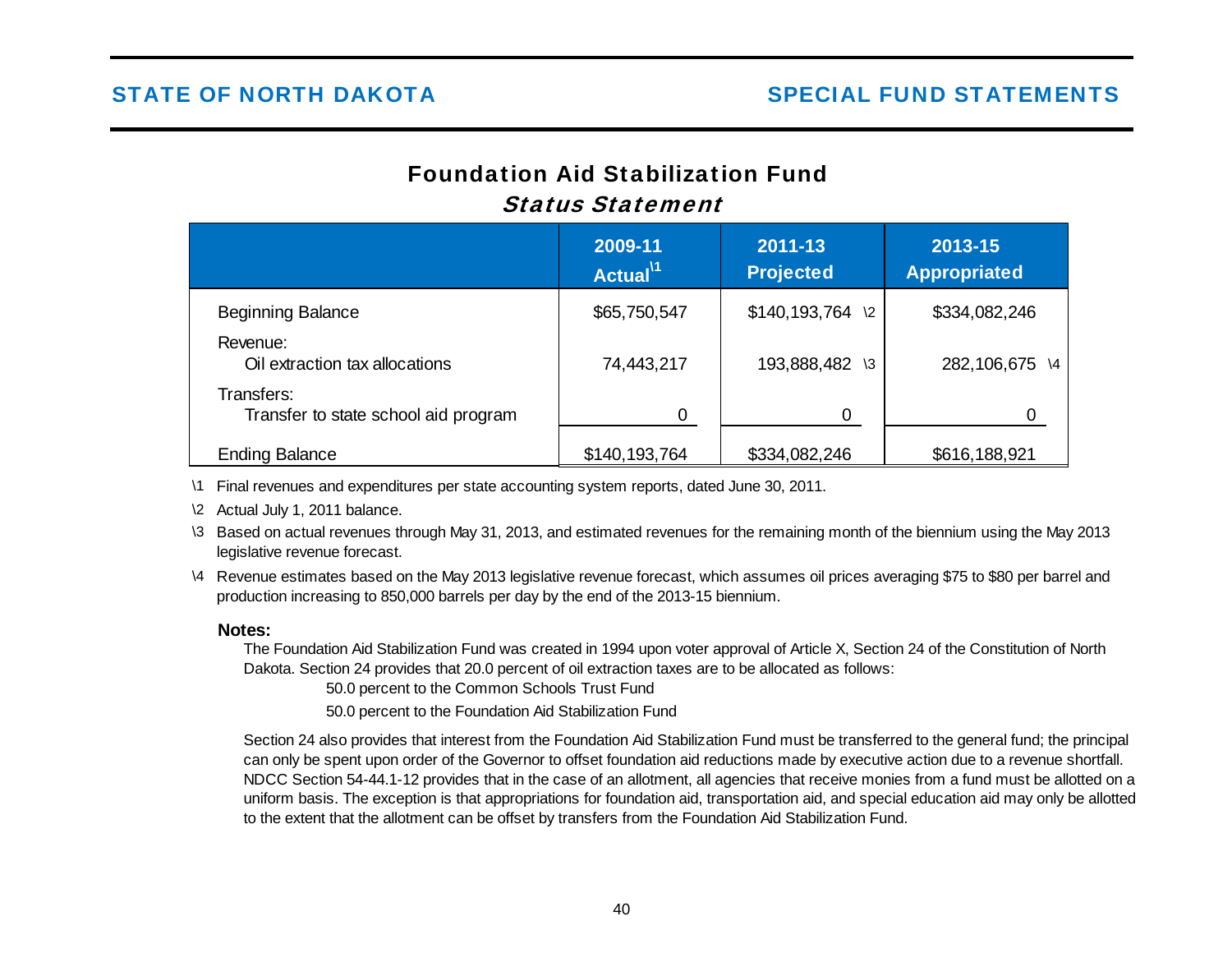# Foundation Aid Stabilization Fund

## *Status Statement*

| | 2009-11 Actual[\1] | 2011-13 Projected | 2013-15 Appropriated |
|---|---|---|---|
| Beginning Balance | $65,750,547 | $140,193,764 \2 | $334,082,246 |
| Revenue: | | | |
| Oil extraction tax allocations | 74,443,217 | 193,888,482 \3 | 282,106,675 \4 |
| Transfers: | | | |
| Transfer to state school aid program | 0 | 0 | 0 |
| Ending Balance | $140,193,764 | $334,082,246 | $616,188,921 |

\1 Final revenues and expenditures per state accounting system reports, dated June 30, 2011.

\2 Actual July 1, 2011 balance.

\3 Based on actual revenues through May 31, 2013, and estimated revenues for the remaining month of the biennium using the May 2013 legislative revenue forecast.

\4 Revenue estimates based on the May 2013 legislative revenue forecast, which assumes oil prices averaging $75 to $80 per barrel and production increasing to 850,000 barrels per day by the end of the 2013-15 biennium.

**Notes:**

The Foundation Aid Stabilization Fund was created in 1994 upon voter approval of Article X, Section 24 of the Constitution of North Dakota. Section 24 provides that 20.0 percent of oil extraction taxes are to be allocated as follows:

- 50.0 percent to the Common Schools Trust Fund
- 50.0 percent to the Foundation Aid Stabilization Fund

Section 24 also provides that interest from the Foundation Aid Stabilization Fund must be transferred to the general fund; the principal can only be spent upon order of the Governor to offset foundation aid reductions made by executive action due to a revenue shortfall. NDCC Section 54-44.1-12 provides that in the case of an allotment, all agencies that receive monies from a fund must be allotted on a uniform basis. The exception is that appropriations for foundation aid, transportation aid, and special education aid may only be allotted to the extent that the allotment can be offset by transfers from the Foundation Aid Stabilization Fund.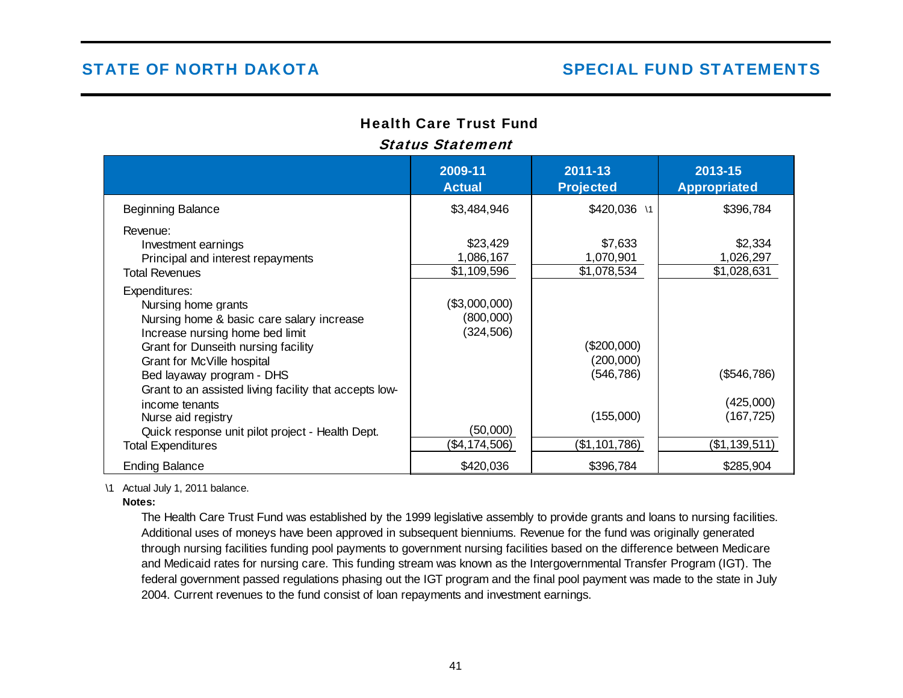## Health Care Trust Fund

### *Status Statement*

| | 2009-11 Actual | 2011-13 Projected | 2013-15 Appropriated |
|---|---|---|---|
| Beginning Balance | $3,484,946 | $420,036 \1 | $396,784 |
| Revenue: | | | |
| Investment earnings | $23,429 | $7,633 | $2,334 |
| Principal and interest repayments | 1,086,167 | 1,070,901 | 1,026,297 |
| Total Revenues | $1,109,596 | $1,078,534 | $1,028,631 |
| Expenditures: | | | |
| Nursing home grants | ($3,000,000) | | |
| Nursing home & basic care salary increase | (800,000) | | |
| Increase nursing home bed limit | (324,506) | | |
| Grant for Dunseith nursing facility | | ($200,000) | |
| Grant for McVille hospital | | (200,000) | |
| Bed layaway program - DHS | | (546,786) | ($546,786) |
| Grant to an assisted living facility that accepts low-income tenants | | | (425,000) |
| Nurse aid registry | | (155,000) | (167,725) |
| Quick response unit pilot project - Health Dept. | (50,000) | | |
| Total Expenditures | ($4,174,506) | ($1,101,786) | ($1,139,511) |
| Ending Balance | $420,036 | $396,784 | $285,904 |

\1 Actual July 1, 2011 balance.

**Notes:**

The Health Care Trust Fund was established by the 1999 legislative assembly to provide grants and loans to nursing facilities. Additional uses of moneys have been approved in subsequent bienniums. Revenue for the fund was originally generated through nursing facilities funding pool payments to government nursing facilities based on the difference between Medicare and Medicaid rates for nursing care. This funding stream was known as the Intergovernmental Transfer Program (IGT). The federal government passed regulations phasing out the IGT program and the final pool payment was made to the state in July 2004. Current revenues to the fund consist of loan repayments and investment earnings.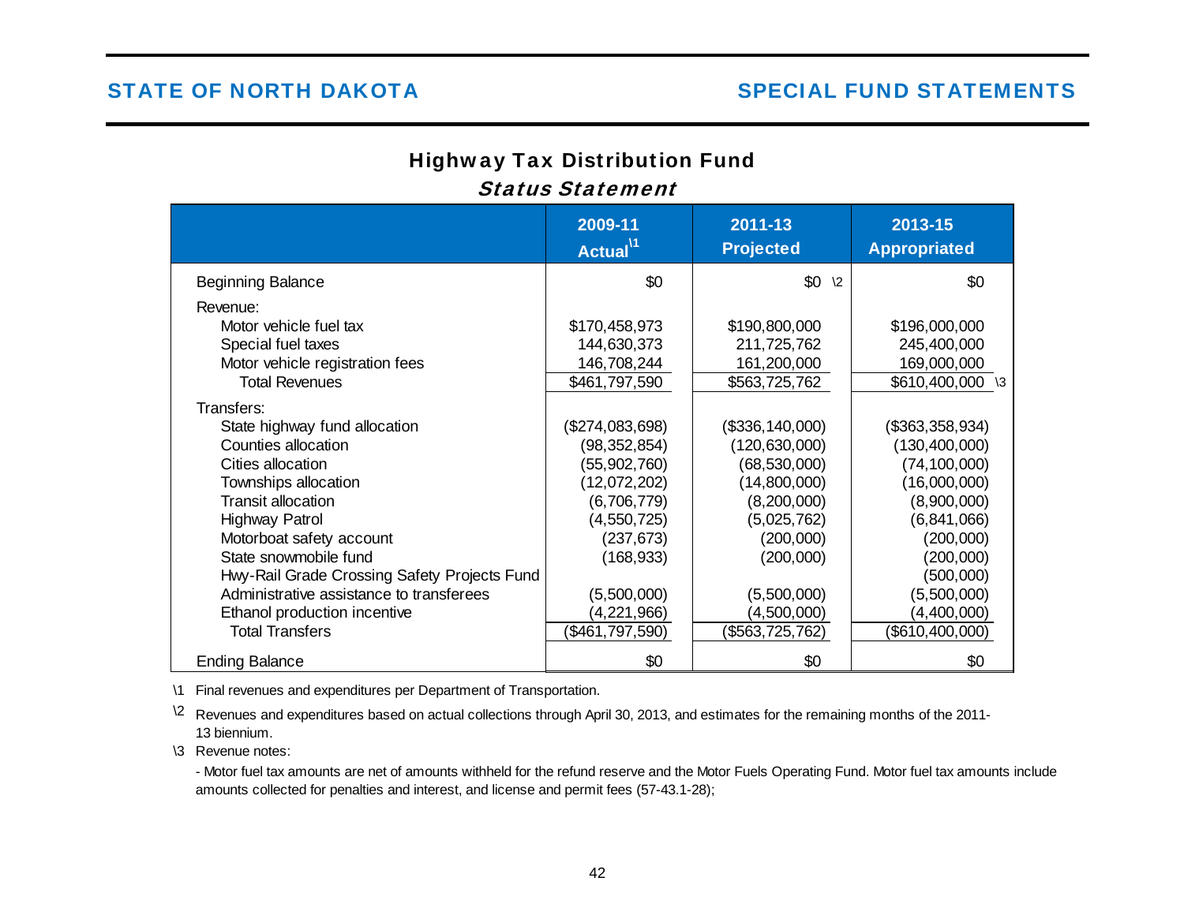# Highway Tax Distribution Fund

## *Status Statement*

| | 2009-11 Actual[1] | 2011-13 Projected | 2013-15 Appropriated |
|---|---|---|---|
| Beginning Balance | $0 | $0 [2] | $0 |
| Revenue: | | | |
| Motor vehicle fuel tax | $170,458,973 | $190,800,000 | $196,000,000 |
| Special fuel taxes | 144,630,373 | 211,725,762 | 245,400,000 |
| Motor vehicle registration fees | 146,708,244 | 161,200,000 | 169,000,000 |
| Total Revenues | $461,797,590 | $563,725,762 | $610,400,000 [3] |
| Transfers: | | | |
| State highway fund allocation | ($274,083,698) | ($336,140,000) | ($363,358,934) |
| Counties allocation | (98,352,854) | (120,630,000) | (130,400,000) |
| Cities allocation | (55,902,760) | (68,530,000) | (74,100,000) |
| Townships allocation | (12,072,202) | (14,800,000) | (16,000,000) |
| Transit allocation | (6,706,779) | (8,200,000) | (8,900,000) |
| Highway Patrol | (4,550,725) | (5,025,762) | (6,841,066) |
| Motorboat safety account | (237,673) | (200,000) | (200,000) |
| State snowmobile fund | (168,933) | (200,000) | (200,000) |
| Hwy-Rail Grade Crossing Safety Projects Fund | | | (500,000) |
| Administrative assistance to transferees | (5,500,000) | (5,500,000) | (5,500,000) |
| Ethanol production incentive | (4,221,966) | (4,500,000) | (4,400,000) |
| Total Transfers | ($461,797,590) | ($563,725,762) | ($610,400,000) |
| Ending Balance | $0 | $0 | $0 |

\1 Final revenues and expenditures per Department of Transportation.

\2 Revenues and expenditures based on actual collections through April 30, 2013, and estimates for the remaining months of the 2011-13 biennium.

\3 Revenue notes:

- Motor fuel tax amounts are net of amounts withheld for the refund reserve and the Motor Fuels Operating Fund. Motor fuel tax amounts include amounts collected for penalties and interest, and license and permit fees (57-43.1-28);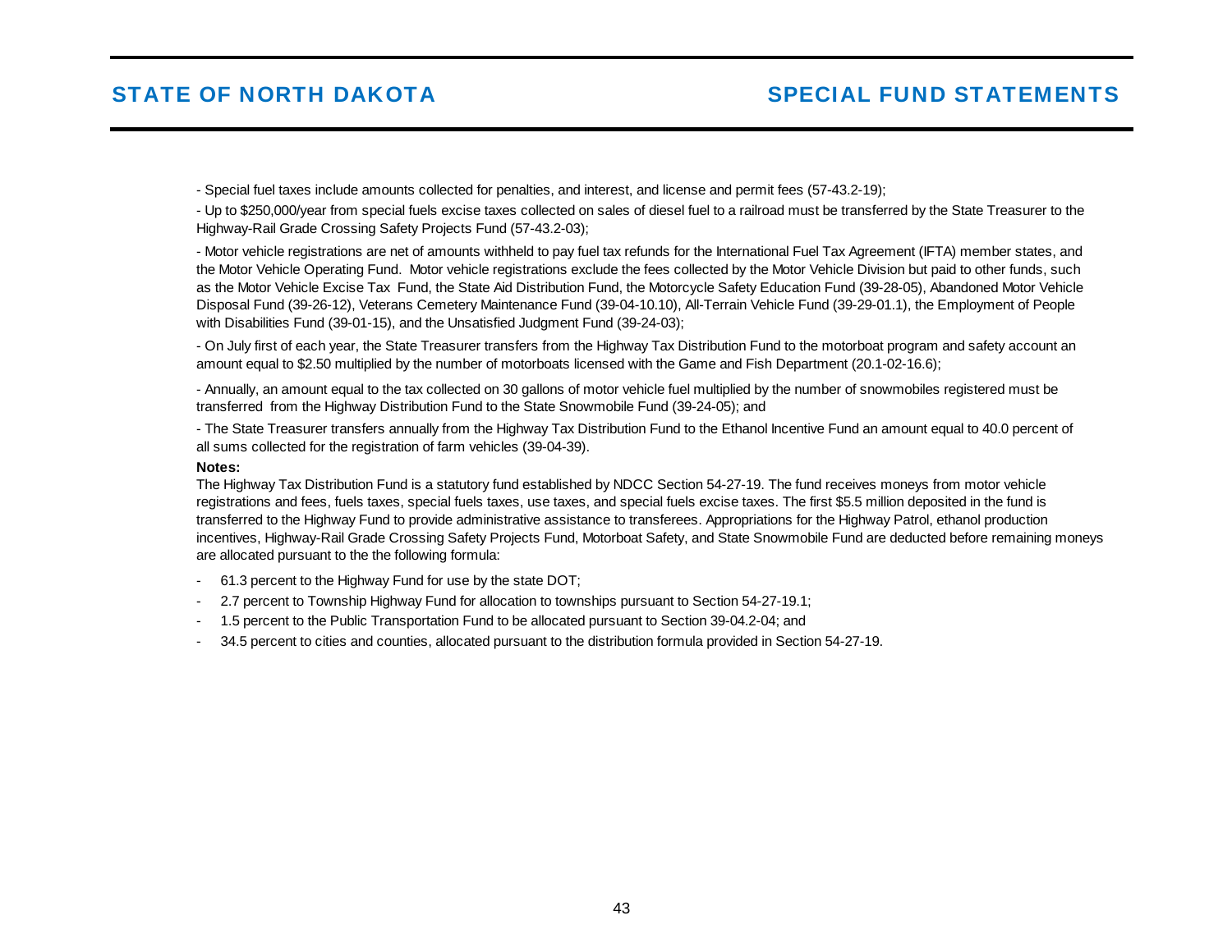- Special fuel taxes include amounts collected for penalties, and interest, and license and permit fees (57-43.2-19);

- Up to $250,000/year from special fuels excise taxes collected on sales of diesel fuel to a railroad must be transferred by the State Treasurer to the Highway-Rail Grade Crossing Safety Projects Fund (57-43.2-03);

- Motor vehicle registrations are net of amounts withheld to pay fuel tax refunds for the International Fuel Tax Agreement (IFTA) member states, and the Motor Vehicle Operating Fund. Motor vehicle registrations exclude the fees collected by the Motor Vehicle Division but paid to other funds, such as the Motor Vehicle Excise Tax Fund, the State Aid Distribution Fund, the Motorcycle Safety Education Fund (39-28-05), Abandoned Motor Vehicle Disposal Fund (39-26-12), Veterans Cemetery Maintenance Fund (39-04-10.10), All-Terrain Vehicle Fund (39-29-01.1), the Employment of People with Disabilities Fund (39-01-15), and the Unsatisfied Judgment Fund (39-24-03);

- On July first of each year, the State Treasurer transfers from the Highway Tax Distribution Fund to the motorboat program and safety account an amount equal to $2.50 multiplied by the number of motorboats licensed with the Game and Fish Department (20.1-02-16.6);

- Annually, an amount equal to the tax collected on 30 gallons of motor vehicle fuel multiplied by the number of snowmobiles registered must be transferred from the Highway Distribution Fund to the State Snowmobile Fund (39-24-05); and

- The State Treasurer transfers annually from the Highway Tax Distribution Fund to the Ethanol Incentive Fund an amount equal to 40.0 percent of all sums collected for the registration of farm vehicles (39-04-39).

**Notes:**

The Highway Tax Distribution Fund is a statutory fund established by NDCC Section 54-27-19. The fund receives moneys from motor vehicle registrations and fees, fuels taxes, special fuels taxes, use taxes, and special fuels excise taxes. The first $5.5 million deposited in the fund is transferred to the Highway Fund to provide administrative assistance to transferees. Appropriations for the Highway Patrol, ethanol production incentives, Highway-Rail Grade Crossing Safety Projects Fund, Motorboat Safety, and State Snowmobile Fund are deducted before remaining moneys are allocated pursuant to the the following formula:

- 61.3 percent to the Highway Fund for use by the state DOT;
- 2.7 percent to Township Highway Fund for allocation to townships pursuant to Section 54-27-19.1;
- 1.5 percent to the Public Transportation Fund to be allocated pursuant to Section 39-04.2-04; and
- 34.5 percent to cities and counties, allocated pursuant to the distribution formula provided in Section 54-27-19.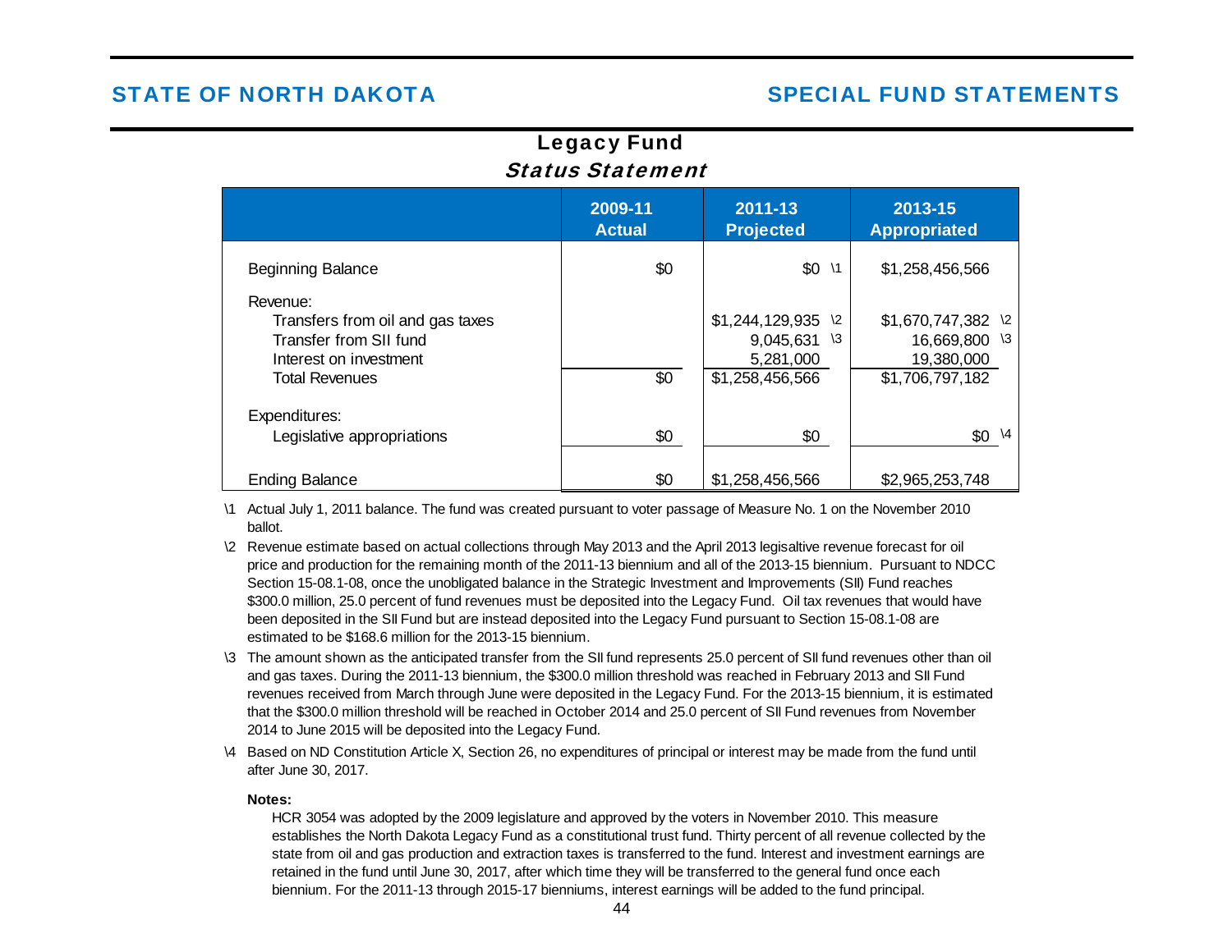# Legacy Fund

## *Status Statement*

| | 2009-11 Actual | 2011-13 Projected | 2013-15 Appropriated |
|---|---|---|---|
| Beginning Balance | $0 | $0 \1 | $1,258,456,566 |
| Revenue: | | | |
| Transfers from oil and gas taxes | | $1,244,129,935 \2 | $1,670,747,382 \2 |
| Transfer from SII fund | | 9,045,631 \3 | 16,669,800 \3 |
| Interest on investment | | 5,281,000 | 19,380,000 |
| Total Revenues | $0 | $1,258,456,566 | $1,706,797,182 |
| Expenditures: | | | |
| Legislative appropriations | $0 | $0 | $0 \4 |
| Ending Balance | $0 | $1,258,456,566 | $2,965,253,748 |

\1 Actual July 1, 2011 balance. The fund was created pursuant to voter passage of Measure No. 1 on the November 2010 ballot.

\2 Revenue estimate based on actual collections through May 2013 and the April 2013 legisaltive revenue forecast for oil price and production for the remaining month of the 2011-13 biennium and all of the 2013-15 biennium. Pursuant to NDCC Section 15-08.1-08, once the unobligated balance in the Strategic Investment and Improvements (SII) Fund reaches $300.0 million, 25.0 percent of fund revenues must be deposited into the Legacy Fund. Oil tax revenues that would have been deposited in the SII Fund but are instead deposited into the Legacy Fund pursuant to Section 15-08.1-08 are estimated to be $168.6 million for the 2013-15 biennium.

\3 The amount shown as the anticipated transfer from the SII fund represents 25.0 percent of SII fund revenues other than oil and gas taxes. During the 2011-13 biennium, the $300.0 million threshold was reached in February 2013 and SII Fund revenues received from March through June were deposited in the Legacy Fund. For the 2013-15 biennium, it is estimated that the $300.0 million threshold will be reached in October 2014 and 25.0 percent of SII Fund revenues from November 2014 to June 2015 will be deposited into the Legacy Fund.

\4 Based on ND Constitution Article X, Section 26, no expenditures of principal or interest may be made from the fund until after June 30, 2017.

**Notes:**

HCR 3054 was adopted by the 2009 legislature and approved by the voters in November 2010. This measure establishes the North Dakota Legacy Fund as a constitutional trust fund. Thirty percent of all revenue collected by the state from oil and gas production and extraction taxes is transferred to the fund. Interest and investment earnings are retained in the fund until June 30, 2017, after which time they will be transferred to the general fund once each biennium. For the 2011-13 through 2015-17 bienniums, interest earnings will be added to the fund principal.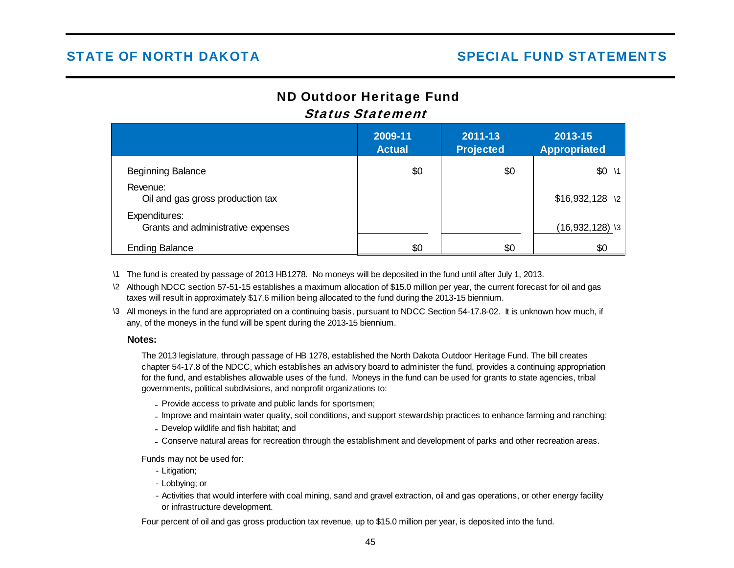# ND Outdoor Heritage Fund

## *Status Statement*

| | 2009-11 Actual | 2011-13 Projected | 2013-15 Appropriated |
|---|---|---|---|
| Beginning Balance | $0 | $0 | $0 \1 |
| Revenue: | | | |
| Oil and gas gross production tax | | | $16,932,128 \2 |
| Expenditures: | | | |
| Grants and administrative expenses | | | (16,932,128) \3 |
| Ending Balance | $0 | $0 | $0 |

\1 The fund is created by passage of 2013 HB1278. No moneys will be deposited in the fund until after July 1, 2013.

\2 Although NDCC section 57-51-15 establishes a maximum allocation of $15.0 million per year, the current forecast for oil and gas taxes will result in approximately $17.6 million being allocated to the fund during the 2013-15 biennium.

\3 All moneys in the fund are appropriated on a continuing basis, pursuant to NDCC Section 54-17.8-02. It is unknown how much, if any, of the moneys in the fund will be spent during the 2013-15 biennium.

**Notes:**

The 2013 legislature, through passage of HB 1278, established the North Dakota Outdoor Heritage Fund. The bill creates chapter 54-17.8 of the NDCC, which establishes an advisory board to administer the fund, provides a continuing appropriation for the fund, and establishes allowable uses of the fund. Moneys in the fund can be used for grants to state agencies, tribal governments, political subdivisions, and nonprofit organizations to:

- Provide access to private and public lands for sportsmen;
- Improve and maintain water quality, soil conditions, and support stewardship practices to enhance farming and ranching;
- Develop wildlife and fish habitat; and
- Conserve natural areas for recreation through the establishment and development of parks and other recreation areas.

Funds may not be used for:

- Litigation;
- Lobbying; or
- Activities that would interfere with coal mining, sand and gravel extraction, oil and gas operations, or other energy facility or infrastructure development.

Four percent of oil and gas gross production tax revenue, up to $15.0 million per year, is deposited into the fund.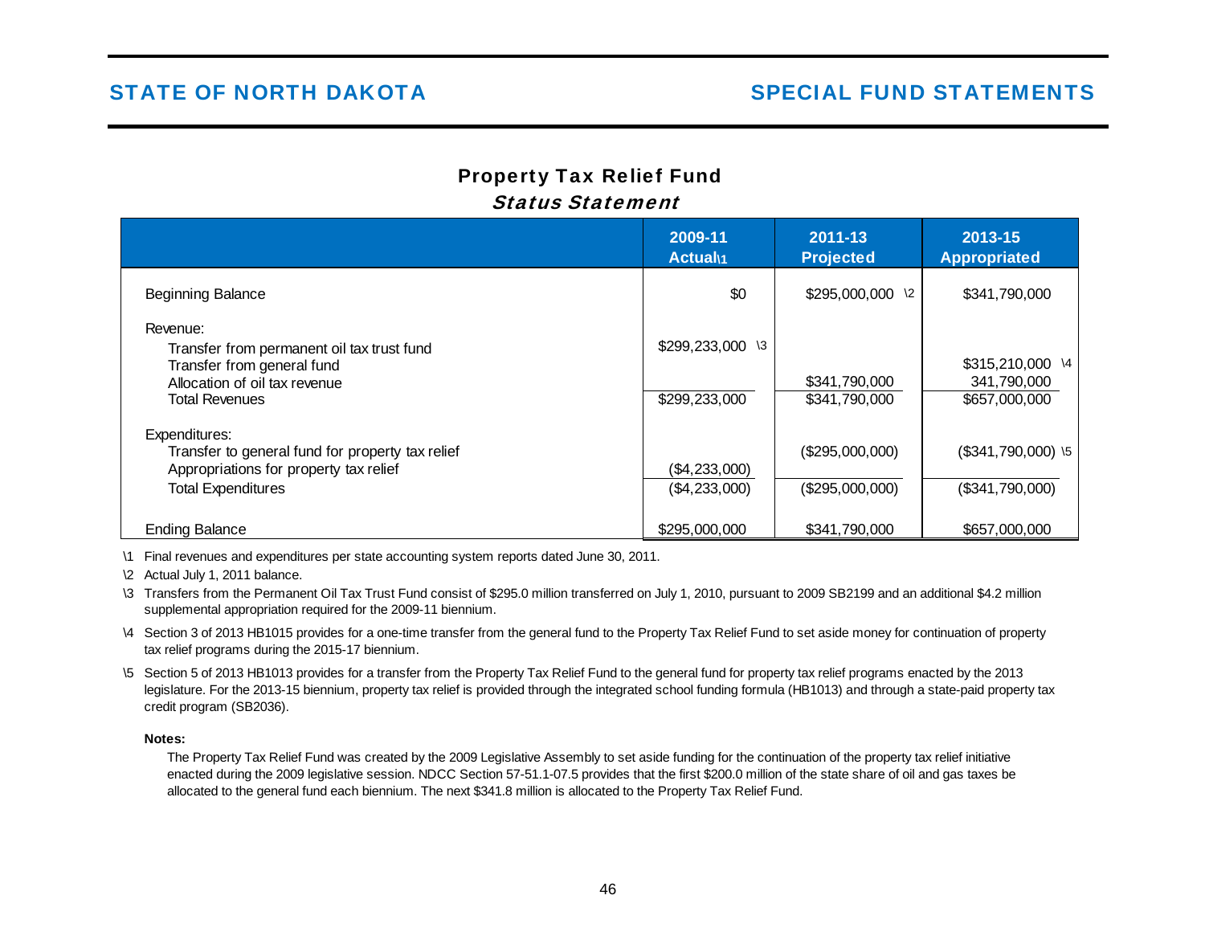# STATE OF NORTH DAKOTA — SPECIAL FUND STATEMENTS

## Property Tax Relief Fund

### *Status Statement*

| | 2009-11 Actual\1 | 2011-13 Projected | 2013-15 Appropriated |
|---|---|---|---|
| Beginning Balance | $0 | $295,000,000 \2 | $341,790,000 |
| Revenue: | | | |
| Transfer from permanent oil tax trust fund | $299,233,000 \3 | | |
| Transfer from general fund | | | $315,210,000 \4 |
| Allocation of oil tax revenue | | $341,790,000 | 341,790,000 |
| Total Revenues | $299,233,000 | $341,790,000 | $657,000,000 |
| Expenditures: | | | |
| Transfer to general fund for property tax relief | | ($295,000,000) | ($341,790,000) \5 |
| Appropriations for property tax relief | ($4,233,000) | | |
| Total Expenditures | ($4,233,000) | ($295,000,000) | ($341,790,000) |
| Ending Balance | $295,000,000 | $341,790,000 | $657,000,000 |

\1 Final revenues and expenditures per state accounting system reports dated June 30, 2011.

\2 Actual July 1, 2011 balance.

\3 Transfers from the Permanent Oil Tax Trust Fund consist of $295.0 million transferred on July 1, 2010, pursuant to 2009 SB2199 and an additional $4.2 million supplemental appropriation required for the 2009-11 biennium.

\4 Section 3 of 2013 HB1015 provides for a one-time transfer from the general fund to the Property Tax Relief Fund to set aside money for continuation of property tax relief programs during the 2015-17 biennium.

\5 Section 5 of 2013 HB1013 provides for a transfer from the Property Tax Relief Fund to the general fund for property tax relief programs enacted by the 2013 legislature. For the 2013-15 biennium, property tax relief is provided through the integrated school funding formula (HB1013) and through a state-paid property tax credit program (SB2036).

**Notes:**

The Property Tax Relief Fund was created by the 2009 Legislative Assembly to set aside funding for the continuation of the property tax relief initiative enacted during the 2009 legislative session. NDCC Section 57-51.1-07.5 provides that the first $200.0 million of the state share of oil and gas taxes be allocated to the general fund each biennium. The next $341.8 million is allocated to the Property Tax Relief Fund.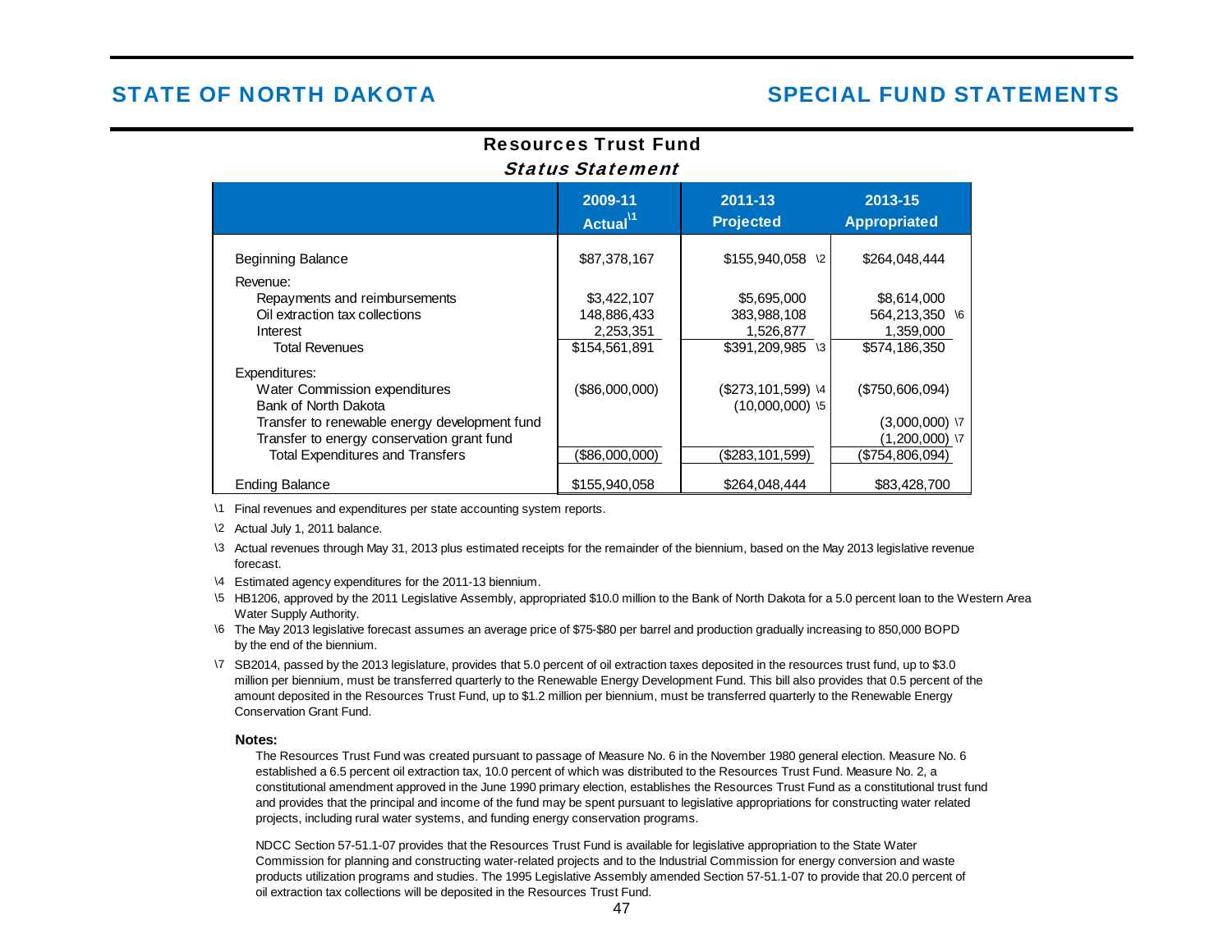# STATE OF NORTH DAKOTA

# SPECIAL FUND STATEMENTS

## Resources Trust Fund

### *Status Statement*

| | 2009-11 Actual\1 | 2011-13 Projected | 2013-15 Appropriated |
|---|---|---|---|
| Beginning Balance | $87,378,167 | $155,940,058 \2 | $264,048,444 |
| Revenue: | | | |
| Repayments and reimbursements | $3,422,107 | $5,695,000 | $8,614,000 |
| Oil extraction tax collections | 148,886,433 | 383,988,108 | 564,213,350 \6 |
| Interest | 2,253,351 | 1,526,877 | 1,359,000 |
| Total Revenues | $154,561,891 | $391,209,985 \3 | $574,186,350 |
| Expenditures: | | | |
| Water Commission expenditures | ($86,000,000) | ($273,101,599) \4 | ($750,606,094) |
| Bank of North Dakota | | (10,000,000) \5 | |
| Transfer to renewable energy development fund | | | (3,000,000) \7 |
| Transfer to energy conservation grant fund | | | (1,200,000) \7 |
| Total Expenditures and Transfers | ($86,000,000) | ($283,101,599) | ($754,806,094) |
| Ending Balance | $155,940,058 | $264,048,444 | $83,428,700 |

\1 Final revenues and expenditures per state accounting system reports.

\2 Actual July 1, 2011 balance.

\3 Actual revenues through May 31, 2013 plus estimated receipts for the remainder of the biennium, based on the May 2013 legislative revenue forecast.

\4 Estimated agency expenditures for the 2011-13 biennium.

\5 HB1206, approved by the 2011 Legislative Assembly, appropriated $10.0 million to the Bank of North Dakota for a 5.0 percent loan to the Western Area Water Supply Authority.

\6 The May 2013 legislative forecast assumes an average price of $75-$80 per barrel and production gradually increasing to 850,000 BOPD by the end of the biennium.

\7 SB2014, passed by the 2013 legislature, provides that 5.0 percent of oil extraction taxes deposited in the resources trust fund, up to $3.0 million per biennium, must be transferred quarterly to the Renewable Energy Development Fund. This bill also provides that 0.5 percent of the amount deposited in the Resources Trust Fund, up to $1.2 million per biennium, must be transferred quarterly to the Renewable Energy Conservation Grant Fund.

**Notes:**

The Resources Trust Fund was created pursuant to passage of Measure No. 6 in the November 1980 general election. Measure No. 6 established a 6.5 percent oil extraction tax, 10.0 percent of which was distributed to the Resources Trust Fund. Measure No. 2, a constitutional amendment approved in the June 1990 primary election, establishes the Resources Trust Fund as a constitutional trust fund and provides that the principal and income of the fund may be spent pursuant to legislative appropriations for constructing water related projects, including rural water systems, and funding energy conservation programs.

NDCC Section 57-51.1-07 provides that the Resources Trust Fund is available for legislative appropriation to the State Water Commission for planning and constructing water-related projects and to the Industrial Commission for energy conversion and waste products utilization programs and studies. The 1995 Legislative Assembly amended Section 57-51.1-07 to provide that 20.0 percent of oil extraction tax collections will be deposited in the Resources Trust Fund.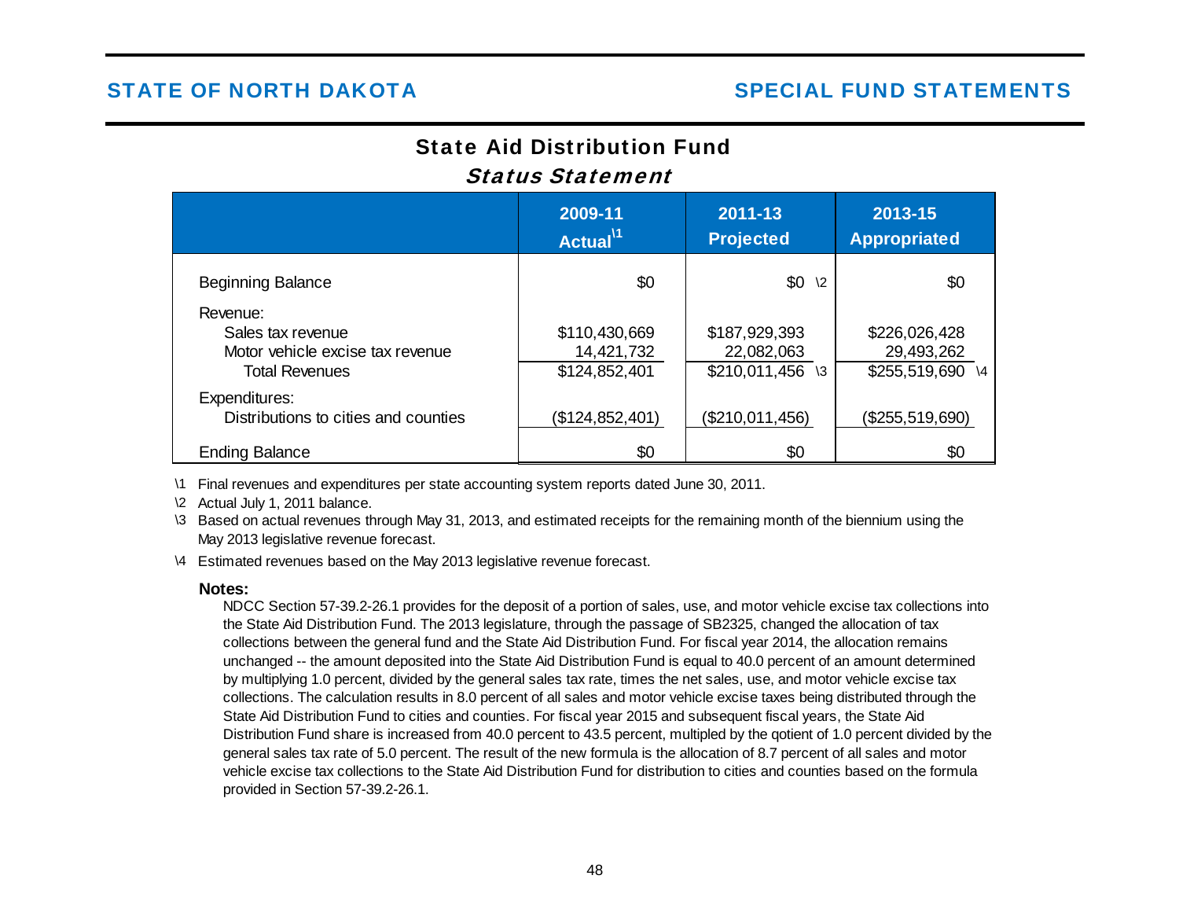# State Aid Distribution Fund

## *Status Statement*

| | 2009-11 Actual\1 | 2011-13 Projected | 2013-15 Appropriated |
|---|---|---|---|
| Beginning Balance | $0 | $0 \2 | $0 |
| Revenue: | | | |
| Sales tax revenue | $110,430,669 | $187,929,393 | $226,026,428 |
| Motor vehicle excise tax revenue | 14,421,732 | 22,082,063 | 29,493,262 |
| Total Revenues | $124,852,401 | $210,011,456 \3 | $255,519,690 \4 |
| Expenditures: | | | |
| Distributions to cities and counties | ($124,852,401) | ($210,011,456) | ($255,519,690) |
| Ending Balance | $0 | $0 | $0 |

\1 Final revenues and expenditures per state accounting system reports dated June 30, 2011.

\2 Actual July 1, 2011 balance.

\3 Based on actual revenues through May 31, 2013, and estimated receipts for the remaining month of the biennium using the May 2013 legislative revenue forecast.

\4 Estimated revenues based on the May 2013 legislative revenue forecast.

**Notes:**

NDCC Section 57-39.2-26.1 provides for the deposit of a portion of sales, use, and motor vehicle excise tax collections into the State Aid Distribution Fund. The 2013 legislature, through the passage of SB2325, changed the allocation of tax collections between the general fund and the State Aid Distribution Fund. For fiscal year 2014, the allocation remains unchanged -- the amount deposited into the State Aid Distribution Fund is equal to 40.0 percent of an amount determined by multiplying 1.0 percent, divided by the general sales tax rate, times the net sales, use, and motor vehicle excise tax collections. The calculation results in 8.0 percent of all sales and motor vehicle excise taxes being distributed through the State Aid Distribution Fund to cities and counties. For fiscal year 2015 and subsequent fiscal years, the State Aid Distribution Fund share is increased from 40.0 percent to 43.5 percent, multipled by the qotient of 1.0 percent divided by the general sales tax rate of 5.0 percent. The result of the new formula is the allocation of 8.7 percent of all sales and motor vehicle excise tax collections to the State Aid Distribution Fund for distribution to cities and counties based on the formula provided in Section 57-39.2-26.1.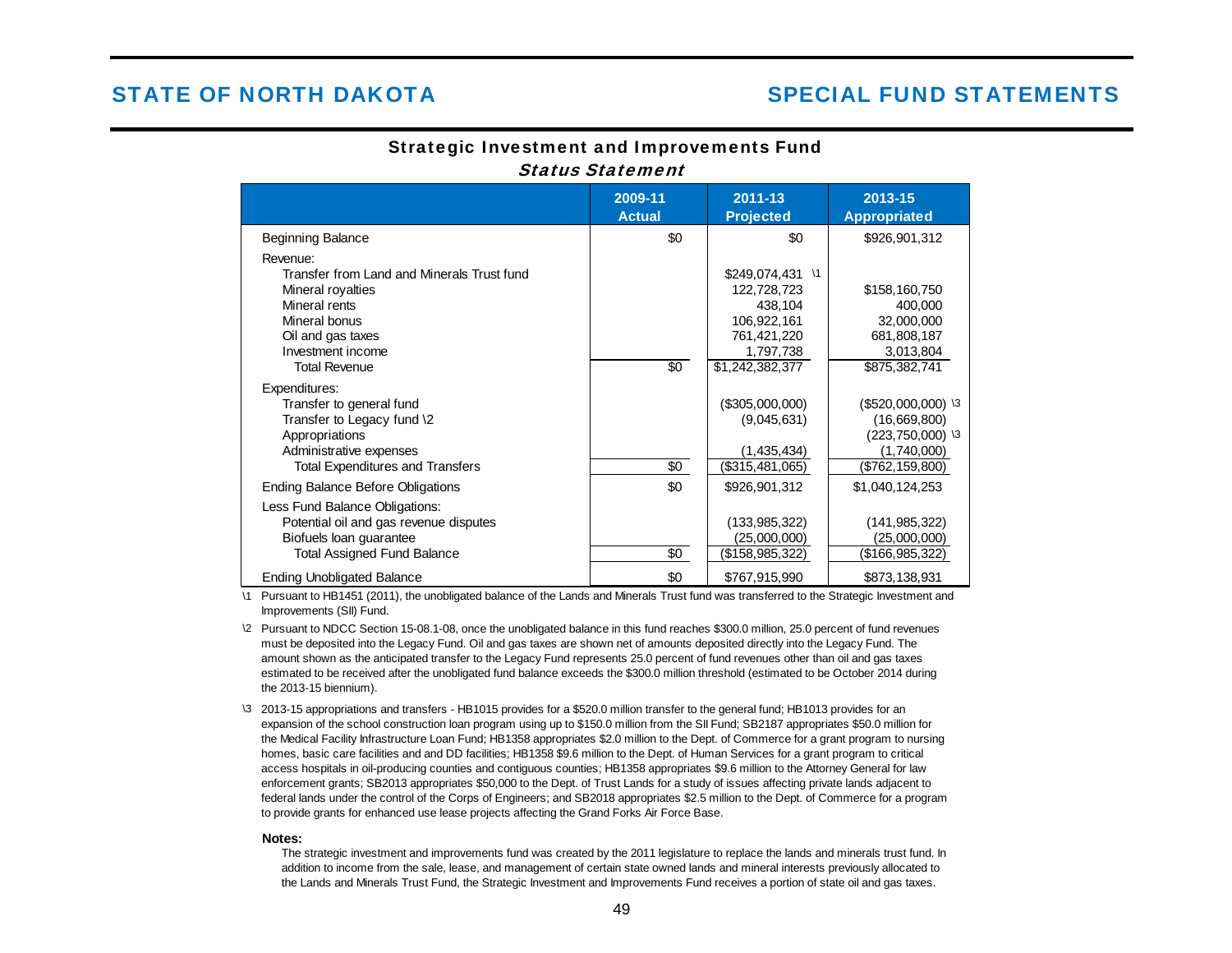# STATE OF NORTH DAKOTA

# SPECIAL FUND STATEMENTS

## Strategic Investment and Improvements Fund

### *Status Statement*

| | 2009-11 Actual | 2011-13 Projected | 2013-15 Appropriated |
|---|---|---|---|
| Beginning Balance | $0 | $0 | $926,901,312 |
| Revenue: | | | |
| Transfer from Land and Minerals Trust fund | | $249,074,431 \1 | |
| Mineral royalties | | 122,728,723 | $158,160,750 |
| Mineral rents | | 438,104 | 400,000 |
| Mineral bonus | | 106,922,161 | 32,000,000 |
| Oil and gas taxes | | 761,421,220 | 681,808,187 |
| Investment income | | 1,797,738 | 3,013,804 |
| Total Revenue | $0 | $1,242,382,377 | $875,382,741 |
| Expenditures: | | | |
| Transfer to general fund | | ($305,000,000) | ($520,000,000) \3 |
| Transfer to Legacy fund \2 | | (9,045,631) | (16,669,800) |
| Appropriations | | | (223,750,000) \3 |
| Administrative expenses | | (1,435,434) | (1,740,000) |
| Total Expenditures and Transfers | $0 | ($315,481,065) | ($762,159,800) |
| Ending Balance Before Obligations | $0 | $926,901,312 | $1,040,124,253 |
| Less Fund Balance Obligations: | | | |
| Potential oil and gas revenue disputes | | (133,985,322) | (141,985,322) |
| Biofuels loan guarantee | | (25,000,000) | (25,000,000) |
| Total Assigned Fund Balance | $0 | ($158,985,322) | ($166,985,322) |
| Ending Unobligated Balance | $0 | $767,915,990 | $873,138,931 |

\1 Pursuant to HB1451 (2011), the unobligated balance of the Lands and Minerals Trust fund was transferred to the Strategic Investment and Improvements (SII) Fund.

\2 Pursuant to NDCC Section 15-08.1-08, once the unobligated balance in this fund reaches $300.0 million, 25.0 percent of fund revenues must be deposited into the Legacy Fund. Oil and gas taxes are shown net of amounts deposited directly into the Legacy Fund. The amount shown as the anticipated transfer to the Legacy Fund represents 25.0 percent of fund revenues other than oil and gas taxes estimated to be received after the unobligated fund balance exceeds the $300.0 million threshold (estimated to be October 2014 during the 2013-15 biennium).

\3 2013-15 appropriations and transfers - HB1015 provides for a $520.0 million transfer to the general fund; HB1013 provides for an expansion of the school construction loan program using up to $150.0 million from the SII Fund; SB2187 appropriates $50.0 million for the Medical Facility Infrastructure Loan Fund; HB1358 appropriates $2.0 million to the Dept. of Commerce for a grant program to nursing homes, basic care facilities and and DD facilities; HB1358 $9.6 million to the Dept. of Human Services for a grant program to critical access hospitals in oil-producing counties and contiguous counties; HB1358 appropriates $9.6 million to the Attorney General for law enforcement grants; SB2013 appropriates $50,000 to the Dept. of Trust Lands for a study of issues affecting private lands adjacent to federal lands under the control of the Corps of Engineers; and SB2018 appropriates $2.5 million to the Dept. of Commerce for a program to provide grants for enhanced use lease projects affecting the Grand Forks Air Force Base.

**Notes:**

The strategic investment and improvements fund was created by the 2011 legislature to replace the lands and minerals trust fund. In addition to income from the sale, lease, and management of certain state owned lands and mineral interests previously allocated to the Lands and Minerals Trust Fund, the Strategic Investment and Improvements Fund receives a portion of state oil and gas taxes.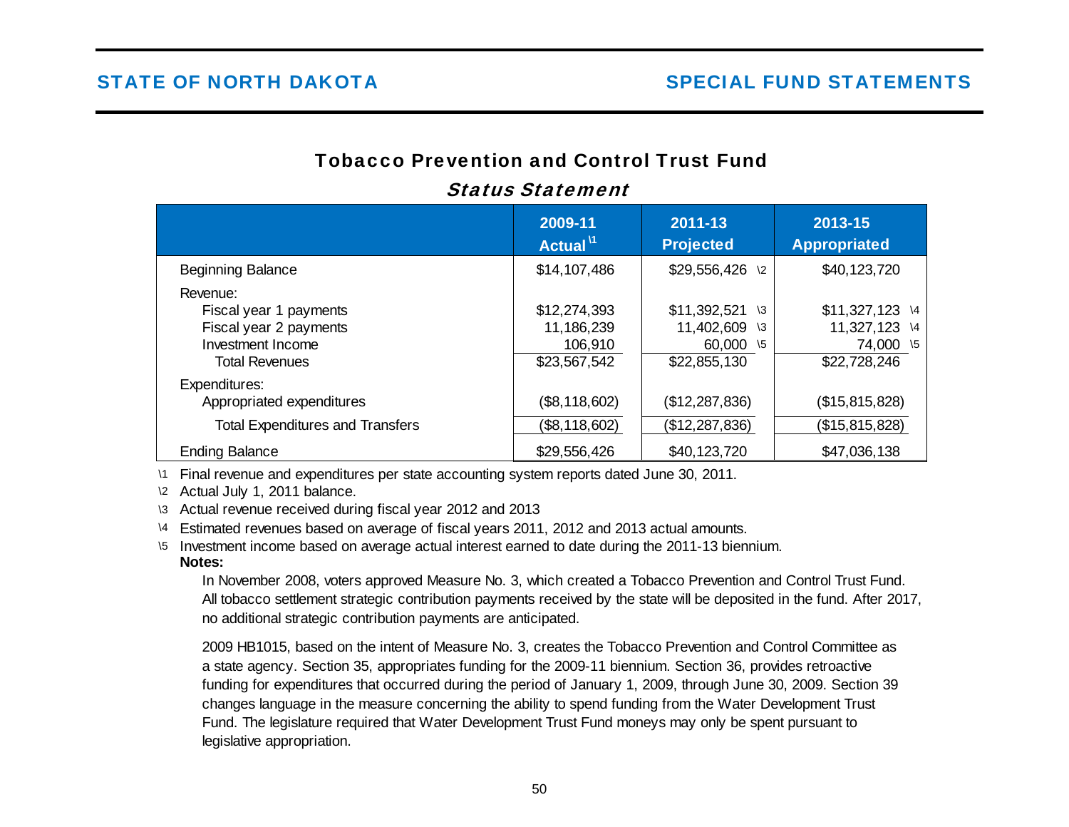## Tobacco Prevention and Control Trust Fund

### *Status Statement*

| | 2009-11 Actual [1] | 2011-13 Projected | 2013-15 Appropriated |
|---|---|---|---|
| Beginning Balance | $14,107,486 | $29,556,426 [2] | $40,123,720 |
| Revenue: | | | |
| Fiscal year 1 payments | $12,274,393 | $11,392,521 [3] | $11,327,123 [4] |
| Fiscal year 2 payments | 11,186,239 | 11,402,609 [3] | 11,327,123 [4] |
| Investment Income | 106,910 | 60,000 [5] | 74,000 [5] |
| Total Revenues | $23,567,542 | $22,855,130 | $22,728,246 |
| Expenditures: | | | |
| Appropriated expenditures | ($8,118,602) | ($12,287,836) | ($15,815,828) |
| Total Expenditures and Transfers | ($8,118,602) | ($12,287,836) | ($15,815,828) |
| Ending Balance | $29,556,426 | $40,123,720 | $47,036,138 |

\1 Final revenue and expenditures per state accounting system reports dated June 30, 2011.

\2 Actual July 1, 2011 balance.

\3 Actual revenue received during fiscal year 2012 and 2013

\4 Estimated revenues based on average of fiscal years 2011, 2012 and 2013 actual amounts.

\5 Investment income based on average actual interest earned to date during the 2011-13 biennium.

**Notes:**

In November 2008, voters approved Measure No. 3, which created a Tobacco Prevention and Control Trust Fund. All tobacco settlement strategic contribution payments received by the state will be deposited in the fund. After 2017, no additional strategic contribution payments are anticipated.

2009 HB1015, based on the intent of Measure No. 3, creates the Tobacco Prevention and Control Committee as a state agency. Section 35, appropriates funding for the 2009-11 biennium. Section 36, provides retroactive funding for expenditures that occurred during the period of January 1, 2009, through June 30, 2009. Section 39 changes language in the measure concerning the ability to spend funding from the Water Development Trust Fund. The legislature required that Water Development Trust Fund moneys may only be spent pursuant to legislative appropriation.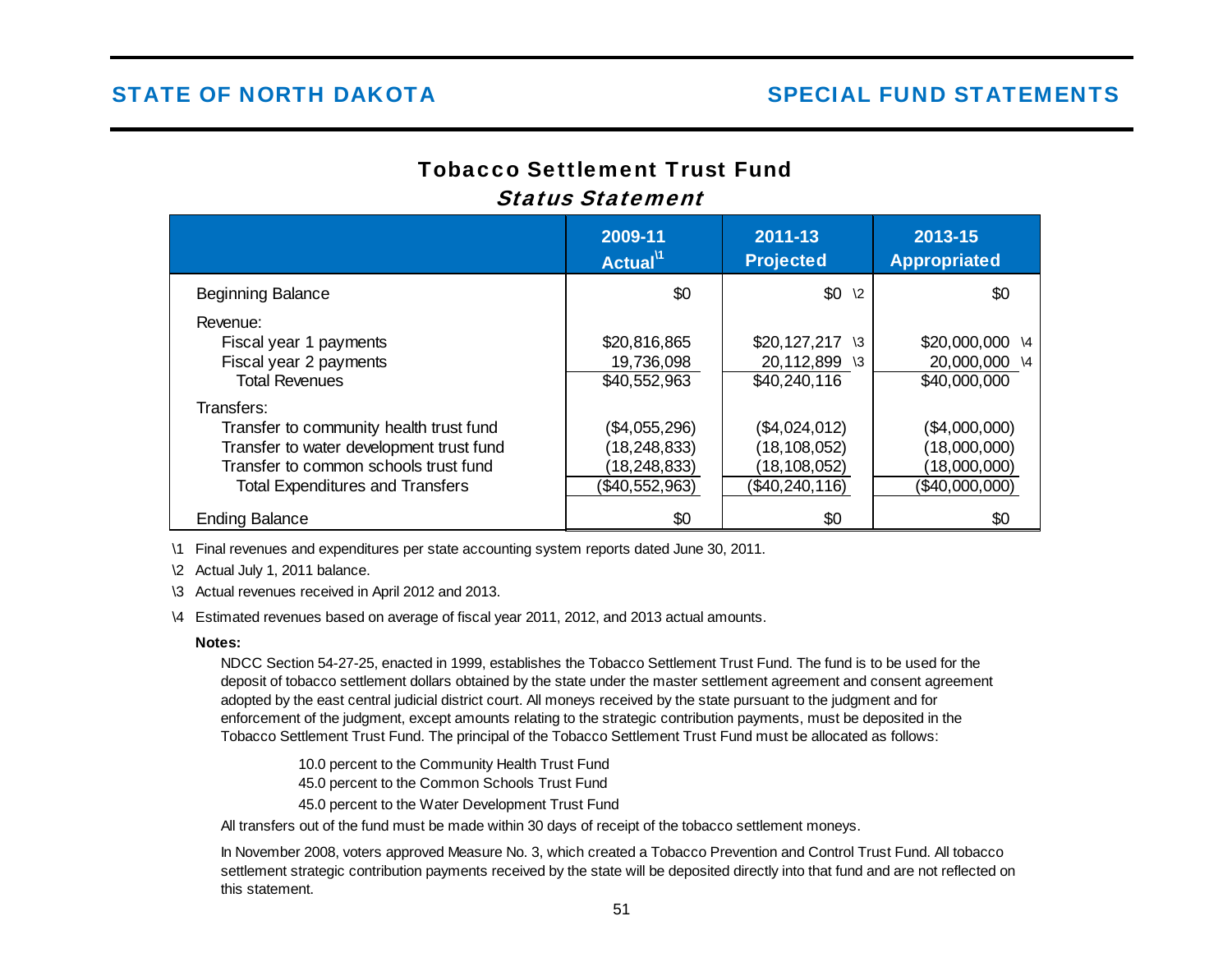# Tobacco Settlement Trust Fund

## *Status Statement*

| | 2009-11 Actual[1] | 2011-13 Projected | 2013-15 Appropriated |
|---|---|---|---|
| Beginning Balance | $0 | $0 \2 | $0 |
| Revenue: | | | |
| Fiscal year 1 payments | $20,816,865 | $20,127,217 \3 | $20,000,000 \4 |
| Fiscal year 2 payments | 19,736,098 | 20,112,899 \3 | 20,000,000 \4 |
| Total Revenues | $40,552,963 | $40,240,116 | $40,000,000 |
| Transfers: | | | |
| Transfer to community health trust fund | ($4,055,296) | ($4,024,012) | ($4,000,000) |
| Transfer to water development trust fund | (18,248,833) | (18,108,052) | (18,000,000) |
| Transfer to common schools trust fund | (18,248,833) | (18,108,052) | (18,000,000) |
| Total Expenditures and Transfers | ($40,552,963) | ($40,240,116) | ($40,000,000) |
| Ending Balance | $0 | $0 | $0 |

\1 Final revenues and expenditures per state accounting system reports dated June 30, 2011.

\2 Actual July 1, 2011 balance.

\3 Actual revenues received in April 2012 and 2013.

\4 Estimated revenues based on average of fiscal year 2011, 2012, and 2013 actual amounts.

**Notes:**

NDCC Section 54-27-25, enacted in 1999, establishes the Tobacco Settlement Trust Fund. The fund is to be used for the deposit of tobacco settlement dollars obtained by the state under the master settlement agreement and consent agreement adopted by the east central judicial district court. All moneys received by the state pursuant to the judgment and for enforcement of the judgment, except amounts relating to the strategic contribution payments, must be deposited in the Tobacco Settlement Trust Fund. The principal of the Tobacco Settlement Trust Fund must be allocated as follows:

10.0 percent to the Community Health Trust Fund
45.0 percent to the Common Schools Trust Fund
45.0 percent to the Water Development Trust Fund

All transfers out of the fund must be made within 30 days of receipt of the tobacco settlement moneys.

In November 2008, voters approved Measure No. 3, which created a Tobacco Prevention and Control Trust Fund. All tobacco settlement strategic contribution payments received by the state will be deposited directly into that fund and are not reflected on this statement.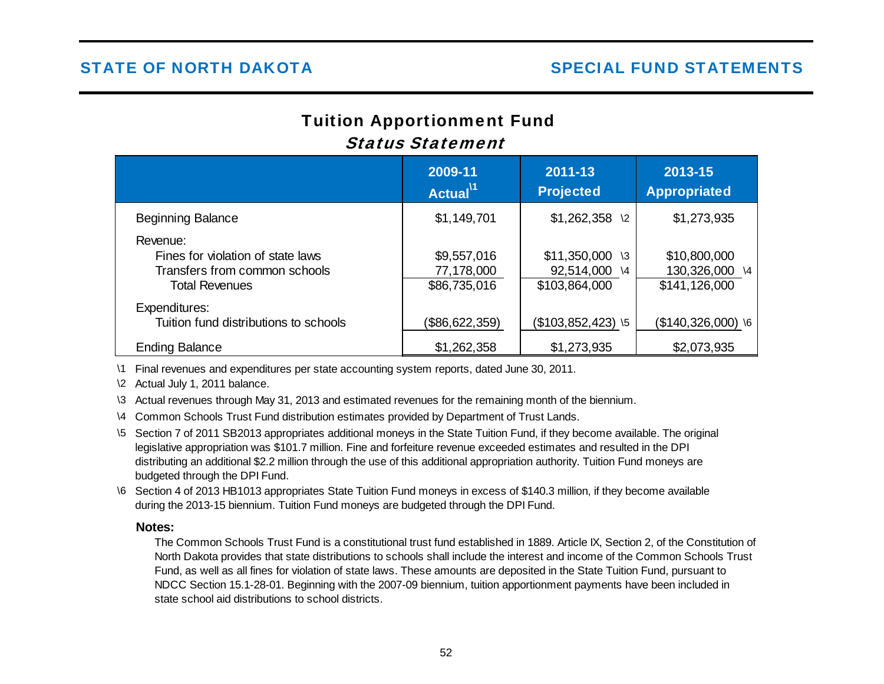## STATE OF NORTH DAKOTA — SPECIAL FUND STATEMENTS

# Tuition Apportionment Fund

## *Status Statement*

| | 2009-11 Actual \1 | 2011-13 Projected | 2013-15 Appropriated |
|---|---|---|---|
| Beginning Balance | $1,149,701 | $1,262,358 \2 | $1,273,935 |
| Revenue: | | | |
| Fines for violation of state laws | $9,557,016 | $11,350,000 \3 | $10,800,000 |
| Transfers from common schools | 77,178,000 | 92,514,000 \4 | 130,326,000 \4 |
| Total Revenues | $86,735,016 | $103,864,000 | $141,126,000 |
| Expenditures: | | | |
| Tuition fund distributions to schools | ($86,622,359) | ($103,852,423) \5 | ($140,326,000) \6 |
| Ending Balance | $1,262,358 | $1,273,935 | $2,073,935 |

\1 Final revenues and expenditures per state accounting system reports, dated June 30, 2011.

\2 Actual July 1, 2011 balance.

\3 Actual revenues through May 31, 2013 and estimated revenues for the remaining month of the biennium.

\4 Common Schools Trust Fund distribution estimates provided by Department of Trust Lands.

\5 Section 7 of 2011 SB2013 appropriates additional moneys in the State Tuition Fund, if they become available. The original legislative appropriation was $101.7 million. Fine and forfeiture revenue exceeded estimates and resulted in the DPI distributing an additional $2.2 million through the use of this additional appropriation authority. Tuition Fund moneys are budgeted through the DPI Fund.

\6 Section 4 of 2013 HB1013 appropriates State Tuition Fund moneys in excess of $140.3 million, if they become available during the 2013-15 biennium. Tuition Fund moneys are budgeted through the DPI Fund.

**Notes:**

The Common Schools Trust Fund is a constitutional trust fund established in 1889. Article IX, Section 2, of the Constitution of North Dakota provides that state distributions to schools shall include the interest and income of the Common Schools Trust Fund, as well as all fines for violation of state laws. These amounts are deposited in the State Tuition Fund, pursuant to NDCC Section 15.1-28-01. Beginning with the 2007-09 biennium, tuition apportionment payments have been included in state school aid distributions to school districts.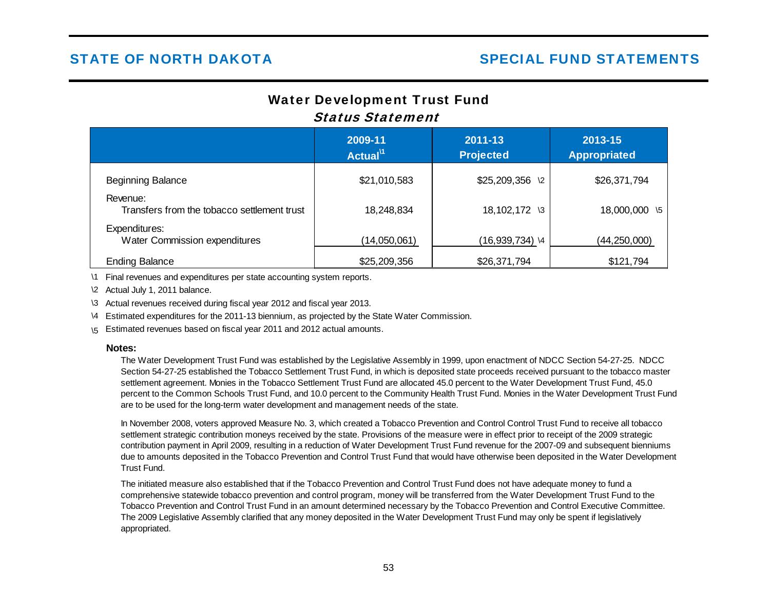# Water Development Trust Fund

## *Status Statement*

| | 2009-11 Actual\1 | 2011-13 Projected | 2013-15 Appropriated |
|---|---|---|---|
| Beginning Balance | $21,010,583 | $25,209,356 \2 | $26,371,794 |
| Revenue: | | | |
| Transfers from the tobacco settlement trust | 18,248,834 | 18,102,172 \3 | 18,000,000 \5 |
| Expenditures: | | | |
| Water Commission expenditures | (14,050,061) | (16,939,734) \4 | (44,250,000) |
| Ending Balance | $25,209,356 | $26,371,794 | $121,794 |

\1 Final revenues and expenditures per state accounting system reports.

\2 Actual July 1, 2011 balance.

\3 Actual revenues received during fiscal year 2012 and fiscal year 2013.

\4 Estimated expenditures for the 2011-13 biennium, as projected by the State Water Commission.

\5 Estimated revenues based on fiscal year 2011 and 2012 actual amounts.

**Notes:**

The Water Development Trust Fund was established by the Legislative Assembly in 1999, upon enactment of NDCC Section 54-27-25. NDCC Section 54-27-25 established the Tobacco Settlement Trust Fund, in which is deposited state proceeds received pursuant to the tobacco master settlement agreement. Monies in the Tobacco Settlement Trust Fund are allocated 45.0 percent to the Water Development Trust Fund, 45.0 percent to the Common Schools Trust Fund, and 10.0 percent to the Community Health Trust Fund. Monies in the Water Development Trust Fund are to be used for the long-term water development and management needs of the state.

In November 2008, voters approved Measure No. 3, which created a Tobacco Prevention and Control Control Trust Fund to receive all tobacco settlement strategic contribution moneys received by the state. Provisions of the measure were in effect prior to receipt of the 2009 strategic contribution payment in April 2009, resulting in a reduction of Water Development Trust Fund revenue for the 2007-09 and subsequent bienniums due to amounts deposited in the Tobacco Prevention and Control Trust Fund that would have otherwise been deposited in the Water Development Trust Fund.

The initiated measure also established that if the Tobacco Prevention and Control Trust Fund does not have adequate money to fund a comprehensive statewide tobacco prevention and control program, money will be transferred from the Water Development Trust Fund to the Tobacco Prevention and Control Trust Fund in an amount determined necessary by the Tobacco Prevention and Control Executive Committee. The 2009 Legislative Assembly clarified that any money deposited in the Water Development Trust Fund may only be spent if legislatively appropriated.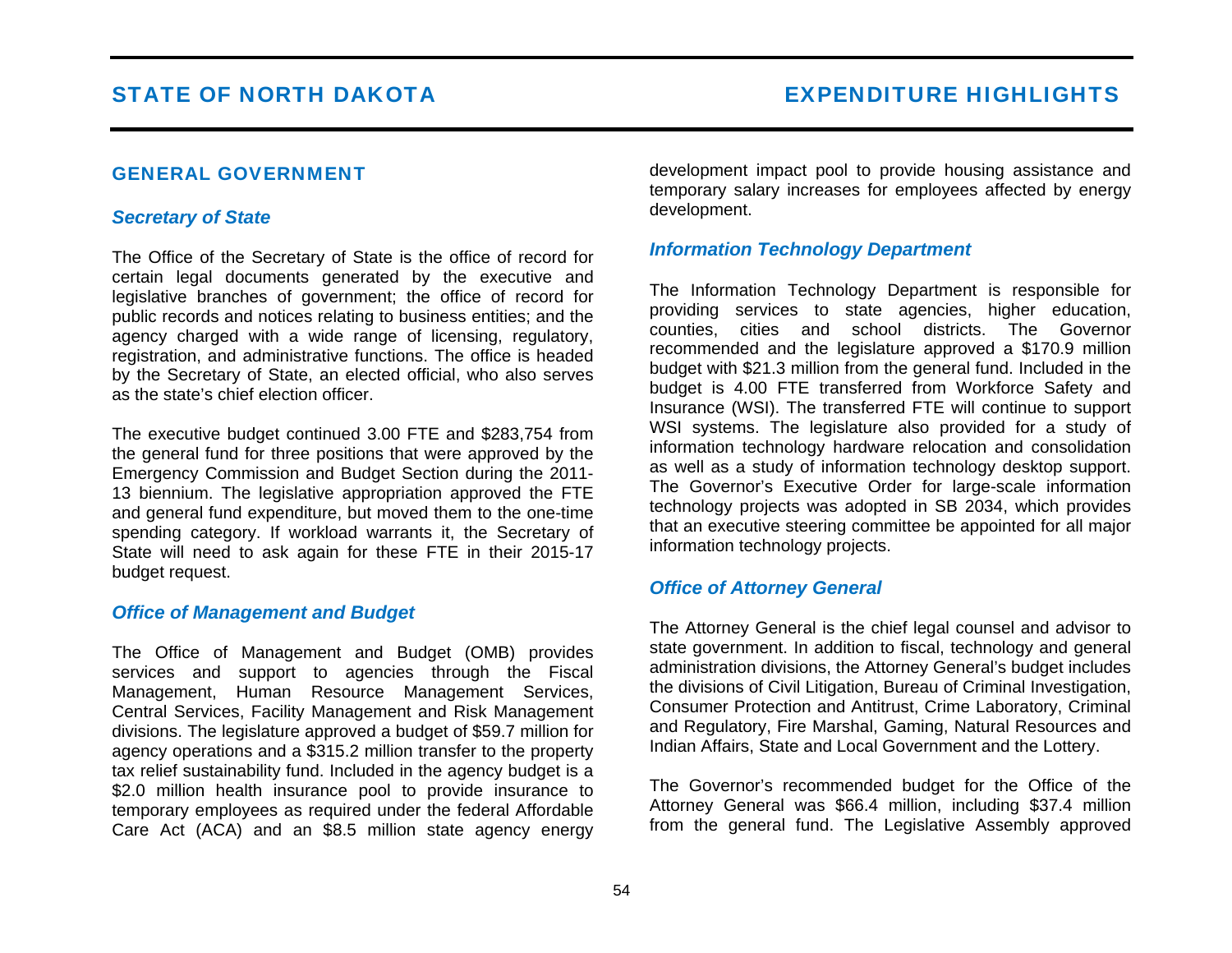## GENERAL GOVERNMENT

### *Secretary of State*

The Office of the Secretary of State is the office of record for certain legal documents generated by the executive and legislative branches of government; the office of record for public records and notices relating to business entities; and the agency charged with a wide range of licensing, regulatory, registration, and administrative functions. The office is headed by the Secretary of State, an elected official, who also serves as the state's chief election officer.

The executive budget continued 3.00 FTE and $283,754 from the general fund for three positions that were approved by the Emergency Commission and Budget Section during the 2011-13 biennium. The legislative appropriation approved the FTE and general fund expenditure, but moved them to the one-time spending category. If workload warrants it, the Secretary of State will need to ask again for these FTE in their 2015-17 budget request.

### *Office of Management and Budget*

The Office of Management and Budget (OMB) provides services and support to agencies through the Fiscal Management, Human Resource Management Services, Central Services, Facility Management and Risk Management divisions. The legislature approved a budget of $59.7 million for agency operations and a $315.2 million transfer to the property tax relief sustainability fund. Included in the agency budget is a $2.0 million health insurance pool to provide insurance to temporary employees as required under the federal Affordable Care Act (ACA) and an $8.5 million state agency energy development impact pool to provide housing assistance and temporary salary increases for employees affected by energy development.

### *Information Technology Department*

The Information Technology Department is responsible for providing services to state agencies, higher education, counties, cities and school districts. The Governor recommended and the legislature approved a $170.9 million budget with $21.3 million from the general fund. Included in the budget is 4.00 FTE transferred from Workforce Safety and Insurance (WSI). The transferred FTE will continue to support WSI systems. The legislature also provided for a study of information technology hardware relocation and consolidation as well as a study of information technology desktop support. The Governor's Executive Order for large-scale information technology projects was adopted in SB 2034, which provides that an executive steering committee be appointed for all major information technology projects.

### *Office of Attorney General*

The Attorney General is the chief legal counsel and advisor to state government. In addition to fiscal, technology and general administration divisions, the Attorney General's budget includes the divisions of Civil Litigation, Bureau of Criminal Investigation, Consumer Protection and Antitrust, Crime Laboratory, Criminal and Regulatory, Fire Marshal, Gaming, Natural Resources and Indian Affairs, State and Local Government and the Lottery.

The Governor's recommended budget for the Office of the Attorney General was $66.4 million, including $37.4 million from the general fund. The Legislative Assembly approved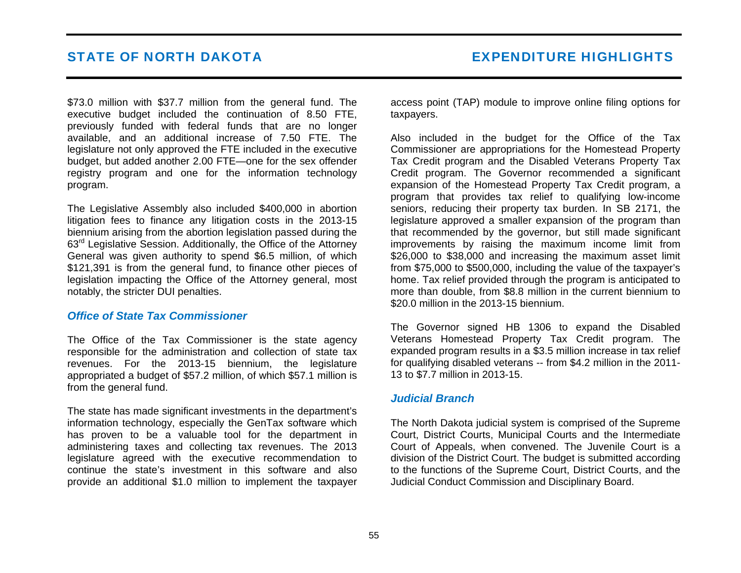$73.0 million with $37.7 million from the general fund. The executive budget included the continuation of 8.50 FTE, previously funded with federal funds that are no longer available, and an additional increase of 7.50 FTE. The legislature not only approved the FTE included in the executive budget, but added another 2.00 FTE—one for the sex offender registry program and one for the information technology program.

The Legislative Assembly also included $400,000 in abortion litigation fees to finance any litigation costs in the 2013-15 biennium arising from the abortion legislation passed during the 63rd Legislative Session. Additionally, the Office of the Attorney General was given authority to spend $6.5 million, of which $121,391 is from the general fund, to finance other pieces of legislation impacting the Office of the Attorney general, most notably, the stricter DUI penalties.

### *Office of State Tax Commissioner*

The Office of the Tax Commissioner is the state agency responsible for the administration and collection of state tax revenues. For the 2013-15 biennium, the legislature appropriated a budget of $57.2 million, of which $57.1 million is from the general fund.

The state has made significant investments in the department's information technology, especially the GenTax software which has proven to be a valuable tool for the department in administering taxes and collecting tax revenues. The 2013 legislature agreed with the executive recommendation to continue the state's investment in this software and also provide an additional $1.0 million to implement the taxpayer access point (TAP) module to improve online filing options for taxpayers.

Also included in the budget for the Office of the Tax Commissioner are appropriations for the Homestead Property Tax Credit program and the Disabled Veterans Property Tax Credit program. The Governor recommended a significant expansion of the Homestead Property Tax Credit program, a program that provides tax relief to qualifying low-income seniors, reducing their property tax burden. In SB 2171, the legislature approved a smaller expansion of the program than that recommended by the governor, but still made significant improvements by raising the maximum income limit from $26,000 to $38,000 and increasing the maximum asset limit from $75,000 to $500,000, including the value of the taxpayer's home. Tax relief provided through the program is anticipated to more than double, from $8.8 million in the current biennium to $20.0 million in the 2013-15 biennium.

The Governor signed HB 1306 to expand the Disabled Veterans Homestead Property Tax Credit program. The expanded program results in a $3.5 million increase in tax relief for qualifying disabled veterans -- from $4.2 million in the 2011-13 to $7.7 million in 2013-15.

### *Judicial Branch*

The North Dakota judicial system is comprised of the Supreme Court, District Courts, Municipal Courts and the Intermediate Court of Appeals, when convened. The Juvenile Court is a division of the District Court. The budget is submitted according to the functions of the Supreme Court, District Courts, and the Judicial Conduct Commission and Disciplinary Board.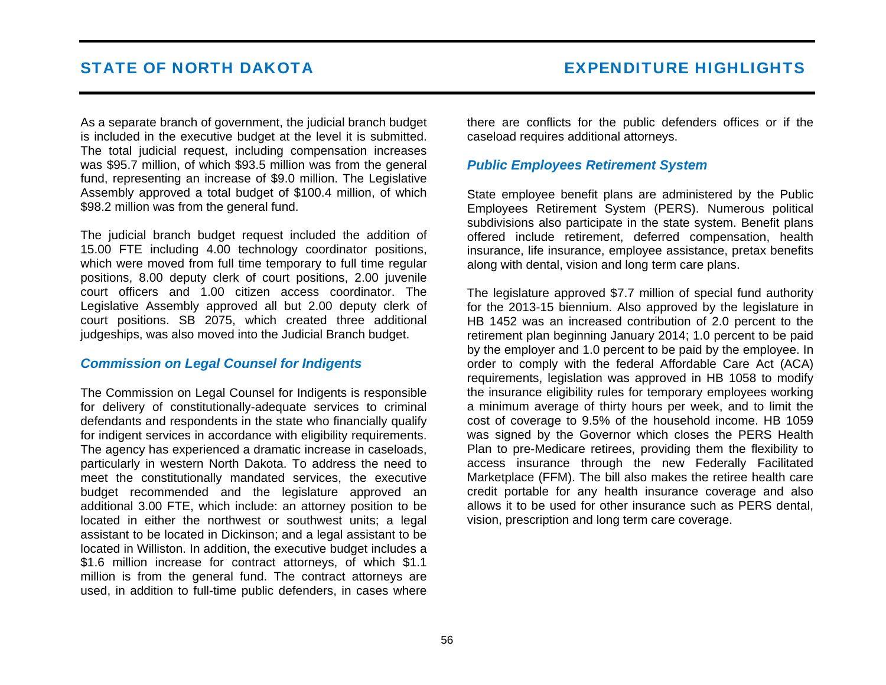As a separate branch of government, the judicial branch budget is included in the executive budget at the level it is submitted. The total judicial request, including compensation increases was \$95.7 million, of which \$93.5 million was from the general fund, representing an increase of \$9.0 million. The Legislative Assembly approved a total budget of \$100.4 million, of which \$98.2 million was from the general fund.

The judicial branch budget request included the addition of 15.00 FTE including 4.00 technology coordinator positions, which were moved from full time temporary to full time regular positions, 8.00 deputy clerk of court positions, 2.00 juvenile court officers and 1.00 citizen access coordinator. The Legislative Assembly approved all but 2.00 deputy clerk of court positions. SB 2075, which created three additional judgeships, was also moved into the Judicial Branch budget.

### *Commission on Legal Counsel for Indigents*

The Commission on Legal Counsel for Indigents is responsible for delivery of constitutionally-adequate services to criminal defendants and respondents in the state who financially qualify for indigent services in accordance with eligibility requirements. The agency has experienced a dramatic increase in caseloads, particularly in western North Dakota. To address the need to meet the constitutionally mandated services, the executive budget recommended and the legislature approved an additional 3.00 FTE, which include: an attorney position to be located in either the northwest or southwest units; a legal assistant to be located in Dickinson; and a legal assistant to be located in Williston. In addition, the executive budget includes a \$1.6 million increase for contract attorneys, of which \$1.1 million is from the general fund. The contract attorneys are used, in addition to full-time public defenders, in cases where there are conflicts for the public defenders offices or if the caseload requires additional attorneys.

### *Public Employees Retirement System*

State employee benefit plans are administered by the Public Employees Retirement System (PERS). Numerous political subdivisions also participate in the state system. Benefit plans offered include retirement, deferred compensation, health insurance, life insurance, employee assistance, pretax benefits along with dental, vision and long term care plans.

The legislature approved \$7.7 million of special fund authority for the 2013-15 biennium. Also approved by the legislature in HB 1452 was an increased contribution of 2.0 percent to the retirement plan beginning January 2014; 1.0 percent to be paid by the employer and 1.0 percent to be paid by the employee. In order to comply with the federal Affordable Care Act (ACA) requirements, legislation was approved in HB 1058 to modify the insurance eligibility rules for temporary employees working a minimum average of thirty hours per week, and to limit the cost of coverage to 9.5% of the household income. HB 1059 was signed by the Governor which closes the PERS Health Plan to pre-Medicare retirees, providing them the flexibility to access insurance through the new Federally Facilitated Marketplace (FFM). The bill also makes the retiree health care credit portable for any health insurance coverage and also allows it to be used for other insurance such as PERS dental, vision, prescription and long term care coverage.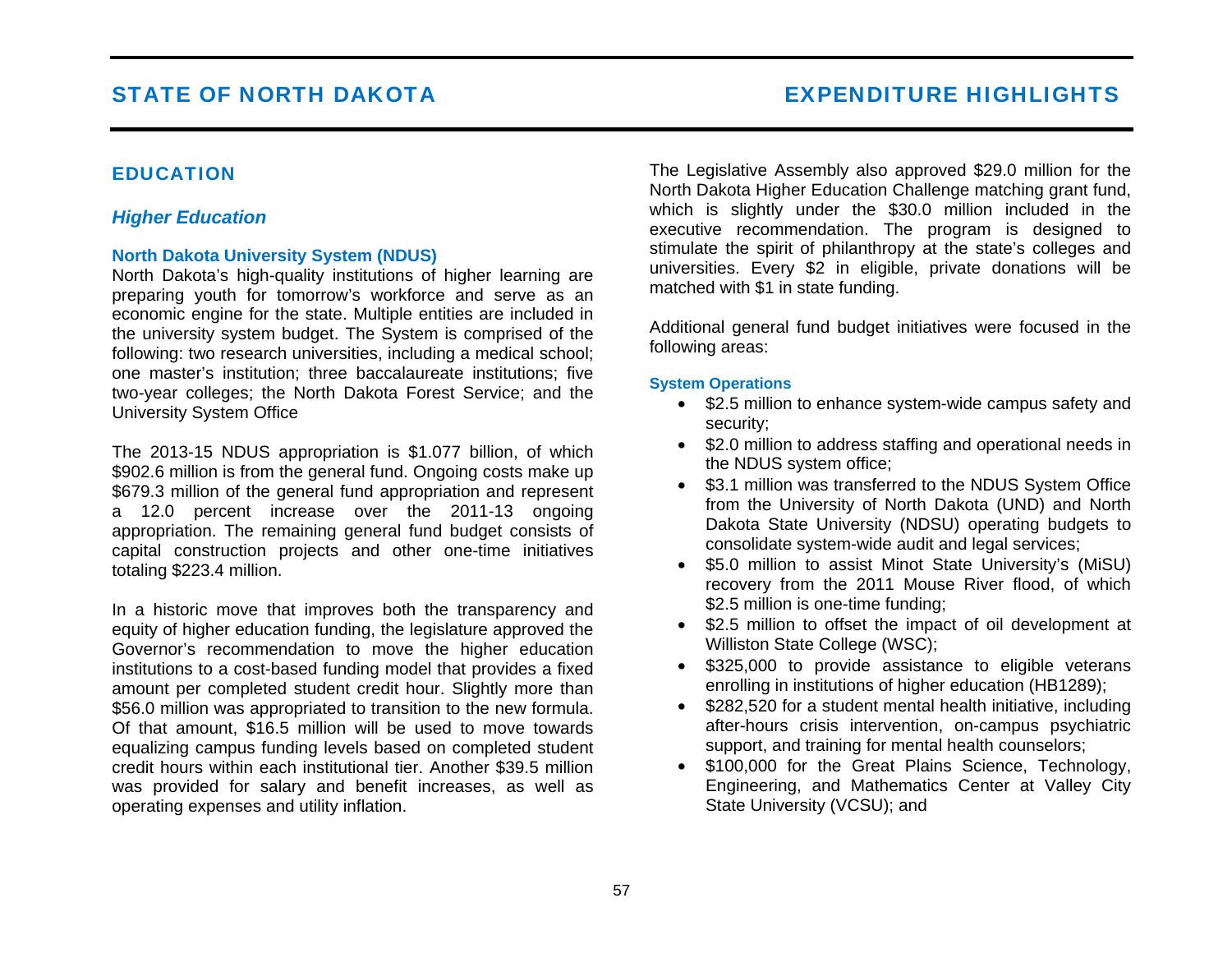## EDUCATION

### *Higher Education*

#### North Dakota University System (NDUS)

North Dakota's high-quality institutions of higher learning are preparing youth for tomorrow's workforce and serve as an economic engine for the state. Multiple entities are included in the university system budget. The System is comprised of the following: two research universities, including a medical school; one master's institution; three baccalaureate institutions; five two-year colleges; the North Dakota Forest Service; and the University System Office

The 2013-15 NDUS appropriation is $1.077 billion, of which $902.6 million is from the general fund. Ongoing costs make up $679.3 million of the general fund appropriation and represent a 12.0 percent increase over the 2011-13 ongoing appropriation. The remaining general fund budget consists of capital construction projects and other one-time initiatives totaling $223.4 million.

In a historic move that improves both the transparency and equity of higher education funding, the legislature approved the Governor's recommendation to move the higher education institutions to a cost-based funding model that provides a fixed amount per completed student credit hour. Slightly more than $56.0 million was appropriated to transition to the new formula. Of that amount, $16.5 million will be used to move towards equalizing campus funding levels based on completed student credit hours within each institutional tier. Another $39.5 million was provided for salary and benefit increases, as well as operating expenses and utility inflation.

The Legislative Assembly also approved $29.0 million for the North Dakota Higher Education Challenge matching grant fund, which is slightly under the $30.0 million included in the executive recommendation. The program is designed to stimulate the spirit of philanthropy at the state's colleges and universities. Every $2 in eligible, private donations will be matched with $1 in state funding.

Additional general fund budget initiatives were focused in the following areas:

#### System Operations

- $2.5 million to enhance system-wide campus safety and security;
- $2.0 million to address staffing and operational needs in the NDUS system office;
- $3.1 million was transferred to the NDUS System Office from the University of North Dakota (UND) and North Dakota State University (NDSU) operating budgets to consolidate system-wide audit and legal services;
- $5.0 million to assist Minot State University's (MiSU) recovery from the 2011 Mouse River flood, of which $2.5 million is one-time funding;
- $2.5 million to offset the impact of oil development at Williston State College (WSC);
- $325,000 to provide assistance to eligible veterans enrolling in institutions of higher education (HB1289);
- $282,520 for a student mental health initiative, including after-hours crisis intervention, on-campus psychiatric support, and training for mental health counselors;
- $100,000 for the Great Plains Science, Technology, Engineering, and Mathematics Center at Valley City State University (VCSU); and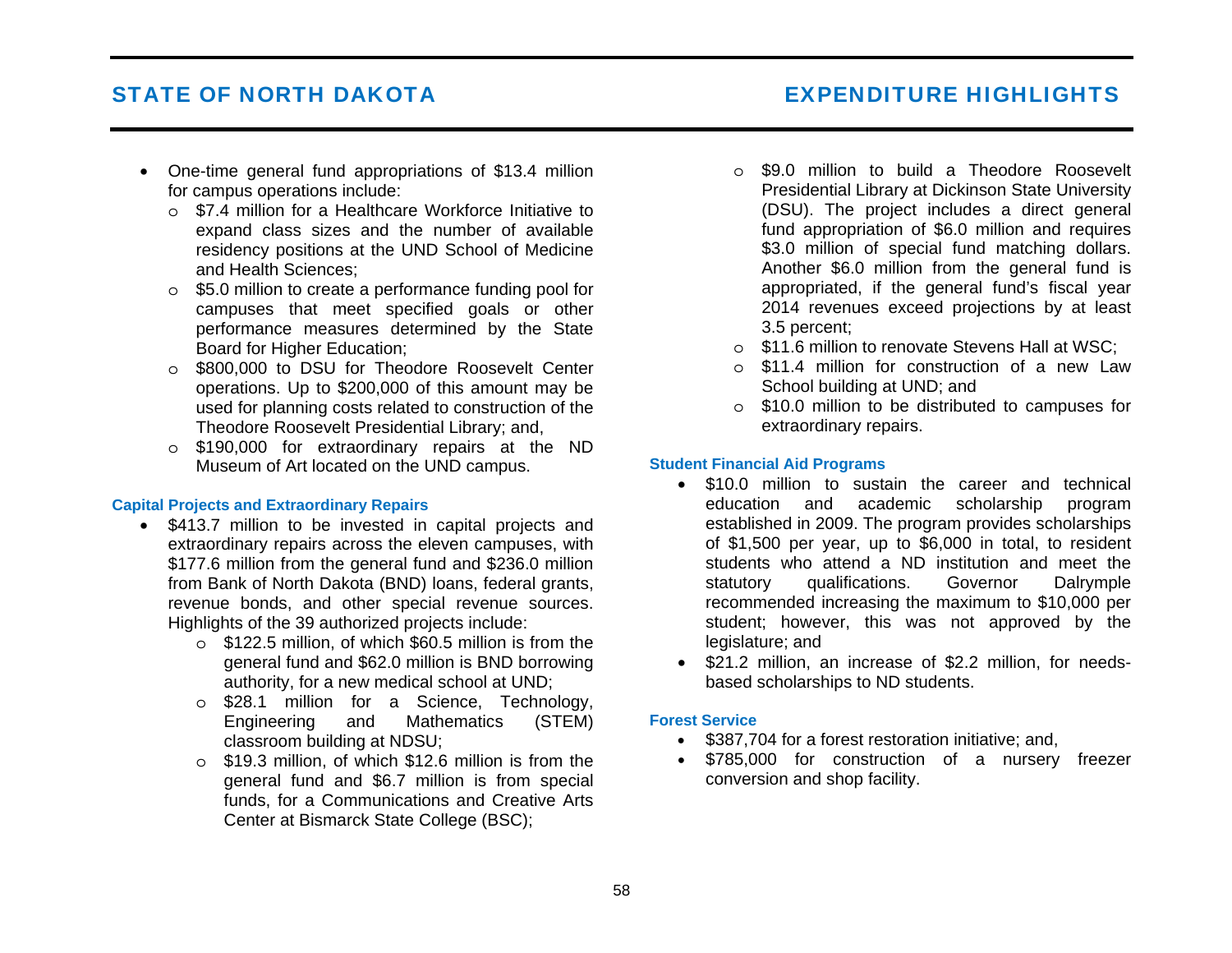- One-time general fund appropriations of $13.4 million for campus operations include:
  - $7.4 million for a Healthcare Workforce Initiative to expand class sizes and the number of available residency positions at the UND School of Medicine and Health Sciences;
  - $5.0 million to create a performance funding pool for campuses that meet specified goals or other performance measures determined by the State Board for Higher Education;
  - $800,000 to DSU for Theodore Roosevelt Center operations. Up to $200,000 of this amount may be used for planning costs related to construction of the Theodore Roosevelt Presidential Library; and,
  - $190,000 for extraordinary repairs at the ND Museum of Art located on the UND campus.

### Capital Projects and Extraordinary Repairs

- $413.7 million to be invested in capital projects and extraordinary repairs across the eleven campuses, with $177.6 million from the general fund and $236.0 million from Bank of North Dakota (BND) loans, federal grants, revenue bonds, and other special revenue sources. Highlights of the 39 authorized projects include:
  - $122.5 million, of which $60.5 million is from the general fund and $62.0 million is BND borrowing authority, for a new medical school at UND;
  - $28.1 million for a Science, Technology, Engineering and Mathematics (STEM) classroom building at NDSU;
  - $19.3 million, of which $12.6 million is from the general fund and $6.7 million is from special funds, for a Communications and Creative Arts Center at Bismarck State College (BSC);
  - $9.0 million to build a Theodore Roosevelt Presidential Library at Dickinson State University (DSU). The project includes a direct general fund appropriation of $6.0 million and requires $3.0 million of special fund matching dollars. Another $6.0 million from the general fund is appropriated, if the general fund's fiscal year 2014 revenues exceed projections by at least 3.5 percent;
  - $11.6 million to renovate Stevens Hall at WSC;
  - $11.4 million for construction of a new Law School building at UND; and
  - $10.0 million to be distributed to campuses for extraordinary repairs.

### Student Financial Aid Programs

- $10.0 million to sustain the career and technical education and academic scholarship program established in 2009. The program provides scholarships of $1,500 per year, up to $6,000 in total, to resident students who attend a ND institution and meet the statutory qualifications. Governor Dalrymple recommended increasing the maximum to $10,000 per student; however, this was not approved by the legislature; and
- $21.2 million, an increase of $2.2 million, for needs-based scholarships to ND students.

### Forest Service

- $387,704 for a forest restoration initiative; and,
- $785,000 for construction of a nursery freezer conversion and shop facility.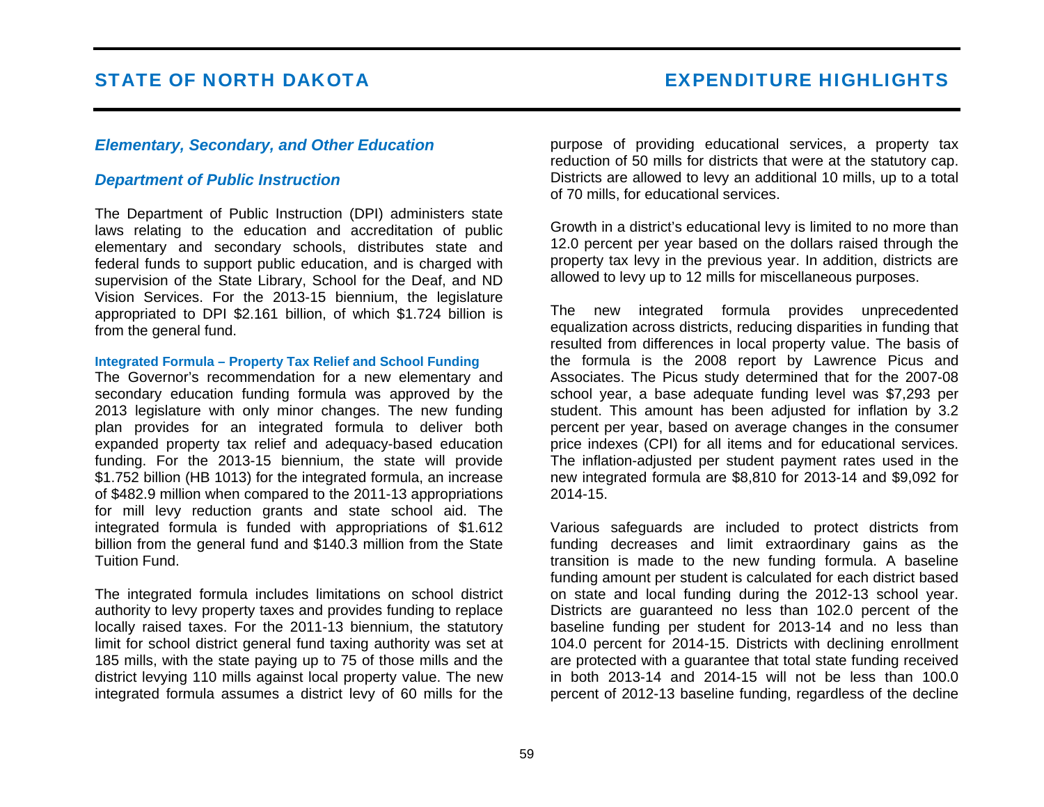## *Elementary, Secondary, and Other Education*

### *Department of Public Instruction*

The Department of Public Instruction (DPI) administers state laws relating to the education and accreditation of public elementary and secondary schools, distributes state and federal funds to support public education, and is charged with supervision of the State Library, School for the Deaf, and ND Vision Services. For the 2013-15 biennium, the legislature appropriated to DPI $2.161 billion, of which $1.724 billion is from the general fund.

#### Integrated Formula – Property Tax Relief and School Funding

The Governor's recommendation for a new elementary and secondary education funding formula was approved by the 2013 legislature with only minor changes. The new funding plan provides for an integrated formula to deliver both expanded property tax relief and adequacy-based education funding. For the 2013-15 biennium, the state will provide $1.752 billion (HB 1013) for the integrated formula, an increase of $482.9 million when compared to the 2011-13 appropriations for mill levy reduction grants and state school aid. The integrated formula is funded with appropriations of $1.612 billion from the general fund and $140.3 million from the State Tuition Fund.

The integrated formula includes limitations on school district authority to levy property taxes and provides funding to replace locally raised taxes. For the 2011-13 biennium, the statutory limit for school district general fund taxing authority was set at 185 mills, with the state paying up to 75 of those mills and the district levying 110 mills against local property value. The new integrated formula assumes a district levy of 60 mills for the purpose of providing educational services, a property tax reduction of 50 mills for districts that were at the statutory cap. Districts are allowed to levy an additional 10 mills, up to a total of 70 mills, for educational services.

Growth in a district's educational levy is limited to no more than 12.0 percent per year based on the dollars raised through the property tax levy in the previous year. In addition, districts are allowed to levy up to 12 mills for miscellaneous purposes.

The new integrated formula provides unprecedented equalization across districts, reducing disparities in funding that resulted from differences in local property value. The basis of the formula is the 2008 report by Lawrence Picus and Associates. The Picus study determined that for the 2007-08 school year, a base adequate funding level was $7,293 per student. This amount has been adjusted for inflation by 3.2 percent per year, based on average changes in the consumer price indexes (CPI) for all items and for educational services. The inflation-adjusted per student payment rates used in the new integrated formula are $8,810 for 2013-14 and $9,092 for 2014-15.

Various safeguards are included to protect districts from funding decreases and limit extraordinary gains as the transition is made to the new funding formula. A baseline funding amount per student is calculated for each district based on state and local funding during the 2012-13 school year. Districts are guaranteed no less than 102.0 percent of the baseline funding per student for 2013-14 and no less than 104.0 percent for 2014-15. Districts with declining enrollment are protected with a guarantee that total state funding received in both 2013-14 and 2014-15 will not be less than 100.0 percent of 2012-13 baseline funding, regardless of the decline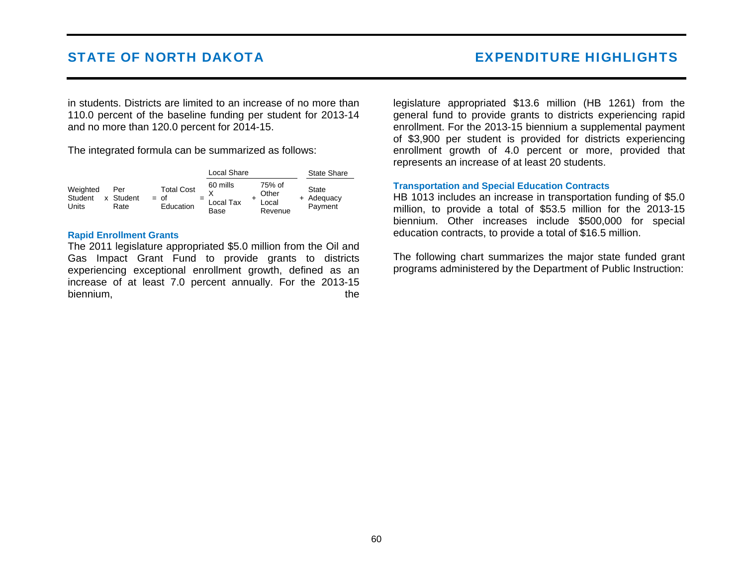in students. Districts are limited to an increase of no more than 110.0 percent of the baseline funding per student for 2013-14 and no more than 120.0 percent for 2014-15.

The integrated formula can be summarized as follows:

| | | | | | | | Local Share | | | | State Share |
|---|---|---|---|---|---|---|---|---|---|---|---|
| Weighted Student Units | x | Per Student Rate | = | Total Cost of Education | = | | 60 mills X Local Tax Base | + | 75% of Other Local Revenue | + | State Adequacy Payment |

### Rapid Enrollment Grants

The 2011 legislature appropriated $5.0 million from the Oil and Gas Impact Grant Fund to provide grants to districts experiencing exceptional enrollment growth, defined as an increase of at least 7.0 percent annually. For the 2013-15 biennium, the legislature appropriated $13.6 million (HB 1261) from the general fund to provide grants to districts experiencing rapid enrollment. For the 2013-15 biennium a supplemental payment of $3,900 per student is provided for districts experiencing enrollment growth of 4.0 percent or more, provided that represents an increase of at least 20 students.

### Transportation and Special Education Contracts

HB 1013 includes an increase in transportation funding of $5.0 million, to provide a total of $53.5 million for the 2013-15 biennium. Other increases include $500,000 for special education contracts, to provide a total of $16.5 million.

The following chart summarizes the major state funded grant programs administered by the Department of Public Instruction: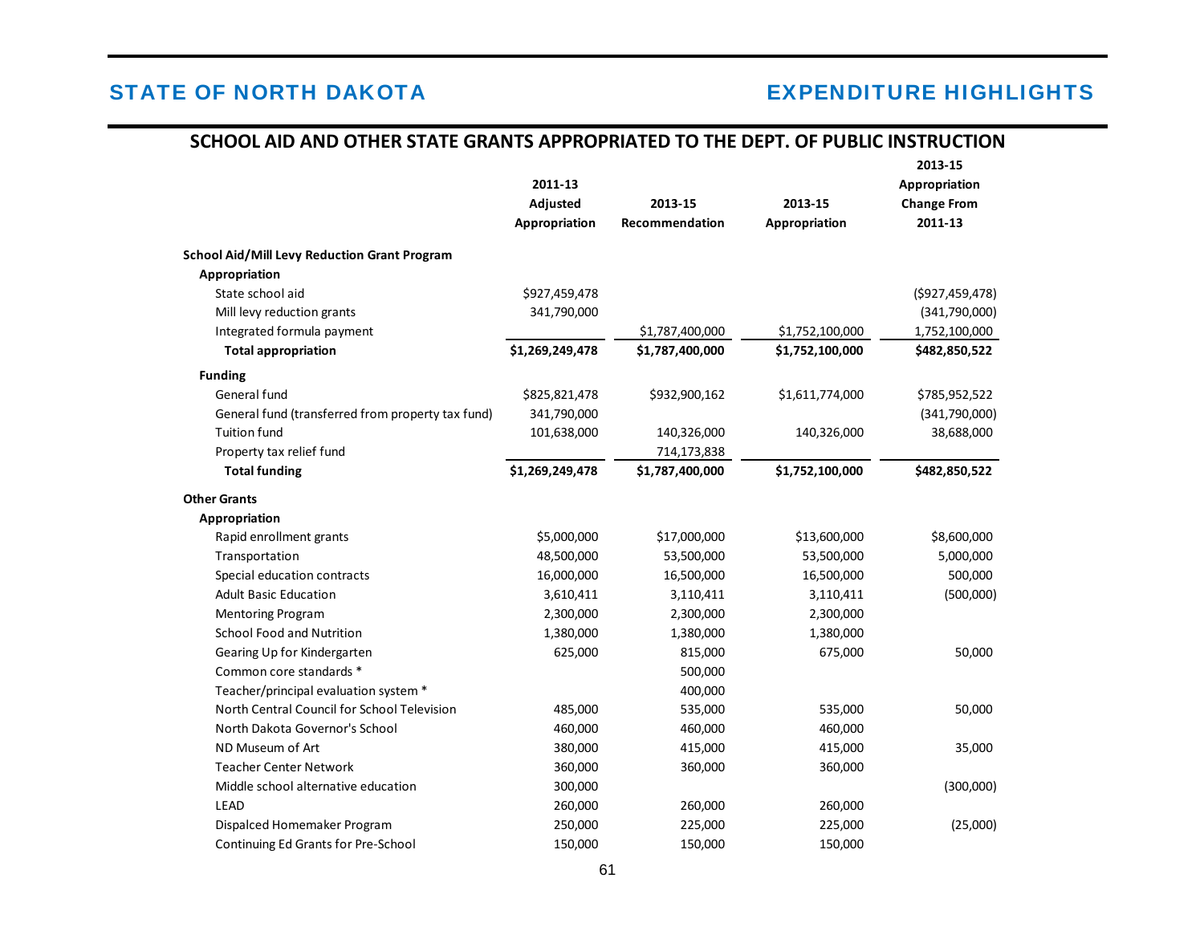## SCHOOL AID AND OTHER STATE GRANTS APPROPRIATED TO THE DEPT. OF PUBLIC INSTRUCTION

| | 2011-13 Adjusted Appropriation | 2013-15 Recommendation | 2013-15 Appropriation | 2013-15 Appropriation Change From 2011-13 |
|---|---|---|---|---|
| **School Aid/Mill Levy Reduction Grant Program** | | | | |
| **Appropriation** | | | | |
| State school aid | $927,459,478 | | | ($927,459,478) |
| Mill levy reduction grants | 341,790,000 | | | (341,790,000) |
| Integrated formula payment | | $1,787,400,000 | $1,752,100,000 | 1,752,100,000 |
| **Total appropriation** | **$1,269,249,478** | **$1,787,400,000** | **$1,752,100,000** | **$482,850,522** |
| **Funding** | | | | |
| General fund | $825,821,478 | $932,900,162 | $1,611,774,000 | $785,952,522 |
| General fund (transferred from property tax fund) | 341,790,000 | | | (341,790,000) |
| Tuition fund | 101,638,000 | 140,326,000 | 140,326,000 | 38,688,000 |
| Property tax relief fund | | 714,173,838 | | |
| **Total funding** | **$1,269,249,478** | **$1,787,400,000** | **$1,752,100,000** | **$482,850,522** |
| **Other Grants** | | | | |
| **Appropriation** | | | | |
| Rapid enrollment grants | $5,000,000 | $17,000,000 | $13,600,000 | $8,600,000 |
| Transportation | 48,500,000 | 53,500,000 | 53,500,000 | 5,000,000 |
| Special education contracts | 16,000,000 | 16,500,000 | 16,500,000 | 500,000 |
| Adult Basic Education | 3,610,411 | 3,110,411 | 3,110,411 | (500,000) |
| Mentoring Program | 2,300,000 | 2,300,000 | 2,300,000 | |
| School Food and Nutrition | 1,380,000 | 1,380,000 | 1,380,000 | |
| Gearing Up for Kindergarten | 625,000 | 815,000 | 675,000 | 50,000 |
| Common core standards * | | 500,000 | | |
| Teacher/principal evaluation system * | | 400,000 | | |
| North Central Council for School Television | 485,000 | 535,000 | 535,000 | 50,000 |
| North Dakota Governor's School | 460,000 | 460,000 | 460,000 | |
| ND Museum of Art | 380,000 | 415,000 | 415,000 | 35,000 |
| Teacher Center Network | 360,000 | 360,000 | 360,000 | |
| Middle school alternative education | 300,000 | | | (300,000) |
| LEAD | 260,000 | 260,000 | 260,000 | |
| Dispalced Homemaker Program | 250,000 | 225,000 | 225,000 | (25,000) |
| Continuing Ed Grants for Pre-School | 150,000 | 150,000 | 150,000 | |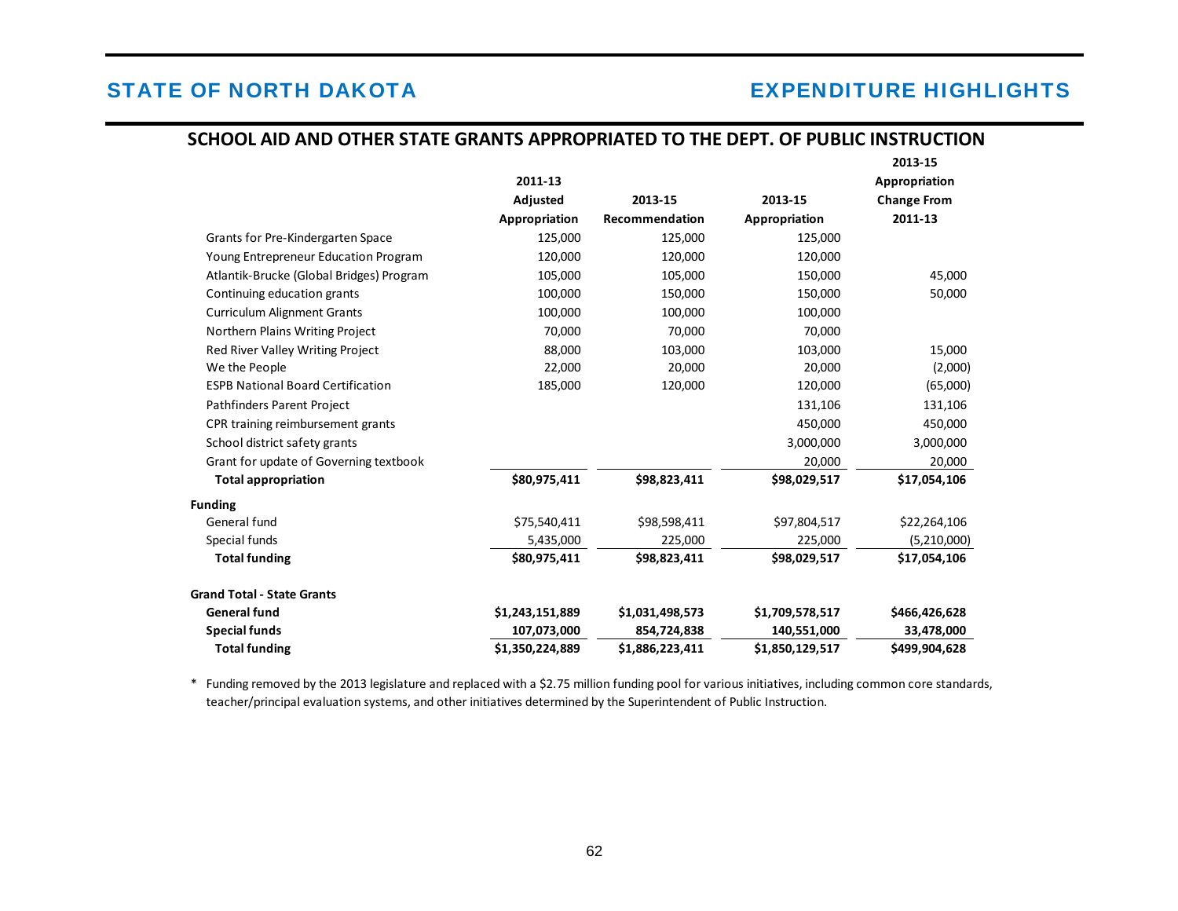## SCHOOL AID AND OTHER STATE GRANTS APPROPRIATED TO THE DEPT. OF PUBLIC INSTRUCTION

| | 2011-13 Adjusted Appropriation | 2013-15 Recommendation | 2013-15 Appropriation | 2013-15 Appropriation Change From 2011-13 |
|---|---|---|---|---|
| Grants for Pre-Kindergarten Space | 125,000 | 125,000 | 125,000 | |
| Young Entrepreneur Education Program | 120,000 | 120,000 | 120,000 | |
| Atlantik-Brucke (Global Bridges) Program | 105,000 | 105,000 | 150,000 | 45,000 |
| Continuing education grants | 100,000 | 150,000 | 150,000 | 50,000 |
| Curriculum Alignment Grants | 100,000 | 100,000 | 100,000 | |
| Northern Plains Writing Project | 70,000 | 70,000 | 70,000 | |
| Red River Valley Writing Project | 88,000 | 103,000 | 103,000 | 15,000 |
| We the People | 22,000 | 20,000 | 20,000 | (2,000) |
| ESPB National Board Certification | 185,000 | 120,000 | 120,000 | (65,000) |
| Pathfinders Parent Project | | | 131,106 | 131,106 |
| CPR training reimbursement grants | | | 450,000 | 450,000 |
| School district safety grants | | | 3,000,000 | 3,000,000 |
| Grant for update of Governing textbook | | | 20,000 | 20,000 |
| **Total appropriation** | **$80,975,411** | **$98,823,411** | **$98,029,517** | **$17,054,106** |
| **Funding** | | | | |
| General fund | $75,540,411 | $98,598,411 | $97,804,517 | $22,264,106 |
| Special funds | 5,435,000 | 225,000 | 225,000 | (5,210,000) |
| **Total funding** | **$80,975,411** | **$98,823,411** | **$98,029,517** | **$17,054,106** |
| **Grand Total - State Grants** | | | | |
| **General fund** | **$1,243,151,889** | **$1,031,498,573** | **$1,709,578,517** | **$466,426,628** |
| **Special funds** | **107,073,000** | **854,724,838** | **140,551,000** | **33,478,000** |
| **Total funding** | **$1,350,224,889** | **$1,886,223,411** | **$1,850,129,517** | **$499,904,628** |

* Funding removed by the 2013 legislature and replaced with a $2.75 million funding pool for various initiatives, including common core standards, teacher/principal evaluation systems, and other initiatives determined by the Superintendent of Public Instruction.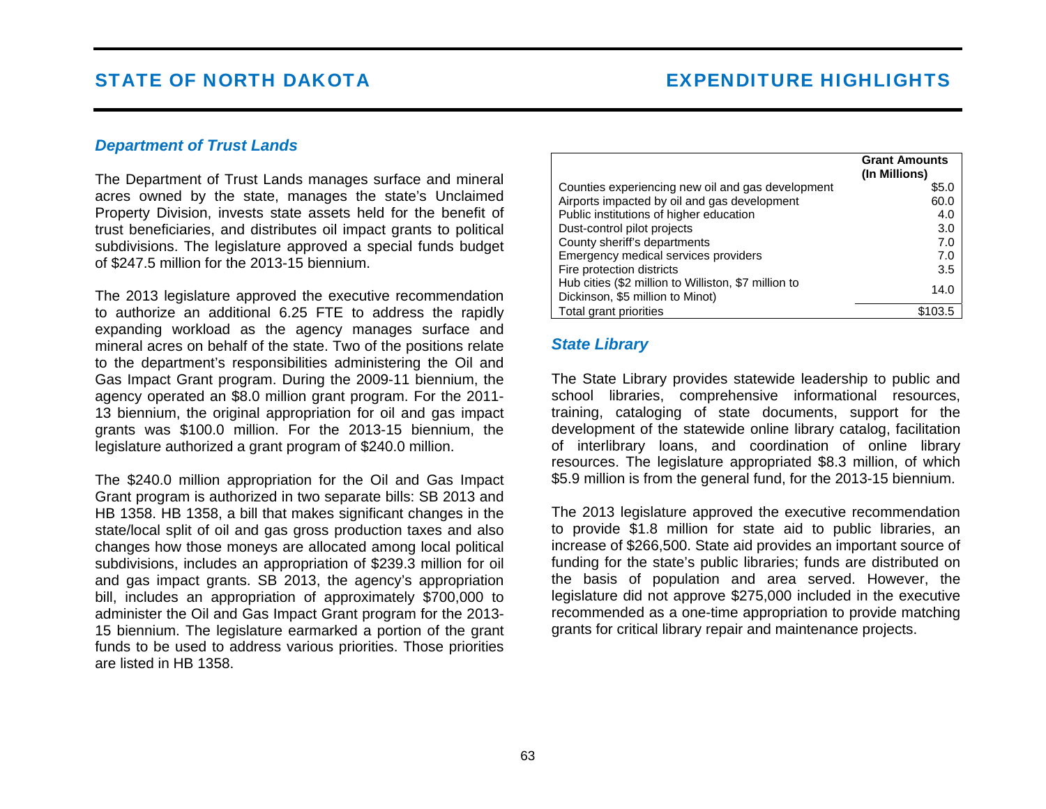## Department of Trust Lands

The Department of Trust Lands manages surface and mineral acres owned by the state, manages the state's Unclaimed Property Division, invests state assets held for the benefit of trust beneficiaries, and distributes oil impact grants to political subdivisions. The legislature approved a special funds budget of $247.5 million for the 2013-15 biennium.

The 2013 legislature approved the executive recommendation to authorize an additional 6.25 FTE to address the rapidly expanding workload as the agency manages surface and mineral acres on behalf of the state. Two of the positions relate to the department's responsibilities administering the Oil and Gas Impact Grant program. During the 2009-11 biennium, the agency operated an $8.0 million grant program. For the 2011-13 biennium, the original appropriation for oil and gas impact grants was $100.0 million. For the 2013-15 biennium, the legislature authorized a grant program of $240.0 million.

The $240.0 million appropriation for the Oil and Gas Impact Grant program is authorized in two separate bills: SB 2013 and HB 1358. HB 1358, a bill that makes significant changes in the state/local split of oil and gas gross production taxes and also changes how those moneys are allocated among local political subdivisions, includes an appropriation of $239.3 million for oil and gas impact grants. SB 2013, the agency's appropriation bill, includes an appropriation of approximately $700,000 to administer the Oil and Gas Impact Grant program for the 2013-15 biennium. The legislature earmarked a portion of the grant funds to be used to address various priorities. Those priorities are listed in HB 1358.

| | Grant Amounts (In Millions) |
|---|---|
| Counties experiencing new oil and gas development | $5.0 |
| Airports impacted by oil and gas development | 60.0 |
| Public institutions of higher education | 4.0 |
| Dust-control pilot projects | 3.0 |
| County sheriff's departments | 7.0 |
| Emergency medical services providers | 7.0 |
| Fire protection districts | 3.5 |
| Hub cities ($2 million to Williston, $7 million to Dickinson, $5 million to Minot) | 14.0 |
| Total grant priorities | $103.5 |

## State Library

The State Library provides statewide leadership to public and school libraries, comprehensive informational resources, training, cataloging of state documents, support for the development of the statewide online library catalog, facilitation of interlibrary loans, and coordination of online library resources. The legislature appropriated $8.3 million, of which $5.9 million is from the general fund, for the 2013-15 biennium.

The 2013 legislature approved the executive recommendation to provide $1.8 million for state aid to public libraries, an increase of $266,500. State aid provides an important source of funding for the state's public libraries; funds are distributed on the basis of population and area served. However, the legislature did not approve $275,000 included in the executive recommended as a one-time appropriation to provide matching grants for critical library repair and maintenance projects.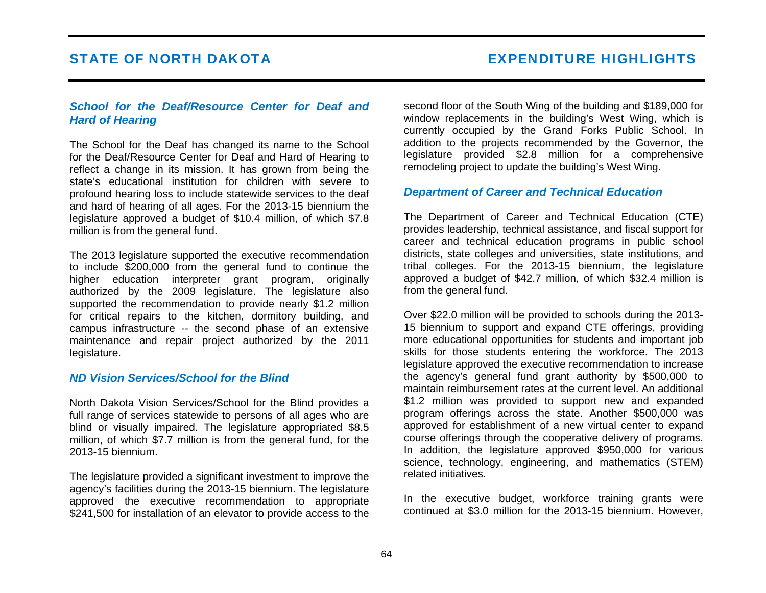### School for the Deaf/Resource Center for Deaf and Hard of Hearing

The School for the Deaf has changed its name to the School for the Deaf/Resource Center for Deaf and Hard of Hearing to reflect a change in its mission. It has grown from being the state's educational institution for children with severe to profound hearing loss to include statewide services to the deaf and hard of hearing of all ages. For the 2013-15 biennium the legislature approved a budget of $10.4 million, of which $7.8 million is from the general fund.

The 2013 legislature supported the executive recommendation to include $200,000 from the general fund to continue the higher education interpreter grant program, originally authorized by the 2009 legislature. The legislature also supported the recommendation to provide nearly $1.2 million for critical repairs to the kitchen, dormitory building, and campus infrastructure -- the second phase of an extensive maintenance and repair project authorized by the 2011 legislature.

### ND Vision Services/School for the Blind

North Dakota Vision Services/School for the Blind provides a full range of services statewide to persons of all ages who are blind or visually impaired. The legislature appropriated $8.5 million, of which $7.7 million is from the general fund, for the 2013-15 biennium.

The legislature provided a significant investment to improve the agency's facilities during the 2013-15 biennium. The legislature approved the executive recommendation to appropriate $241,500 for installation of an elevator to provide access to the second floor of the South Wing of the building and $189,000 for window replacements in the building's West Wing, which is currently occupied by the Grand Forks Public School. In addition to the projects recommended by the Governor, the legislature provided $2.8 million for a comprehensive remodeling project to update the building's West Wing.

### Department of Career and Technical Education

The Department of Career and Technical Education (CTE) provides leadership, technical assistance, and fiscal support for career and technical education programs in public school districts, state colleges and universities, state institutions, and tribal colleges. For the 2013-15 biennium, the legislature approved a budget of $42.7 million, of which $32.4 million is from the general fund.

Over $22.0 million will be provided to schools during the 2013-15 biennium to support and expand CTE offerings, providing more educational opportunities for students and important job skills for those students entering the workforce. The 2013 legislature approved the executive recommendation to increase the agency's general fund grant authority by $500,000 to maintain reimbursement rates at the current level. An additional $1.2 million was provided to support new and expanded program offerings across the state. Another $500,000 was approved for establishment of a new virtual center to expand course offerings through the cooperative delivery of programs. In addition, the legislature approved $950,000 for various science, technology, engineering, and mathematics (STEM) related initiatives.

In the executive budget, workforce training grants were continued at $3.0 million for the 2013-15 biennium. However,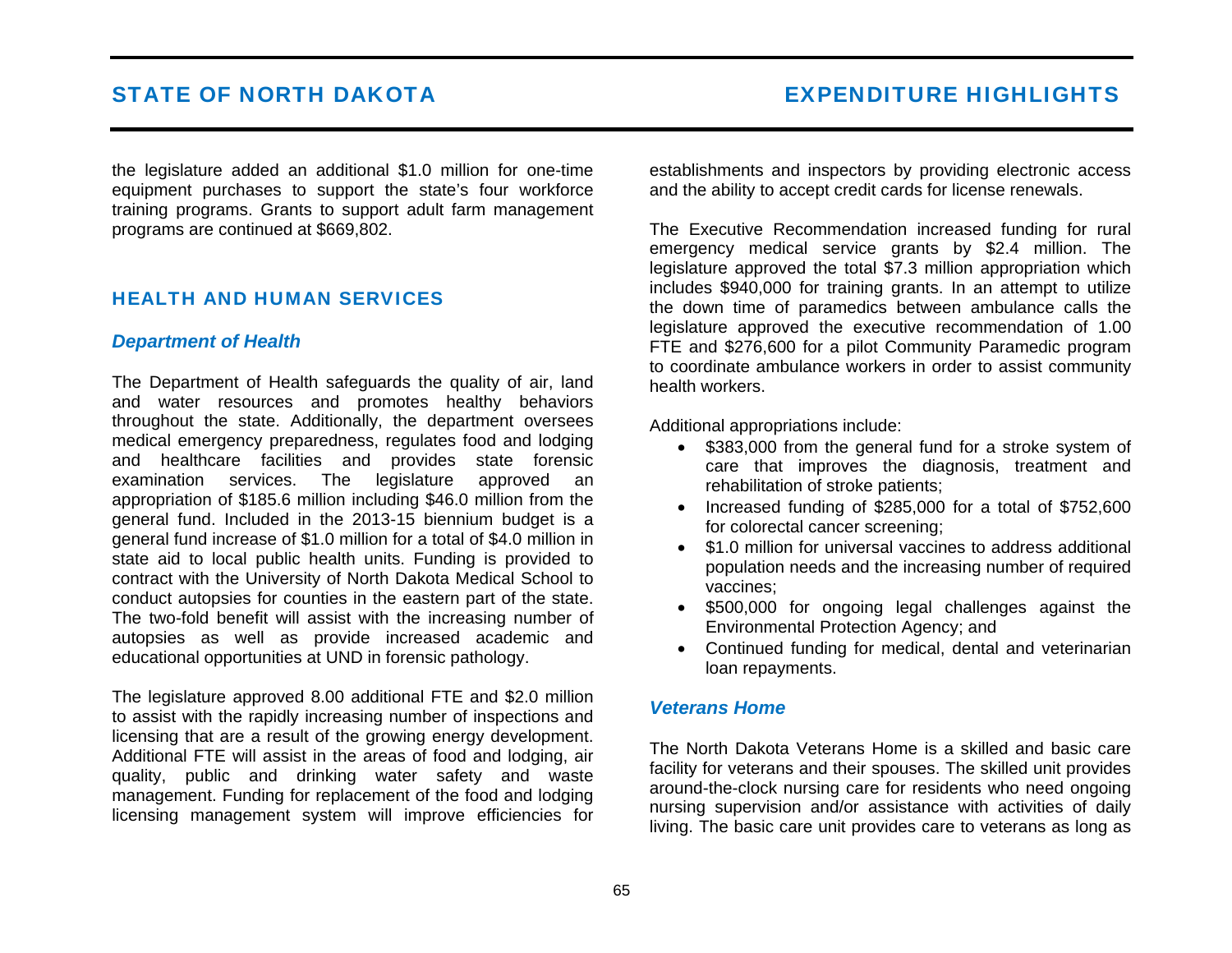the legislature added an additional $1.0 million for one-time equipment purchases to support the state's four workforce training programs. Grants to support adult farm management programs are continued at $669,802.

## HEALTH AND HUMAN SERVICES

### *Department of Health*

The Department of Health safeguards the quality of air, land and water resources and promotes healthy behaviors throughout the state. Additionally, the department oversees medical emergency preparedness, regulates food and lodging and healthcare facilities and provides state forensic examination services. The legislature approved an appropriation of $185.6 million including $46.0 million from the general fund. Included in the 2013-15 biennium budget is a general fund increase of $1.0 million for a total of $4.0 million in state aid to local public health units. Funding is provided to contract with the University of North Dakota Medical School to conduct autopsies for counties in the eastern part of the state. The two-fold benefit will assist with the increasing number of autopsies as well as provide increased academic and educational opportunities at UND in forensic pathology.

The legislature approved 8.00 additional FTE and $2.0 million to assist with the rapidly increasing number of inspections and licensing that are a result of the growing energy development. Additional FTE will assist in the areas of food and lodging, air quality, public and drinking water safety and waste management. Funding for replacement of the food and lodging licensing management system will improve efficiencies for establishments and inspectors by providing electronic access and the ability to accept credit cards for license renewals.

The Executive Recommendation increased funding for rural emergency medical service grants by $2.4 million. The legislature approved the total $7.3 million appropriation which includes $940,000 for training grants. In an attempt to utilize the down time of paramedics between ambulance calls the legislature approved the executive recommendation of 1.00 FTE and $276,600 for a pilot Community Paramedic program to coordinate ambulance workers in order to assist community health workers.

Additional appropriations include:

- $383,000 from the general fund for a stroke system of care that improves the diagnosis, treatment and rehabilitation of stroke patients;
- Increased funding of $285,000 for a total of $752,600 for colorectal cancer screening;
- $1.0 million for universal vaccines to address additional population needs and the increasing number of required vaccines;
- $500,000 for ongoing legal challenges against the Environmental Protection Agency; and
- Continued funding for medical, dental and veterinarian loan repayments.

### *Veterans Home*

The North Dakota Veterans Home is a skilled and basic care facility for veterans and their spouses. The skilled unit provides around-the-clock nursing care for residents who need ongoing nursing supervision and/or assistance with activities of daily living. The basic care unit provides care to veterans as long as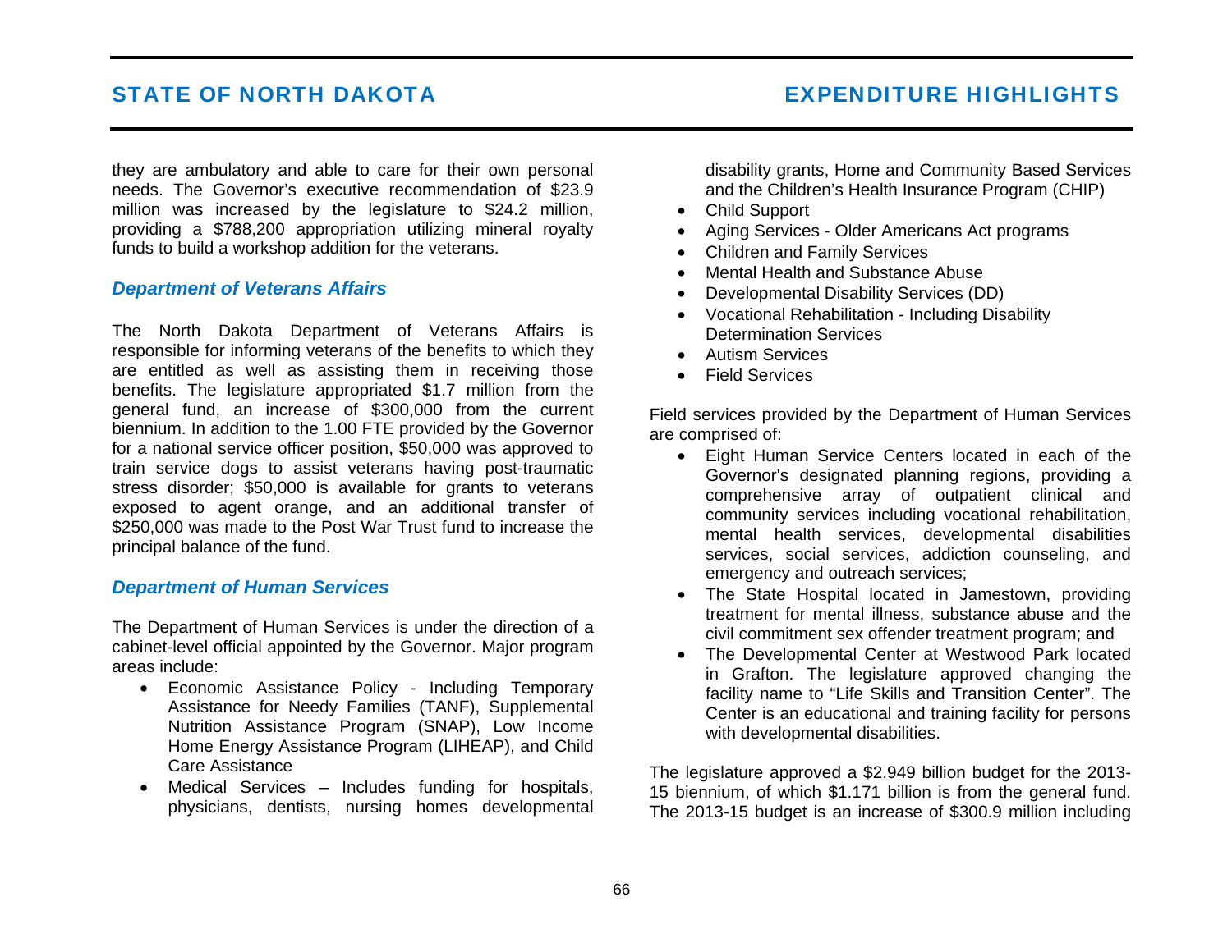they are ambulatory and able to care for their own personal needs. The Governor's executive recommendation of $23.9 million was increased by the legislature to $24.2 million, providing a $788,200 appropriation utilizing mineral royalty funds to build a workshop addition for the veterans.

### *Department of Veterans Affairs*

The North Dakota Department of Veterans Affairs is responsible for informing veterans of the benefits to which they are entitled as well as assisting them in receiving those benefits. The legislature appropriated $1.7 million from the general fund, an increase of $300,000 from the current biennium. In addition to the 1.00 FTE provided by the Governor for a national service officer position, $50,000 was approved to train service dogs to assist veterans having post-traumatic stress disorder; $50,000 is available for grants to veterans exposed to agent orange, and an additional transfer of $250,000 was made to the Post War Trust fund to increase the principal balance of the fund.

### *Department of Human Services*

The Department of Human Services is under the direction of a cabinet-level official appointed by the Governor. Major program areas include:

- Economic Assistance Policy - Including Temporary Assistance for Needy Families (TANF), Supplemental Nutrition Assistance Program (SNAP), Low Income Home Energy Assistance Program (LIHEAP), and Child Care Assistance
- Medical Services – Includes funding for hospitals, physicians, dentists, nursing homes developmental disability grants, Home and Community Based Services and the Children's Health Insurance Program (CHIP)
- Child Support
- Aging Services - Older Americans Act programs
- Children and Family Services
- Mental Health and Substance Abuse
- Developmental Disability Services (DD)
- Vocational Rehabilitation - Including Disability Determination Services
- Autism Services
- Field Services

Field services provided by the Department of Human Services are comprised of:

- Eight Human Service Centers located in each of the Governor's designated planning regions, providing a comprehensive array of outpatient clinical and community services including vocational rehabilitation, mental health services, developmental disabilities services, social services, addiction counseling, and emergency and outreach services;
- The State Hospital located in Jamestown, providing treatment for mental illness, substance abuse and the civil commitment sex offender treatment program; and
- The Developmental Center at Westwood Park located in Grafton. The legislature approved changing the facility name to "Life Skills and Transition Center". The Center is an educational and training facility for persons with developmental disabilities.

The legislature approved a $2.949 billion budget for the 2013-15 biennium, of which $1.171 billion is from the general fund. The 2013-15 budget is an increase of $300.9 million including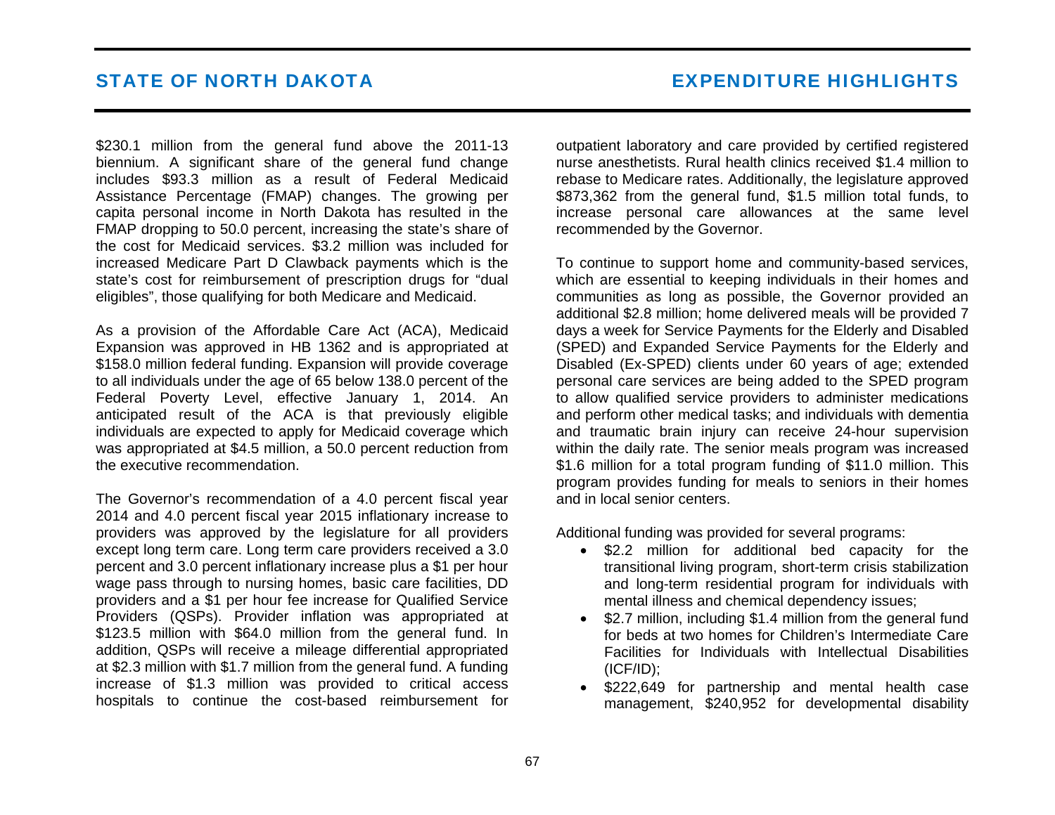$230.1 million from the general fund above the 2011-13 biennium. A significant share of the general fund change includes $93.3 million as a result of Federal Medicaid Assistance Percentage (FMAP) changes. The growing per capita personal income in North Dakota has resulted in the FMAP dropping to 50.0 percent, increasing the state's share of the cost for Medicaid services. $3.2 million was included for increased Medicare Part D Clawback payments which is the state's cost for reimbursement of prescription drugs for "dual eligibles", those qualifying for both Medicare and Medicaid.

As a provision of the Affordable Care Act (ACA), Medicaid Expansion was approved in HB 1362 and is appropriated at $158.0 million federal funding. Expansion will provide coverage to all individuals under the age of 65 below 138.0 percent of the Federal Poverty Level, effective January 1, 2014. An anticipated result of the ACA is that previously eligible individuals are expected to apply for Medicaid coverage which was appropriated at $4.5 million, a 50.0 percent reduction from the executive recommendation.

The Governor's recommendation of a 4.0 percent fiscal year 2014 and 4.0 percent fiscal year 2015 inflationary increase to providers was approved by the legislature for all providers except long term care. Long term care providers received a 3.0 percent and 3.0 percent inflationary increase plus a $1 per hour wage pass through to nursing homes, basic care facilities, DD providers and a $1 per hour fee increase for Qualified Service Providers (QSPs). Provider inflation was appropriated at $123.5 million with $64.0 million from the general fund. In addition, QSPs will receive a mileage differential appropriated at $2.3 million with $1.7 million from the general fund. A funding increase of $1.3 million was provided to critical access hospitals to continue the cost-based reimbursement for outpatient laboratory and care provided by certified registered nurse anesthetists. Rural health clinics received $1.4 million to rebase to Medicare rates. Additionally, the legislature approved $873,362 from the general fund, $1.5 million total funds, to increase personal care allowances at the same level recommended by the Governor.

To continue to support home and community-based services, which are essential to keeping individuals in their homes and communities as long as possible, the Governor provided an additional $2.8 million; home delivered meals will be provided 7 days a week for Service Payments for the Elderly and Disabled (SPED) and Expanded Service Payments for the Elderly and Disabled (Ex-SPED) clients under 60 years of age; extended personal care services are being added to the SPED program to allow qualified service providers to administer medications and perform other medical tasks; and individuals with dementia and traumatic brain injury can receive 24-hour supervision within the daily rate. The senior meals program was increased $1.6 million for a total program funding of $11.0 million. This program provides funding for meals to seniors in their homes and in local senior centers.

Additional funding was provided for several programs:

- $2.2 million for additional bed capacity for the transitional living program, short-term crisis stabilization and long-term residential program for individuals with mental illness and chemical dependency issues;
- $2.7 million, including $1.4 million from the general fund for beds at two homes for Children's Intermediate Care Facilities for Individuals with Intellectual Disabilities (ICF/ID);
- $222,649 for partnership and mental health case management, $240,952 for developmental disability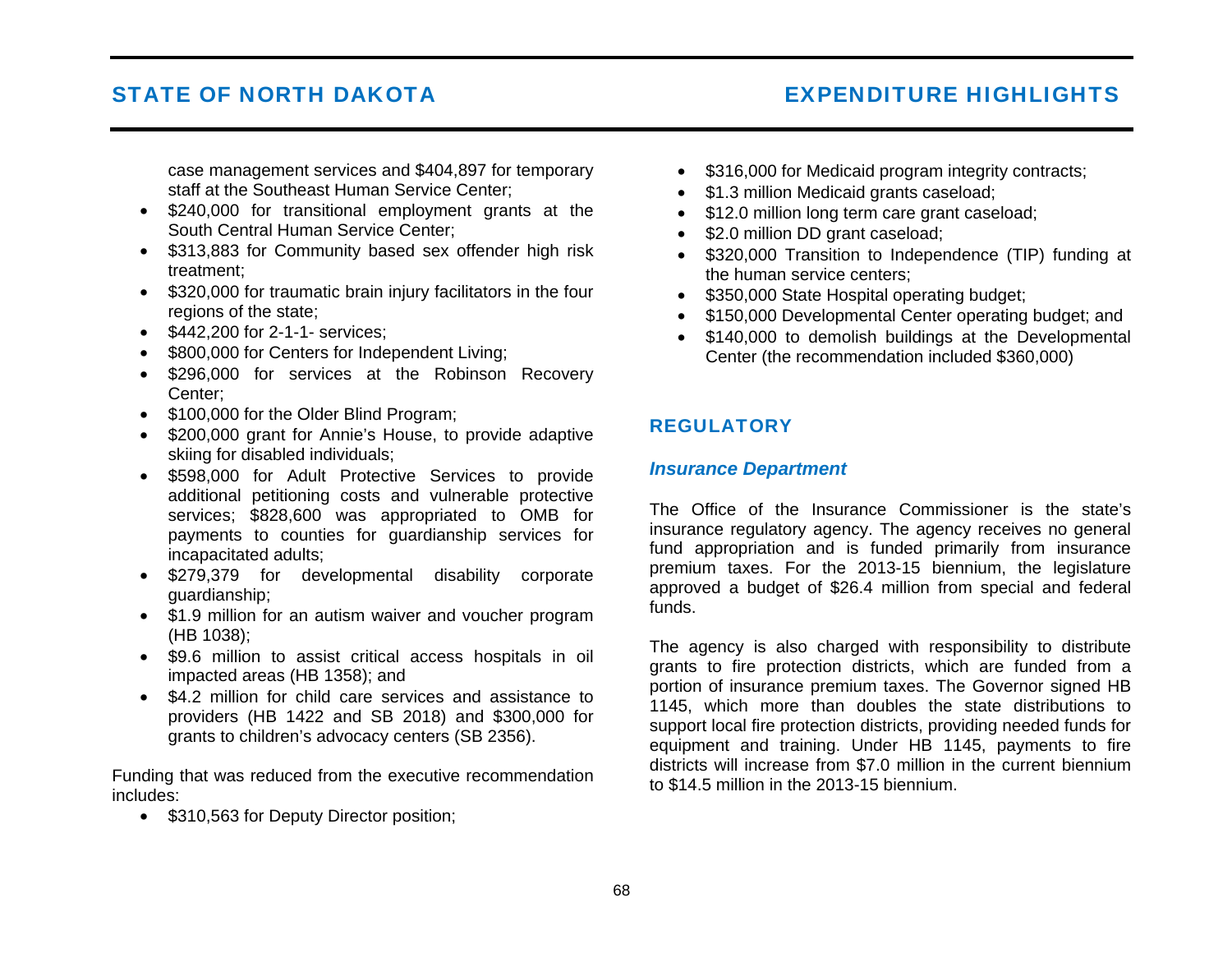case management services and $404,897 for temporary staff at the Southeast Human Service Center;

- $240,000 for transitional employment grants at the South Central Human Service Center;
- $313,883 for Community based sex offender high risk treatment;
- $320,000 for traumatic brain injury facilitators in the four regions of the state;
- $442,200 for 2-1-1- services;
- $800,000 for Centers for Independent Living;
- $296,000 for services at the Robinson Recovery Center;
- $100,000 for the Older Blind Program;
- $200,000 grant for Annie's House, to provide adaptive skiing for disabled individuals;
- $598,000 for Adult Protective Services to provide additional petitioning costs and vulnerable protective services; $828,600 was appropriated to OMB for payments to counties for guardianship services for incapacitated adults;
- $279,379 for developmental disability corporate guardianship;
- $1.9 million for an autism waiver and voucher program (HB 1038);
- $9.6 million to assist critical access hospitals in oil impacted areas (HB 1358); and
- $4.2 million for child care services and assistance to providers (HB 1422 and SB 2018) and $300,000 for grants to children's advocacy centers (SB 2356).

Funding that was reduced from the executive recommendation includes:

- $310,563 for Deputy Director position;
- $316,000 for Medicaid program integrity contracts;
- $1.3 million Medicaid grants caseload;
- $12.0 million long term care grant caseload;
- $2.0 million DD grant caseload;
- $320,000 Transition to Independence (TIP) funding at the human service centers;
- $350,000 State Hospital operating budget;
- $150,000 Developmental Center operating budget; and
- $140,000 to demolish buildings at the Developmental Center (the recommendation included $360,000)

## REGULATORY

### *Insurance Department*

The Office of the Insurance Commissioner is the state's insurance regulatory agency. The agency receives no general fund appropriation and is funded primarily from insurance premium taxes. For the 2013-15 biennium, the legislature approved a budget of $26.4 million from special and federal funds.

The agency is also charged with responsibility to distribute grants to fire protection districts, which are funded from a portion of insurance premium taxes. The Governor signed HB 1145, which more than doubles the state distributions to support local fire protection districts, providing needed funds for equipment and training. Under HB 1145, payments to fire districts will increase from $7.0 million in the current biennium to $14.5 million in the 2013-15 biennium.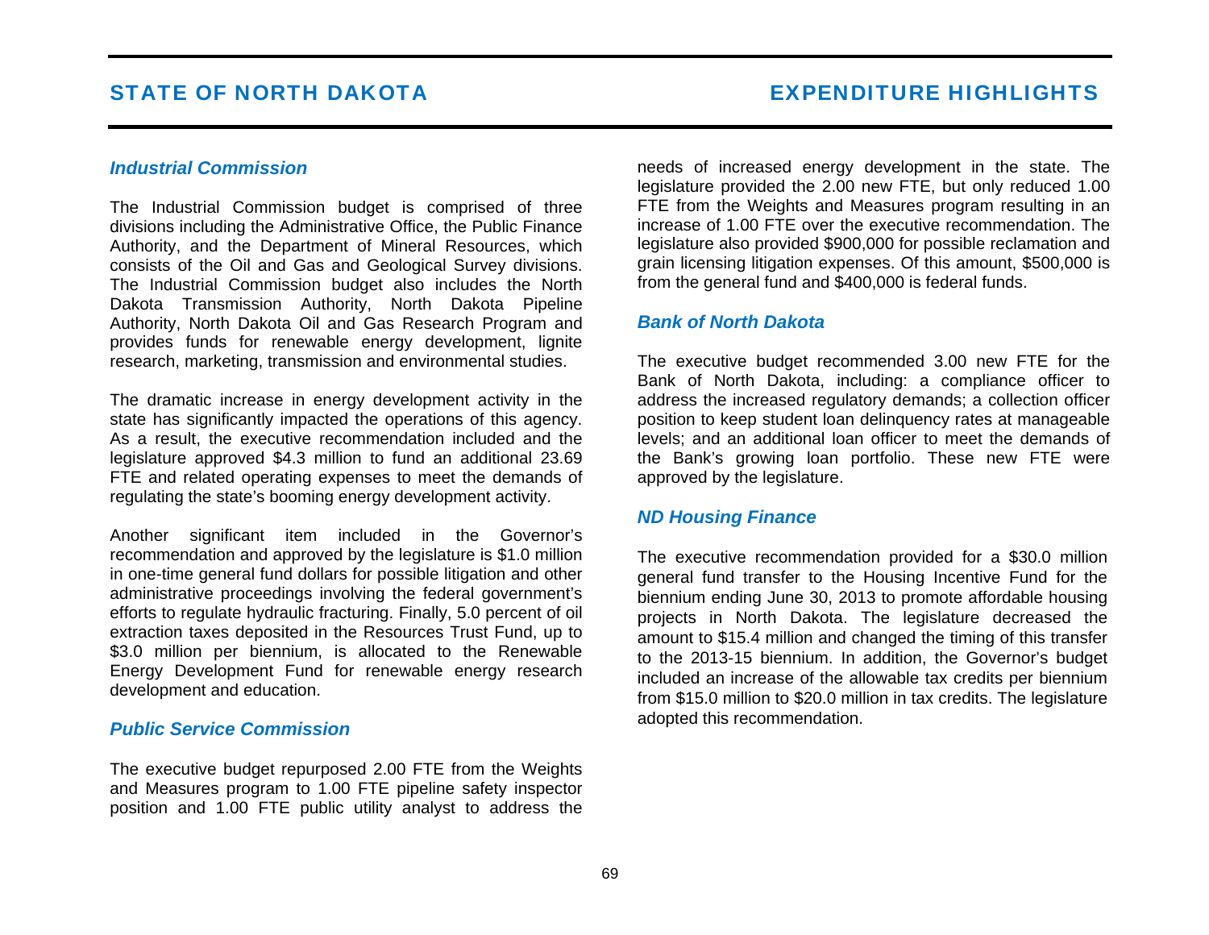### *Industrial Commission*

The Industrial Commission budget is comprised of three divisions including the Administrative Office, the Public Finance Authority, and the Department of Mineral Resources, which consists of the Oil and Gas and Geological Survey divisions. The Industrial Commission budget also includes the North Dakota Transmission Authority, North Dakota Pipeline Authority, North Dakota Oil and Gas Research Program and provides funds for renewable energy development, lignite research, marketing, transmission and environmental studies.

The dramatic increase in energy development activity in the state has significantly impacted the operations of this agency. As a result, the executive recommendation included and the legislature approved $4.3 million to fund an additional 23.69 FTE and related operating expenses to meet the demands of regulating the state's booming energy development activity.

Another significant item included in the Governor's recommendation and approved by the legislature is $1.0 million in one-time general fund dollars for possible litigation and other administrative proceedings involving the federal government's efforts to regulate hydraulic fracturing. Finally, 5.0 percent of oil extraction taxes deposited in the Resources Trust Fund, up to $3.0 million per biennium, is allocated to the Renewable Energy Development Fund for renewable energy research development and education.

### *Public Service Commission*

The executive budget repurposed 2.00 FTE from the Weights and Measures program to 1.00 FTE pipeline safety inspector position and 1.00 FTE public utility analyst to address the needs of increased energy development in the state. The legislature provided the 2.00 new FTE, but only reduced 1.00 FTE from the Weights and Measures program resulting in an increase of 1.00 FTE over the executive recommendation. The legislature also provided $900,000 for possible reclamation and grain licensing litigation expenses. Of this amount, $500,000 is from the general fund and $400,000 is federal funds.

### *Bank of North Dakota*

The executive budget recommended 3.00 new FTE for the Bank of North Dakota, including: a compliance officer to address the increased regulatory demands; a collection officer position to keep student loan delinquency rates at manageable levels; and an additional loan officer to meet the demands of the Bank's growing loan portfolio. These new FTE were approved by the legislature.

### *ND Housing Finance*

The executive recommendation provided for a $30.0 million general fund transfer to the Housing Incentive Fund for the biennium ending June 30, 2013 to promote affordable housing projects in North Dakota. The legislature decreased the amount to $15.4 million and changed the timing of this transfer to the 2013-15 biennium. In addition, the Governor's budget included an increase of the allowable tax credits per biennium from $15.0 million to $20.0 million in tax credits. The legislature adopted this recommendation.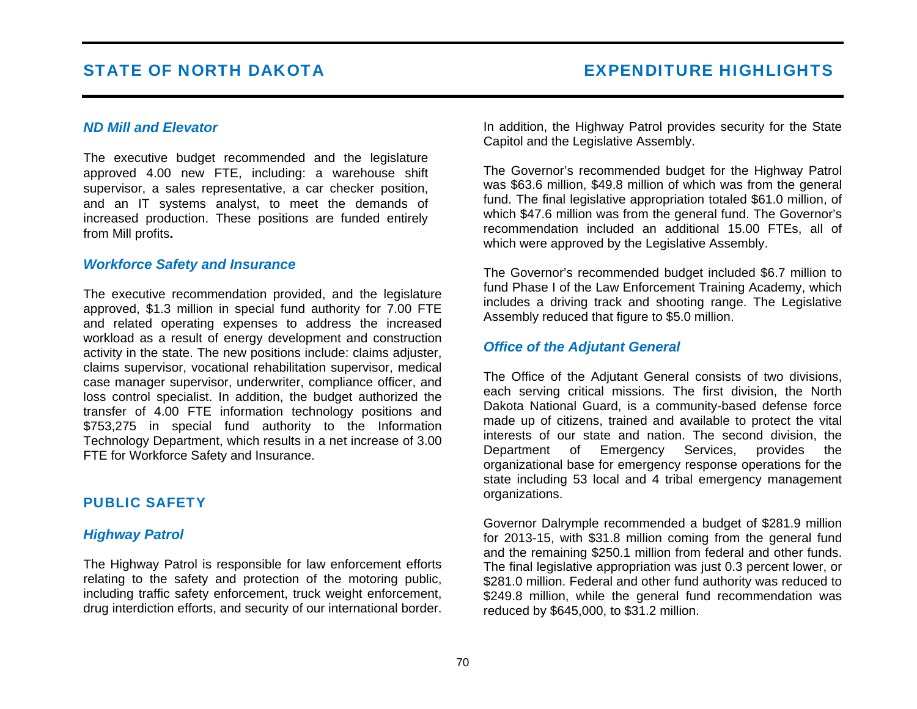### *ND Mill and Elevator*

The executive budget recommended and the legislature approved 4.00 new FTE, including: a warehouse shift supervisor, a sales representative, a car checker position, and an IT systems analyst, to meet the demands of increased production. These positions are funded entirely from Mill profits**.**

### *Workforce Safety and Insurance*

The executive recommendation provided, and the legislature approved, $1.3 million in special fund authority for 7.00 FTE and related operating expenses to address the increased workload as a result of energy development and construction activity in the state. The new positions include: claims adjuster, claims supervisor, vocational rehabilitation supervisor, medical case manager supervisor, underwriter, compliance officer, and loss control specialist. In addition, the budget authorized the transfer of 4.00 FTE information technology positions and $753,275 in special fund authority to the Information Technology Department, which results in a net increase of 3.00 FTE for Workforce Safety and Insurance.

## PUBLIC SAFETY

### *Highway Patrol*

The Highway Patrol is responsible for law enforcement efforts relating to the safety and protection of the motoring public, including traffic safety enforcement, truck weight enforcement, drug interdiction efforts, and security of our international border. In addition, the Highway Patrol provides security for the State Capitol and the Legislative Assembly.

The Governor's recommended budget for the Highway Patrol was $63.6 million, $49.8 million of which was from the general fund. The final legislative appropriation totaled $61.0 million, of which $47.6 million was from the general fund. The Governor's recommendation included an additional 15.00 FTEs, all of which were approved by the Legislative Assembly.

The Governor's recommended budget included $6.7 million to fund Phase I of the Law Enforcement Training Academy, which includes a driving track and shooting range. The Legislative Assembly reduced that figure to $5.0 million.

### *Office of the Adjutant General*

The Office of the Adjutant General consists of two divisions, each serving critical missions. The first division, the North Dakota National Guard, is a community-based defense force made up of citizens, trained and available to protect the vital interests of our state and nation. The second division, the Department of Emergency Services, provides the organizational base for emergency response operations for the state including 53 local and 4 tribal emergency management organizations.

Governor Dalrymple recommended a budget of $281.9 million for 2013-15, with $31.8 million coming from the general fund and the remaining $250.1 million from federal and other funds. The final legislative appropriation was just 0.3 percent lower, or $281.0 million. Federal and other fund authority was reduced to $249.8 million, while the general fund recommendation was reduced by $645,000, to $31.2 million.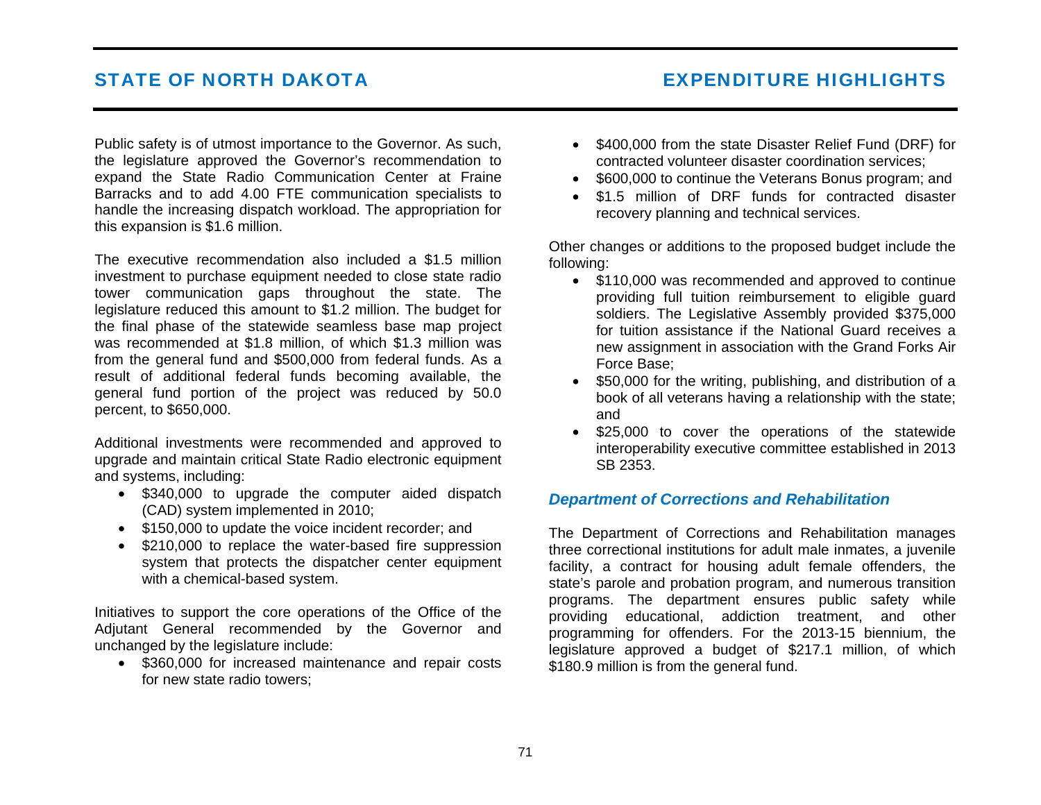Public safety is of utmost importance to the Governor. As such, the legislature approved the Governor's recommendation to expand the State Radio Communication Center at Fraine Barracks and to add 4.00 FTE communication specialists to handle the increasing dispatch workload. The appropriation for this expansion is $1.6 million.

The executive recommendation also included a $1.5 million investment to purchase equipment needed to close state radio tower communication gaps throughout the state. The legislature reduced this amount to $1.2 million. The budget for the final phase of the statewide seamless base map project was recommended at $1.8 million, of which $1.3 million was from the general fund and $500,000 from federal funds. As a result of additional federal funds becoming available, the general fund portion of the project was reduced by 50.0 percent, to $650,000.

Additional investments were recommended and approved to upgrade and maintain critical State Radio electronic equipment and systems, including:

- $340,000 to upgrade the computer aided dispatch (CAD) system implemented in 2010;
- $150,000 to update the voice incident recorder; and
- $210,000 to replace the water-based fire suppression system that protects the dispatcher center equipment with a chemical-based system.

Initiatives to support the core operations of the Office of the Adjutant General recommended by the Governor and unchanged by the legislature include:

- $360,000 for increased maintenance and repair costs for new state radio towers;
- $400,000 from the state Disaster Relief Fund (DRF) for contracted volunteer disaster coordination services;
- $600,000 to continue the Veterans Bonus program; and
- $1.5 million of DRF funds for contracted disaster recovery planning and technical services.

Other changes or additions to the proposed budget include the following:

- $110,000 was recommended and approved to continue providing full tuition reimbursement to eligible guard soldiers. The Legislative Assembly provided $375,000 for tuition assistance if the National Guard receives a new assignment in association with the Grand Forks Air Force Base;
- $50,000 for the writing, publishing, and distribution of a book of all veterans having a relationship with the state; and
- $25,000 to cover the operations of the statewide interoperability executive committee established in 2013 SB 2353.

### *Department of Corrections and Rehabilitation*

The Department of Corrections and Rehabilitation manages three correctional institutions for adult male inmates, a juvenile facility, a contract for housing adult female offenders, the state's parole and probation program, and numerous transition programs. The department ensures public safety while providing educational, addiction treatment, and other programming for offenders. For the 2013-15 biennium, the legislature approved a budget of $217.1 million, of which $180.9 million is from the general fund.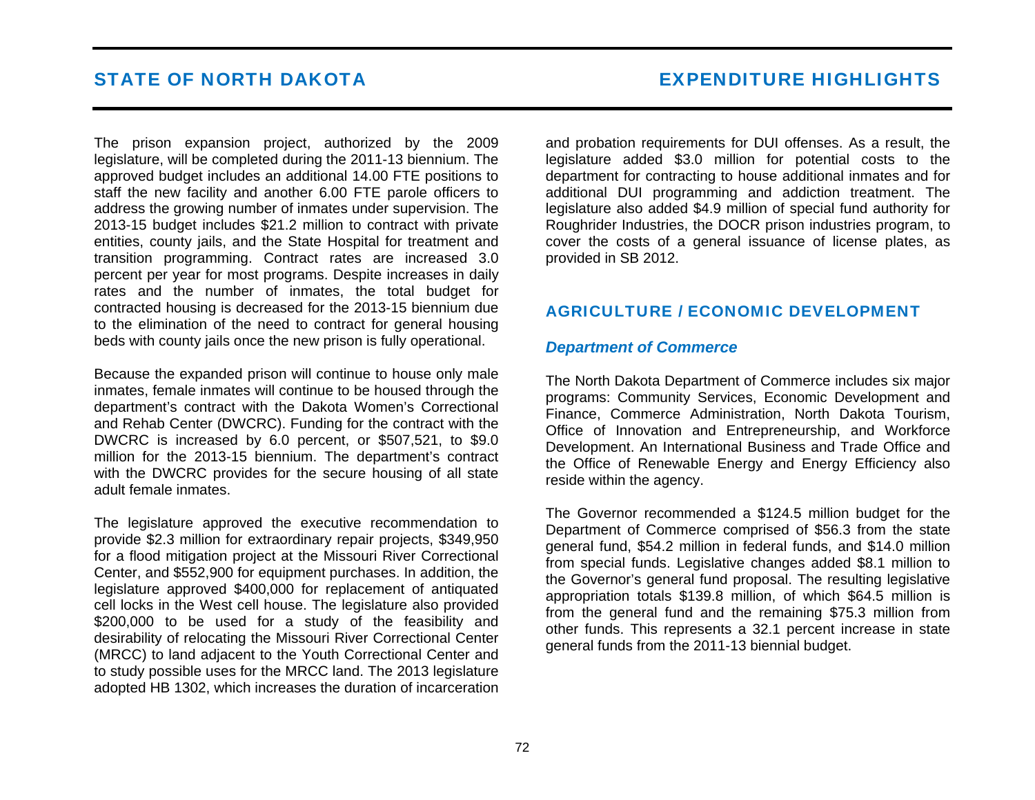The prison expansion project, authorized by the 2009 legislature, will be completed during the 2011-13 biennium. The approved budget includes an additional 14.00 FTE positions to staff the new facility and another 6.00 FTE parole officers to address the growing number of inmates under supervision. The 2013-15 budget includes $21.2 million to contract with private entities, county jails, and the State Hospital for treatment and transition programming. Contract rates are increased 3.0 percent per year for most programs. Despite increases in daily rates and the number of inmates, the total budget for contracted housing is decreased for the 2013-15 biennium due to the elimination of the need to contract for general housing beds with county jails once the new prison is fully operational.

Because the expanded prison will continue to house only male inmates, female inmates will continue to be housed through the department's contract with the Dakota Women's Correctional and Rehab Center (DWCRC). Funding for the contract with the DWCRC is increased by 6.0 percent, or $507,521, to $9.0 million for the 2013-15 biennium. The department's contract with the DWCRC provides for the secure housing of all state adult female inmates.

The legislature approved the executive recommendation to provide $2.3 million for extraordinary repair projects, $349,950 for a flood mitigation project at the Missouri River Correctional Center, and $552,900 for equipment purchases. In addition, the legislature approved $400,000 for replacement of antiquated cell locks in the West cell house. The legislature also provided $200,000 to be used for a study of the feasibility and desirability of relocating the Missouri River Correctional Center (MRCC) to land adjacent to the Youth Correctional Center and to study possible uses for the MRCC land. The 2013 legislature adopted HB 1302, which increases the duration of incarceration and probation requirements for DUI offenses. As a result, the legislature added $3.0 million for potential costs to the department for contracting to house additional inmates and for additional DUI programming and addiction treatment. The legislature also added $4.9 million of special fund authority for Roughrider Industries, the DOCR prison industries program, to cover the costs of a general issuance of license plates, as provided in SB 2012.

## AGRICULTURE / ECONOMIC DEVELOPMENT

### *Department of Commerce*

The North Dakota Department of Commerce includes six major programs: Community Services, Economic Development and Finance, Commerce Administration, North Dakota Tourism, Office of Innovation and Entrepreneurship, and Workforce Development. An International Business and Trade Office and the Office of Renewable Energy and Energy Efficiency also reside within the agency.

The Governor recommended a $124.5 million budget for the Department of Commerce comprised of $56.3 from the state general fund, $54.2 million in federal funds, and $14.0 million from special funds. Legislative changes added $8.1 million to the Governor's general fund proposal. The resulting legislative appropriation totals $139.8 million, of which $64.5 million is from the general fund and the remaining $75.3 million from other funds. This represents a 32.1 percent increase in state general funds from the 2011-13 biennial budget.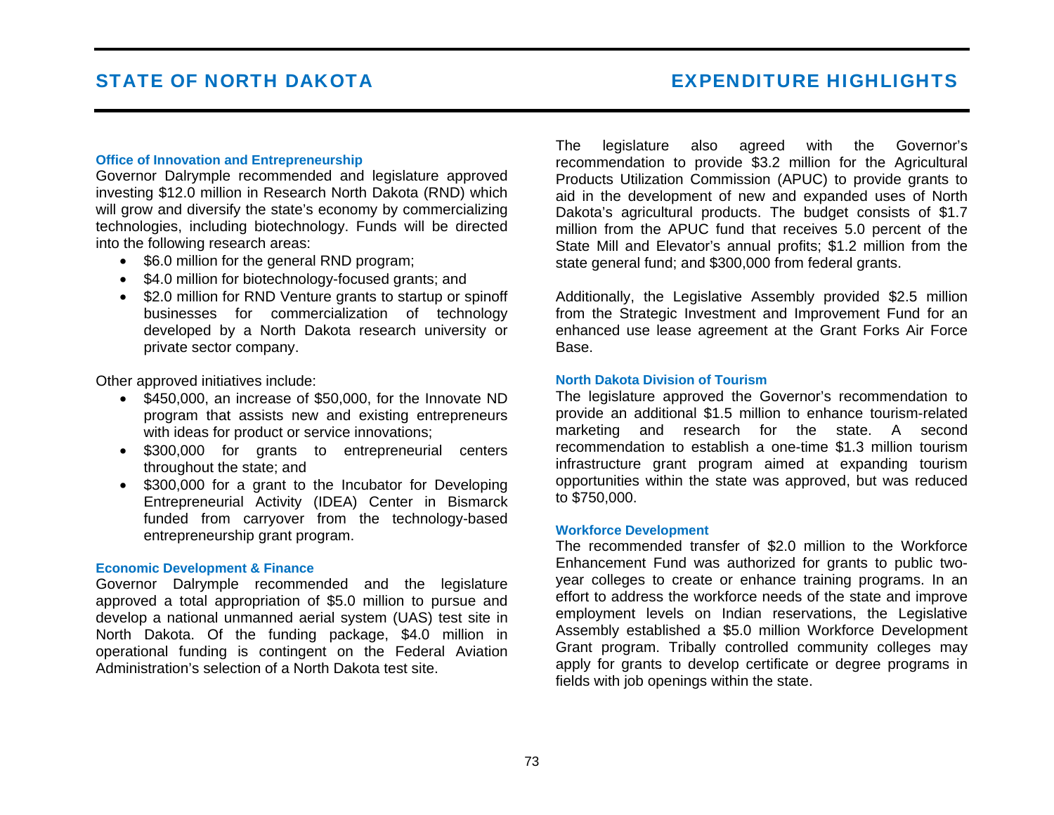### Office of Innovation and Entrepreneurship

Governor Dalrymple recommended and legislature approved investing $12.0 million in Research North Dakota (RND) which will grow and diversify the state's economy by commercializing technologies, including biotechnology. Funds will be directed into the following research areas:

- $6.0 million for the general RND program;
- $4.0 million for biotechnology-focused grants; and
- $2.0 million for RND Venture grants to startup or spinoff businesses for commercialization of technology developed by a North Dakota research university or private sector company.

Other approved initiatives include:

- $450,000, an increase of $50,000, for the Innovate ND program that assists new and existing entrepreneurs with ideas for product or service innovations;
- $300,000 for grants to entrepreneurial centers throughout the state; and
- $300,000 for a grant to the Incubator for Developing Entrepreneurial Activity (IDEA) Center in Bismarck funded from carryover from the technology-based entrepreneurship grant program.

### Economic Development & Finance

Governor Dalrymple recommended and the legislature approved a total appropriation of $5.0 million to pursue and develop a national unmanned aerial system (UAS) test site in North Dakota. Of the funding package, $4.0 million in operational funding is contingent on the Federal Aviation Administration's selection of a North Dakota test site.

The legislature also agreed with the Governor's recommendation to provide $3.2 million for the Agricultural Products Utilization Commission (APUC) to provide grants to aid in the development of new and expanded uses of North Dakota's agricultural products. The budget consists of $1.7 million from the APUC fund that receives 5.0 percent of the State Mill and Elevator's annual profits; $1.2 million from the state general fund; and $300,000 from federal grants.

Additionally, the Legislative Assembly provided $2.5 million from the Strategic Investment and Improvement Fund for an enhanced use lease agreement at the Grant Forks Air Force Base.

### North Dakota Division of Tourism

The legislature approved the Governor's recommendation to provide an additional $1.5 million to enhance tourism-related marketing and research for the state. A second recommendation to establish a one-time $1.3 million tourism infrastructure grant program aimed at expanding tourism opportunities within the state was approved, but was reduced to $750,000.

### Workforce Development

The recommended transfer of $2.0 million to the Workforce Enhancement Fund was authorized for grants to public two-year colleges to create or enhance training programs. In an effort to address the workforce needs of the state and improve employment levels on Indian reservations, the Legislative Assembly established a $5.0 million Workforce Development Grant program. Tribally controlled community colleges may apply for grants to develop certificate or degree programs in fields with job openings within the state.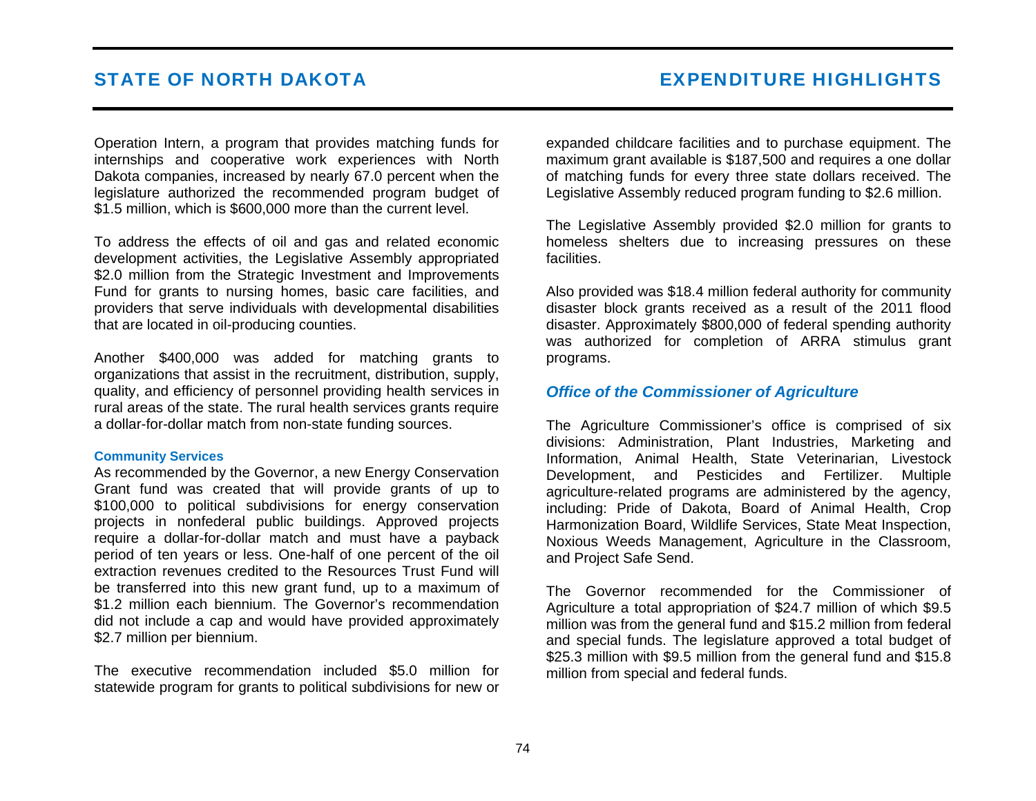Operation Intern, a program that provides matching funds for internships and cooperative work experiences with North Dakota companies, increased by nearly 67.0 percent when the legislature authorized the recommended program budget of $1.5 million, which is $600,000 more than the current level.

To address the effects of oil and gas and related economic development activities, the Legislative Assembly appropriated $2.0 million from the Strategic Investment and Improvements Fund for grants to nursing homes, basic care facilities, and providers that serve individuals with developmental disabilities that are located in oil-producing counties.

Another $400,000 was added for matching grants to organizations that assist in the recruitment, distribution, supply, quality, and efficiency of personnel providing health services in rural areas of the state. The rural health services grants require a dollar-for-dollar match from non-state funding sources.

#### Community Services

As recommended by the Governor, a new Energy Conservation Grant fund was created that will provide grants of up to $100,000 to political subdivisions for energy conservation projects in nonfederal public buildings. Approved projects require a dollar-for-dollar match and must have a payback period of ten years or less. One-half of one percent of the oil extraction revenues credited to the Resources Trust Fund will be transferred into this new grant fund, up to a maximum of $1.2 million each biennium. The Governor's recommendation did not include a cap and would have provided approximately $2.7 million per biennium.

The executive recommendation included $5.0 million for statewide program for grants to political subdivisions for new or expanded childcare facilities and to purchase equipment. The maximum grant available is $187,500 and requires a one dollar of matching funds for every three state dollars received. The Legislative Assembly reduced program funding to $2.6 million.

The Legislative Assembly provided $2.0 million for grants to homeless shelters due to increasing pressures on these facilities.

Also provided was $18.4 million federal authority for community disaster block grants received as a result of the 2011 flood disaster. Approximately $800,000 of federal spending authority was authorized for completion of ARRA stimulus grant programs.

### *Office of the Commissioner of Agriculture*

The Agriculture Commissioner's office is comprised of six divisions: Administration, Plant Industries, Marketing and Information, Animal Health, State Veterinarian, Livestock Development, and Pesticides and Fertilizer. Multiple agriculture-related programs are administered by the agency, including: Pride of Dakota, Board of Animal Health, Crop Harmonization Board, Wildlife Services, State Meat Inspection, Noxious Weeds Management, Agriculture in the Classroom, and Project Safe Send.

The Governor recommended for the Commissioner of Agriculture a total appropriation of $24.7 million of which $9.5 million was from the general fund and $15.2 million from federal and special funds. The legislature approved a total budget of $25.3 million with $9.5 million from the general fund and $15.8 million from special and federal funds.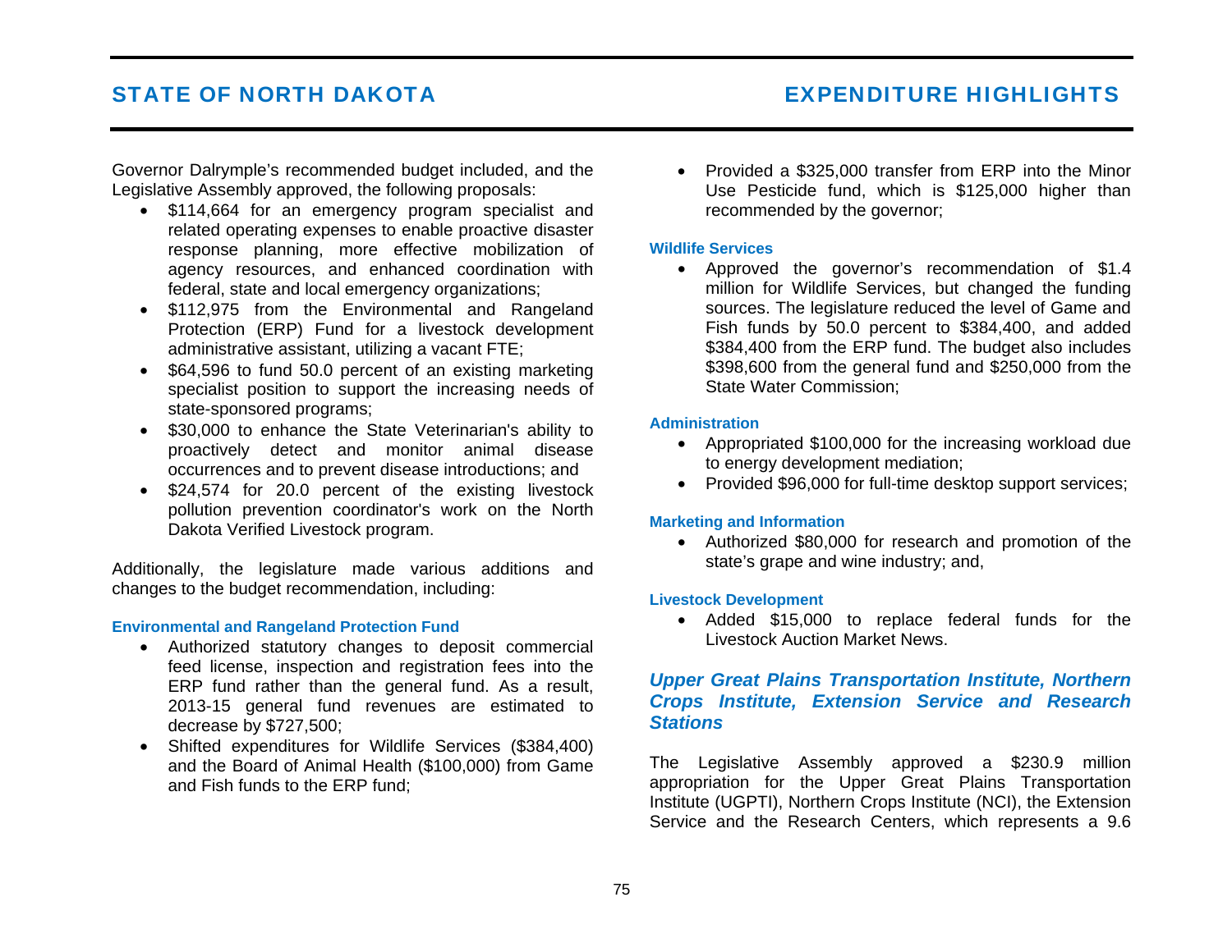Governor Dalrymple's recommended budget included, and the Legislative Assembly approved, the following proposals:

- $114,664 for an emergency program specialist and related operating expenses to enable proactive disaster response planning, more effective mobilization of agency resources, and enhanced coordination with federal, state and local emergency organizations;
- $112,975 from the Environmental and Rangeland Protection (ERP) Fund for a livestock development administrative assistant, utilizing a vacant FTE;
- $64,596 to fund 50.0 percent of an existing marketing specialist position to support the increasing needs of state-sponsored programs;
- $30,000 to enhance the State Veterinarian's ability to proactively detect and monitor animal disease occurrences and to prevent disease introductions; and
- $24,574 for 20.0 percent of the existing livestock pollution prevention coordinator's work on the North Dakota Verified Livestock program.

Additionally, the legislature made various additions and changes to the budget recommendation, including:

#### Environmental and Rangeland Protection Fund

- Authorized statutory changes to deposit commercial feed license, inspection and registration fees into the ERP fund rather than the general fund. As a result, 2013-15 general fund revenues are estimated to decrease by $727,500;
- Shifted expenditures for Wildlife Services ($384,400) and the Board of Animal Health ($100,000) from Game and Fish funds to the ERP fund;
- Provided a $325,000 transfer from ERP into the Minor Use Pesticide fund, which is $125,000 higher than recommended by the governor;

#### Wildlife Services

- Approved the governor's recommendation of $1.4 million for Wildlife Services, but changed the funding sources. The legislature reduced the level of Game and Fish funds by 50.0 percent to $384,400, and added $384,400 from the ERP fund. The budget also includes $398,600 from the general fund and $250,000 from the State Water Commission;

#### Administration

- Appropriated $100,000 for the increasing workload due to energy development mediation;
- Provided $96,000 for full-time desktop support services;

#### Marketing and Information

- Authorized $80,000 for research and promotion of the state's grape and wine industry; and,

#### Livestock Development

- Added $15,000 to replace federal funds for the Livestock Auction Market News.

### *Upper Great Plains Transportation Institute, Northern Crops Institute, Extension Service and Research Stations*

The Legislative Assembly approved a $230.9 million appropriation for the Upper Great Plains Transportation Institute (UGPTI), Northern Crops Institute (NCI), the Extension Service and the Research Centers, which represents a 9.6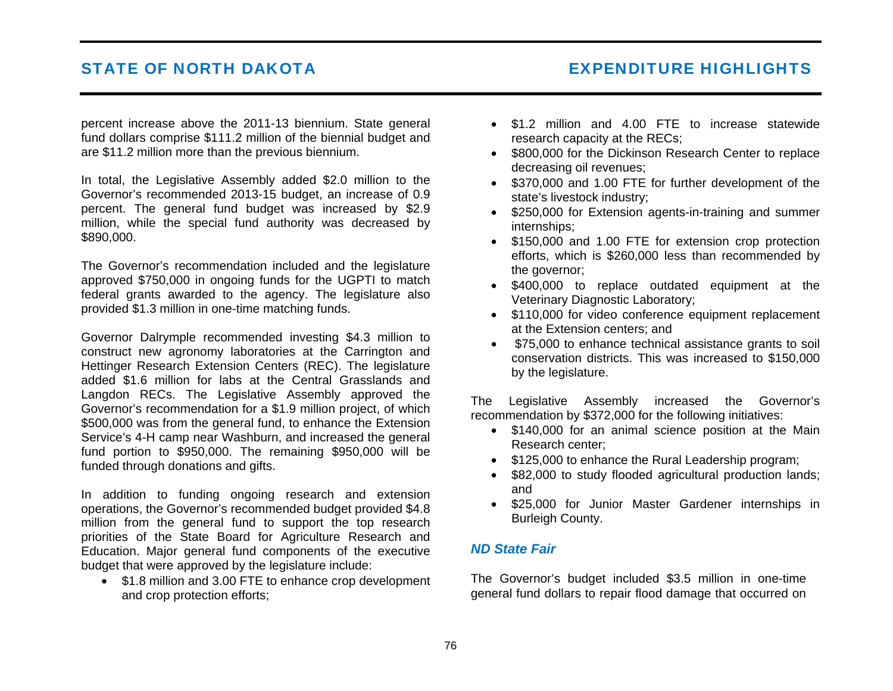percent increase above the 2011-13 biennium. State general fund dollars comprise $111.2 million of the biennial budget and are $11.2 million more than the previous biennium.

In total, the Legislative Assembly added $2.0 million to the Governor's recommended 2013-15 budget, an increase of 0.9 percent. The general fund budget was increased by $2.9 million, while the special fund authority was decreased by $890,000.

The Governor's recommendation included and the legislature approved $750,000 in ongoing funds for the UGPTI to match federal grants awarded to the agency. The legislature also provided $1.3 million in one-time matching funds.

Governor Dalrymple recommended investing $4.3 million to construct new agronomy laboratories at the Carrington and Hettinger Research Extension Centers (REC). The legislature added $1.6 million for labs at the Central Grasslands and Langdon RECs. The Legislative Assembly approved the Governor's recommendation for a $1.9 million project, of which $500,000 was from the general fund, to enhance the Extension Service's 4-H camp near Washburn, and increased the general fund portion to $950,000. The remaining $950,000 will be funded through donations and gifts.

In addition to funding ongoing research and extension operations, the Governor's recommended budget provided $4.8 million from the general fund to support the top research priorities of the State Board for Agriculture Research and Education. Major general fund components of the executive budget that were approved by the legislature include:

- $1.8 million and 3.00 FTE to enhance crop development and crop protection efforts;
- $1.2 million and 4.00 FTE to increase statewide research capacity at the RECs;
- $800,000 for the Dickinson Research Center to replace decreasing oil revenues;
- $370,000 and 1.00 FTE for further development of the state's livestock industry;
- $250,000 for Extension agents-in-training and summer internships;
- $150,000 and 1.00 FTE for extension crop protection efforts, which is $260,000 less than recommended by the governor;
- $400,000 to replace outdated equipment at the Veterinary Diagnostic Laboratory;
- $110,000 for video conference equipment replacement at the Extension centers; and
- $75,000 to enhance technical assistance grants to soil conservation districts. This was increased to $150,000 by the legislature.

The Legislative Assembly increased the Governor's recommendation by $372,000 for the following initiatives:

- $140,000 for an animal science position at the Main Research center;
- $125,000 to enhance the Rural Leadership program;
- $82,000 to study flooded agricultural production lands; and
- $25,000 for Junior Master Gardener internships in Burleigh County.

### *ND State Fair*

The Governor's budget included $3.5 million in one-time general fund dollars to repair flood damage that occurred on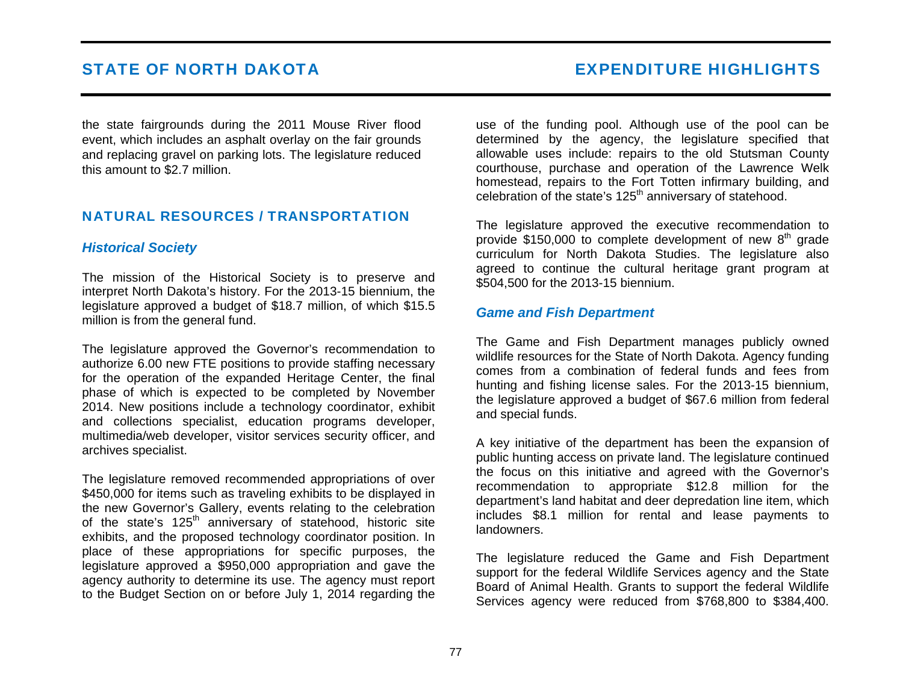the state fairgrounds during the 2011 Mouse River flood event, which includes an asphalt overlay on the fair grounds and replacing gravel on parking lots. The legislature reduced this amount to $2.7 million.

## NATURAL RESOURCES / TRANSPORTATION

### *Historical Society*

The mission of the Historical Society is to preserve and interpret North Dakota's history. For the 2013-15 biennium, the legislature approved a budget of $18.7 million, of which $15.5 million is from the general fund.

The legislature approved the Governor's recommendation to authorize 6.00 new FTE positions to provide staffing necessary for the operation of the expanded Heritage Center, the final phase of which is expected to be completed by November 2014. New positions include a technology coordinator, exhibit and collections specialist, education programs developer, multimedia/web developer, visitor services security officer, and archives specialist.

The legislature removed recommended appropriations of over $450,000 for items such as traveling exhibits to be displayed in the new Governor's Gallery, events relating to the celebration of the state's 125th anniversary of statehood, historic site exhibits, and the proposed technology coordinator position. In place of these appropriations for specific purposes, the legislature approved a $950,000 appropriation and gave the agency authority to determine its use. The agency must report to the Budget Section on or before July 1, 2014 regarding the use of the funding pool. Although use of the pool can be determined by the agency, the legislature specified that allowable uses include: repairs to the old Stutsman County courthouse, purchase and operation of the Lawrence Welk homestead, repairs to the Fort Totten infirmary building, and celebration of the state's 125th anniversary of statehood.

The legislature approved the executive recommendation to provide $150,000 to complete development of new 8th grade curriculum for North Dakota Studies. The legislature also agreed to continue the cultural heritage grant program at $504,500 for the 2013-15 biennium.

### *Game and Fish Department*

The Game and Fish Department manages publicly owned wildlife resources for the State of North Dakota. Agency funding comes from a combination of federal funds and fees from hunting and fishing license sales. For the 2013-15 biennium, the legislature approved a budget of $67.6 million from federal and special funds.

A key initiative of the department has been the expansion of public hunting access on private land. The legislature continued the focus on this initiative and agreed with the Governor's recommendation to appropriate $12.8 million for the department's land habitat and deer depredation line item, which includes $8.1 million for rental and lease payments to landowners.

The legislature reduced the Game and Fish Department support for the federal Wildlife Services agency and the State Board of Animal Health. Grants to support the federal Wildlife Services agency were reduced from $768,800 to $384,400.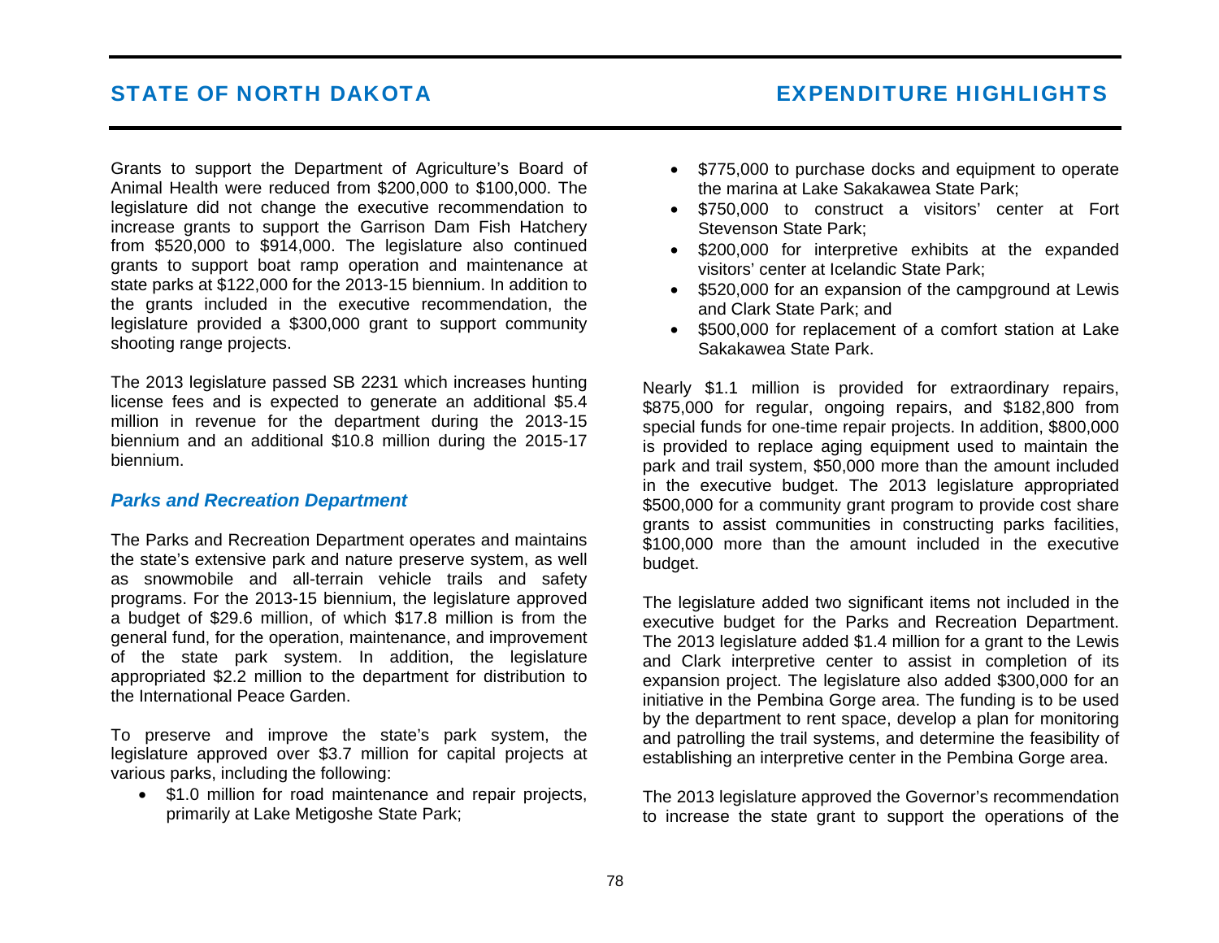Grants to support the Department of Agriculture's Board of Animal Health were reduced from $200,000 to $100,000. The legislature did not change the executive recommendation to increase grants to support the Garrison Dam Fish Hatchery from $520,000 to $914,000. The legislature also continued grants to support boat ramp operation and maintenance at state parks at $122,000 for the 2013-15 biennium. In addition to the grants included in the executive recommendation, the legislature provided a $300,000 grant to support community shooting range projects.

The 2013 legislature passed SB 2231 which increases hunting license fees and is expected to generate an additional $5.4 million in revenue for the department during the 2013-15 biennium and an additional $10.8 million during the 2015-17 biennium.

### *Parks and Recreation Department*

The Parks and Recreation Department operates and maintains the state's extensive park and nature preserve system, as well as snowmobile and all-terrain vehicle trails and safety programs. For the 2013-15 biennium, the legislature approved a budget of $29.6 million, of which $17.8 million is from the general fund, for the operation, maintenance, and improvement of the state park system. In addition, the legislature appropriated $2.2 million to the department for distribution to the International Peace Garden.

To preserve and improve the state's park system, the legislature approved over $3.7 million for capital projects at various parks, including the following:

- $1.0 million for road maintenance and repair projects, primarily at Lake Metigoshe State Park;
- $775,000 to purchase docks and equipment to operate the marina at Lake Sakakawea State Park;
- $750,000 to construct a visitors' center at Fort Stevenson State Park;
- $200,000 for interpretive exhibits at the expanded visitors' center at Icelandic State Park;
- $520,000 for an expansion of the campground at Lewis and Clark State Park; and
- $500,000 for replacement of a comfort station at Lake Sakakawea State Park.

Nearly $1.1 million is provided for extraordinary repairs, $875,000 for regular, ongoing repairs, and $182,800 from special funds for one-time repair projects. In addition, $800,000 is provided to replace aging equipment used to maintain the park and trail system, $50,000 more than the amount included in the executive budget. The 2013 legislature appropriated $500,000 for a community grant program to provide cost share grants to assist communities in constructing parks facilities, $100,000 more than the amount included in the executive budget.

The legislature added two significant items not included in the executive budget for the Parks and Recreation Department. The 2013 legislature added $1.4 million for a grant to the Lewis and Clark interpretive center to assist in completion of its expansion project. The legislature also added $300,000 for an initiative in the Pembina Gorge area. The funding is to be used by the department to rent space, develop a plan for monitoring and patrolling the trail systems, and determine the feasibility of establishing an interpretive center in the Pembina Gorge area.

The 2013 legislature approved the Governor's recommendation to increase the state grant to support the operations of the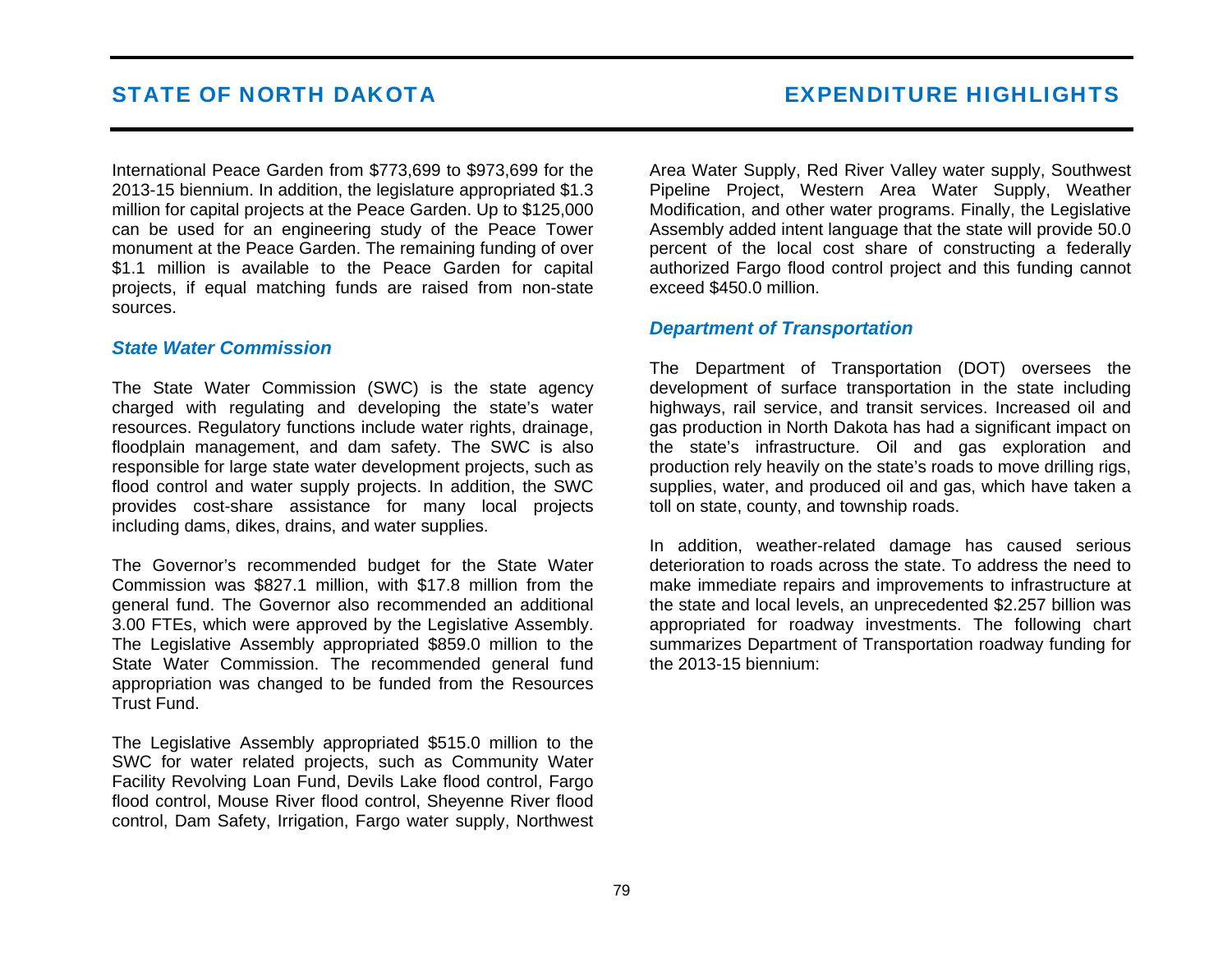International Peace Garden from $773,699 to $973,699 for the 2013-15 biennium. In addition, the legislature appropriated $1.3 million for capital projects at the Peace Garden. Up to $125,000 can be used for an engineering study of the Peace Tower monument at the Peace Garden. The remaining funding of over $1.1 million is available to the Peace Garden for capital projects, if equal matching funds are raised from non-state sources.

### *State Water Commission*

The State Water Commission (SWC) is the state agency charged with regulating and developing the state's water resources. Regulatory functions include water rights, drainage, floodplain management, and dam safety. The SWC is also responsible for large state water development projects, such as flood control and water supply projects. In addition, the SWC provides cost-share assistance for many local projects including dams, dikes, drains, and water supplies.

The Governor's recommended budget for the State Water Commission was $827.1 million, with $17.8 million from the general fund. The Governor also recommended an additional 3.00 FTEs, which were approved by the Legislative Assembly. The Legislative Assembly appropriated $859.0 million to the State Water Commission. The recommended general fund appropriation was changed to be funded from the Resources Trust Fund.

The Legislative Assembly appropriated $515.0 million to the SWC for water related projects, such as Community Water Facility Revolving Loan Fund, Devils Lake flood control, Fargo flood control, Mouse River flood control, Sheyenne River flood control, Dam Safety, Irrigation, Fargo water supply, Northwest Area Water Supply, Red River Valley water supply, Southwest Pipeline Project, Western Area Water Supply, Weather Modification, and other water programs. Finally, the Legislative Assembly added intent language that the state will provide 50.0 percent of the local cost share of constructing a federally authorized Fargo flood control project and this funding cannot exceed $450.0 million.

### *Department of Transportation*

The Department of Transportation (DOT) oversees the development of surface transportation in the state including highways, rail service, and transit services. Increased oil and gas production in North Dakota has had a significant impact on the state's infrastructure. Oil and gas exploration and production rely heavily on the state's roads to move drilling rigs, supplies, water, and produced oil and gas, which have taken a toll on state, county, and township roads.

In addition, weather-related damage has caused serious deterioration to roads across the state. To address the need to make immediate repairs and improvements to infrastructure at the state and local levels, an unprecedented $2.257 billion was appropriated for roadway investments. The following chart summarizes Department of Transportation roadway funding for the 2013-15 biennium: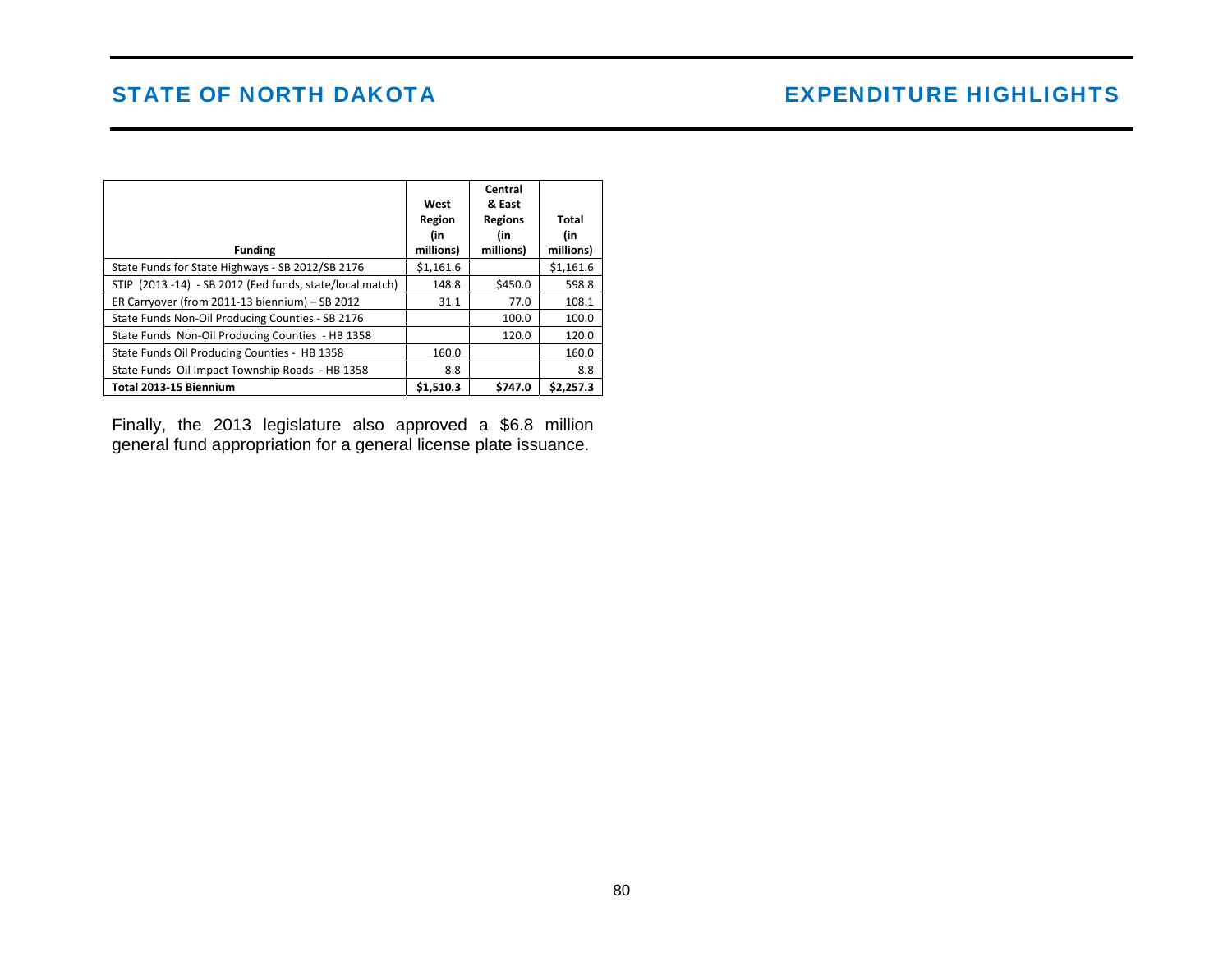| Funding | West Region (in millions) | Central & East Regions (in millions) | Total (in millions) |
|---|---|---|---|
| State Funds for State Highways - SB 2012/SB 2176 | $1,161.6 | | $1,161.6 |
| STIP (2013 -14) - SB 2012 (Fed funds, state/local match) | 148.8 | $450.0 | 598.8 |
| ER Carryover (from 2011-13 biennium) – SB 2012 | 31.1 | 77.0 | 108.1 |
| State Funds Non-Oil Producing Counties - SB 2176 | | 100.0 | 100.0 |
| State Funds Non-Oil Producing Counties - HB 1358 | | 120.0 | 120.0 |
| State Funds Oil Producing Counties - HB 1358 | 160.0 | | 160.0 |
| State Funds Oil Impact Township Roads - HB 1358 | 8.8 | | 8.8 |
| **Total 2013-15 Biennium** | **$1,510.3** | **$747.0** | **$2,257.3** |

Finally, the 2013 legislature also approved a $6.8 million general fund appropriation for a general license plate issuance.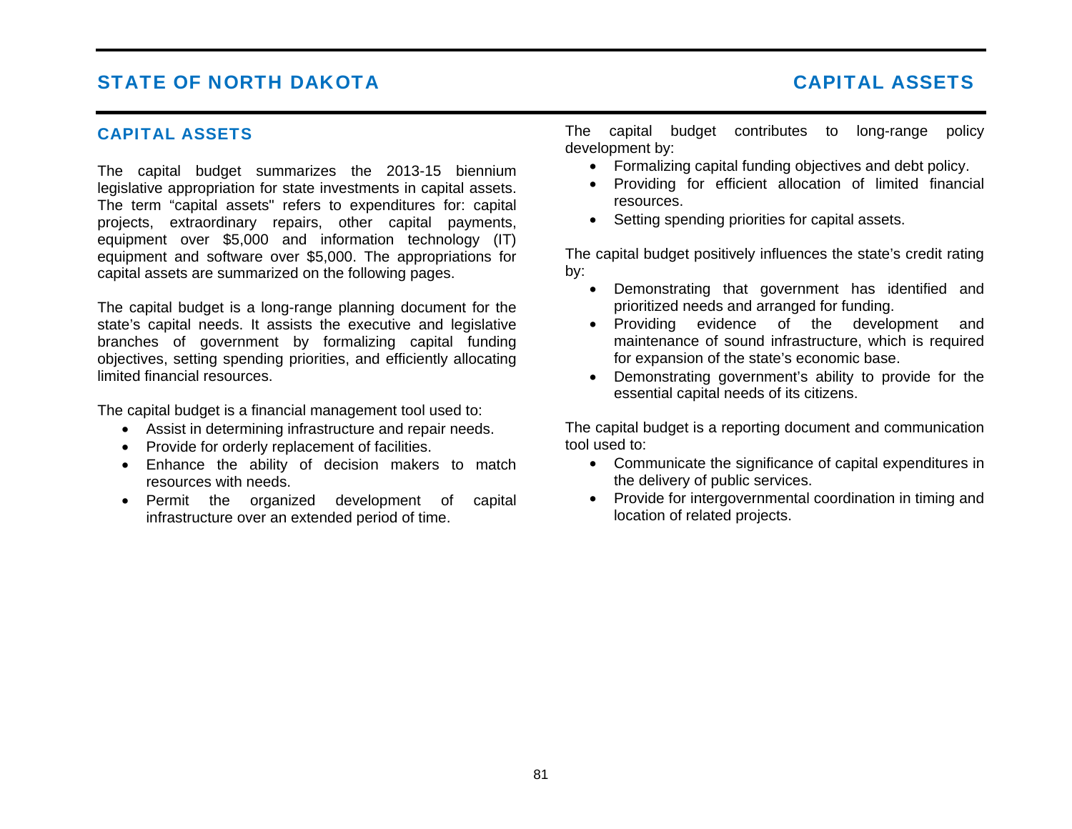## CAPITAL ASSETS

The capital budget summarizes the 2013-15 biennium legislative appropriation for state investments in capital assets. The term "capital assets" refers to expenditures for: capital projects, extraordinary repairs, other capital payments, equipment over $5,000 and information technology (IT) equipment and software over $5,000. The appropriations for capital assets are summarized on the following pages.

The capital budget is a long-range planning document for the state's capital needs. It assists the executive and legislative branches of government by formalizing capital funding objectives, setting spending priorities, and efficiently allocating limited financial resources.

The capital budget is a financial management tool used to:

- Assist in determining infrastructure and repair needs.
- Provide for orderly replacement of facilities.
- Enhance the ability of decision makers to match resources with needs.
- Permit the organized development of capital infrastructure over an extended period of time.

The capital budget contributes to long-range policy development by:

- Formalizing capital funding objectives and debt policy.
- Providing for efficient allocation of limited financial resources.
- Setting spending priorities for capital assets.

The capital budget positively influences the state's credit rating by:

- Demonstrating that government has identified and prioritized needs and arranged for funding.
- Providing evidence of the development and maintenance of sound infrastructure, which is required for expansion of the state's economic base.
- Demonstrating government's ability to provide for the essential capital needs of its citizens.

The capital budget is a reporting document and communication tool used to:

- Communicate the significance of capital expenditures in the delivery of public services.
- Provide for intergovernmental coordination in timing and location of related projects.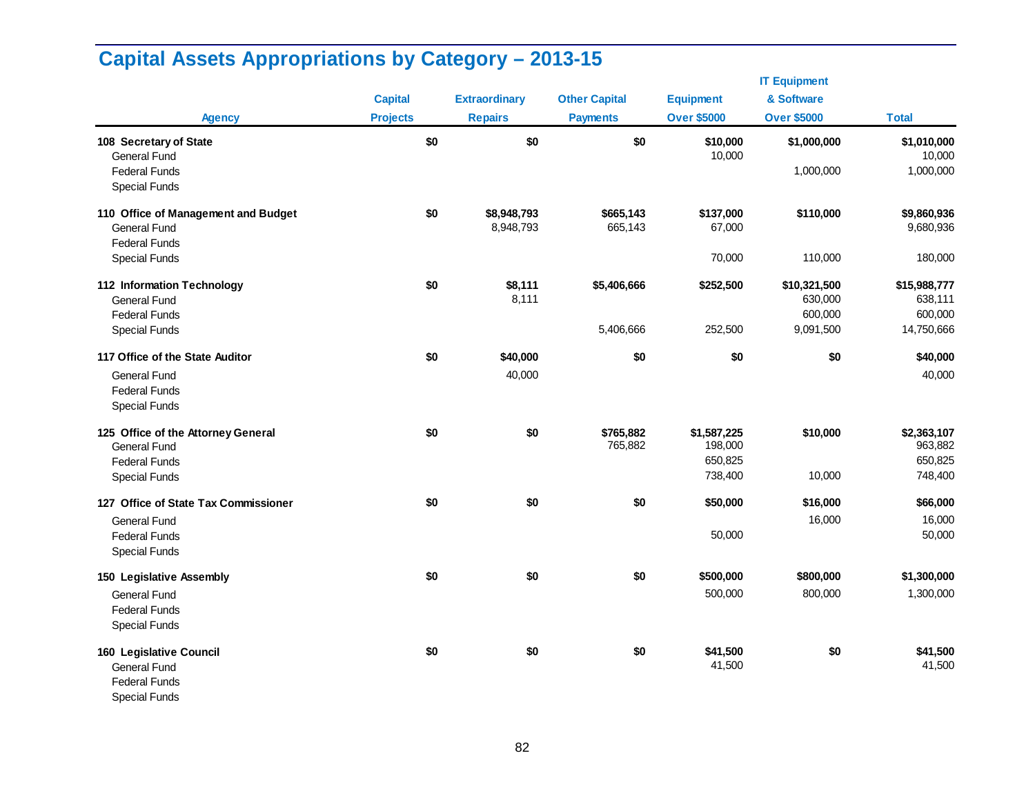# Capital Assets Appropriations by Category – 2013-15

| Agency | Capital Projects | Extraordinary Repairs | Other Capital Payments | Equipment Over $5000 | IT Equipment & Software Over $5000 | Total |
|---|---|---|---|---|---|---|
| **108 Secretary of State** | **$0** | **$0** | **$0** | **$10,000** | **$1,000,000** | **$1,010,000** |
| General Fund | | | | 10,000 | | 10,000 |
| Federal Funds | | | | | 1,000,000 | 1,000,000 |
| Special Funds | | | | | | |
| **110 Office of Management and Budget** | **$0** | **$8,948,793** | **$665,143** | **$137,000** | **$110,000** | **$9,860,936** |
| General Fund | | 8,948,793 | 665,143 | 67,000 | | 9,680,936 |
| Federal Funds | | | | | | |
| Special Funds | | | | 70,000 | 110,000 | 180,000 |
| **112 Information Technology** | **$0** | **$8,111** | **$5,406,666** | **$252,500** | **$10,321,500** | **$15,988,777** |
| General Fund | | 8,111 | | | 630,000 | 638,111 |
| Federal Funds | | | | | 600,000 | 600,000 |
| Special Funds | | | 5,406,666 | 252,500 | 9,091,500 | 14,750,666 |
| **117 Office of the State Auditor** | **$0** | **$40,000** | **$0** | **$0** | **$0** | **$40,000** |
| General Fund | | 40,000 | | | | 40,000 |
| Federal Funds | | | | | | |
| Special Funds | | | | | | |
| **125 Office of the Attorney General** | **$0** | **$0** | **$765,882** | **$1,587,225** | **$10,000** | **$2,363,107** |
| General Fund | | | 765,882 | 198,000 | | 963,882 |
| Federal Funds | | | | 650,825 | | 650,825 |
| Special Funds | | | | 738,400 | 10,000 | 748,400 |
| **127 Office of State Tax Commissioner** | **$0** | **$0** | **$0** | **$50,000** | **$16,000** | **$66,000** |
| General Fund | | | | | 16,000 | 16,000 |
| Federal Funds | | | | 50,000 | | 50,000 |
| Special Funds | | | | | | |
| **150 Legislative Assembly** | **$0** | **$0** | **$0** | **$500,000** | **$800,000** | **$1,300,000** |
| General Fund | | | | 500,000 | 800,000 | 1,300,000 |
| Federal Funds | | | | | | |
| Special Funds | | | | | | |
| **160 Legislative Council** | **$0** | **$0** | **$0** | **$41,500** | **$0** | **$41,500** |
| General Fund | | | | 41,500 | | 41,500 |
| Federal Funds | | | | | | |
| Special Funds | | | | | | |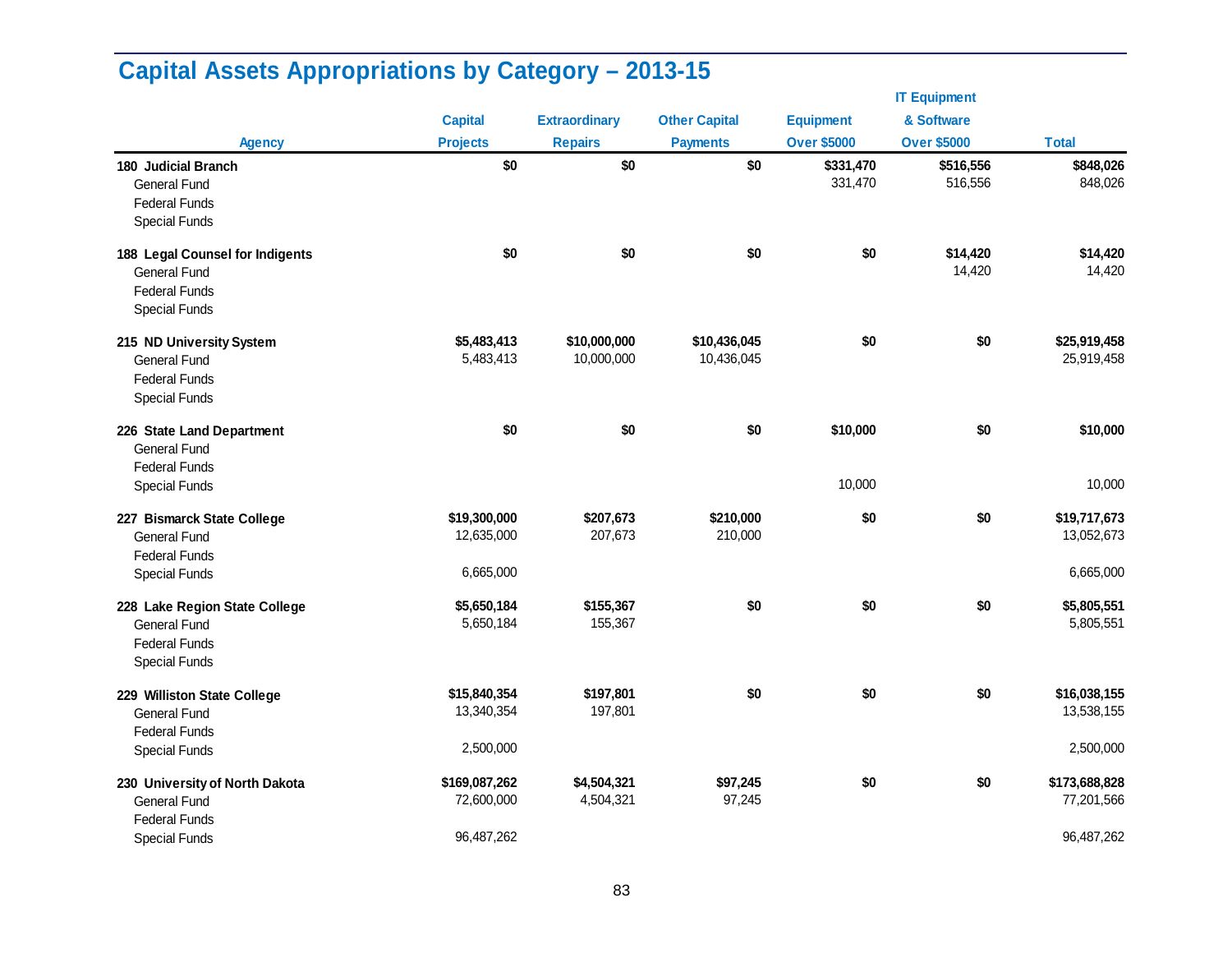# Capital Assets Appropriations by Category – 2013-15

| Agency | Capital Projects | Extraordinary Repairs | Other Capital Payments | Equipment Over $5000 | IT Equipment & Software Over $5000 | Total |
|---|---|---|---|---|---|---|
| **180 Judicial Branch** | **$0** | **$0** | **$0** | **$331,470** | **$516,556** | **$848,026** |
| General Fund | | | | 331,470 | 516,556 | 848,026 |
| Federal Funds | | | | | | |
| Special Funds | | | | | | |
| **188 Legal Counsel for Indigents** | **$0** | **$0** | **$0** | **$0** | **$14,420** | **$14,420** |
| General Fund | | | | | 14,420 | 14,420 |
| Federal Funds | | | | | | |
| Special Funds | | | | | | |
| **215 ND University System** | **$5,483,413** | **$10,000,000** | **$10,436,045** | **$0** | **$0** | **$25,919,458** |
| General Fund | 5,483,413 | 10,000,000 | 10,436,045 | | | 25,919,458 |
| Federal Funds | | | | | | |
| Special Funds | | | | | | |
| **226 State Land Department** | **$0** | **$0** | **$0** | **$10,000** | **$0** | **$10,000** |
| General Fund | | | | | | |
| Federal Funds | | | | | | |
| Special Funds | | | | 10,000 | | 10,000 |
| **227 Bismarck State College** | **$19,300,000** | **$207,673** | **$210,000** | **$0** | **$0** | **$19,717,673** |
| General Fund | 12,635,000 | 207,673 | 210,000 | | | 13,052,673 |
| Federal Funds | | | | | | |
| Special Funds | 6,665,000 | | | | | 6,665,000 |
| **228 Lake Region State College** | **$5,650,184** | **$155,367** | **$0** | **$0** | **$0** | **$5,805,551** |
| General Fund | 5,650,184 | 155,367 | | | | 5,805,551 |
| Federal Funds | | | | | | |
| Special Funds | | | | | | |
| **229 Williston State College** | **$15,840,354** | **$197,801** | **$0** | **$0** | **$0** | **$16,038,155** |
| General Fund | 13,340,354 | 197,801 | | | | 13,538,155 |
| Federal Funds | | | | | | |
| Special Funds | 2,500,000 | | | | | 2,500,000 |
| **230 University of North Dakota** | **$169,087,262** | **$4,504,321** | **$97,245** | **$0** | **$0** | **$173,688,828** |
| General Fund | 72,600,000 | 4,504,321 | 97,245 | | | 77,201,566 |
| Federal Funds | | | | | | |
| Special Funds | 96,487,262 | | | | | 96,487,262 |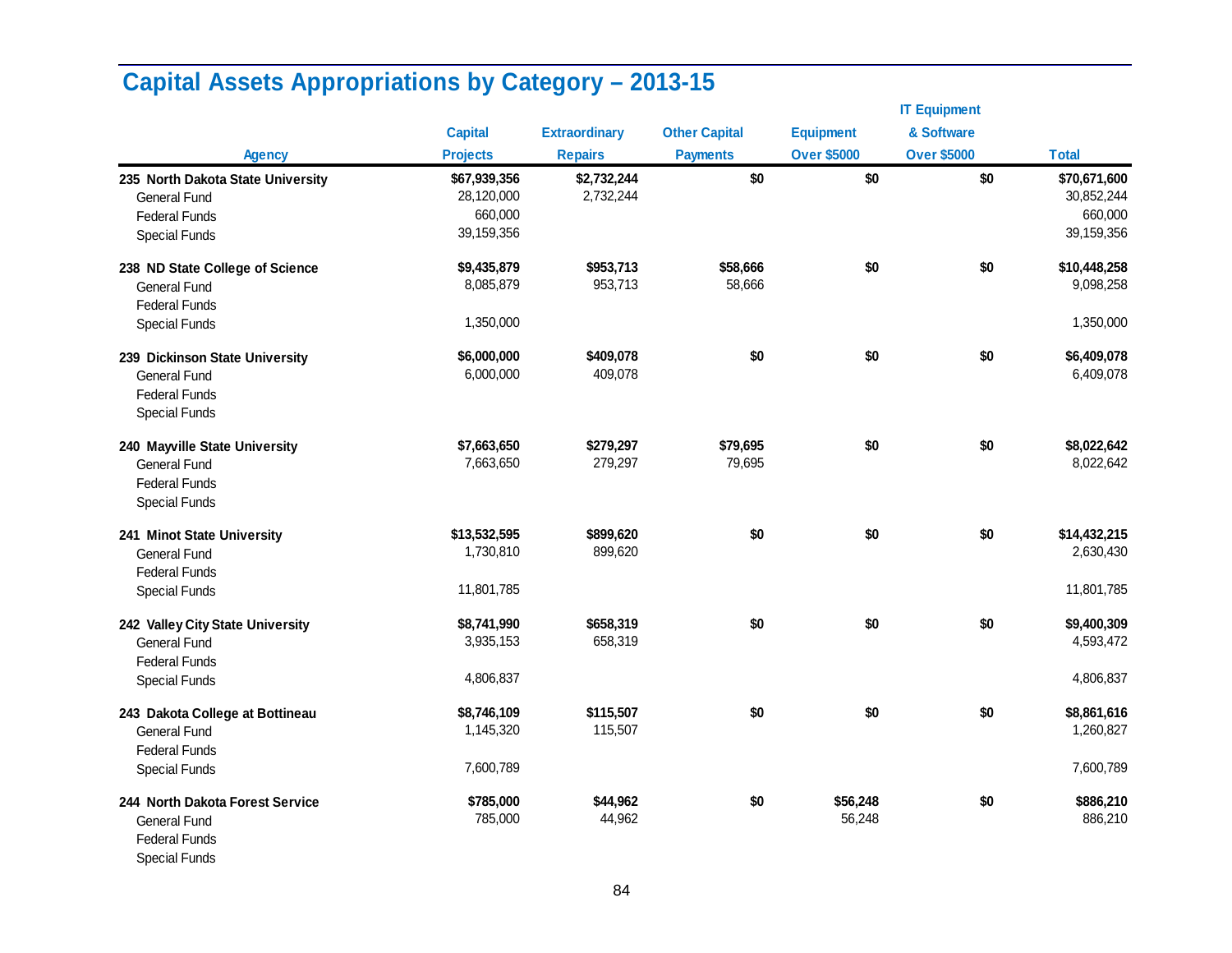## Capital Assets Appropriations by Category – 2013-15

| Agency | Capital Projects | Extraordinary Repairs | Other Capital Payments | Equipment Over $5000 | IT Equipment & Software Over $5000 | Total |
|---|---|---|---|---|---|---|
| **235 North Dakota State University** | **$67,939,356** | **$2,732,244** | **$0** | **$0** | **$0** | **$70,671,600** |
| General Fund | 28,120,000 | 2,732,244 | | | | 30,852,244 |
| Federal Funds | 660,000 | | | | | 660,000 |
| Special Funds | 39,159,356 | | | | | 39,159,356 |
| **238 ND State College of Science** | **$9,435,879** | **$953,713** | **$58,666** | **$0** | **$0** | **$10,448,258** |
| General Fund | 8,085,879 | 953,713 | 58,666 | | | 9,098,258 |
| Federal Funds | | | | | | |
| Special Funds | 1,350,000 | | | | | 1,350,000 |
| **239 Dickinson State University** | **$6,000,000** | **$409,078** | **$0** | **$0** | **$0** | **$6,409,078** |
| General Fund | 6,000,000 | 409,078 | | | | 6,409,078 |
| Federal Funds | | | | | | |
| Special Funds | | | | | | |
| **240 Mayville State University** | **$7,663,650** | **$279,297** | **$79,695** | **$0** | **$0** | **$8,022,642** |
| General Fund | 7,663,650 | 279,297 | 79,695 | | | 8,022,642 |
| Federal Funds | | | | | | |
| Special Funds | | | | | | |
| **241 Minot State University** | **$13,532,595** | **$899,620** | **$0** | **$0** | **$0** | **$14,432,215** |
| General Fund | 1,730,810 | 899,620 | | | | 2,630,430 |
| Federal Funds | | | | | | |
| Special Funds | 11,801,785 | | | | | 11,801,785 |
| **242 Valley City State University** | **$8,741,990** | **$658,319** | **$0** | **$0** | **$0** | **$9,400,309** |
| General Fund | 3,935,153 | 658,319 | | | | 4,593,472 |
| Federal Funds | | | | | | |
| Special Funds | 4,806,837 | | | | | 4,806,837 |
| **243 Dakota College at Bottineau** | **$8,746,109** | **$115,507** | **$0** | **$0** | **$0** | **$8,861,616** |
| General Fund | 1,145,320 | 115,507 | | | | 1,260,827 |
| Federal Funds | | | | | | |
| Special Funds | 7,600,789 | | | | | 7,600,789 |
| **244 North Dakota Forest Service** | **$785,000** | **$44,962** | **$0** | **$56,248** | **$0** | **$886,210** |
| General Fund | 785,000 | 44,962 | | 56,248 | | 886,210 |
| Federal Funds | | | | | | |
| Special Funds | | | | | | |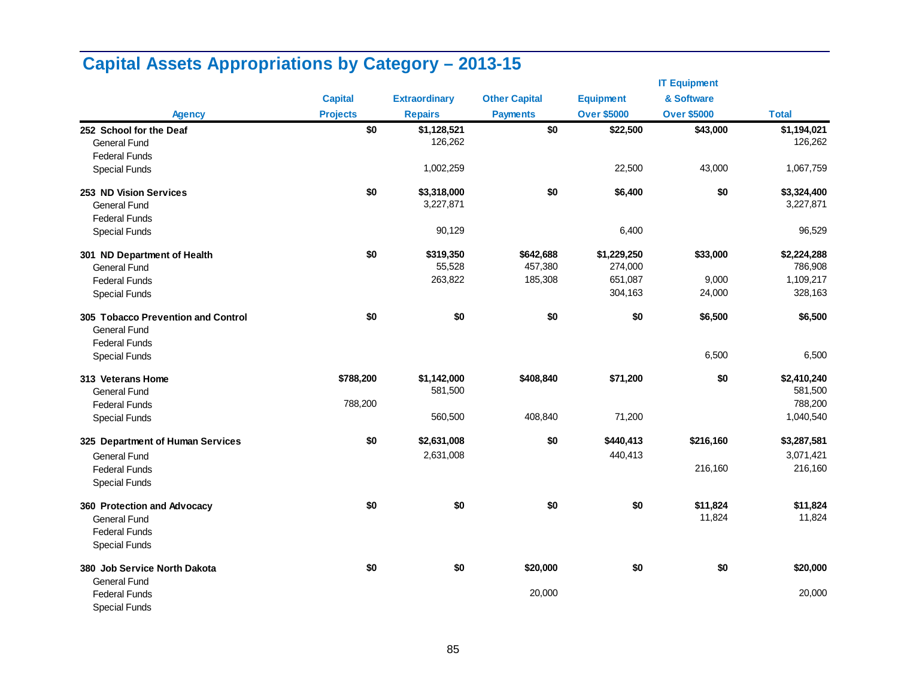## Capital Assets Appropriations by Category – 2013-15

| Agency | Capital Projects | Extraordinary Repairs | Other Capital Payments | Equipment Over $5000 | IT Equipment & Software Over $5000 | Total |
|---|---|---|---|---|---|---|
| **252 School for the Deaf** | **$0** | **$1,128,521** | **$0** | **$22,500** | **$43,000** | **$1,194,021** |
| General Fund | | 126,262 | | | | 126,262 |
| Federal Funds | | | | | | |
| Special Funds | | 1,002,259 | | 22,500 | 43,000 | 1,067,759 |
| **253 ND Vision Services** | **$0** | **$3,318,000** | **$0** | **$6,400** | **$0** | **$3,324,400** |
| General Fund | | 3,227,871 | | | | 3,227,871 |
| Federal Funds | | | | | | |
| Special Funds | | 90,129 | | 6,400 | | 96,529 |
| **301 ND Department of Health** | **$0** | **$319,350** | **$642,688** | **$1,229,250** | **$33,000** | **$2,224,288** |
| General Fund | | 55,528 | 457,380 | 274,000 | | 786,908 |
| Federal Funds | | 263,822 | 185,308 | 651,087 | 9,000 | 1,109,217 |
| Special Funds | | | | 304,163 | 24,000 | 328,163 |
| **305 Tobacco Prevention and Control** | **$0** | **$0** | **$0** | **$0** | **$6,500** | **$6,500** |
| General Fund | | | | | | |
| Federal Funds | | | | | | |
| Special Funds | | | | | 6,500 | 6,500 |
| **313 Veterans Home** | **$788,200** | **$1,142,000** | **$408,840** | **$71,200** | **$0** | **$2,410,240** |
| General Fund | | 581,500 | | | | 581,500 |
| Federal Funds | 788,200 | | | | | 788,200 |
| Special Funds | | 560,500 | 408,840 | 71,200 | | 1,040,540 |
| **325 Department of Human Services** | **$0** | **$2,631,008** | **$0** | **$440,413** | **$216,160** | **$3,287,581** |
| General Fund | | 2,631,008 | | 440,413 | | 3,071,421 |
| Federal Funds | | | | | 216,160 | 216,160 |
| Special Funds | | | | | | |
| **360 Protection and Advocacy** | **$0** | **$0** | **$0** | **$0** | **$11,824** | **$11,824** |
| General Fund | | | | | 11,824 | 11,824 |
| Federal Funds | | | | | | |
| Special Funds | | | | | | |
| **380 Job Service North Dakota** | **$0** | **$0** | **$20,000** | **$0** | **$0** | **$20,000** |
| General Fund | | | | | | |
| Federal Funds | | | 20,000 | | | 20,000 |
| Special Funds | | | | | | |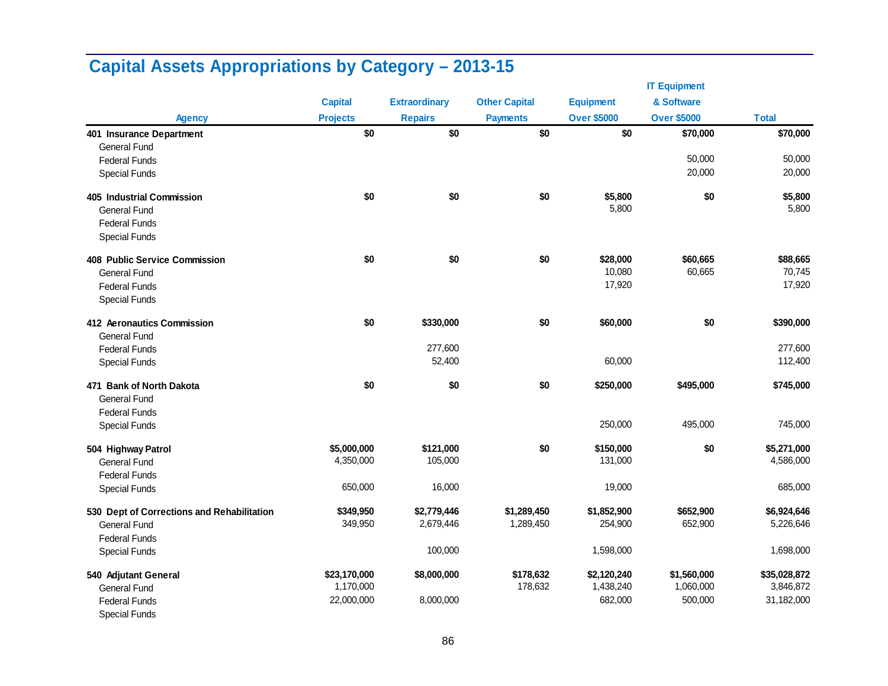## Capital Assets Appropriations by Category – 2013-15

| Agency | Capital Projects | Extraordinary Repairs | Other Capital Payments | Equipment Over $5000 | IT Equipment & Software Over $5000 | Total |
|---|---|---|---|---|---|---|
| **401 Insurance Department** | **$0** | **$0** | **$0** | **$0** | **$70,000** | **$70,000** |
| General Fund | | | | | | |
| Federal Funds | | | | | 50,000 | 50,000 |
| Special Funds | | | | | 20,000 | 20,000 |
| **405 Industrial Commission** | **$0** | **$0** | **$0** | **$5,800** | **$0** | **$5,800** |
| General Fund | | | | 5,800 | | 5,800 |
| Federal Funds | | | | | | |
| Special Funds | | | | | | |
| **408 Public Service Commission** | **$0** | **$0** | **$0** | **$28,000** | **$60,665** | **$88,665** |
| General Fund | | | | 10,080 | 60,665 | 70,745 |
| Federal Funds | | | | 17,920 | | 17,920 |
| Special Funds | | | | | | |
| **412 Aeronautics Commission** | **$0** | **$330,000** | **$0** | **$60,000** | **$0** | **$390,000** |
| General Fund | | | | | | |
| Federal Funds | | 277,600 | | | | 277,600 |
| Special Funds | | 52,400 | | 60,000 | | 112,400 |
| **471 Bank of North Dakota** | **$0** | **$0** | **$0** | **$250,000** | **$495,000** | **$745,000** |
| General Fund | | | | | | |
| Federal Funds | | | | | | |
| Special Funds | | | | 250,000 | 495,000 | 745,000 |
| **504 Highway Patrol** | **$5,000,000** | **$121,000** | **$0** | **$150,000** | **$0** | **$5,271,000** |
| General Fund | 4,350,000 | 105,000 | | 131,000 | | 4,586,000 |
| Federal Funds | | | | | | |
| Special Funds | 650,000 | 16,000 | | 19,000 | | 685,000 |
| **530 Dept of Corrections and Rehabilitation** | **$349,950** | **$2,779,446** | **$1,289,450** | **$1,852,900** | **$652,900** | **$6,924,646** |
| General Fund | 349,950 | 2,679,446 | 1,289,450 | 254,900 | 652,900 | 5,226,646 |
| Federal Funds | | | | | | |
| Special Funds | | 100,000 | | 1,598,000 | | 1,698,000 |
| **540 Adjutant General** | **$23,170,000** | **$8,000,000** | **$178,632** | **$2,120,240** | **$1,560,000** | **$35,028,872** |
| General Fund | 1,170,000 | | 178,632 | 1,438,240 | 1,060,000 | 3,846,872 |
| Federal Funds | 22,000,000 | 8,000,000 | | 682,000 | 500,000 | 31,182,000 |
| Special Funds | | | | | | |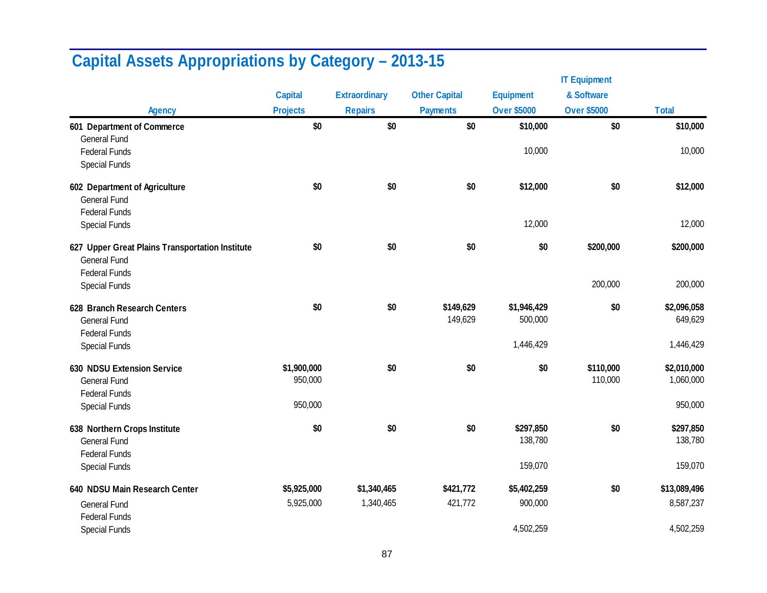## Capital Assets Appropriations by Category – 2013-15

| Agency | Capital Projects | Extraordinary Repairs | Other Capital Payments | Equipment Over $5000 | IT Equipment & Software Over $5000 | Total |
|---|---|---|---|---|---|---|
| **601 Department of Commerce** | **$0** | **$0** | **$0** | **$10,000** | **$0** | **$10,000** |
| General Fund | | | | | | |
| Federal Funds | | | | 10,000 | | 10,000 |
| Special Funds | | | | | | |
| **602 Department of Agriculture** | **$0** | **$0** | **$0** | **$12,000** | **$0** | **$12,000** |
| General Fund | | | | | | |
| Federal Funds | | | | | | |
| Special Funds | | | | 12,000 | | 12,000 |
| **627 Upper Great Plains Transportation Institute** | **$0** | **$0** | **$0** | **$0** | **$200,000** | **$200,000** |
| General Fund | | | | | | |
| Federal Funds | | | | | | |
| Special Funds | | | | | 200,000 | 200,000 |
| **628 Branch Research Centers** | **$0** | **$0** | **$149,629** | **$1,946,429** | **$0** | **$2,096,058** |
| General Fund | | | 149,629 | 500,000 | | 649,629 |
| Federal Funds | | | | | | |
| Special Funds | | | | 1,446,429 | | 1,446,429 |
| **630 NDSU Extension Service** | **$1,900,000** | **$0** | **$0** | **$0** | **$110,000** | **$2,010,000** |
| General Fund | 950,000 | | | | 110,000 | 1,060,000 |
| Federal Funds | | | | | | |
| Special Funds | 950,000 | | | | | 950,000 |
| **638 Northern Crops Institute** | **$0** | **$0** | **$0** | **$297,850** | **$0** | **$297,850** |
| General Fund | | | | 138,780 | | 138,780 |
| Federal Funds | | | | | | |
| Special Funds | | | | 159,070 | | 159,070 |
| **640 NDSU Main Research Center** | **$5,925,000** | **$1,340,465** | **$421,772** | **$5,402,259** | **$0** | **$13,089,496** |
| General Fund | 5,925,000 | 1,340,465 | 421,772 | 900,000 | | 8,587,237 |
| Federal Funds | | | | | | |
| Special Funds | | | | 4,502,259 | | 4,502,259 |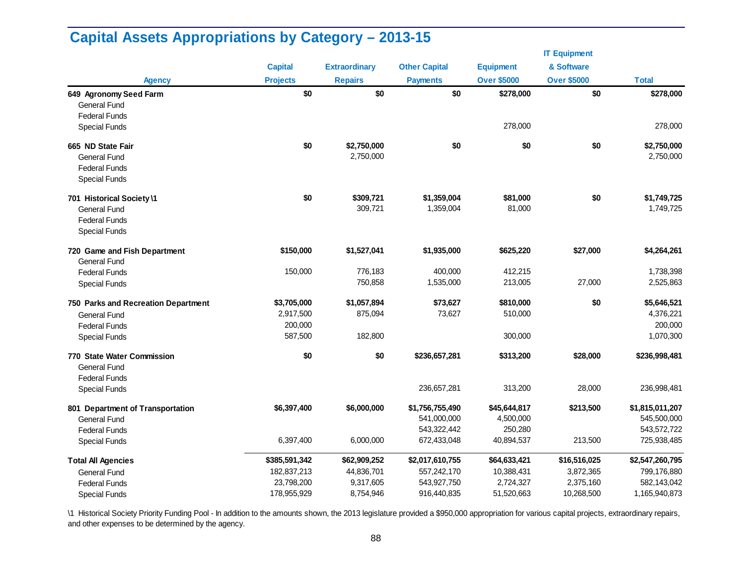# Capital Assets Appropriations by Category – 2013-15

| Agency | Capital Projects | Extraordinary Repairs | Other Capital Payments | Equipment Over $5000 | IT Equipment & Software Over $5000 | Total |
|---|---|---|---|---|---|---|
| **649 Agronomy Seed Farm** | **$0** | **$0** | **$0** | **$278,000** | **$0** | **$278,000** |
| General Fund | | | | | | |
| Federal Funds | | | | | | |
| Special Funds | | | | 278,000 | | 278,000 |
| **665 ND State Fair** | **$0** | **$2,750,000** | **$0** | **$0** | **$0** | **$2,750,000** |
| General Fund | | 2,750,000 | | | | 2,750,000 |
| Federal Funds | | | | | | |
| Special Funds | | | | | | |
| **701 Historical Society \1** | **$0** | **$309,721** | **$1,359,004** | **$81,000** | **$0** | **$1,749,725** |
| General Fund | | 309,721 | 1,359,004 | 81,000 | | 1,749,725 |
| Federal Funds | | | | | | |
| Special Funds | | | | | | |
| **720 Game and Fish Department** | **$150,000** | **$1,527,041** | **$1,935,000** | **$625,220** | **$27,000** | **$4,264,261** |
| General Fund | | | | | | |
| Federal Funds | 150,000 | 776,183 | 400,000 | 412,215 | | 1,738,398 |
| Special Funds | | 750,858 | 1,535,000 | 213,005 | 27,000 | 2,525,863 |
| **750 Parks and Recreation Department** | **$3,705,000** | **$1,057,894** | **$73,627** | **$810,000** | **$0** | **$5,646,521** |
| General Fund | 2,917,500 | 875,094 | 73,627 | 510,000 | | 4,376,221 |
| Federal Funds | 200,000 | | | | | 200,000 |
| Special Funds | 587,500 | 182,800 | | 300,000 | | 1,070,300 |
| **770 State Water Commission** | **$0** | **$0** | **$236,657,281** | **$313,200** | **$28,000** | **$236,998,481** |
| General Fund | | | | | | |
| Federal Funds | | | | | | |
| Special Funds | | | 236,657,281 | 313,200 | 28,000 | 236,998,481 |
| **801 Department of Transportation** | **$6,397,400** | **$6,000,000** | **$1,756,755,490** | **$45,644,817** | **$213,500** | **$1,815,011,207** |
| General Fund | | | 541,000,000 | 4,500,000 | | 545,500,000 |
| Federal Funds | | | 543,322,442 | 250,280 | | 543,572,722 |
| Special Funds | 6,397,400 | 6,000,000 | 672,433,048 | 40,894,537 | 213,500 | 725,938,485 |
| **Total All Agencies** | **$385,591,342** | **$62,909,252** | **$2,017,610,755** | **$64,633,421** | **$16,516,025** | **$2,547,260,795** |
| General Fund | 182,837,213 | 44,836,701 | 557,242,170 | 10,388,431 | 3,872,365 | 799,176,880 |
| Federal Funds | 23,798,200 | 9,317,605 | 543,927,750 | 2,724,327 | 2,375,160 | 582,143,042 |
| Special Funds | 178,955,929 | 8,754,946 | 916,440,835 | 51,520,663 | 10,268,500 | 1,165,940,873 |

\1 Historical Society Priority Funding Pool - In addition to the amounts shown, the 2013 legislature provided a $950,000 appropriation for various capital projects, extraordinary repairs, and other expenses to be determined by the agency.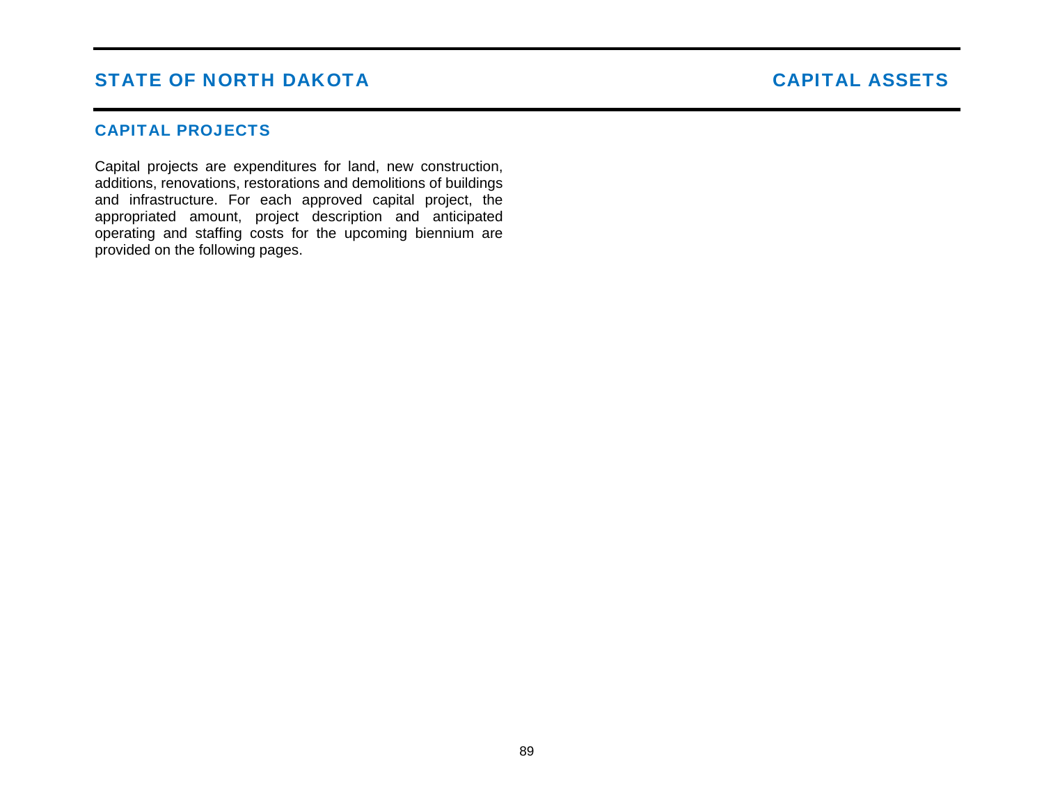## CAPITAL PROJECTS

Capital projects are expenditures for land, new construction, additions, renovations, restorations and demolitions of buildings and infrastructure. For each approved capital project, the appropriated amount, project description and anticipated operating and staffing costs for the upcoming biennium are provided on the following pages.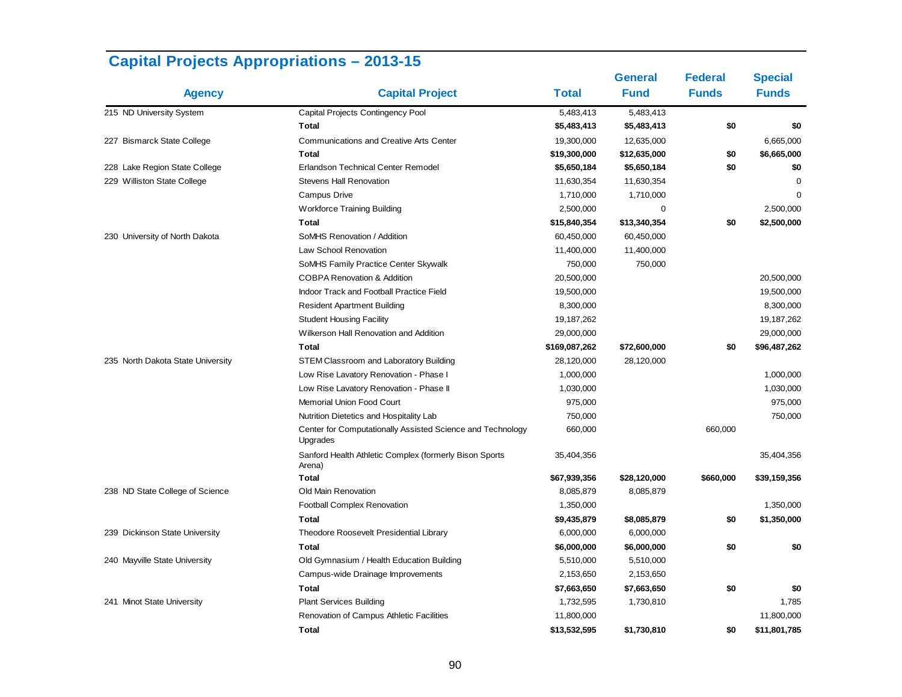## Capital Projects Appropriations – 2013-15

| Agency | Capital Project | Total | General Fund | Federal Funds | Special Funds |
|---|---|---|---|---|---|
| 215 ND University System | Capital Projects Contingency Pool | 5,483,413 | 5,483,413 | | |
| | **Total** | **$5,483,413** | **$5,483,413** | **$0** | **$0** |
| 227 Bismarck State College | Communications and Creative Arts Center | 19,300,000 | 12,635,000 | | 6,665,000 |
| | **Total** | **$19,300,000** | **$12,635,000** | **$0** | **$6,665,000** |
| 228 Lake Region State College | Erlandson Technical Center Remodel | **$5,650,184** | **$5,650,184** | **$0** | **$0** |
| 229 Williston State College | Stevens Hall Renovation | 11,630,354 | 11,630,354 | | 0 |
| | Campus Drive | 1,710,000 | 1,710,000 | | 0 |
| | Workforce Training Building | 2,500,000 | 0 | | 2,500,000 |
| | **Total** | **$15,840,354** | **$13,340,354** | **$0** | **$2,500,000** |
| 230 University of North Dakota | SoMHS Renovation / Addition | 60,450,000 | 60,450,000 | | |
| | Law School Renovation | 11,400,000 | 11,400,000 | | |
| | SoMHS Family Practice Center Skywalk | 750,000 | 750,000 | | |
| | COBPA Renovation & Addition | 20,500,000 | | | 20,500,000 |
| | Indoor Track and Football Practice Field | 19,500,000 | | | 19,500,000 |
| | Resident Apartment Building | 8,300,000 | | | 8,300,000 |
| | Student Housing Facility | 19,187,262 | | | 19,187,262 |
| | Wilkerson Hall Renovation and Addition | 29,000,000 | | | 29,000,000 |
| | **Total** | **$169,087,262** | **$72,600,000** | **$0** | **$96,487,262** |
| 235 North Dakota State University | STEM Classroom and Laboratory Building | 28,120,000 | 28,120,000 | | |
| | Low Rise Lavatory Renovation - Phase I | 1,000,000 | | | 1,000,000 |
| | Low Rise Lavatory Renovation - Phase II | 1,030,000 | | | 1,030,000 |
| | Memorial Union Food Court | 975,000 | | | 975,000 |
| | Nutrition Dietetics and Hospitality Lab | 750,000 | | | 750,000 |
| | Center for Computationally Assisted Science and Technology Upgrades | 660,000 | | 660,000 | |
| | Sanford Health Athletic Complex (formerly Bison Sports Arena) | 35,404,356 | | | 35,404,356 |
| | **Total** | **$67,939,356** | **$28,120,000** | **$660,000** | **$39,159,356** |
| 238 ND State College of Science | Old Main Renovation | 8,085,879 | 8,085,879 | | |
| | Football Complex Renovation | 1,350,000 | | | 1,350,000 |
| | **Total** | **$9,435,879** | **$8,085,879** | **$0** | **$1,350,000** |
| 239 Dickinson State University | Theodore Roosevelt Presidential Library | 6,000,000 | 6,000,000 | | |
| | **Total** | **$6,000,000** | **$6,000,000** | **$0** | **$0** |
| 240 Mayville State University | Old Gymnasium / Health Education Building | 5,510,000 | 5,510,000 | | |
| | Campus-wide Drainage Improvements | 2,153,650 | 2,153,650 | | |
| | **Total** | **$7,663,650** | **$7,663,650** | **$0** | **$0** |
| 241 Minot State University | Plant Services Building | 1,732,595 | 1,730,810 | | 1,785 |
| | Renovation of Campus Athletic Facilities | 11,800,000 | | | 11,800,000 |
| | **Total** | **$13,532,595** | **$1,730,810** | **$0** | **$11,801,785** |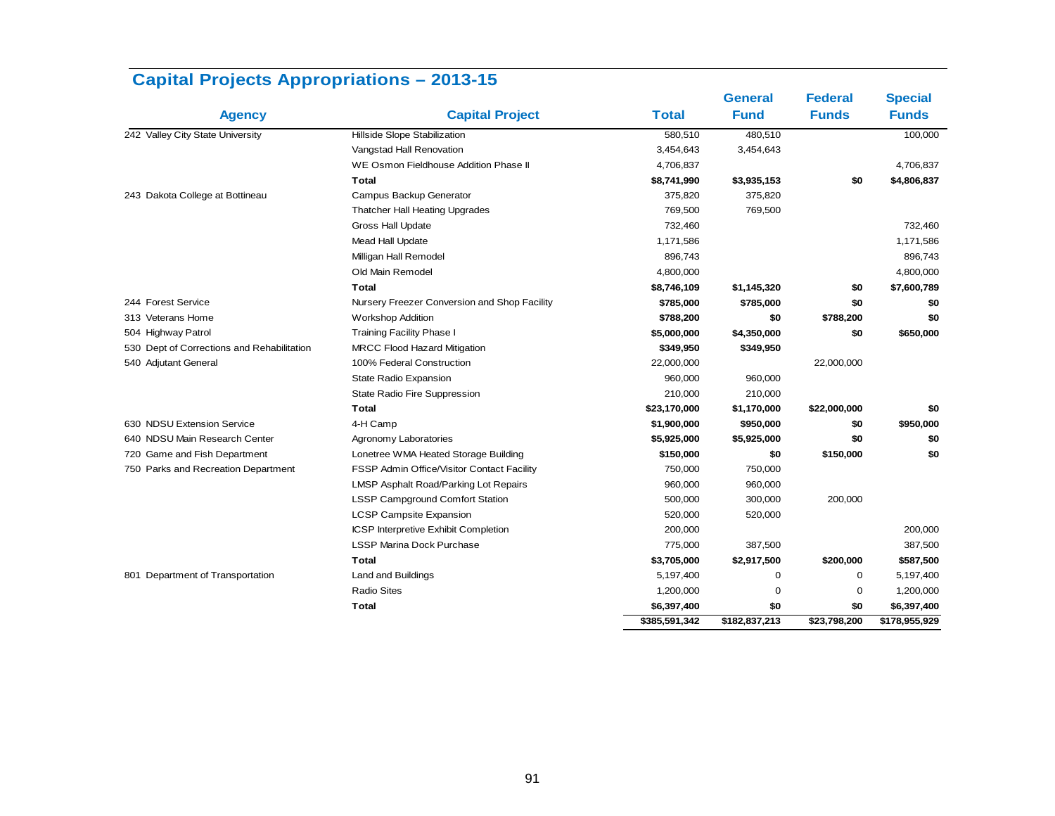## Capital Projects Appropriations – 2013-15

| Agency | Capital Project | Total | General Fund | Federal Funds | Special Funds |
|---|---|---|---|---|---|
| 242 Valley City State University | Hillside Slope Stabilization | 580,510 | 480,510 | | 100,000 |
| | Vangstad Hall Renovation | 3,454,643 | 3,454,643 | | |
| | WE Osmon Fieldhouse Addition Phase II | 4,706,837 | | | 4,706,837 |
| | **Total** | **$8,741,990** | **$3,935,153** | **$0** | **$4,806,837** |
| 243 Dakota College at Bottineau | Campus Backup Generator | 375,820 | 375,820 | | |
| | Thatcher Hall Heating Upgrades | 769,500 | 769,500 | | |
| | Gross Hall Update | 732,460 | | | 732,460 |
| | Mead Hall Update | 1,171,586 | | | 1,171,586 |
| | Milligan Hall Remodel | 896,743 | | | 896,743 |
| | Old Main Remodel | 4,800,000 | | | 4,800,000 |
| | **Total** | **$8,746,109** | **$1,145,320** | **$0** | **$7,600,789** |
| 244 Forest Service | Nursery Freezer Conversion and Shop Facility | **$785,000** | **$785,000** | **$0** | **$0** |
| 313 Veterans Home | Workshop Addition | **$788,200** | **$0** | **$788,200** | **$0** |
| 504 Highway Patrol | Training Facility Phase I | **$5,000,000** | **$4,350,000** | **$0** | **$650,000** |
| 530 Dept of Corrections and Rehabilitation | MRCC Flood Hazard Mitigation | **$349,950** | **$349,950** | | |
| 540 Adjutant General | 100% Federal Construction | 22,000,000 | | 22,000,000 | |
| | State Radio Expansion | 960,000 | 960,000 | | |
| | State Radio Fire Suppression | 210,000 | 210,000 | | |
| | **Total** | **$23,170,000** | **$1,170,000** | **$22,000,000** | **$0** |
| 630 NDSU Extension Service | 4-H Camp | **$1,900,000** | **$950,000** | **$0** | **$950,000** |
| 640 NDSU Main Research Center | Agronomy Laboratories | **$5,925,000** | **$5,925,000** | **$0** | **$0** |
| 720 Game and Fish Department | Lonetree WMA Heated Storage Building | **$150,000** | **$0** | **$150,000** | **$0** |
| 750 Parks and Recreation Department | FSSP Admin Office/Visitor Contact Facility | 750,000 | 750,000 | | |
| | LMSP Asphalt Road/Parking Lot Repairs | 960,000 | 960,000 | | |
| | LSSP Campground Comfort Station | 500,000 | 300,000 | 200,000 | |
| | LCSP Campsite Expansion | 520,000 | 520,000 | | |
| | ICSP Interpretive Exhibit Completion | 200,000 | | | 200,000 |
| | LSSP Marina Dock Purchase | 775,000 | 387,500 | | 387,500 |
| | **Total** | **$3,705,000** | **$2,917,500** | **$200,000** | **$587,500** |
| 801 Department of Transportation | Land and Buildings | 5,197,400 | 0 | 0 | 5,197,400 |
| | Radio Sites | 1,200,000 | 0 | 0 | 1,200,000 |
| | **Total** | **$6,397,400** | **$0** | **$0** | **$6,397,400** |
| | | **$385,591,342** | **$182,837,213** | **$23,798,200** | **$178,955,929** |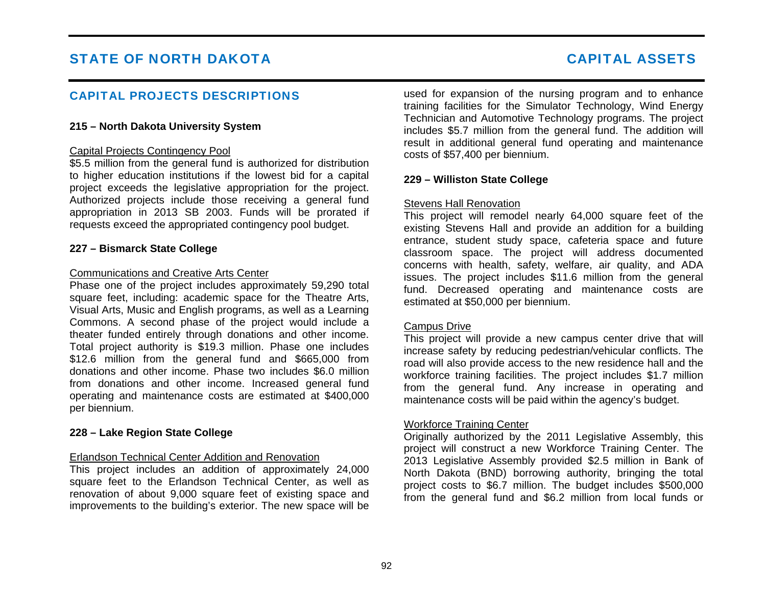## CAPITAL PROJECTS DESCRIPTIONS

### 215 – North Dakota University System

Capital Projects Contingency Pool

$5.5 million from the general fund is authorized for distribution to higher education institutions if the lowest bid for a capital project exceeds the legislative appropriation for the project. Authorized projects include those receiving a general fund appropriation in 2013 SB 2003. Funds will be prorated if requests exceed the appropriated contingency pool budget.

### 227 – Bismarck State College

Communications and Creative Arts Center

Phase one of the project includes approximately 59,290 total square feet, including: academic space for the Theatre Arts, Visual Arts, Music and English programs, as well as a Learning Commons. A second phase of the project would include a theater funded entirely through donations and other income. Total project authority is $19.3 million. Phase one includes $12.6 million from the general fund and $665,000 from donations and other income. Phase two includes $6.0 million from donations and other income. Increased general fund operating and maintenance costs are estimated at $400,000 per biennium.

### 228 – Lake Region State College

Erlandson Technical Center Addition and Renovation

This project includes an addition of approximately 24,000 square feet to the Erlandson Technical Center, as well as renovation of about 9,000 square feet of existing space and improvements to the building's exterior. The new space will be used for expansion of the nursing program and to enhance training facilities for the Simulator Technology, Wind Energy Technician and Automotive Technology programs. The project includes $5.7 million from the general fund. The addition will result in additional general fund operating and maintenance costs of $57,400 per biennium.

### 229 – Williston State College

Stevens Hall Renovation

This project will remodel nearly 64,000 square feet of the existing Stevens Hall and provide an addition for a building entrance, student study space, cafeteria space and future classroom space. The project will address documented concerns with health, safety, welfare, air quality, and ADA issues. The project includes $11.6 million from the general fund. Decreased operating and maintenance costs are estimated at $50,000 per biennium.

Campus Drive

This project will provide a new campus center drive that will increase safety by reducing pedestrian/vehicular conflicts. The road will also provide access to the new residence hall and the workforce training facilities. The project includes $1.7 million from the general fund. Any increase in operating and maintenance costs will be paid within the agency's budget.

Workforce Training Center

Originally authorized by the 2011 Legislative Assembly, this project will construct a new Workforce Training Center. The 2013 Legislative Assembly provided $2.5 million in Bank of North Dakota (BND) borrowing authority, bringing the total project costs to $6.7 million. The budget includes $500,000 from the general fund and $6.2 million from local funds or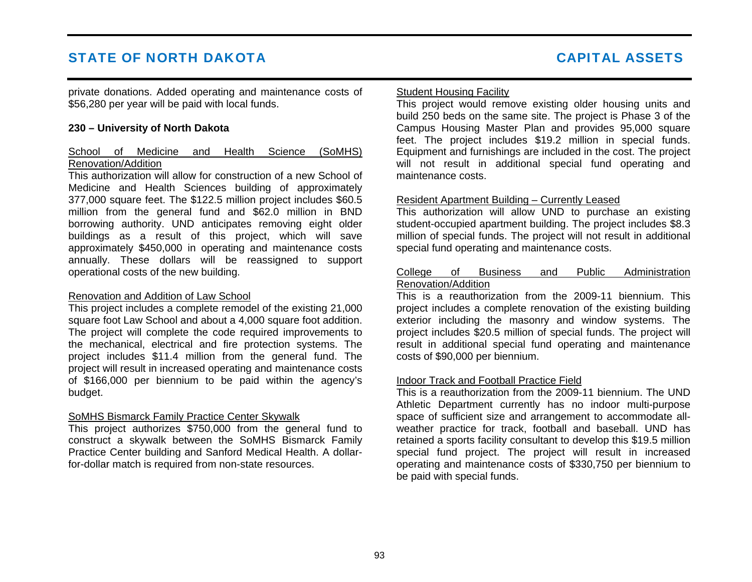private donations. Added operating and maintenance costs of $56,280 per year will be paid with local funds.

**230 – University of North Dakota**

<u>School of Medicine and Health Science (SoMHS) Renovation/Addition</u>

This authorization will allow for construction of a new School of Medicine and Health Sciences building of approximately 377,000 square feet. The $122.5 million project includes $60.5 million from the general fund and $62.0 million in BND borrowing authority. UND anticipates removing eight older buildings as a result of this project, which will save approximately $450,000 in operating and maintenance costs annually. These dollars will be reassigned to support operational costs of the new building.

<u>Renovation and Addition of Law School</u>

This project includes a complete remodel of the existing 21,000 square foot Law School and about a 4,000 square foot addition. The project will complete the code required improvements to the mechanical, electrical and fire protection systems. The project includes $11.4 million from the general fund. The project will result in increased operating and maintenance costs of $166,000 per biennium to be paid within the agency's budget.

<u>SoMHS Bismarck Family Practice Center Skywalk</u>

This project authorizes $750,000 from the general fund to construct a skywalk between the SoMHS Bismarck Family Practice Center building and Sanford Medical Health. A dollar-for-dollar match is required from non-state resources.

<u>Student Housing Facility</u>

This project would remove existing older housing units and build 250 beds on the same site. The project is Phase 3 of the Campus Housing Master Plan and provides 95,000 square feet. The project includes $19.2 million in special funds. Equipment and furnishings are included in the cost. The project will not result in additional special fund operating and maintenance costs.

<u>Resident Apartment Building – Currently Leased</u>

This authorization will allow UND to purchase an existing student-occupied apartment building. The project includes $8.3 million of special funds. The project will not result in additional special fund operating and maintenance costs.

<u>College of Business and Public Administration Renovation/Addition</u>

This is a reauthorization from the 2009-11 biennium. This project includes a complete renovation of the existing building exterior including the masonry and window systems. The project includes $20.5 million of special funds. The project will result in additional special fund operating and maintenance costs of $90,000 per biennium.

<u>Indoor Track and Football Practice Field</u>

This is a reauthorization from the 2009-11 biennium. The UND Athletic Department currently has no indoor multi-purpose space of sufficient size and arrangement to accommodate all-weather practice for track, football and baseball. UND has retained a sports facility consultant to develop this $19.5 million special fund project. The project will result in increased operating and maintenance costs of $330,750 per biennium to be paid with special funds.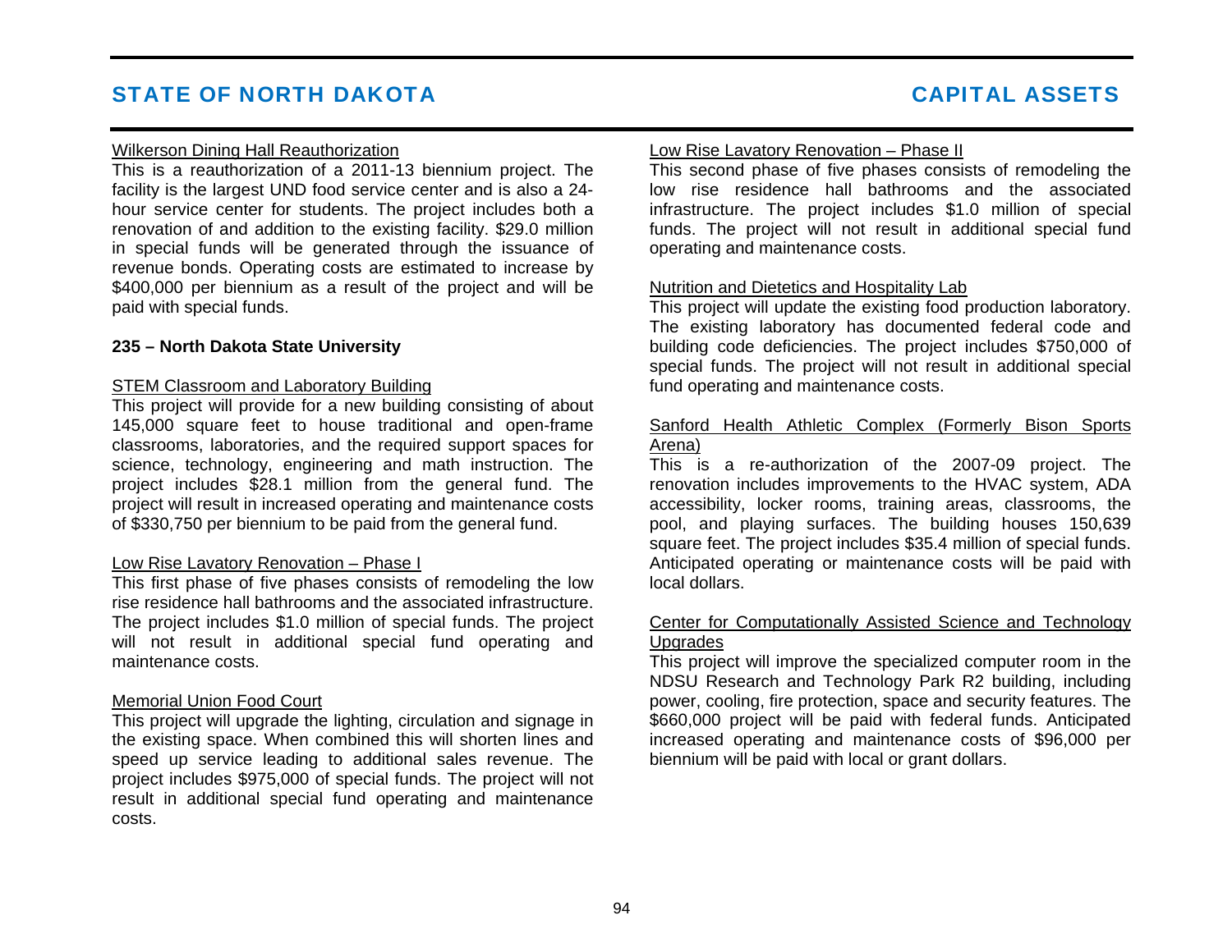Wilkerson Dining Hall Reauthorization

This is a reauthorization of a 2011-13 biennium project. The facility is the largest UND food service center and is also a 24-hour service center for students. The project includes both a renovation of and addition to the existing facility. $29.0 million in special funds will be generated through the issuance of revenue bonds. Operating costs are estimated to increase by $400,000 per biennium as a result of the project and will be paid with special funds.

**235 – North Dakota State University**

STEM Classroom and Laboratory Building

This project will provide for a new building consisting of about 145,000 square feet to house traditional and open-frame classrooms, laboratories, and the required support spaces for science, technology, engineering and math instruction. The project includes $28.1 million from the general fund. The project will result in increased operating and maintenance costs of $330,750 per biennium to be paid from the general fund.

Low Rise Lavatory Renovation – Phase I

This first phase of five phases consists of remodeling the low rise residence hall bathrooms and the associated infrastructure. The project includes $1.0 million of special funds. The project will not result in additional special fund operating and maintenance costs.

Memorial Union Food Court

This project will upgrade the lighting, circulation and signage in the existing space. When combined this will shorten lines and speed up service leading to additional sales revenue. The project includes $975,000 of special funds. The project will not result in additional special fund operating and maintenance costs.

Low Rise Lavatory Renovation – Phase II

This second phase of five phases consists of remodeling the low rise residence hall bathrooms and the associated infrastructure. The project includes $1.0 million of special funds. The project will not result in additional special fund operating and maintenance costs.

Nutrition and Dietetics and Hospitality Lab

This project will update the existing food production laboratory. The existing laboratory has documented federal code and building code deficiencies. The project includes $750,000 of special funds. The project will not result in additional special fund operating and maintenance costs.

Sanford Health Athletic Complex (Formerly Bison Sports Arena)

This is a re-authorization of the 2007-09 project. The renovation includes improvements to the HVAC system, ADA accessibility, locker rooms, training areas, classrooms, the pool, and playing surfaces. The building houses 150,639 square feet. The project includes $35.4 million of special funds. Anticipated operating or maintenance costs will be paid with local dollars.

Center for Computationally Assisted Science and Technology Upgrades

This project will improve the specialized computer room in the NDSU Research and Technology Park R2 building, including power, cooling, fire protection, space and security features. The $660,000 project will be paid with federal funds. Anticipated increased operating and maintenance costs of $96,000 per biennium will be paid with local or grant dollars.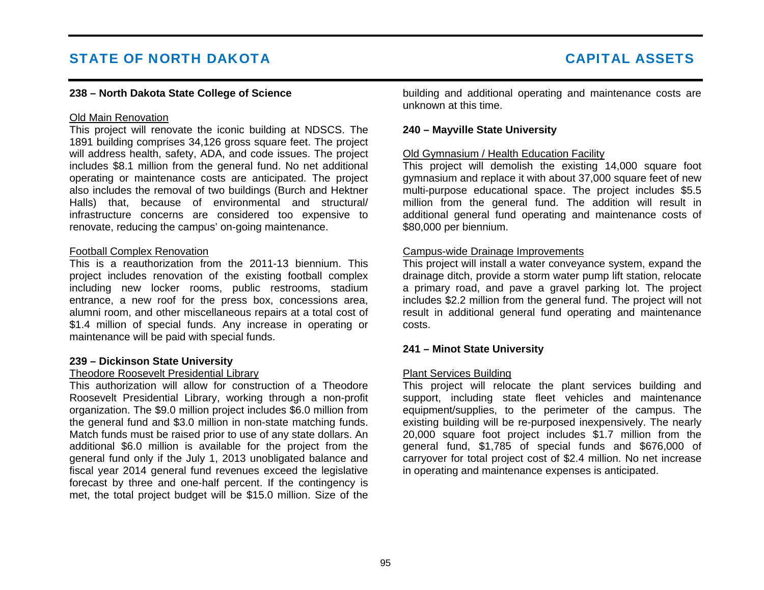**238 – North Dakota State College of Science**

Old Main Renovation

This project will renovate the iconic building at NDSCS. The 1891 building comprises 34,126 gross square feet. The project will address health, safety, ADA, and code issues. The project includes $8.1 million from the general fund. No net additional operating or maintenance costs are anticipated. The project also includes the removal of two buildings (Burch and Hektner Halls) that, because of environmental and structural/ infrastructure concerns are considered too expensive to renovate, reducing the campus' on-going maintenance.

Football Complex Renovation

This is a reauthorization from the 2011-13 biennium. This project includes renovation of the existing football complex including new locker rooms, public restrooms, stadium entrance, a new roof for the press box, concessions area, alumni room, and other miscellaneous repairs at a total cost of $1.4 million of special funds. Any increase in operating or maintenance will be paid with special funds.

**239 – Dickinson State University**

Theodore Roosevelt Presidential Library

This authorization will allow for construction of a Theodore Roosevelt Presidential Library, working through a non-profit organization. The $9.0 million project includes $6.0 million from the general fund and $3.0 million in non-state matching funds. Match funds must be raised prior to use of any state dollars. An additional $6.0 million is available for the project from the general fund only if the July 1, 2013 unobligated balance and fiscal year 2014 general fund revenues exceed the legislative forecast by three and one-half percent. If the contingency is met, the total project budget will be $15.0 million. Size of the building and additional operating and maintenance costs are unknown at this time.

**240 – Mayville State University**

Old Gymnasium / Health Education Facility

This project will demolish the existing 14,000 square foot gymnasium and replace it with about 37,000 square feet of new multi-purpose educational space. The project includes $5.5 million from the general fund. The addition will result in additional general fund operating and maintenance costs of $80,000 per biennium.

Campus-wide Drainage Improvements

This project will install a water conveyance system, expand the drainage ditch, provide a storm water pump lift station, relocate a primary road, and pave a gravel parking lot. The project includes $2.2 million from the general fund. The project will not result in additional general fund operating and maintenance costs.

**241 – Minot State University**

Plant Services Building

This project will relocate the plant services building and support, including state fleet vehicles and maintenance equipment/supplies, to the perimeter of the campus. The existing building will be re-purposed inexpensively. The nearly 20,000 square foot project includes $1.7 million from the general fund, $1,785 of special funds and $676,000 of carryover for total project cost of $2.4 million. No net increase in operating and maintenance expenses is anticipated.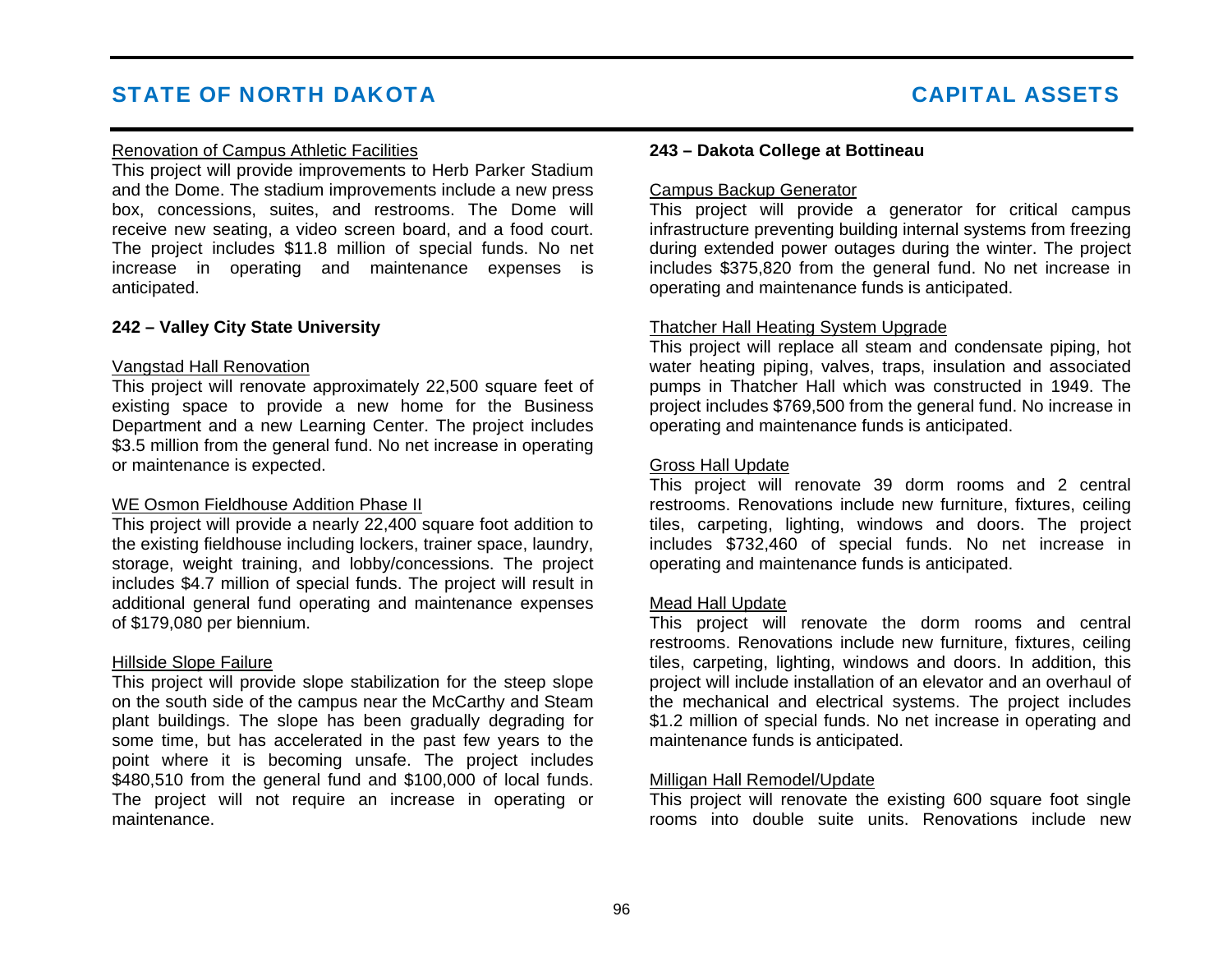Renovation of Campus Athletic Facilities

This project will provide improvements to Herb Parker Stadium and the Dome. The stadium improvements include a new press box, concessions, suites, and restrooms. The Dome will receive new seating, a video screen board, and a food court. The project includes $11.8 million of special funds. No net increase in operating and maintenance expenses is anticipated.

**242 – Valley City State University**

Vangstad Hall Renovation

This project will renovate approximately 22,500 square feet of existing space to provide a new home for the Business Department and a new Learning Center. The project includes $3.5 million from the general fund. No net increase in operating or maintenance is expected.

WE Osmon Fieldhouse Addition Phase II

This project will provide a nearly 22,400 square foot addition to the existing fieldhouse including lockers, trainer space, laundry, storage, weight training, and lobby/concessions. The project includes $4.7 million of special funds. The project will result in additional general fund operating and maintenance expenses of $179,080 per biennium.

Hillside Slope Failure

This project will provide slope stabilization for the steep slope on the south side of the campus near the McCarthy and Steam plant buildings. The slope has been gradually degrading for some time, but has accelerated in the past few years to the point where it is becoming unsafe. The project includes $480,510 from the general fund and $100,000 of local funds. The project will not require an increase in operating or maintenance.

**243 – Dakota College at Bottineau**

Campus Backup Generator

This project will provide a generator for critical campus infrastructure preventing building internal systems from freezing during extended power outages during the winter. The project includes $375,820 from the general fund. No net increase in operating and maintenance funds is anticipated.

Thatcher Hall Heating System Upgrade

This project will replace all steam and condensate piping, hot water heating piping, valves, traps, insulation and associated pumps in Thatcher Hall which was constructed in 1949. The project includes $769,500 from the general fund. No increase in operating and maintenance funds is anticipated.

Gross Hall Update

This project will renovate 39 dorm rooms and 2 central restrooms. Renovations include new furniture, fixtures, ceiling tiles, carpeting, lighting, windows and doors. The project includes $732,460 of special funds. No net increase in operating and maintenance funds is anticipated.

Mead Hall Update

This project will renovate the dorm rooms and central restrooms. Renovations include new furniture, fixtures, ceiling tiles, carpeting, lighting, windows and doors. In addition, this project will include installation of an elevator and an overhaul of the mechanical and electrical systems. The project includes $1.2 million of special funds. No net increase in operating and maintenance funds is anticipated.

Milligan Hall Remodel/Update

This project will renovate the existing 600 square foot single rooms into double suite units. Renovations include new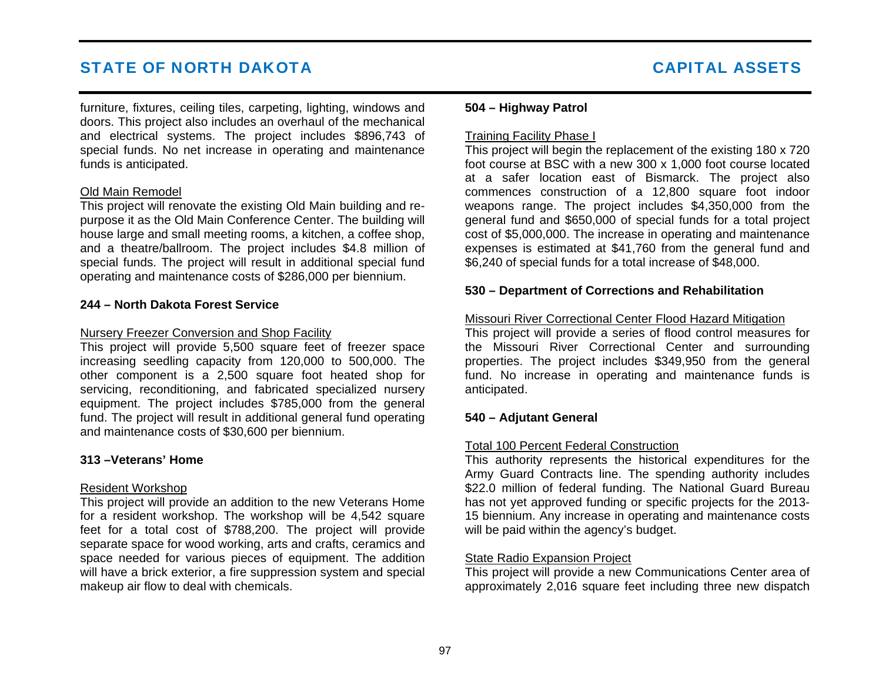furniture, fixtures, ceiling tiles, carpeting, lighting, windows and doors. This project also includes an overhaul of the mechanical and electrical systems. The project includes $896,743 of special funds. No net increase in operating and maintenance funds is anticipated.

Old Main Remodel

This project will renovate the existing Old Main building and re-purpose it as the Old Main Conference Center. The building will house large and small meeting rooms, a kitchen, a coffee shop, and a theatre/ballroom. The project includes $4.8 million of special funds. The project will result in additional special fund operating and maintenance costs of $286,000 per biennium.

**244 – North Dakota Forest Service**

Nursery Freezer Conversion and Shop Facility

This project will provide 5,500 square feet of freezer space increasing seedling capacity from 120,000 to 500,000. The other component is a 2,500 square foot heated shop for servicing, reconditioning, and fabricated specialized nursery equipment. The project includes $785,000 from the general fund. The project will result in additional general fund operating and maintenance costs of $30,600 per biennium.

**313 –Veterans' Home**

Resident Workshop

This project will provide an addition to the new Veterans Home for a resident workshop. The workshop will be 4,542 square feet for a total cost of $788,200. The project will provide separate space for wood working, arts and crafts, ceramics and space needed for various pieces of equipment. The addition will have a brick exterior, a fire suppression system and special makeup air flow to deal with chemicals.

**504 – Highway Patrol**

Training Facility Phase I

This project will begin the replacement of the existing 180 x 720 foot course at BSC with a new 300 x 1,000 foot course located at a safer location east of Bismarck. The project also commences construction of a 12,800 square foot indoor weapons range. The project includes $4,350,000 from the general fund and $650,000 of special funds for a total project cost of $5,000,000. The increase in operating and maintenance expenses is estimated at $41,760 from the general fund and $6,240 of special funds for a total increase of $48,000.

**530 – Department of Corrections and Rehabilitation**

Missouri River Correctional Center Flood Hazard Mitigation

This project will provide a series of flood control measures for the Missouri River Correctional Center and surrounding properties. The project includes $349,950 from the general fund. No increase in operating and maintenance funds is anticipated.

**540 – Adjutant General**

Total 100 Percent Federal Construction

This authority represents the historical expenditures for the Army Guard Contracts line. The spending authority includes $22.0 million of federal funding. The National Guard Bureau has not yet approved funding or specific projects for the 2013-15 biennium. Any increase in operating and maintenance costs will be paid within the agency's budget.

State Radio Expansion Project

This project will provide a new Communications Center area of approximately 2,016 square feet including three new dispatch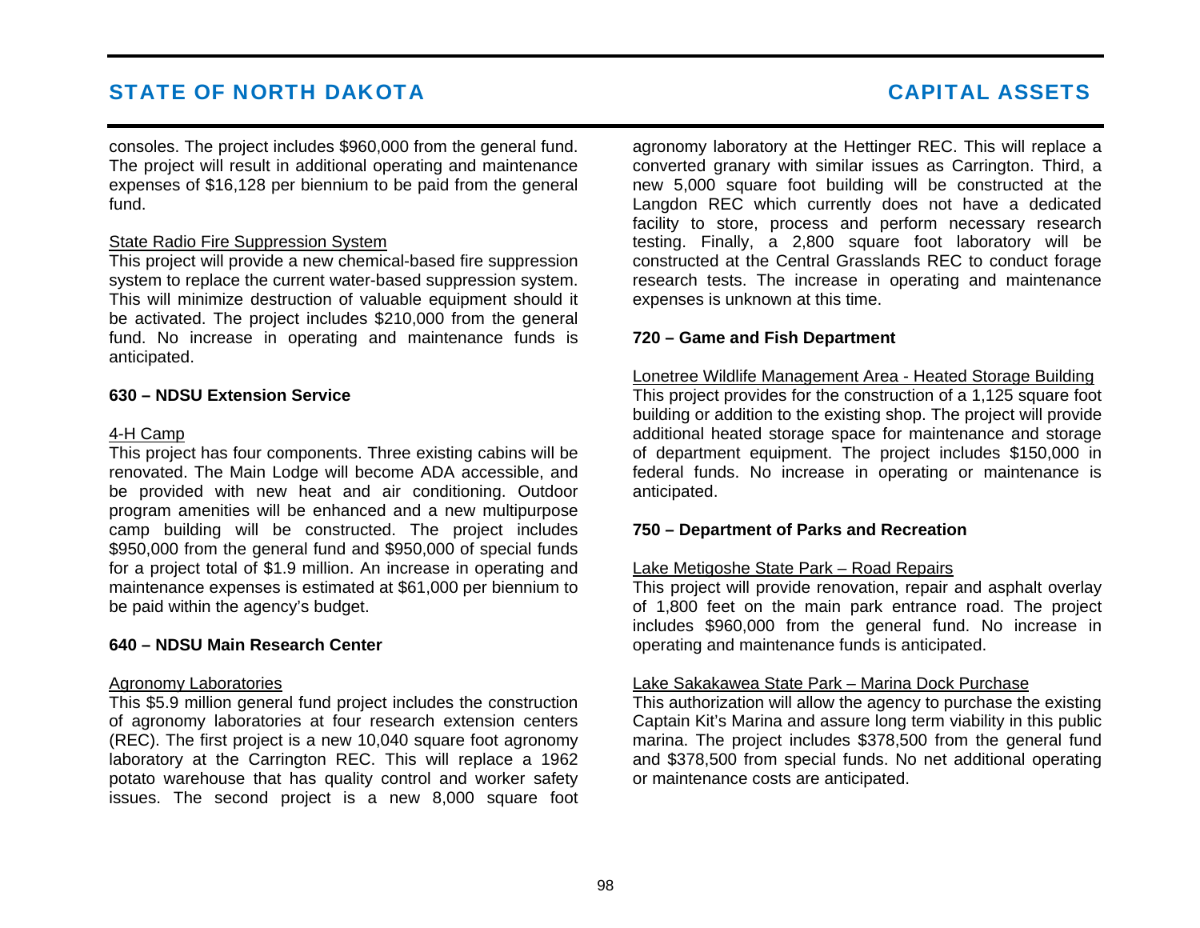consoles. The project includes $960,000 from the general fund. The project will result in additional operating and maintenance expenses of $16,128 per biennium to be paid from the general fund.

State Radio Fire Suppression System

This project will provide a new chemical-based fire suppression system to replace the current water-based suppression system. This will minimize destruction of valuable equipment should it be activated. The project includes $210,000 from the general fund. No increase in operating and maintenance funds is anticipated.

**630 – NDSU Extension Service**

4-H Camp

This project has four components. Three existing cabins will be renovated. The Main Lodge will become ADA accessible, and be provided with new heat and air conditioning. Outdoor program amenities will be enhanced and a new multipurpose camp building will be constructed. The project includes $950,000 from the general fund and $950,000 of special funds for a project total of $1.9 million. An increase in operating and maintenance expenses is estimated at $61,000 per biennium to be paid within the agency's budget.

**640 – NDSU Main Research Center**

Agronomy Laboratories

This $5.9 million general fund project includes the construction of agronomy laboratories at four research extension centers (REC). The first project is a new 10,040 square foot agronomy laboratory at the Carrington REC. This will replace a 1962 potato warehouse that has quality control and worker safety issues. The second project is a new 8,000 square foot agronomy laboratory at the Hettinger REC. This will replace a converted granary with similar issues as Carrington. Third, a new 5,000 square foot building will be constructed at the Langdon REC which currently does not have a dedicated facility to store, process and perform necessary research testing. Finally, a 2,800 square foot laboratory will be constructed at the Central Grasslands REC to conduct forage research tests. The increase in operating and maintenance expenses is unknown at this time.

**720 – Game and Fish Department**

Lonetree Wildlife Management Area - Heated Storage Building

This project provides for the construction of a 1,125 square foot building or addition to the existing shop. The project will provide additional heated storage space for maintenance and storage of department equipment. The project includes $150,000 in federal funds. No increase in operating or maintenance is anticipated.

**750 – Department of Parks and Recreation**

Lake Metigoshe State Park – Road Repairs

This project will provide renovation, repair and asphalt overlay of 1,800 feet on the main park entrance road. The project includes $960,000 from the general fund. No increase in operating and maintenance funds is anticipated.

Lake Sakakawea State Park – Marina Dock Purchase

This authorization will allow the agency to purchase the existing Captain Kit's Marina and assure long term viability in this public marina. The project includes $378,500 from the general fund and $378,500 from special funds. No net additional operating or maintenance costs are anticipated.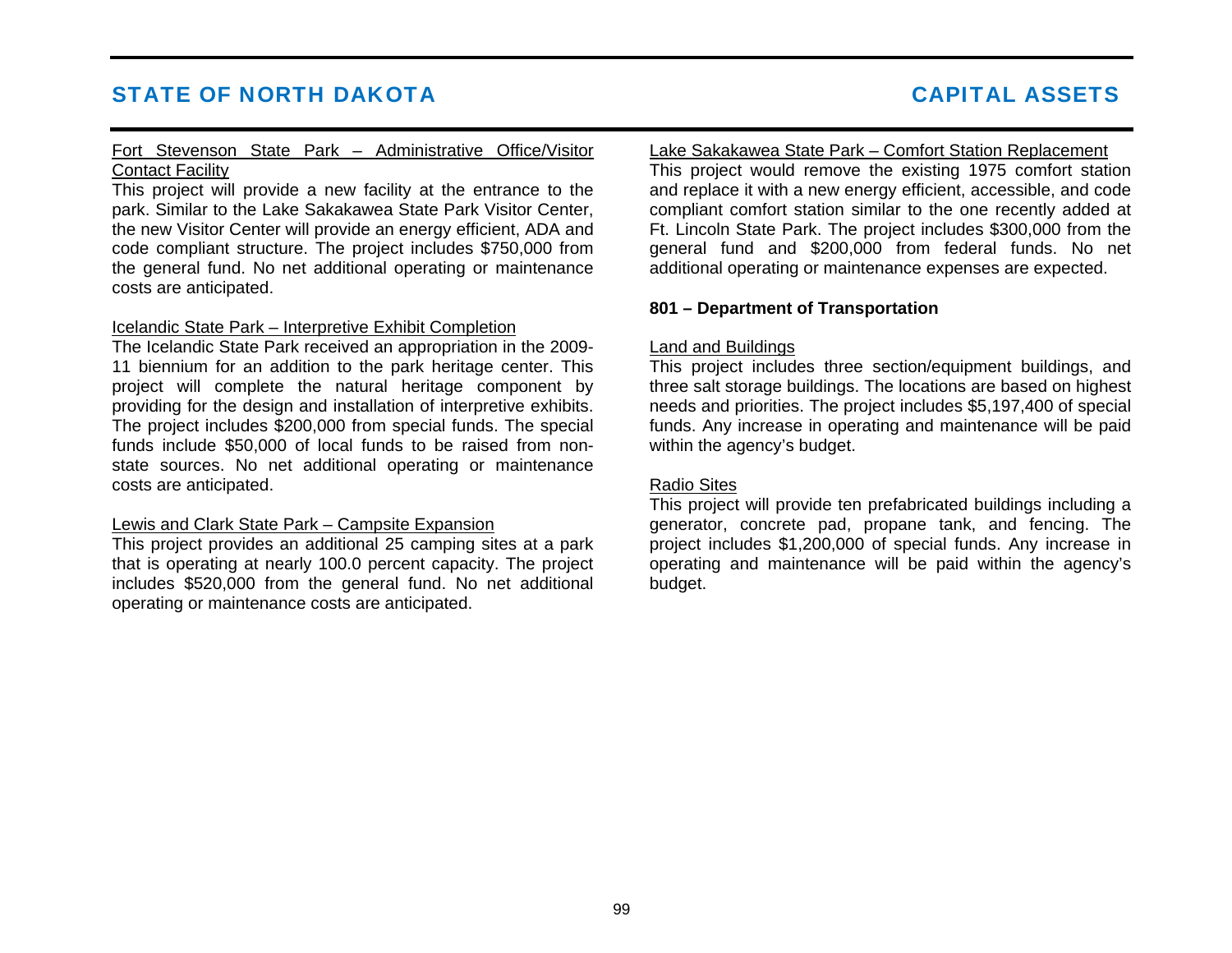Fort Stevenson State Park – Administrative Office/Visitor Contact Facility

This project will provide a new facility at the entrance to the park. Similar to the Lake Sakakawea State Park Visitor Center, the new Visitor Center will provide an energy efficient, ADA and code compliant structure. The project includes $750,000 from the general fund. No net additional operating or maintenance costs are anticipated.

Icelandic State Park – Interpretive Exhibit Completion

The Icelandic State Park received an appropriation in the 2009-11 biennium for an addition to the park heritage center. This project will complete the natural heritage component by providing for the design and installation of interpretive exhibits. The project includes $200,000 from special funds. The special funds include $50,000 of local funds to be raised from non-state sources. No net additional operating or maintenance costs are anticipated.

Lewis and Clark State Park – Campsite Expansion

This project provides an additional 25 camping sites at a park that is operating at nearly 100.0 percent capacity. The project includes $520,000 from the general fund. No net additional operating or maintenance costs are anticipated.

Lake Sakakawea State Park – Comfort Station Replacement

This project would remove the existing 1975 comfort station and replace it with a new energy efficient, accessible, and code compliant comfort station similar to the one recently added at Ft. Lincoln State Park. The project includes $300,000 from the general fund and $200,000 from federal funds. No net additional operating or maintenance expenses are expected.

**801 – Department of Transportation**

Land and Buildings

This project includes three section/equipment buildings, and three salt storage buildings. The locations are based on highest needs and priorities. The project includes $5,197,400 of special funds. Any increase in operating and maintenance will be paid within the agency's budget.

Radio Sites

This project will provide ten prefabricated buildings including a generator, concrete pad, propane tank, and fencing. The project includes $1,200,000 of special funds. Any increase in operating and maintenance will be paid within the agency's budget.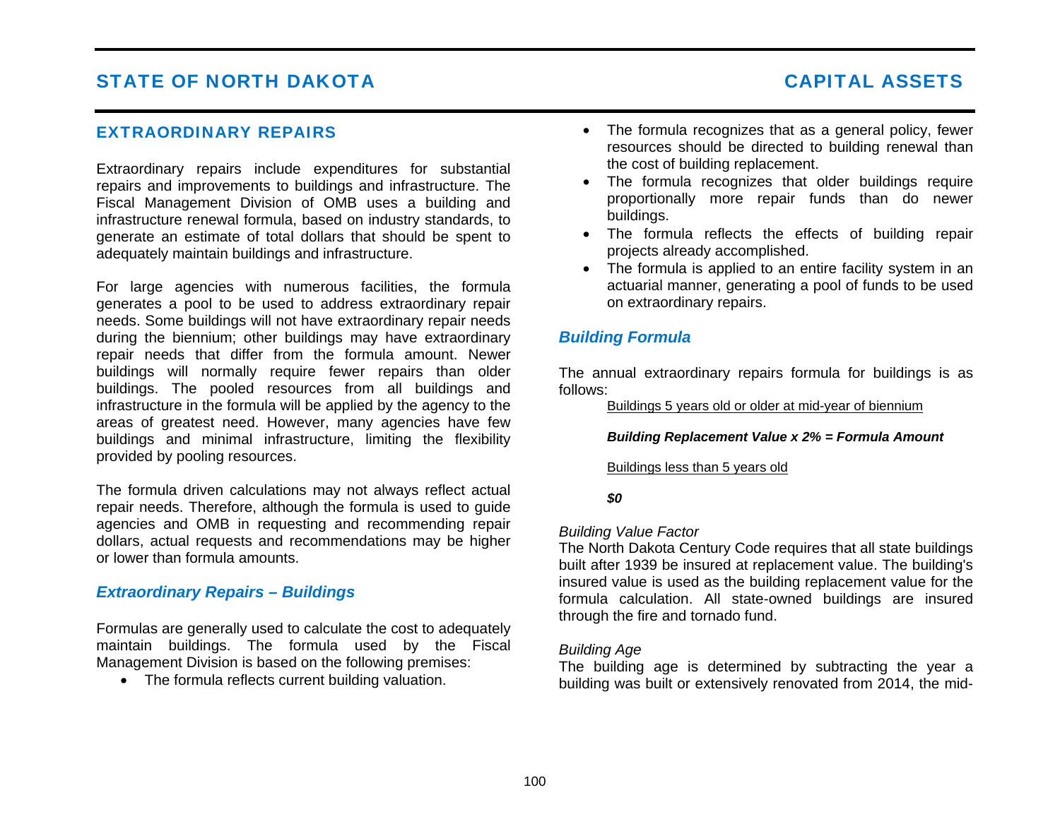## EXTRAORDINARY REPAIRS

Extraordinary repairs include expenditures for substantial repairs and improvements to buildings and infrastructure. The Fiscal Management Division of OMB uses a building and infrastructure renewal formula, based on industry standards, to generate an estimate of total dollars that should be spent to adequately maintain buildings and infrastructure.

For large agencies with numerous facilities, the formula generates a pool to be used to address extraordinary repair needs. Some buildings will not have extraordinary repair needs during the biennium; other buildings may have extraordinary repair needs that differ from the formula amount. Newer buildings will normally require fewer repairs than older buildings. The pooled resources from all buildings and infrastructure in the formula will be applied by the agency to the areas of greatest need. However, many agencies have few buildings and minimal infrastructure, limiting the flexibility provided by pooling resources.

The formula driven calculations may not always reflect actual repair needs. Therefore, although the formula is used to guide agencies and OMB in requesting and recommending repair dollars, actual requests and recommendations may be higher or lower than formula amounts.

### *Extraordinary Repairs – Buildings*

Formulas are generally used to calculate the cost to adequately maintain buildings. The formula used by the Fiscal Management Division is based on the following premises:

- The formula reflects current building valuation.
- The formula recognizes that as a general policy, fewer resources should be directed to building renewal than the cost of building replacement.
- The formula recognizes that older buildings require proportionally more repair funds than do newer buildings.
- The formula reflects the effects of building repair projects already accomplished.
- The formula is applied to an entire facility system in an actuarial manner, generating a pool of funds to be used on extraordinary repairs.

### *Building Formula*

The annual extraordinary repairs formula for buildings is as follows:

<u>Buildings 5 years old or older at mid-year of biennium</u>

***Building Replacement Value x 2% = Formula Amount***

<u>Buildings less than 5 years old</u>

***$0***

*Building Value Factor*

The North Dakota Century Code requires that all state buildings built after 1939 be insured at replacement value. The building's insured value is used as the building replacement value for the formula calculation. All state-owned buildings are insured through the fire and tornado fund.

*Building Age*

The building age is determined by subtracting the year a building was built or extensively renovated from 2014, the mid-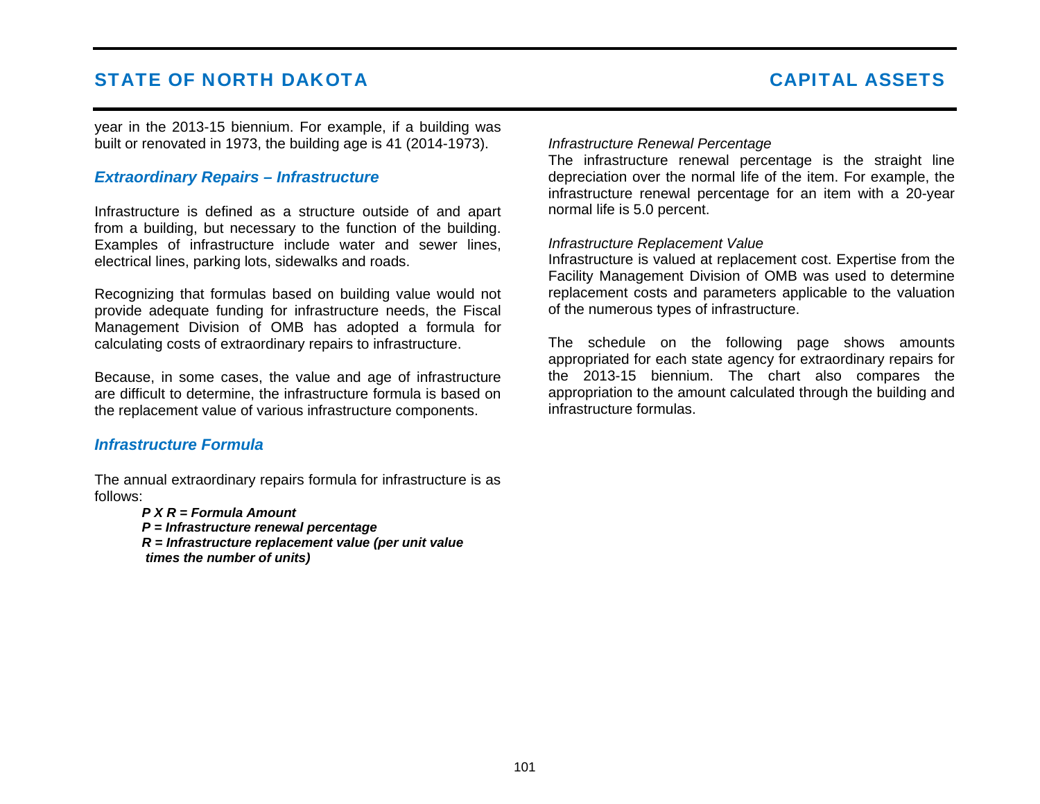year in the 2013-15 biennium. For example, if a building was built or renovated in 1973, the building age is 41 (2014-1973).

### *Extraordinary Repairs – Infrastructure*

Infrastructure is defined as a structure outside of and apart from a building, but necessary to the function of the building. Examples of infrastructure include water and sewer lines, electrical lines, parking lots, sidewalks and roads.

Recognizing that formulas based on building value would not provide adequate funding for infrastructure needs, the Fiscal Management Division of OMB has adopted a formula for calculating costs of extraordinary repairs to infrastructure.

Because, in some cases, the value and age of infrastructure are difficult to determine, the infrastructure formula is based on the replacement value of various infrastructure components.

### *Infrastructure Formula*

The annual extraordinary repairs formula for infrastructure is as follows:

***P X R = Formula Amount***
***P = Infrastructure renewal percentage***
***R = Infrastructure replacement value (per unit value times the number of units)***

*Infrastructure Renewal Percentage*
The infrastructure renewal percentage is the straight line depreciation over the normal life of the item. For example, the infrastructure renewal percentage for an item with a 20-year normal life is 5.0 percent.

*Infrastructure Replacement Value*
Infrastructure is valued at replacement cost. Expertise from the Facility Management Division of OMB was used to determine replacement costs and parameters applicable to the valuation of the numerous types of infrastructure.

The schedule on the following page shows amounts appropriated for each state agency for extraordinary repairs for the 2013-15 biennium. The chart also compares the appropriation to the amount calculated through the building and infrastructure formulas.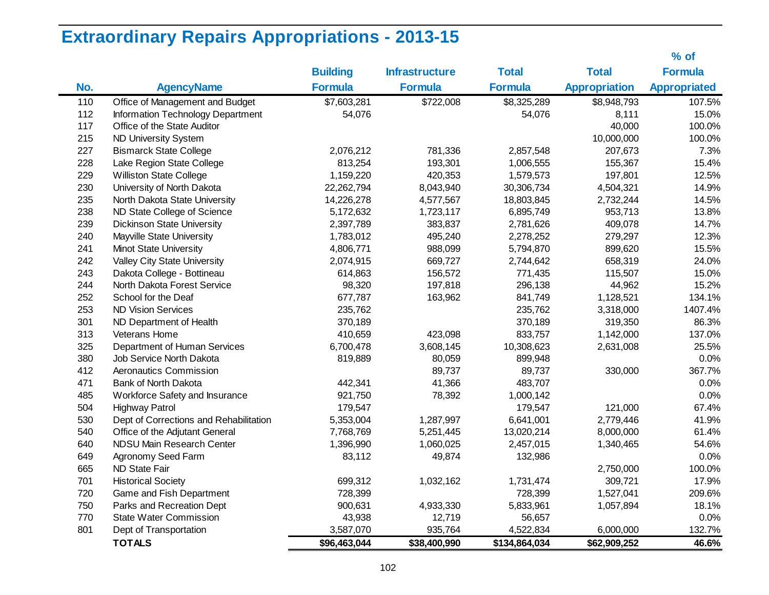# Extraordinary Repairs Appropriations - 2013-15

| No. | AgencyName | Building Formula | Infrastructure Formula | Total Formula | Total Appropriation | % of Formula Appropriated |
|---|---|---|---|---|---|---|
| 110 | Office of Management and Budget | $7,603,281 | $722,008 | $8,325,289 | $8,948,793 | 107.5% |
| 112 | Information Technology Department | 54,076 | | 54,076 | 8,111 | 15.0% |
| 117 | Office of the State Auditor | | | | 40,000 | 100.0% |
| 215 | ND University System | | | | 10,000,000 | 100.0% |
| 227 | Bismarck State College | 2,076,212 | 781,336 | 2,857,548 | 207,673 | 7.3% |
| 228 | Lake Region State College | 813,254 | 193,301 | 1,006,555 | 155,367 | 15.4% |
| 229 | Williston State College | 1,159,220 | 420,353 | 1,579,573 | 197,801 | 12.5% |
| 230 | University of North Dakota | 22,262,794 | 8,043,940 | 30,306,734 | 4,504,321 | 14.9% |
| 235 | North Dakota State University | 14,226,278 | 4,577,567 | 18,803,845 | 2,732,244 | 14.5% |
| 238 | ND State College of Science | 5,172,632 | 1,723,117 | 6,895,749 | 953,713 | 13.8% |
| 239 | Dickinson State University | 2,397,789 | 383,837 | 2,781,626 | 409,078 | 14.7% |
| 240 | Mayville State University | 1,783,012 | 495,240 | 2,278,252 | 279,297 | 12.3% |
| 241 | Minot State University | 4,806,771 | 988,099 | 5,794,870 | 899,620 | 15.5% |
| 242 | Valley City State University | 2,074,915 | 669,727 | 2,744,642 | 658,319 | 24.0% |
| 243 | Dakota College - Bottineau | 614,863 | 156,572 | 771,435 | 115,507 | 15.0% |
| 244 | North Dakota Forest Service | 98,320 | 197,818 | 296,138 | 44,962 | 15.2% |
| 252 | School for the Deaf | 677,787 | 163,962 | 841,749 | 1,128,521 | 134.1% |
| 253 | ND Vision Services | 235,762 | | 235,762 | 3,318,000 | 1407.4% |
| 301 | ND Department of Health | 370,189 | | 370,189 | 319,350 | 86.3% |
| 313 | Veterans Home | 410,659 | 423,098 | 833,757 | 1,142,000 | 137.0% |
| 325 | Department of Human Services | 6,700,478 | 3,608,145 | 10,308,623 | 2,631,008 | 25.5% |
| 380 | Job Service North Dakota | 819,889 | 80,059 | 899,948 | | 0.0% |
| 412 | Aeronautics Commission | | 89,737 | 89,737 | 330,000 | 367.7% |
| 471 | Bank of North Dakota | 442,341 | 41,366 | 483,707 | | 0.0% |
| 485 | Workforce Safety and Insurance | 921,750 | 78,392 | 1,000,142 | | 0.0% |
| 504 | Highway Patrol | 179,547 | | 179,547 | 121,000 | 67.4% |
| 530 | Dept of Corrections and Rehabilitation | 5,353,004 | 1,287,997 | 6,641,001 | 2,779,446 | 41.9% |
| 540 | Office of the Adjutant General | 7,768,769 | 5,251,445 | 13,020,214 | 8,000,000 | 61.4% |
| 640 | NDSU Main Research Center | 1,396,990 | 1,060,025 | 2,457,015 | 1,340,465 | 54.6% |
| 649 | Agronomy Seed Farm | 83,112 | 49,874 | 132,986 | | 0.0% |
| 665 | ND State Fair | | | | 2,750,000 | 100.0% |
| 701 | Historical Society | 699,312 | 1,032,162 | 1,731,474 | 309,721 | 17.9% |
| 720 | Game and Fish Department | 728,399 | | 728,399 | 1,527,041 | 209.6% |
| 750 | Parks and Recreation Dept | 900,631 | 4,933,330 | 5,833,961 | 1,057,894 | 18.1% |
| 770 | State Water Commission | 43,938 | 12,719 | 56,657 | | 0.0% |
| 801 | Dept of Transportation | 3,587,070 | 935,764 | 4,522,834 | 6,000,000 | 132.7% |
| | **TOTALS** | **$96,463,044** | **$38,400,990** | **$134,864,034** | **$62,909,252** | **46.6%** |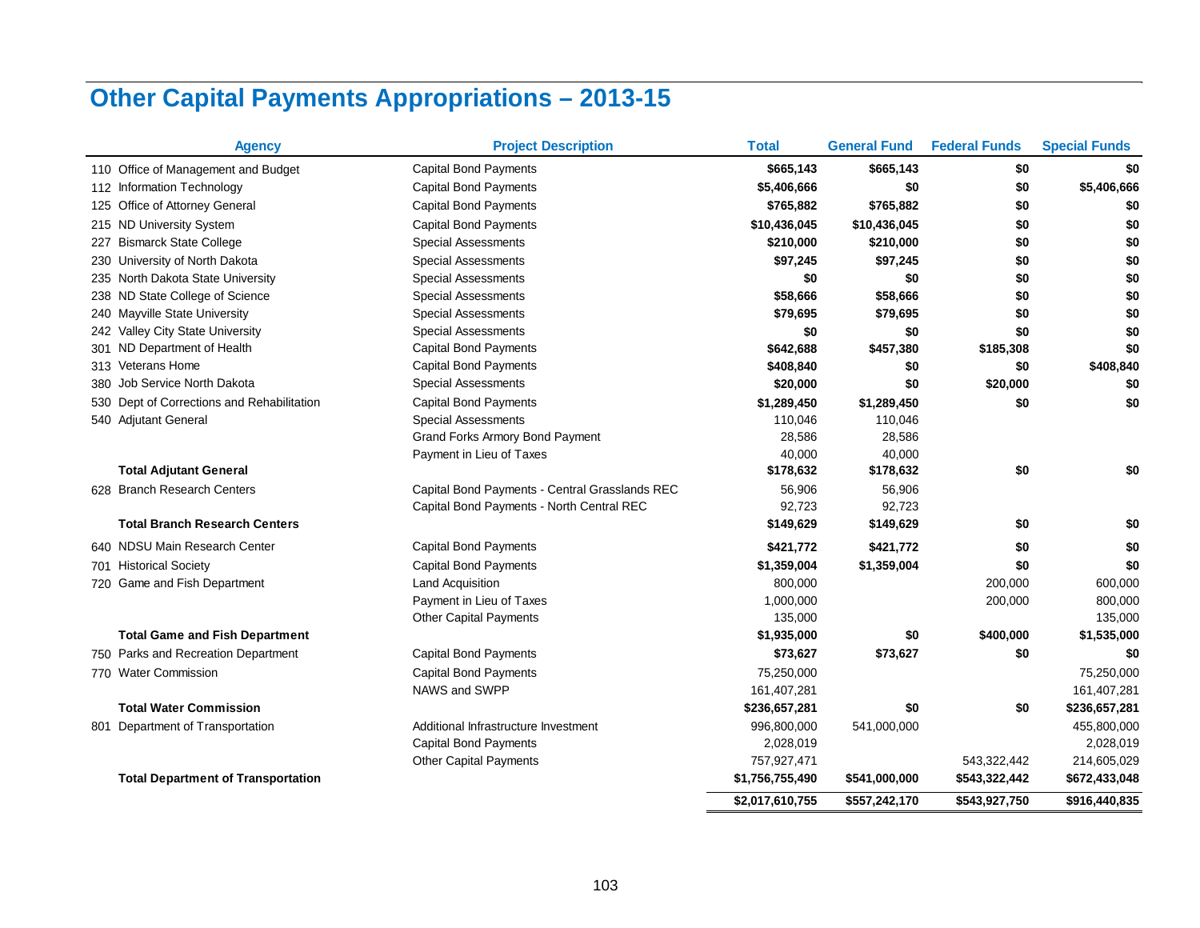# Other Capital Payments Appropriations – 2013-15

| Agency | Project Description | Total | General Fund | Federal Funds | Special Funds |
|---|---|---|---|---|---|
| 110 Office of Management and Budget | Capital Bond Payments | **$665,143** | **$665,143** | **$0** | **$0** |
| 112 Information Technology | Capital Bond Payments | **$5,406,666** | **$0** | **$0** | **$5,406,666** |
| 125 Office of Attorney General | Capital Bond Payments | **$765,882** | **$765,882** | **$0** | **$0** |
| 215 ND University System | Capital Bond Payments | **$10,436,045** | **$10,436,045** | **$0** | **$0** |
| 227 Bismarck State College | Special Assessments | **$210,000** | **$210,000** | **$0** | **$0** |
| 230 University of North Dakota | Special Assessments | **$97,245** | **$97,245** | **$0** | **$0** |
| 235 North Dakota State University | Special Assessments | **$0** | **$0** | **$0** | **$0** |
| 238 ND State College of Science | Special Assessments | **$58,666** | **$58,666** | **$0** | **$0** |
| 240 Mayville State University | Special Assessments | **$79,695** | **$79,695** | **$0** | **$0** |
| 242 Valley City State University | Special Assessments | **$0** | **$0** | **$0** | **$0** |
| 301 ND Department of Health | Capital Bond Payments | **$642,688** | **$457,380** | **$185,308** | **$0** |
| 313 Veterans Home | Capital Bond Payments | **$408,840** | **$0** | **$0** | **$408,840** |
| 380 Job Service North Dakota | Special Assessments | **$20,000** | **$0** | **$20,000** | **$0** |
| 530 Dept of Corrections and Rehabilitation | Capital Bond Payments | **$1,289,450** | **$1,289,450** | **$0** | **$0** |
| 540 Adjutant General | Special Assessments | 110,046 | 110,046 | | |
| | Grand Forks Armory Bond Payment | 28,586 | 28,586 | | |
| | Payment in Lieu of Taxes | 40,000 | 40,000 | | |
| **Total Adjutant General** | | **$178,632** | **$178,632** | **$0** | **$0** |
| 628 Branch Research Centers | Capital Bond Payments - Central Grasslands REC | 56,906 | 56,906 | | |
| | Capital Bond Payments - North Central REC | 92,723 | 92,723 | | |
| **Total Branch Research Centers** | | **$149,629** | **$149,629** | **$0** | **$0** |
| 640 NDSU Main Research Center | Capital Bond Payments | **$421,772** | **$421,772** | **$0** | **$0** |
| 701 Historical Society | Capital Bond Payments | **$1,359,004** | **$1,359,004** | **$0** | **$0** |
| 720 Game and Fish Department | Land Acquisition | 800,000 | | 200,000 | 600,000 |
| | Payment in Lieu of Taxes | 1,000,000 | | 200,000 | 800,000 |
| | Other Capital Payments | 135,000 | | | 135,000 |
| **Total Game and Fish Department** | | **$1,935,000** | **$0** | **$400,000** | **$1,535,000** |
| 750 Parks and Recreation Department | Capital Bond Payments | **$73,627** | **$73,627** | **$0** | **$0** |
| 770 Water Commission | Capital Bond Payments | 75,250,000 | | | 75,250,000 |
| | NAWS and SWPP | 161,407,281 | | | 161,407,281 |
| **Total Water Commission** | | **$236,657,281** | **$0** | **$0** | **$236,657,281** |
| 801 Department of Transportation | Additional Infrastructure Investment | 996,800,000 | 541,000,000 | | 455,800,000 |
| | Capital Bond Payments | 2,028,019 | | | 2,028,019 |
| | Other Capital Payments | 757,927,471 | | 543,322,442 | 214,605,029 |
| **Total Department of Transportation** | | **$1,756,755,490** | **$541,000,000** | **$543,322,442** | **$672,433,048** |
| | | **$2,017,610,755** | **$557,242,170** | **$543,927,750** | **$916,440,835** |